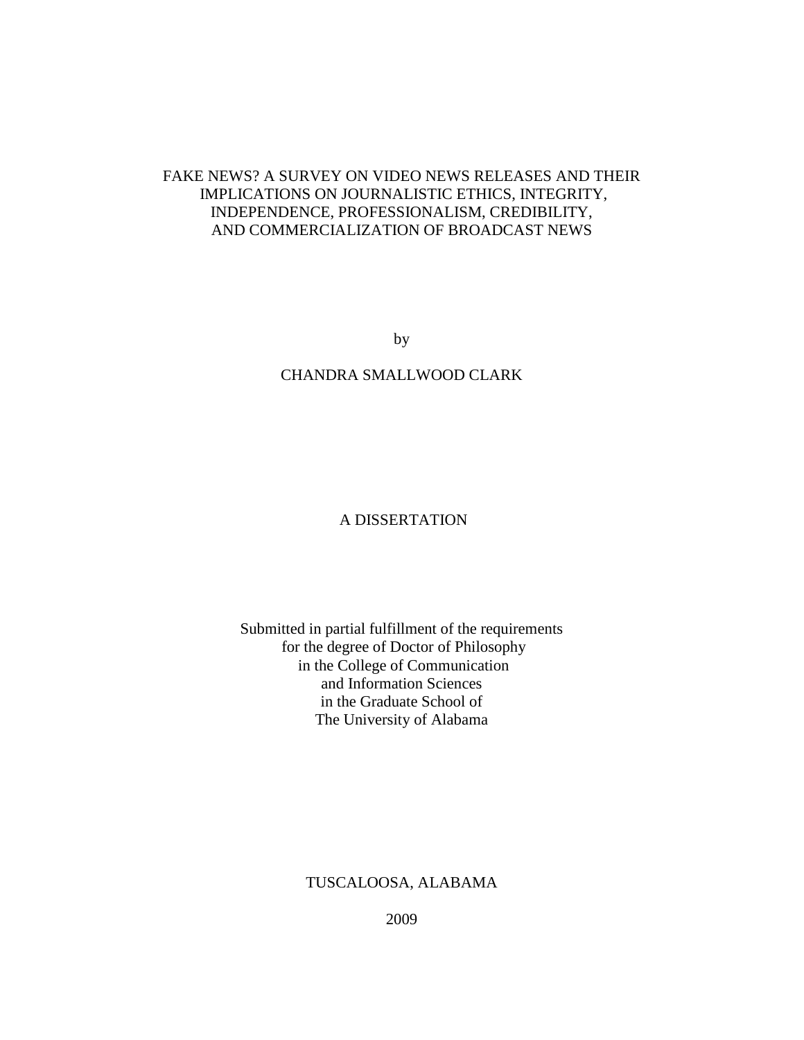# FAKE NEWS? A SURVEY ON VIDEO NEWS RELEASES AND THEIR IMPLICATIONS ON JOURNALISTIC ETHICS, INTEGRITY, INDEPENDENCE, PROFESSIONALISM, CREDIBILITY, AND COMMERCIALIZATION OF BROADCAST NEWS

by

CHANDRA SMALLWOOD CLARK

A DISSERTATION

Submitted in partial fulfillment of the requirements
for the degree of Doctor of Philosophy
in the College of Communication
and Information Sciences
in the Graduate School of
The University of Alabama

TUSCALOOSA, ALABAMA

2009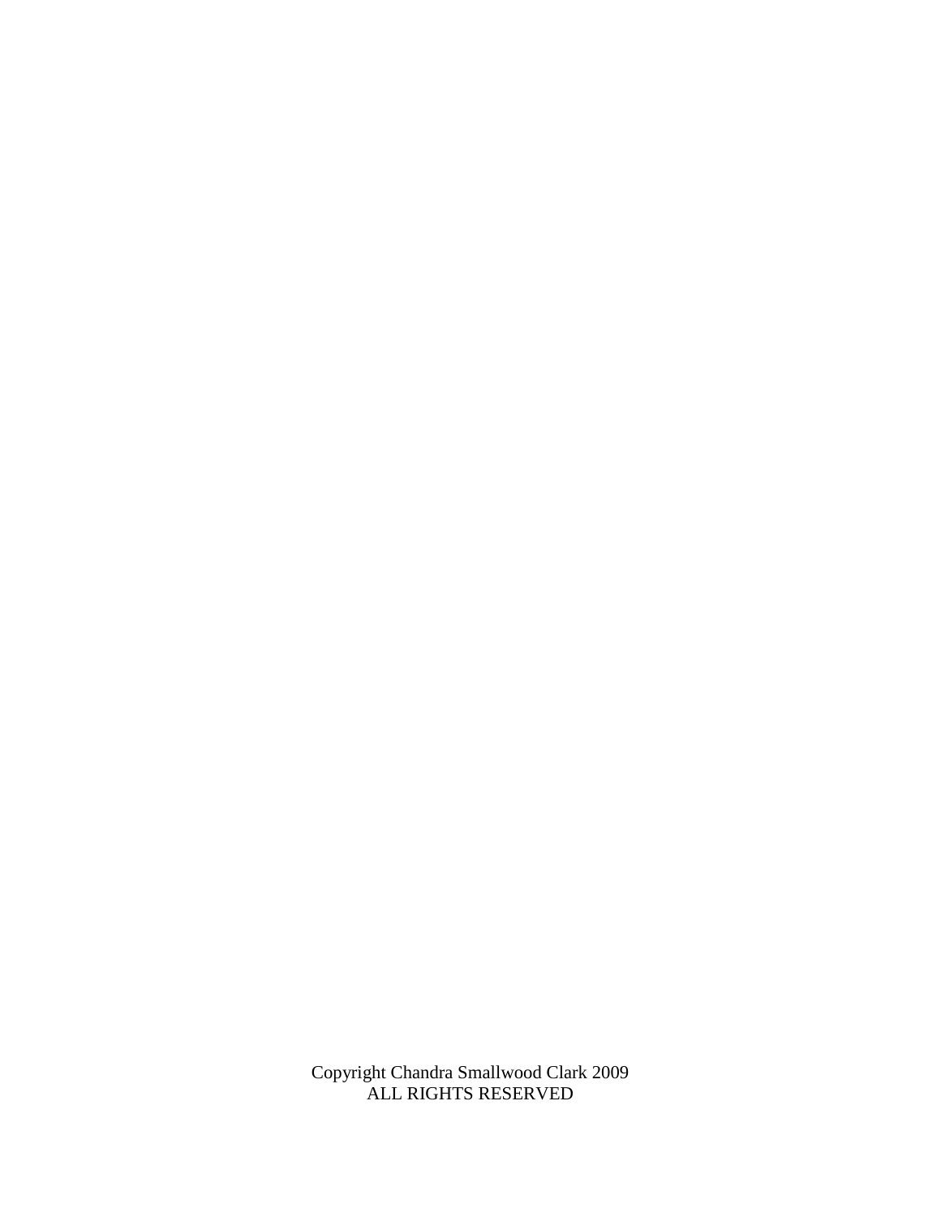Copyright Chandra Smallwood Clark 2009
ALL RIGHTS RESERVED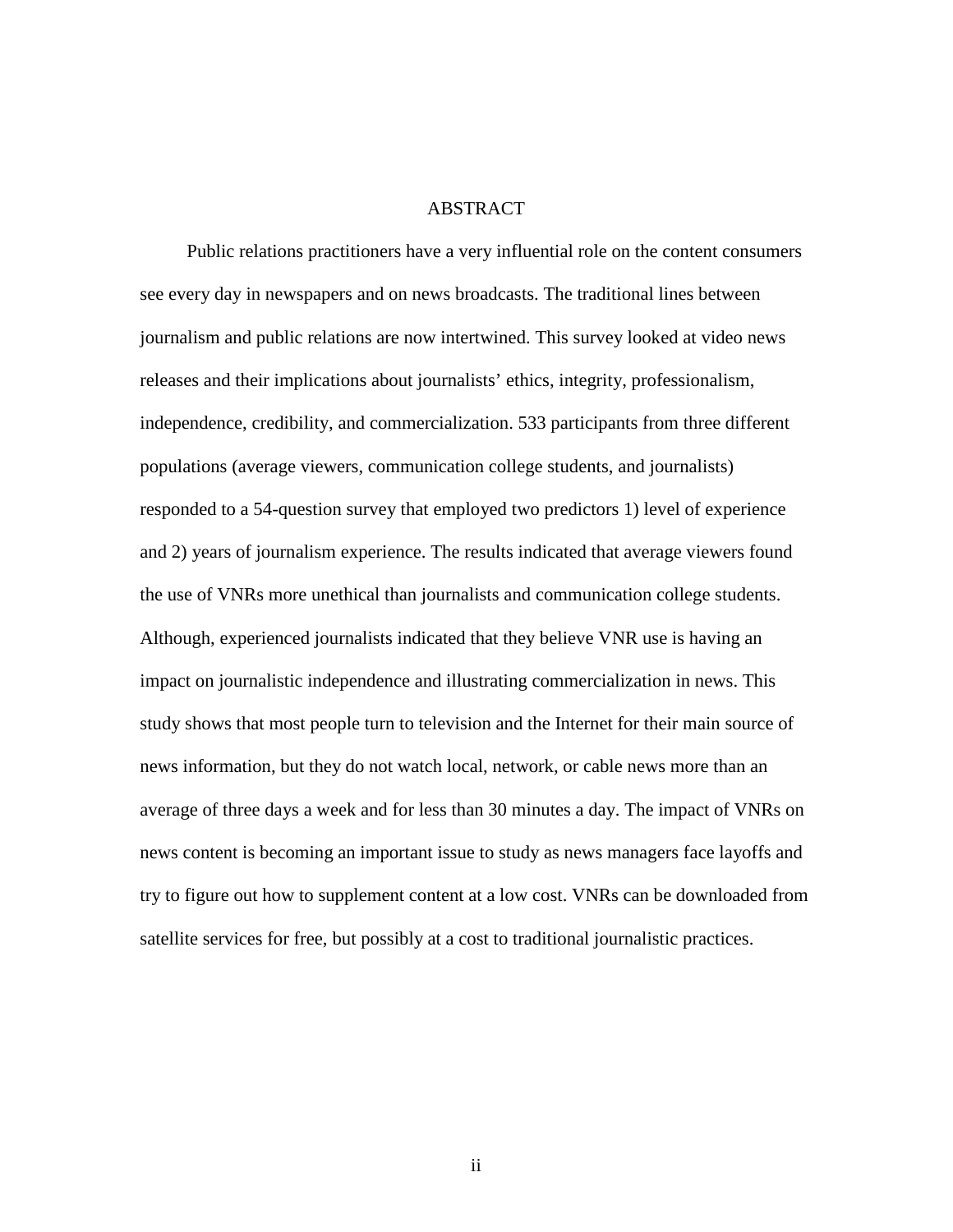# ABSTRACT

Public relations practitioners have a very influential role on the content consumers see every day in newspapers and on news broadcasts. The traditional lines between journalism and public relations are now intertwined. This survey looked at video news releases and their implications about journalists' ethics, integrity, professionalism, independence, credibility, and commercialization. 533 participants from three different populations (average viewers, communication college students, and journalists) responded to a 54-question survey that employed two predictors 1) level of experience and 2) years of journalism experience. The results indicated that average viewers found the use of VNRs more unethical than journalists and communication college students. Although, experienced journalists indicated that they believe VNR use is having an impact on journalistic independence and illustrating commercialization in news. This study shows that most people turn to television and the Internet for their main source of news information, but they do not watch local, network, or cable news more than an average of three days a week and for less than 30 minutes a day. The impact of VNRs on news content is becoming an important issue to study as news managers face layoffs and try to figure out how to supplement content at a low cost. VNRs can be downloaded from satellite services for free, but possibly at a cost to traditional journalistic practices.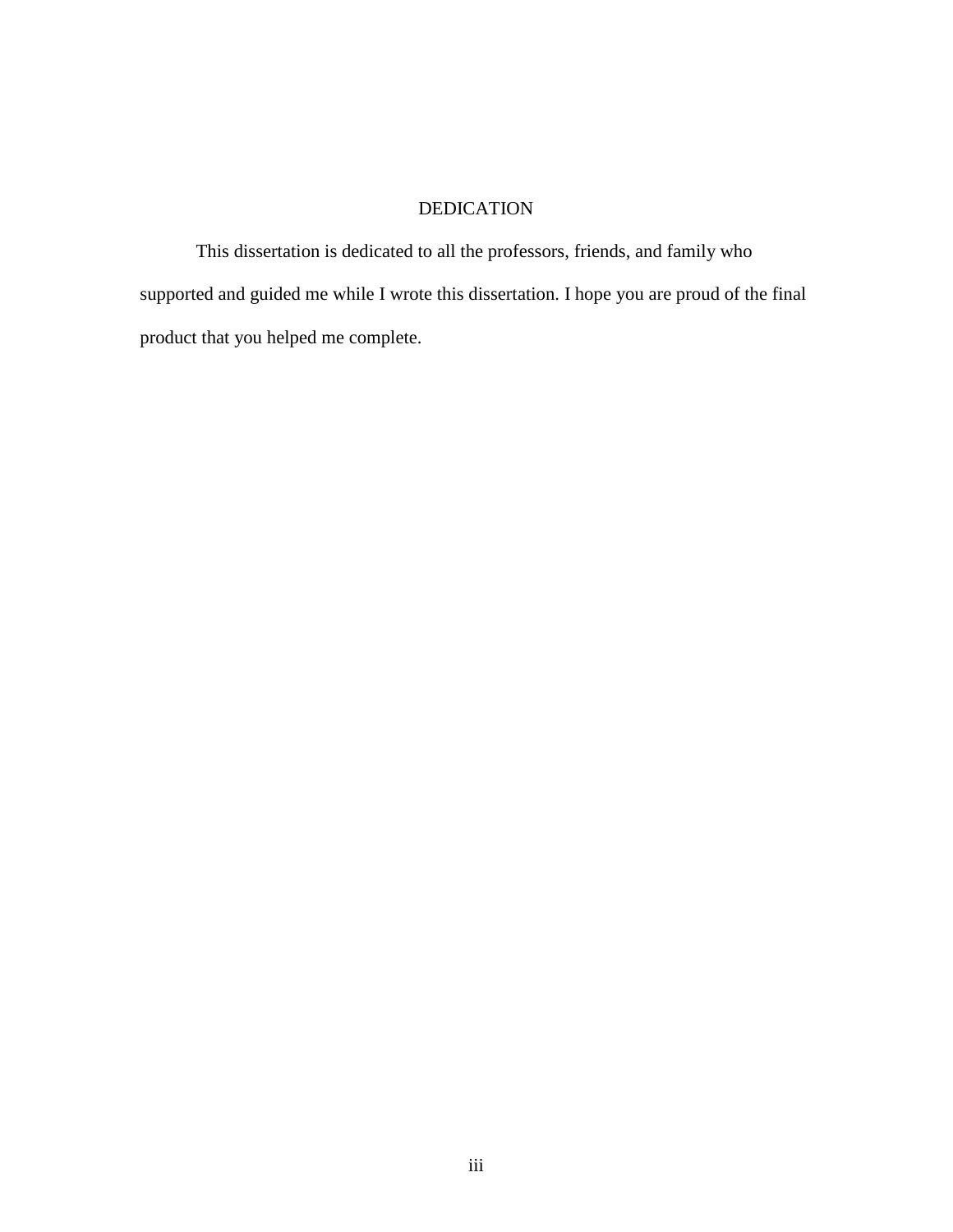# DEDICATION

This dissertation is dedicated to all the professors, friends, and family who supported and guided me while I wrote this dissertation. I hope you are proud of the final product that you helped me complete.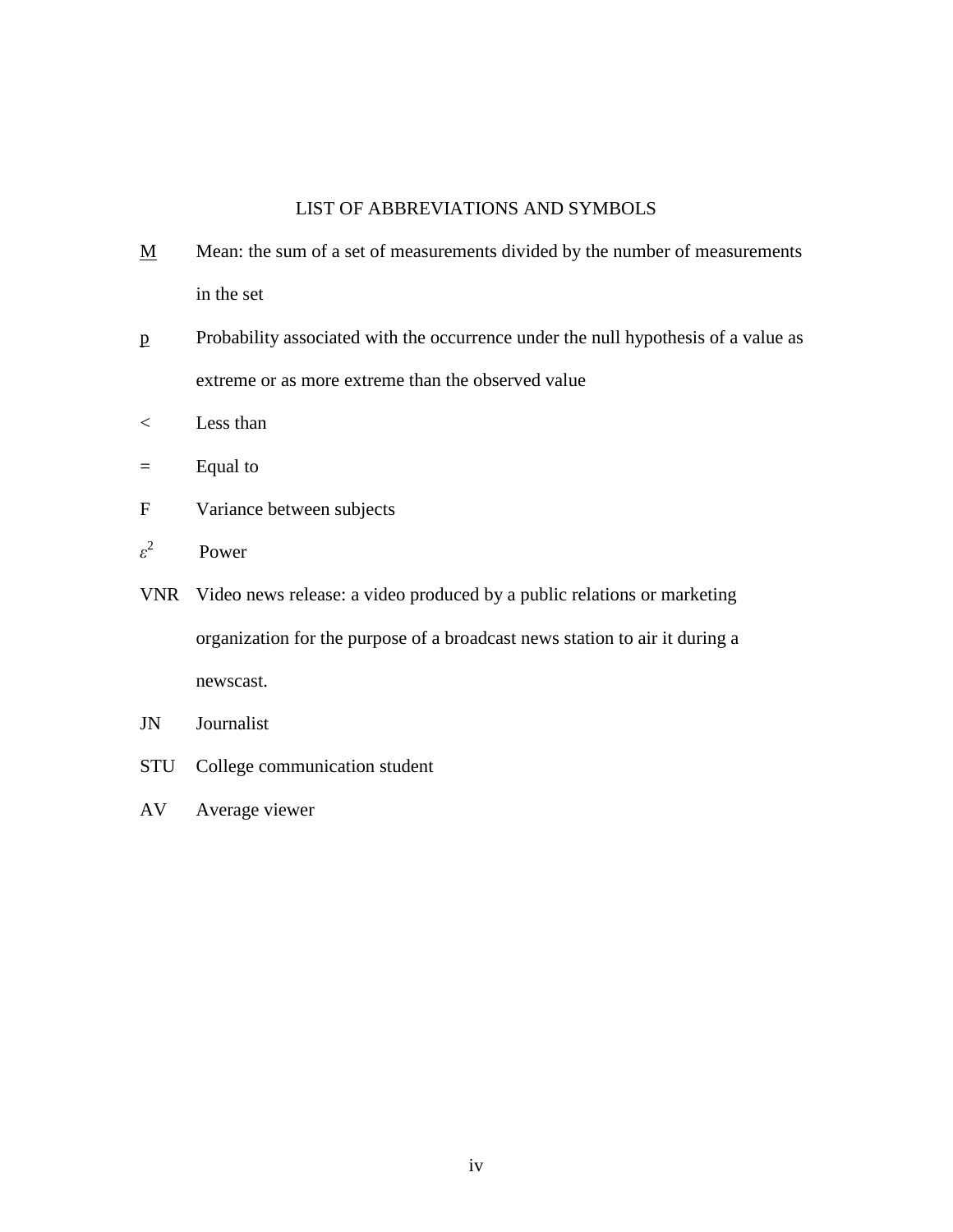## LIST OF ABBREVIATIONS AND SYMBOLS

| | |
|---|---|
| $\underline{M}$ | Mean: the sum of a set of measurements divided by the number of measurements in the set |
| $\underline{p}$ | Probability associated with the occurrence under the null hypothesis of a value as extreme or as more extreme than the observed value |
| $<$ | Less than |
| $=$ | Equal to |
| F | Variance between subjects |
| $\varepsilon^2$ | Power |
| VNR | Video news release: a video produced by a public relations or marketing organization for the purpose of a broadcast news station to air it during a newscast. |
| JN | Journalist |
| STU | College communication student |
| AV | Average viewer |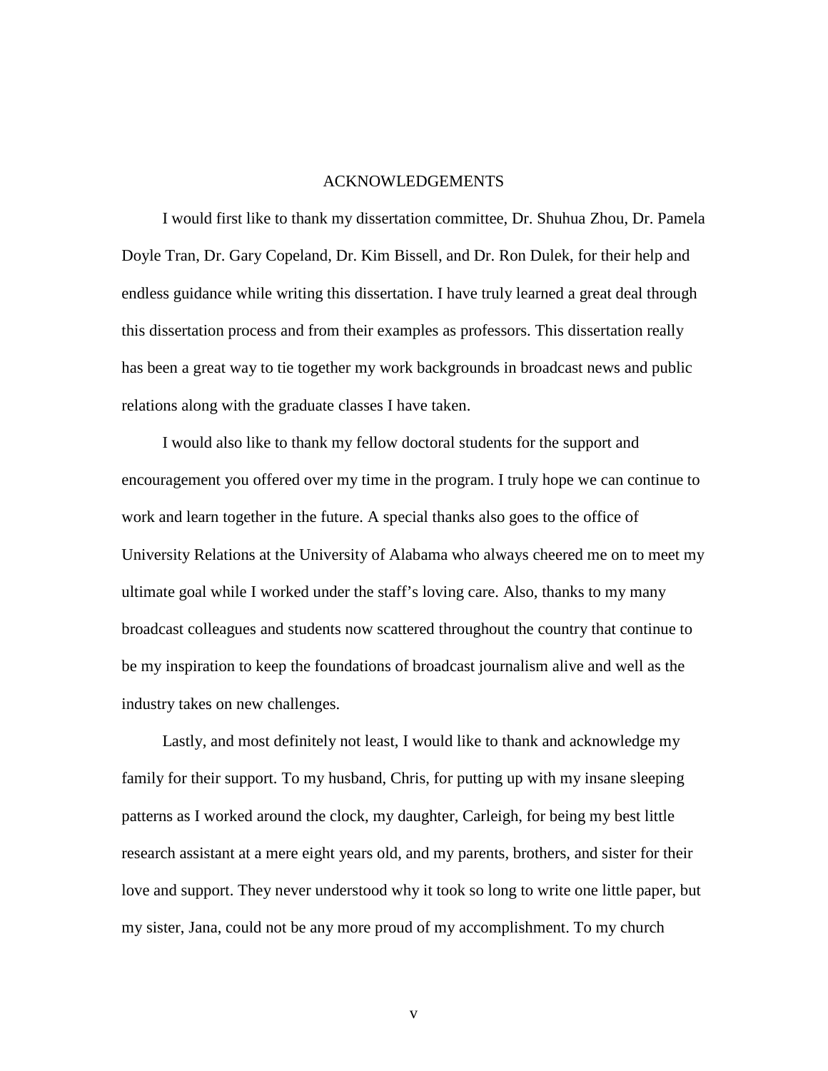# ACKNOWLEDGEMENTS

I would first like to thank my dissertation committee, Dr. Shuhua Zhou, Dr. Pamela Doyle Tran, Dr. Gary Copeland, Dr. Kim Bissell, and Dr. Ron Dulek, for their help and endless guidance while writing this dissertation. I have truly learned a great deal through this dissertation process and from their examples as professors. This dissertation really has been a great way to tie together my work backgrounds in broadcast news and public relations along with the graduate classes I have taken.

I would also like to thank my fellow doctoral students for the support and encouragement you offered over my time in the program. I truly hope we can continue to work and learn together in the future. A special thanks also goes to the office of University Relations at the University of Alabama who always cheered me on to meet my ultimate goal while I worked under the staff's loving care. Also, thanks to my many broadcast colleagues and students now scattered throughout the country that continue to be my inspiration to keep the foundations of broadcast journalism alive and well as the industry takes on new challenges.

Lastly, and most definitely not least, I would like to thank and acknowledge my family for their support. To my husband, Chris, for putting up with my insane sleeping patterns as I worked around the clock, my daughter, Carleigh, for being my best little research assistant at a mere eight years old, and my parents, brothers, and sister for their love and support. They never understood why it took so long to write one little paper, but my sister, Jana, could not be any more proud of my accomplishment. To my church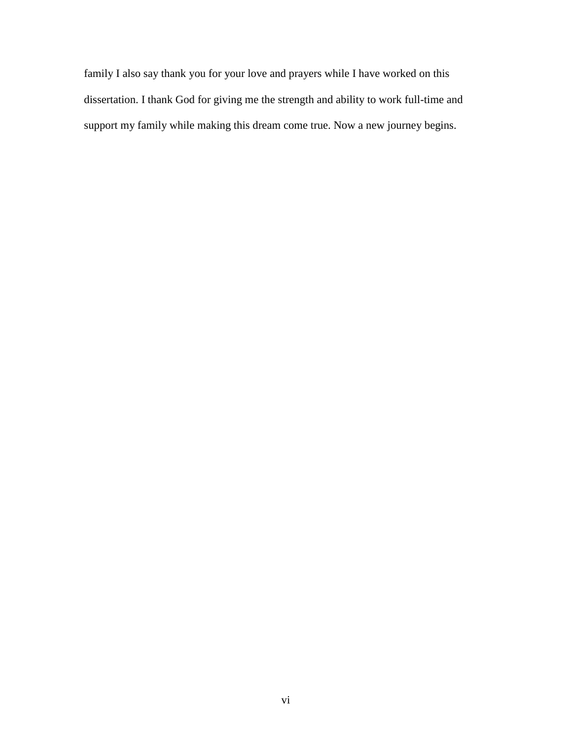family I also say thank you for your love and prayers while I have worked on this dissertation. I thank God for giving me the strength and ability to work full-time and support my family while making this dream come true. Now a new journey begins.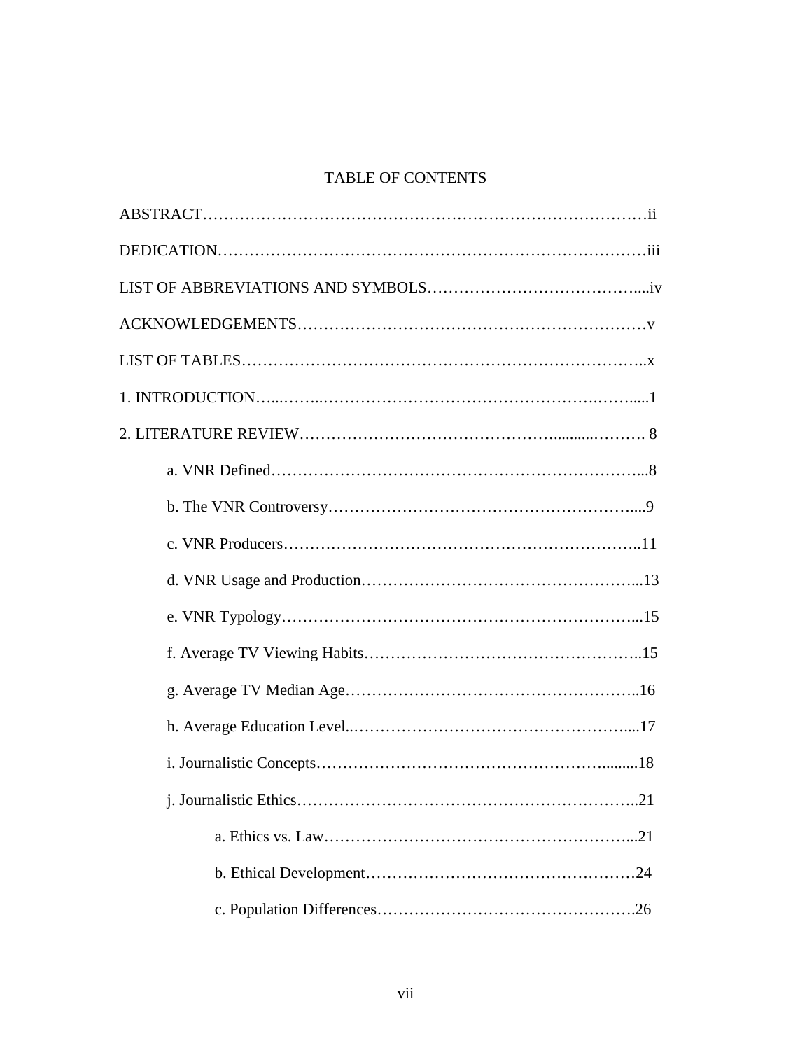# TABLE OF CONTENTS

ABSTRACT……………………………………………………………………………ii

DEDICATION…………………………………………………………………………iii

LIST OF ABBREVIATIONS AND SYMBOLS…………………………………....iv

ACKNOWLEDGEMENTS………………………………………………………v

LIST OF TABLES……………………………………………………………………..x

1. INTRODUCTION…...……..………………………………………….……......1

2. LITERATURE REVIEW………………………………………...........………. 8

    a. VNR Defined…………………………………………………………...8

    b. The VNR Controversy………………………………………………....9

    c. VNR Producers………………………………………………………..11

    d. VNR Usage and Production…………………………………………...13

    e. VNR Typology…………………………………………………………...15

    f. Average TV Viewing Habits…………………………………………..15

    g. Average TV Median Age……………………………………………..16

    h. Average Education Level..……………………………………………....17

    i. Journalistic Concepts……………………………………………….........18

    j. Journalistic Ethics…………………………………………………………..21

        a. Ethics vs. Law…………………………………………………...21

        b. Ethical Development……………………………………………24

        c. Population Differences………………………………………….26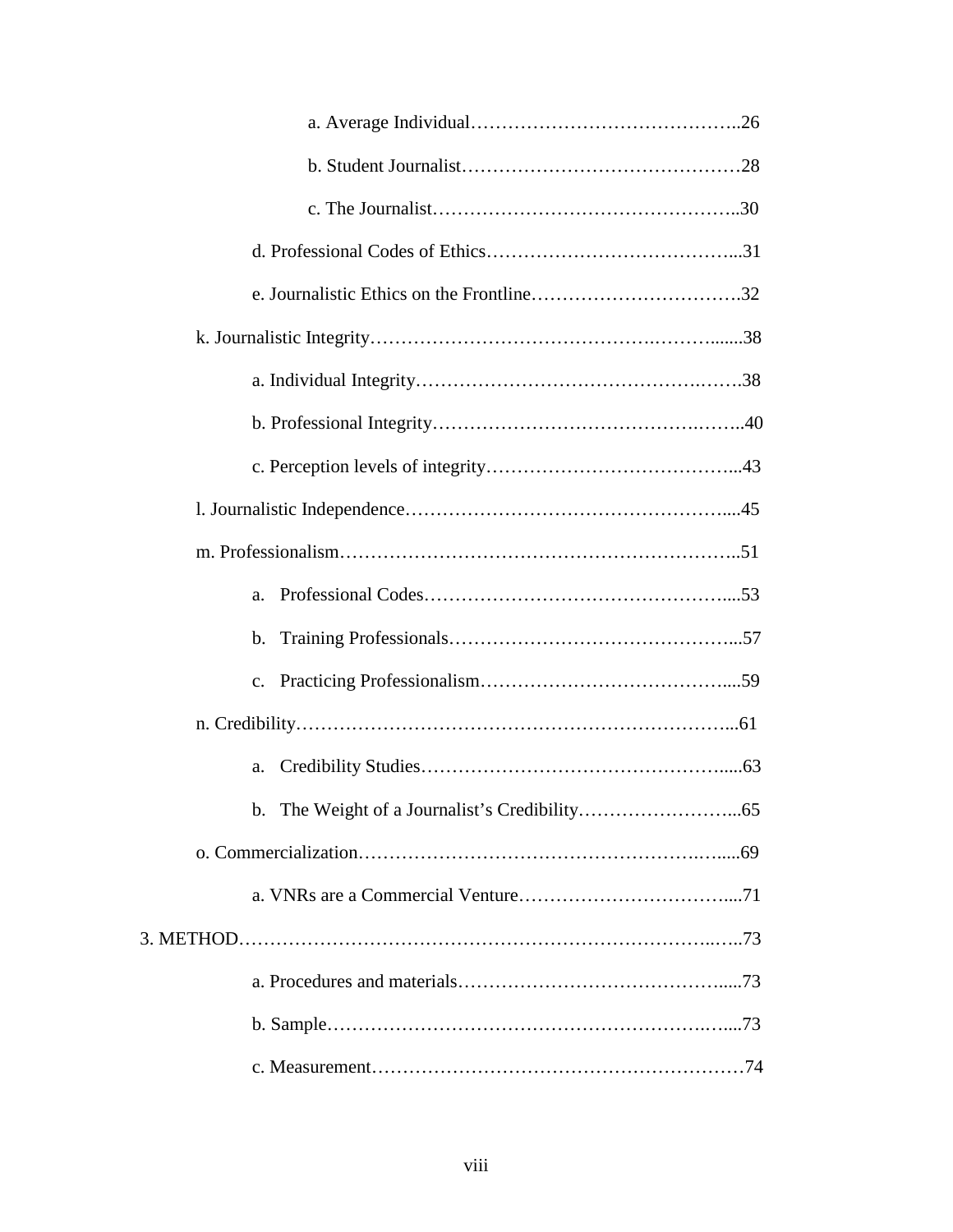a. Average Individual……………………………………..26

b. Student Journalist………………………………………28

c. The Journalist…………………………………………..30

d. Professional Codes of Ethics…………………………………...31

e. Journalistic Ethics on the Frontline…………………………….32

k. Journalistic Integrity……………………………………….……........38

a. Individual Integrity……………………………………….…….38

b. Professional Integrity…………………………………….……..40

c. Perception levels of integrity…………………………………...43

l. Journalistic Independence……………………………………………....45

m. Professionalism……………………………………………………..51

a. Professional Codes…………………………………………....53

b. Training Professionals………………………………………...57

c. Practicing Professionalism……………………………….....59

n. Credibility…………………………………………………………...61

a. Credibility Studies……………………………………….…….....63

b. The Weight of a Journalist's Credibility……………………...65

o. Commercialization…………………………………………….…....69

a. VNRs are a Commercial Venture……………………………....71

3. METHOD……………………………………………………………..…..73

a. Procedures and materials…………………………………….....73

b. Sample……………………………………………………..…....73

c. Measurement……………………………………………………74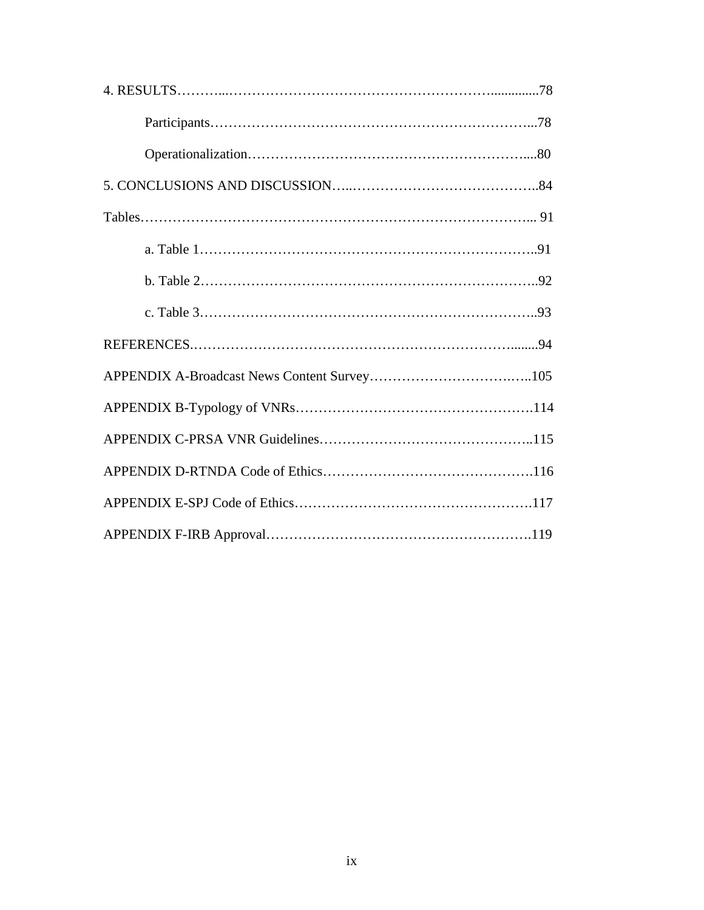4. RESULTS……………………………………………………………..............78

Participants……………………………………………………………...78

Operationalization……………………………………………………....80

5. CONCLUSIONS AND DISCUSSION…..…………………………………..84

Tables……………………………………………………………………... 91

a. Table 1………………………………………………………………..91

b. Table 2………………………………………………………………..92

c. Table 3………………………………………………………………..93

REFERENCES……………………………………………………………........94

APPENDIX A-Broadcast News Content Survey……………………………..…..105

APPENDIX B-Typology of VNRs…………………………………………….114

APPENDIX C-PRSA VNR Guidelines………………………………………..115

APPENDIX D-RTNDA Code of Ethics……………………………………….116

APPENDIX E-SPJ Code of Ethics…………………………………………….117

APPENDIX F-IRB Approval………………………………………………….119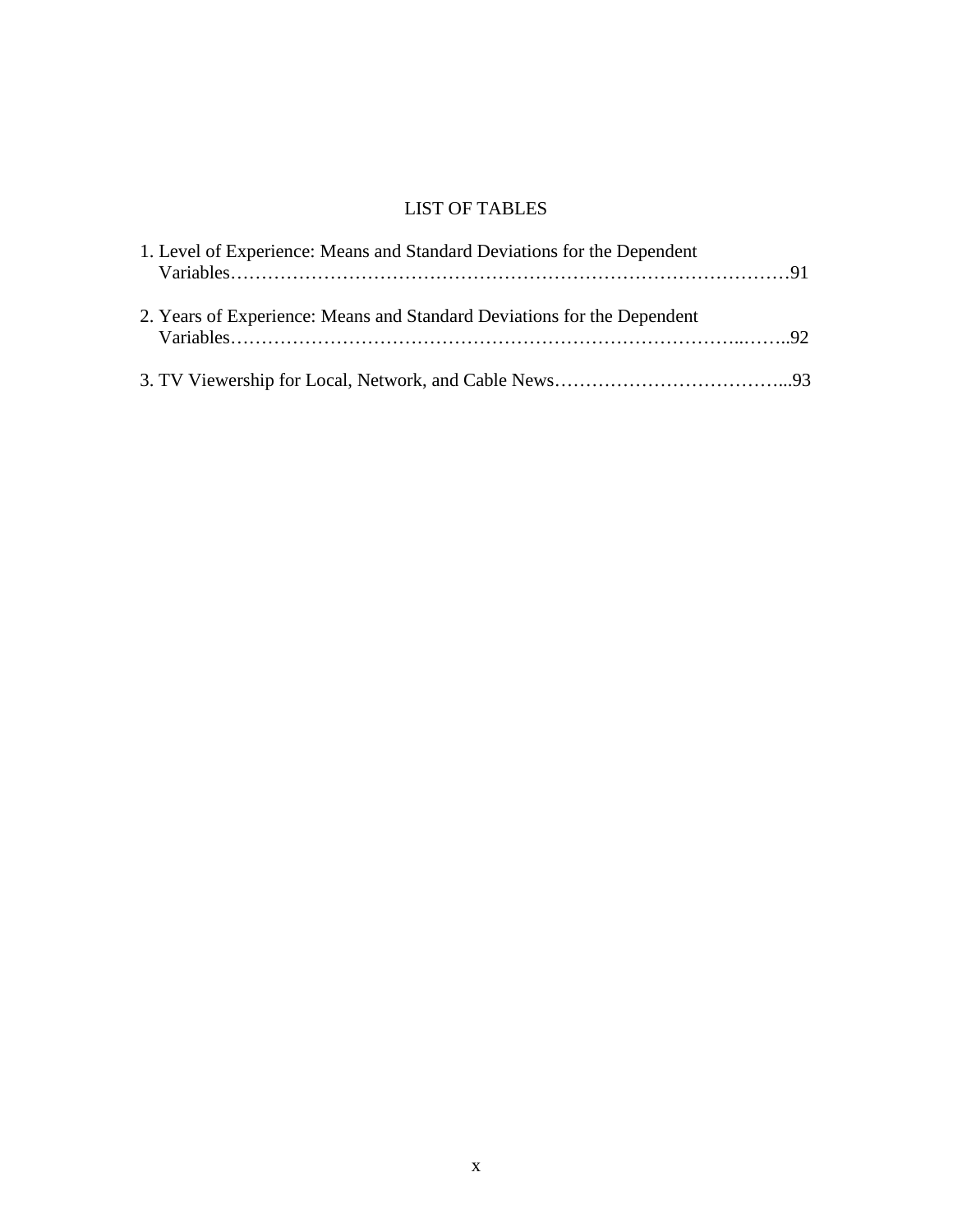# LIST OF TABLES

1. Level of Experience: Means and Standard Deviations for the Dependent Variables……………………………………………………………………………91

2. Years of Experience: Means and Standard Deviations for the Dependent Variables……………………………………………………………………..……..92

3. TV Viewership for Local, Network, and Cable News………………………………...93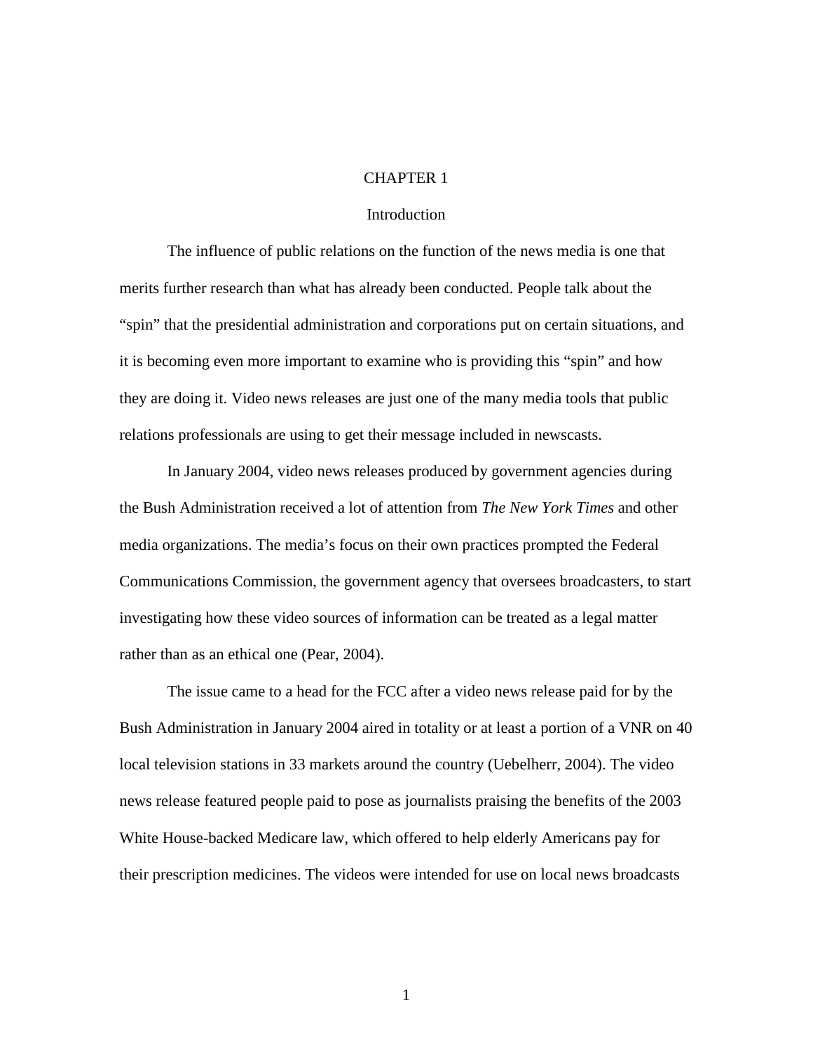# CHAPTER 1

## Introduction

The influence of public relations on the function of the news media is one that merits further research than what has already been conducted. People talk about the "spin" that the presidential administration and corporations put on certain situations, and it is becoming even more important to examine who is providing this "spin" and how they are doing it. Video news releases are just one of the many media tools that public relations professionals are using to get their message included in newscasts.

In January 2004, video news releases produced by government agencies during the Bush Administration received a lot of attention from *The New York Times* and other media organizations. The media's focus on their own practices prompted the Federal Communications Commission, the government agency that oversees broadcasters, to start investigating how these video sources of information can be treated as a legal matter rather than as an ethical one (Pear, 2004).

The issue came to a head for the FCC after a video news release paid for by the Bush Administration in January 2004 aired in totality or at least a portion of a VNR on 40 local television stations in 33 markets around the country (Uebelherr, 2004). The video news release featured people paid to pose as journalists praising the benefits of the 2003 White House-backed Medicare law, which offered to help elderly Americans pay for their prescription medicines. The videos were intended for use on local news broadcasts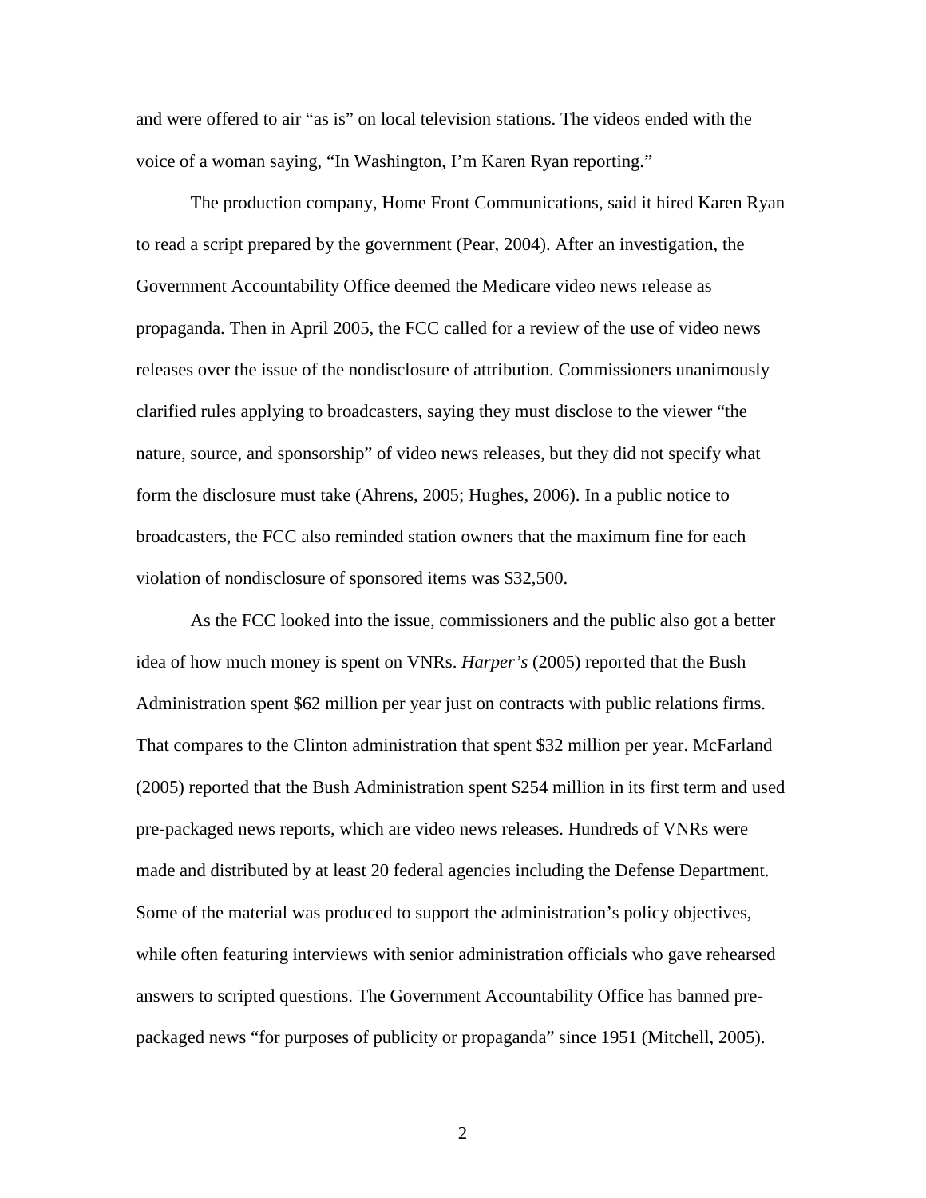and were offered to air "as is" on local television stations. The videos ended with the voice of a woman saying, "In Washington, I'm Karen Ryan reporting."

The production company, Home Front Communications, said it hired Karen Ryan to read a script prepared by the government (Pear, 2004). After an investigation, the Government Accountability Office deemed the Medicare video news release as propaganda. Then in April 2005, the FCC called for a review of the use of video news releases over the issue of the nondisclosure of attribution. Commissioners unanimously clarified rules applying to broadcasters, saying they must disclose to the viewer "the nature, source, and sponsorship" of video news releases, but they did not specify what form the disclosure must take (Ahrens, 2005; Hughes, 2006). In a public notice to broadcasters, the FCC also reminded station owners that the maximum fine for each violation of nondisclosure of sponsored items was $32,500.

As the FCC looked into the issue, commissioners and the public also got a better idea of how much money is spent on VNRs. *Harper's* (2005) reported that the Bush Administration spent $62 million per year just on contracts with public relations firms. That compares to the Clinton administration that spent $32 million per year. McFarland (2005) reported that the Bush Administration spent $254 million in its first term and used pre-packaged news reports, which are video news releases. Hundreds of VNRs were made and distributed by at least 20 federal agencies including the Defense Department. Some of the material was produced to support the administration's policy objectives, while often featuring interviews with senior administration officials who gave rehearsed answers to scripted questions. The Government Accountability Office has banned pre-packaged news "for purposes of publicity or propaganda" since 1951 (Mitchell, 2005).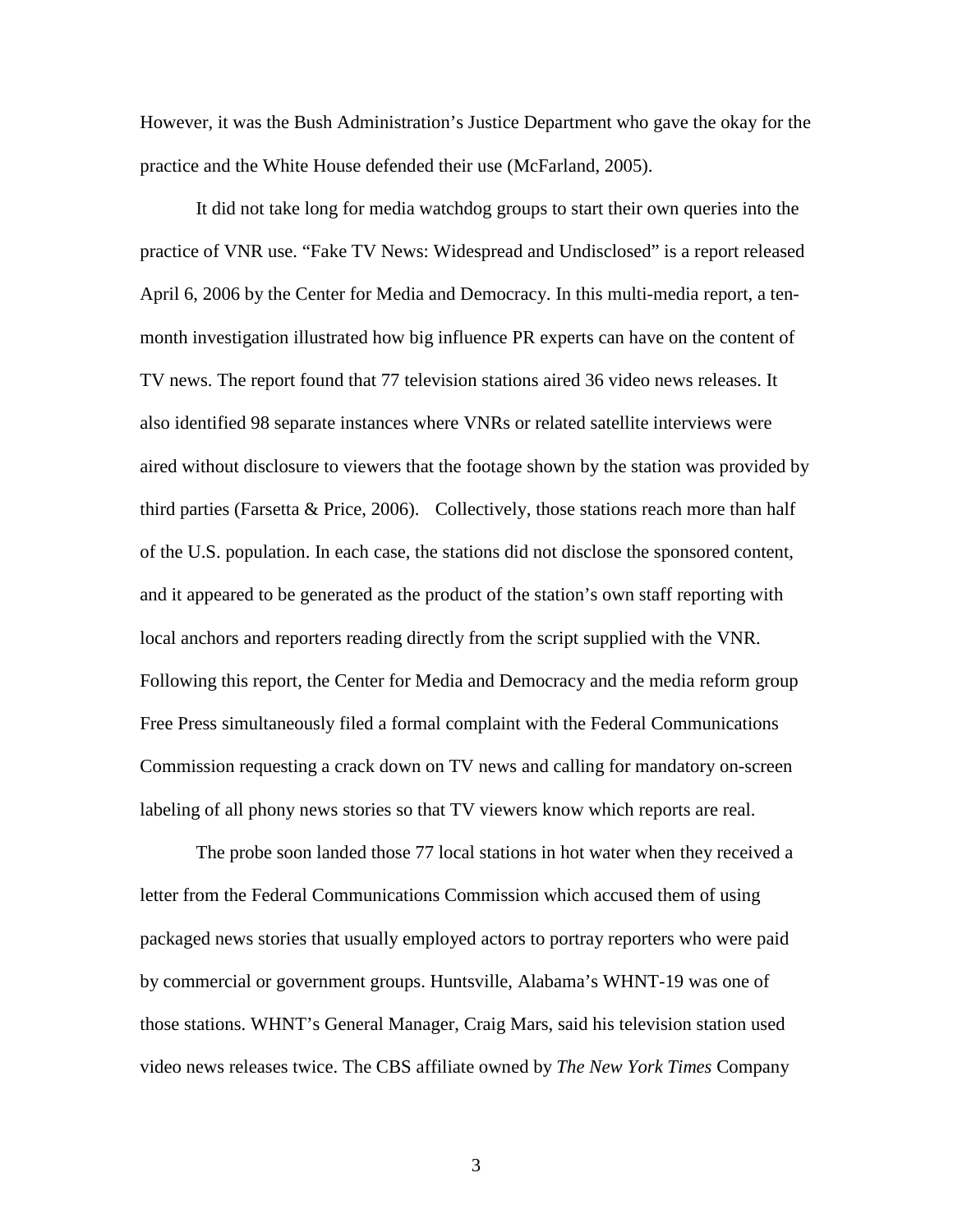However, it was the Bush Administration's Justice Department who gave the okay for the practice and the White House defended their use (McFarland, 2005).

It did not take long for media watchdog groups to start their own queries into the practice of VNR use. "Fake TV News: Widespread and Undisclosed" is a report released April 6, 2006 by the Center for Media and Democracy. In this multi-media report, a ten-month investigation illustrated how big influence PR experts can have on the content of TV news. The report found that 77 television stations aired 36 video news releases. It also identified 98 separate instances where VNRs or related satellite interviews were aired without disclosure to viewers that the footage shown by the station was provided by third parties (Farsetta & Price, 2006). Collectively, those stations reach more than half of the U.S. population. In each case, the stations did not disclose the sponsored content, and it appeared to be generated as the product of the station's own staff reporting with local anchors and reporters reading directly from the script supplied with the VNR. Following this report, the Center for Media and Democracy and the media reform group Free Press simultaneously filed a formal complaint with the Federal Communications Commission requesting a crack down on TV news and calling for mandatory on-screen labeling of all phony news stories so that TV viewers know which reports are real.

The probe soon landed those 77 local stations in hot water when they received a letter from the Federal Communications Commission which accused them of using packaged news stories that usually employed actors to portray reporters who were paid by commercial or government groups. Huntsville, Alabama's WHNT-19 was one of those stations. WHNT's General Manager, Craig Mars, said his television station used video news releases twice. The CBS affiliate owned by *The New York Times* Company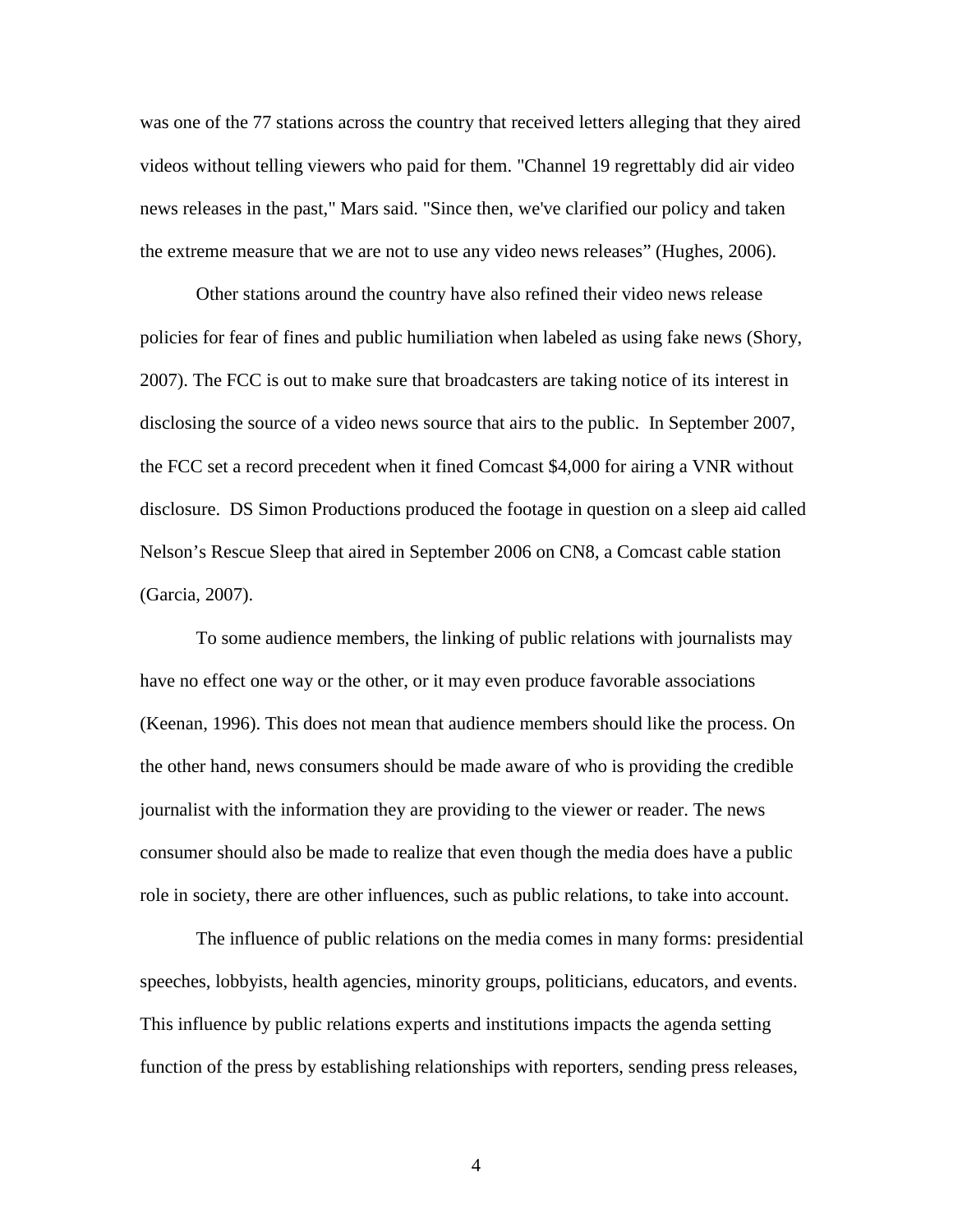was one of the 77 stations across the country that received letters alleging that they aired videos without telling viewers who paid for them. "Channel 19 regrettably did air video news releases in the past," Mars said. "Since then, we've clarified our policy and taken the extreme measure that we are not to use any video news releases" (Hughes, 2006).

Other stations around the country have also refined their video news release policies for fear of fines and public humiliation when labeled as using fake news (Shory, 2007). The FCC is out to make sure that broadcasters are taking notice of its interest in disclosing the source of a video news source that airs to the public. In September 2007, the FCC set a record precedent when it fined Comcast $4,000 for airing a VNR without disclosure. DS Simon Productions produced the footage in question on a sleep aid called Nelson's Rescue Sleep that aired in September 2006 on CN8, a Comcast cable station (Garcia, 2007).

To some audience members, the linking of public relations with journalists may have no effect one way or the other, or it may even produce favorable associations (Keenan, 1996). This does not mean that audience members should like the process. On the other hand, news consumers should be made aware of who is providing the credible journalist with the information they are providing to the viewer or reader. The news consumer should also be made to realize that even though the media does have a public role in society, there are other influences, such as public relations, to take into account.

The influence of public relations on the media comes in many forms: presidential speeches, lobbyists, health agencies, minority groups, politicians, educators, and events. This influence by public relations experts and institutions impacts the agenda setting function of the press by establishing relationships with reporters, sending press releases,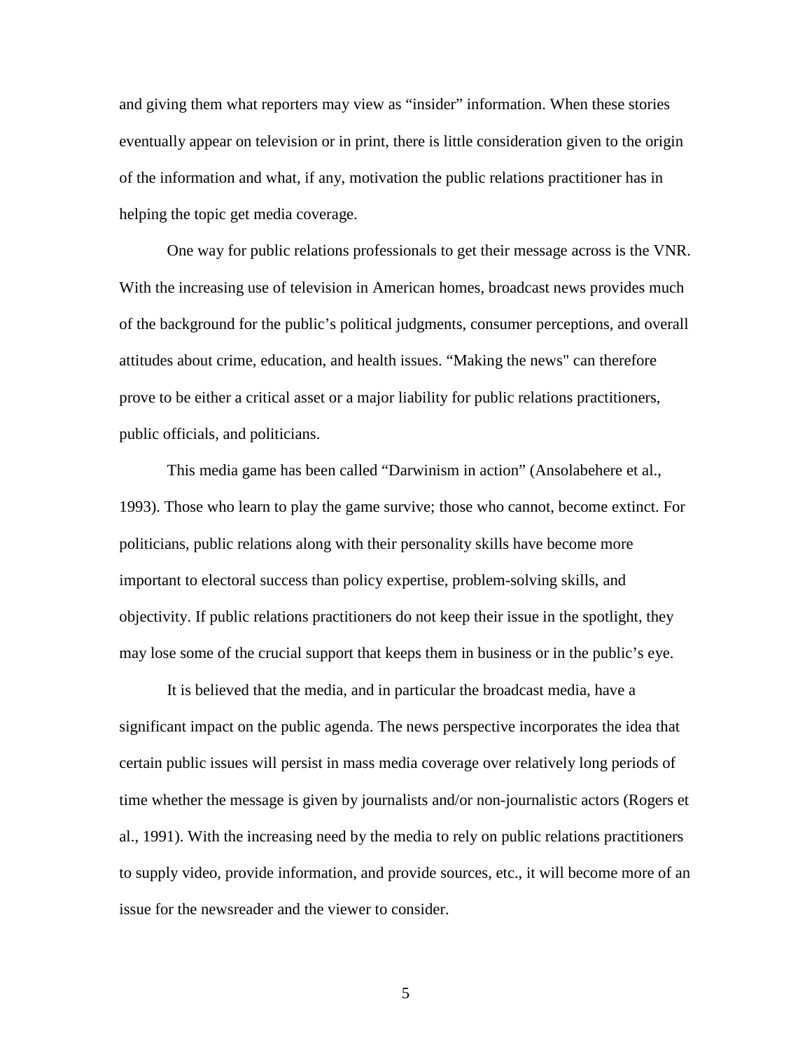and giving them what reporters may view as “insider” information. When these stories eventually appear on television or in print, there is little consideration given to the origin of the information and what, if any, motivation the public relations practitioner has in helping the topic get media coverage.

One way for public relations professionals to get their message across is the VNR. With the increasing use of television in American homes, broadcast news provides much of the background for the public’s political judgments, consumer perceptions, and overall attitudes about crime, education, and health issues. “Making the news" can therefore prove to be either a critical asset or a major liability for public relations practitioners, public officials, and politicians.

This media game has been called “Darwinism in action” (Ansolabehere et al., 1993). Those who learn to play the game survive; those who cannot, become extinct. For politicians, public relations along with their personality skills have become more important to electoral success than policy expertise, problem-solving skills, and objectivity. If public relations practitioners do not keep their issue in the spotlight, they may lose some of the crucial support that keeps them in business or in the public’s eye.

It is believed that the media, and in particular the broadcast media, have a significant impact on the public agenda. The news perspective incorporates the idea that certain public issues will persist in mass media coverage over relatively long periods of time whether the message is given by journalists and/or non-journalistic actors (Rogers et al., 1991). With the increasing need by the media to rely on public relations practitioners to supply video, provide information, and provide sources, etc., it will become more of an issue for the newsreader and the viewer to consider.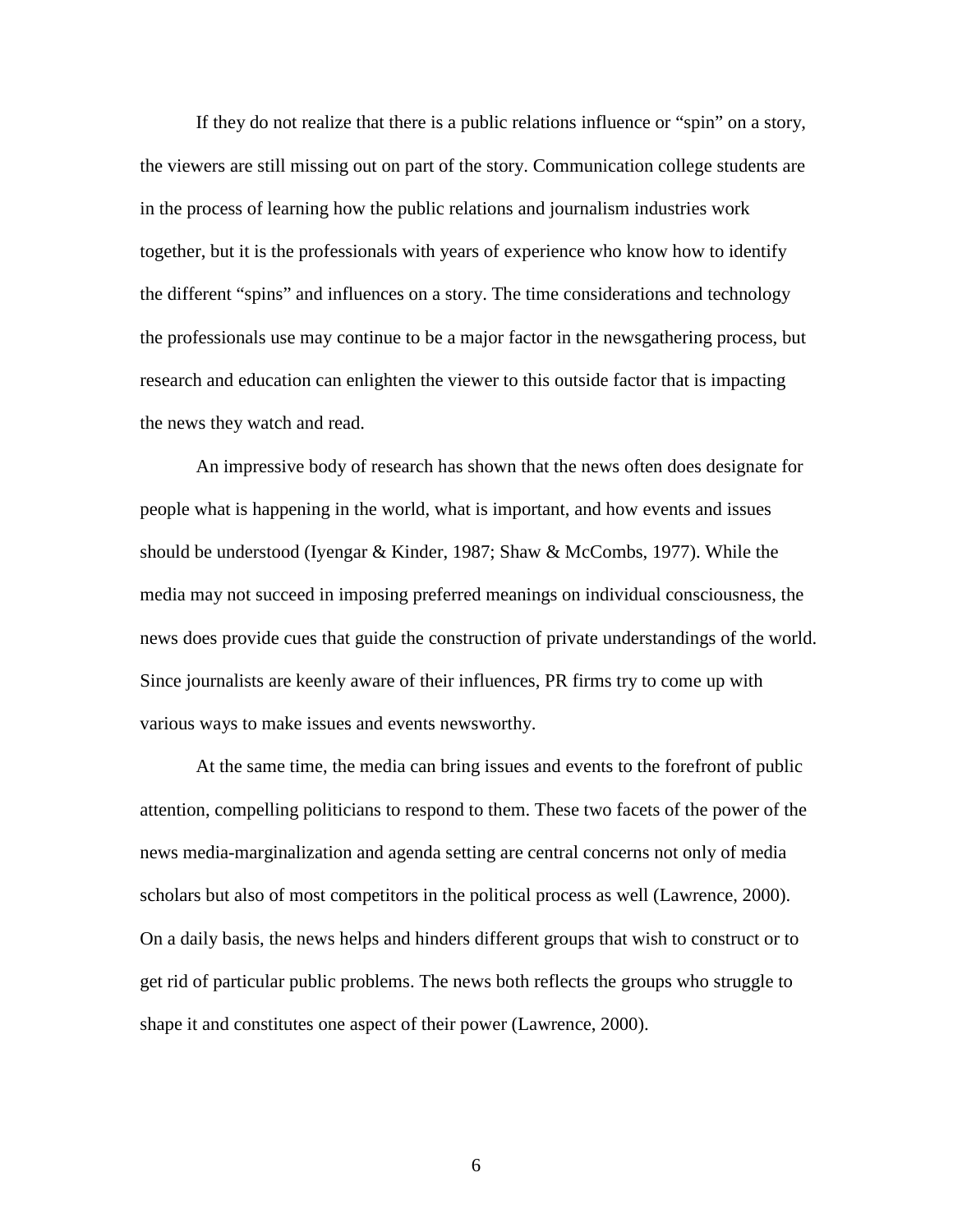If they do not realize that there is a public relations influence or "spin" on a story, the viewers are still missing out on part of the story. Communication college students are in the process of learning how the public relations and journalism industries work together, but it is the professionals with years of experience who know how to identify the different "spins" and influences on a story. The time considerations and technology the professionals use may continue to be a major factor in the newsgathering process, but research and education can enlighten the viewer to this outside factor that is impacting the news they watch and read.

An impressive body of research has shown that the news often does designate for people what is happening in the world, what is important, and how events and issues should be understood (Iyengar & Kinder, 1987; Shaw & McCombs, 1977). While the media may not succeed in imposing preferred meanings on individual consciousness, the news does provide cues that guide the construction of private understandings of the world. Since journalists are keenly aware of their influences, PR firms try to come up with various ways to make issues and events newsworthy.

At the same time, the media can bring issues and events to the forefront of public attention, compelling politicians to respond to them. These two facets of the power of the news media-marginalization and agenda setting are central concerns not only of media scholars but also of most competitors in the political process as well (Lawrence, 2000). On a daily basis, the news helps and hinders different groups that wish to construct or to get rid of particular public problems. The news both reflects the groups who struggle to shape it and constitutes one aspect of their power (Lawrence, 2000).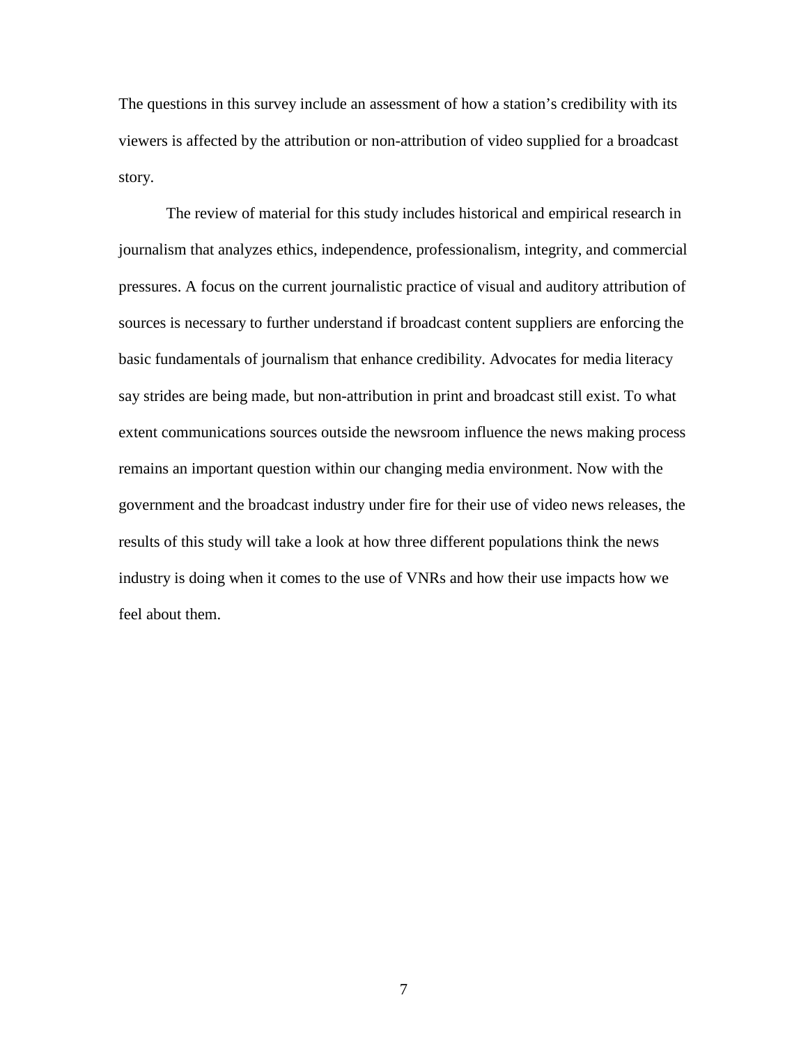The questions in this survey include an assessment of how a station's credibility with its viewers is affected by the attribution or non-attribution of video supplied for a broadcast story.

The review of material for this study includes historical and empirical research in journalism that analyzes ethics, independence, professionalism, integrity, and commercial pressures. A focus on the current journalistic practice of visual and auditory attribution of sources is necessary to further understand if broadcast content suppliers are enforcing the basic fundamentals of journalism that enhance credibility. Advocates for media literacy say strides are being made, but non-attribution in print and broadcast still exist. To what extent communications sources outside the newsroom influence the news making process remains an important question within our changing media environment. Now with the government and the broadcast industry under fire for their use of video news releases, the results of this study will take a look at how three different populations think the news industry is doing when it comes to the use of VNRs and how their use impacts how we feel about them.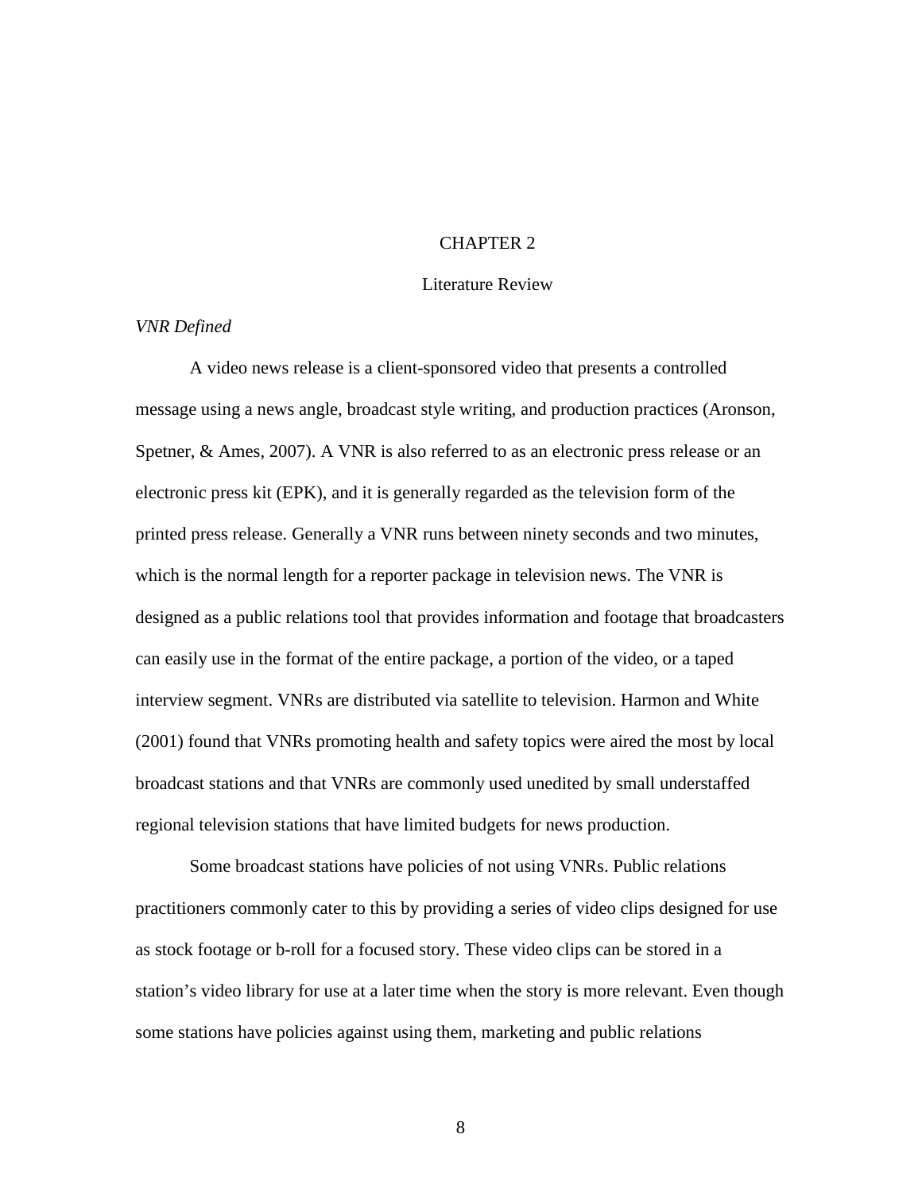# CHAPTER 2

## Literature Review

### *VNR Defined*

A video news release is a client-sponsored video that presents a controlled message using a news angle, broadcast style writing, and production practices (Aronson, Spetner, & Ames, 2007). A VNR is also referred to as an electronic press release or an electronic press kit (EPK), and it is generally regarded as the television form of the printed press release. Generally a VNR runs between ninety seconds and two minutes, which is the normal length for a reporter package in television news. The VNR is designed as a public relations tool that provides information and footage that broadcasters can easily use in the format of the entire package, a portion of the video, or a taped interview segment. VNRs are distributed via satellite to television. Harmon and White (2001) found that VNRs promoting health and safety topics were aired the most by local broadcast stations and that VNRs are commonly used unedited by small understaffed regional television stations that have limited budgets for news production.

Some broadcast stations have policies of not using VNRs. Public relations practitioners commonly cater to this by providing a series of video clips designed for use as stock footage or b-roll for a focused story. These video clips can be stored in a station's video library for use at a later time when the story is more relevant. Even though some stations have policies against using them, marketing and public relations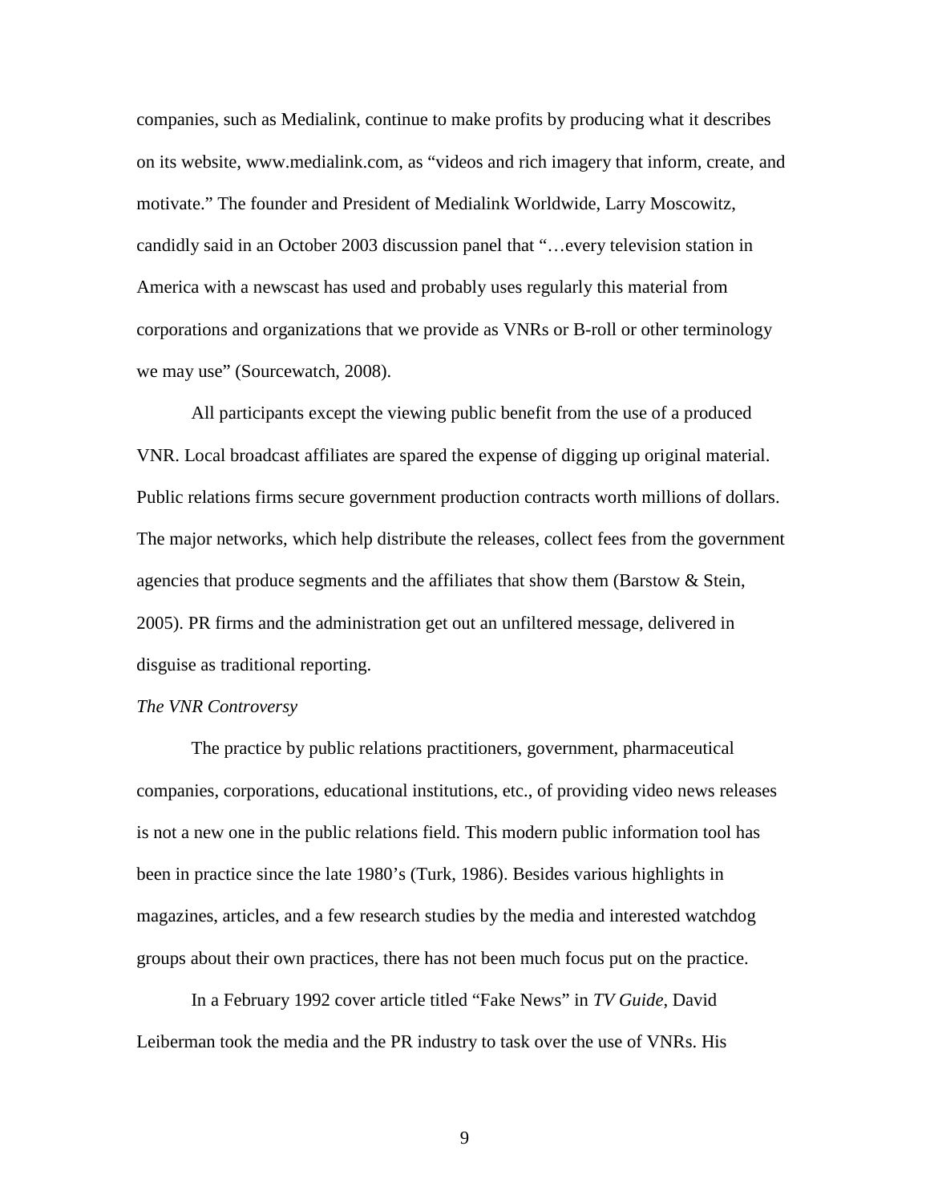companies, such as Medialink, continue to make profits by producing what it describes on its website, www.medialink.com, as “videos and rich imagery that inform, create, and motivate.” The founder and President of Medialink Worldwide, Larry Moscowitz, candidly said in an October 2003 discussion panel that “…every television station in America with a newscast has used and probably uses regularly this material from corporations and organizations that we provide as VNRs or B-roll or other terminology we may use” (Sourcewatch, 2008).

All participants except the viewing public benefit from the use of a produced VNR. Local broadcast affiliates are spared the expense of digging up original material. Public relations firms secure government production contracts worth millions of dollars. The major networks, which help distribute the releases, collect fees from the government agencies that produce segments and the affiliates that show them (Barstow & Stein, 2005). PR firms and the administration get out an unfiltered message, delivered in disguise as traditional reporting.

*The VNR Controversy*

The practice by public relations practitioners, government, pharmaceutical companies, corporations, educational institutions, etc., of providing video news releases is not a new one in the public relations field. This modern public information tool has been in practice since the late 1980’s (Turk, 1986). Besides various highlights in magazines, articles, and a few research studies by the media and interested watchdog groups about their own practices, there has not been much focus put on the practice.

In a February 1992 cover article titled “Fake News” in *TV Guide*, David Leiberman took the media and the PR industry to task over the use of VNRs. His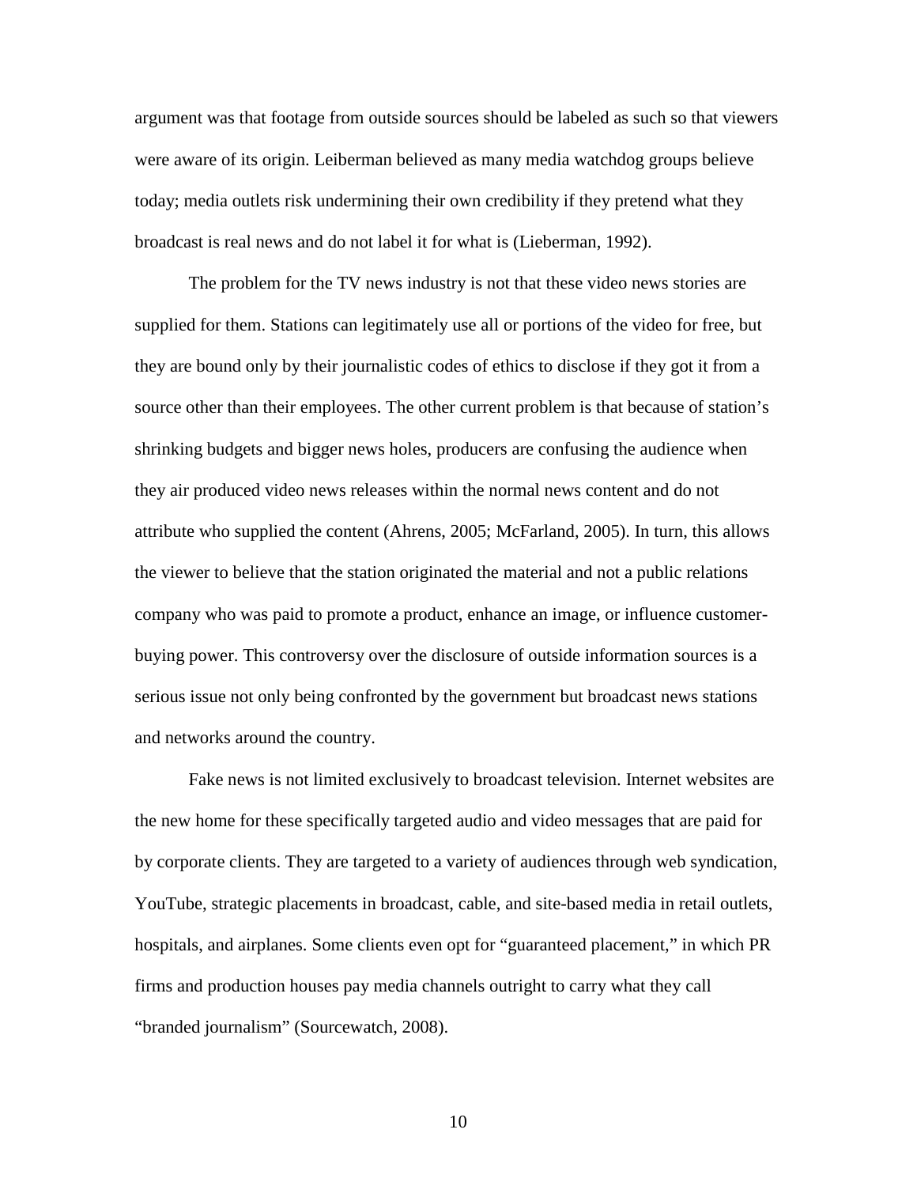argument was that footage from outside sources should be labeled as such so that viewers were aware of its origin. Leiberman believed as many media watchdog groups believe today; media outlets risk undermining their own credibility if they pretend what they broadcast is real news and do not label it for what is (Lieberman, 1992).

The problem for the TV news industry is not that these video news stories are supplied for them. Stations can legitimately use all or portions of the video for free, but they are bound only by their journalistic codes of ethics to disclose if they got it from a source other than their employees. The other current problem is that because of station's shrinking budgets and bigger news holes, producers are confusing the audience when they air produced video news releases within the normal news content and do not attribute who supplied the content (Ahrens, 2005; McFarland, 2005). In turn, this allows the viewer to believe that the station originated the material and not a public relations company who was paid to promote a product, enhance an image, or influence customer-buying power. This controversy over the disclosure of outside information sources is a serious issue not only being confronted by the government but broadcast news stations and networks around the country.

Fake news is not limited exclusively to broadcast television. Internet websites are the new home for these specifically targeted audio and video messages that are paid for by corporate clients. They are targeted to a variety of audiences through web syndication, YouTube, strategic placements in broadcast, cable, and site-based media in retail outlets, hospitals, and airplanes. Some clients even opt for "guaranteed placement," in which PR firms and production houses pay media channels outright to carry what they call "branded journalism" (Sourcewatch, 2008).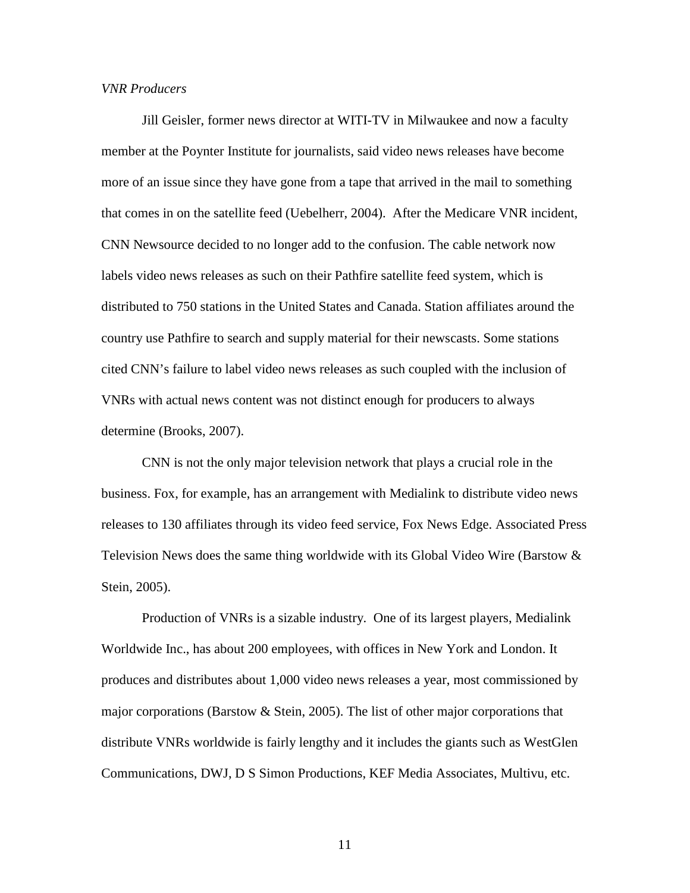*VNR Producers*

Jill Geisler, former news director at WITI-TV in Milwaukee and now a faculty member at the Poynter Institute for journalists, said video news releases have become more of an issue since they have gone from a tape that arrived in the mail to something that comes in on the satellite feed (Uebelherr, 2004). After the Medicare VNR incident, CNN Newsource decided to no longer add to the confusion. The cable network now labels video news releases as such on their Pathfire satellite feed system, which is distributed to 750 stations in the United States and Canada. Station affiliates around the country use Pathfire to search and supply material for their newscasts. Some stations cited CNN's failure to label video news releases as such coupled with the inclusion of VNRs with actual news content was not distinct enough for producers to always determine (Brooks, 2007).

CNN is not the only major television network that plays a crucial role in the business. Fox, for example, has an arrangement with Medialink to distribute video news releases to 130 affiliates through its video feed service, Fox News Edge. Associated Press Television News does the same thing worldwide with its Global Video Wire (Barstow & Stein, 2005).

Production of VNRs is a sizable industry. One of its largest players, Medialink Worldwide Inc., has about 200 employees, with offices in New York and London. It produces and distributes about 1,000 video news releases a year, most commissioned by major corporations (Barstow & Stein, 2005). The list of other major corporations that distribute VNRs worldwide is fairly lengthy and it includes the giants such as WestGlen Communications, DWJ, D S Simon Productions, KEF Media Associates, Multivu, etc.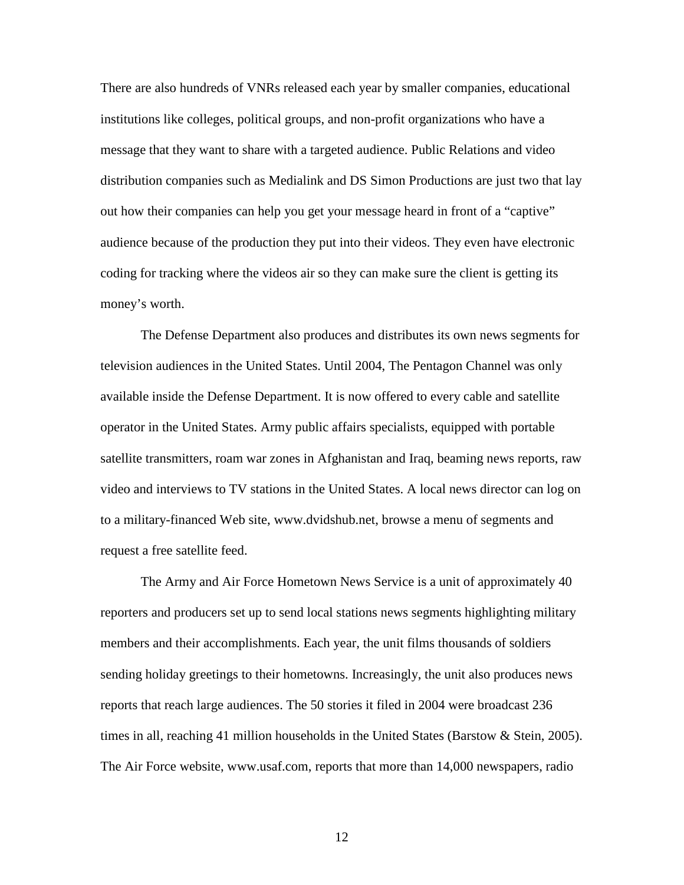There are also hundreds of VNRs released each year by smaller companies, educational institutions like colleges, political groups, and non-profit organizations who have a message that they want to share with a targeted audience. Public Relations and video distribution companies such as Medialink and DS Simon Productions are just two that lay out how their companies can help you get your message heard in front of a "captive" audience because of the production they put into their videos. They even have electronic coding for tracking where the videos air so they can make sure the client is getting its money's worth.

The Defense Department also produces and distributes its own news segments for television audiences in the United States. Until 2004, The Pentagon Channel was only available inside the Defense Department. It is now offered to every cable and satellite operator in the United States. Army public affairs specialists, equipped with portable satellite transmitters, roam war zones in Afghanistan and Iraq, beaming news reports, raw video and interviews to TV stations in the United States. A local news director can log on to a military-financed Web site, www.dvidshub.net, browse a menu of segments and request a free satellite feed.

The Army and Air Force Hometown News Service is a unit of approximately 40 reporters and producers set up to send local stations news segments highlighting military members and their accomplishments. Each year, the unit films thousands of soldiers sending holiday greetings to their hometowns. Increasingly, the unit also produces news reports that reach large audiences. The 50 stories it filed in 2004 were broadcast 236 times in all, reaching 41 million households in the United States (Barstow & Stein, 2005). The Air Force website, www.usaf.com, reports that more than 14,000 newspapers, radio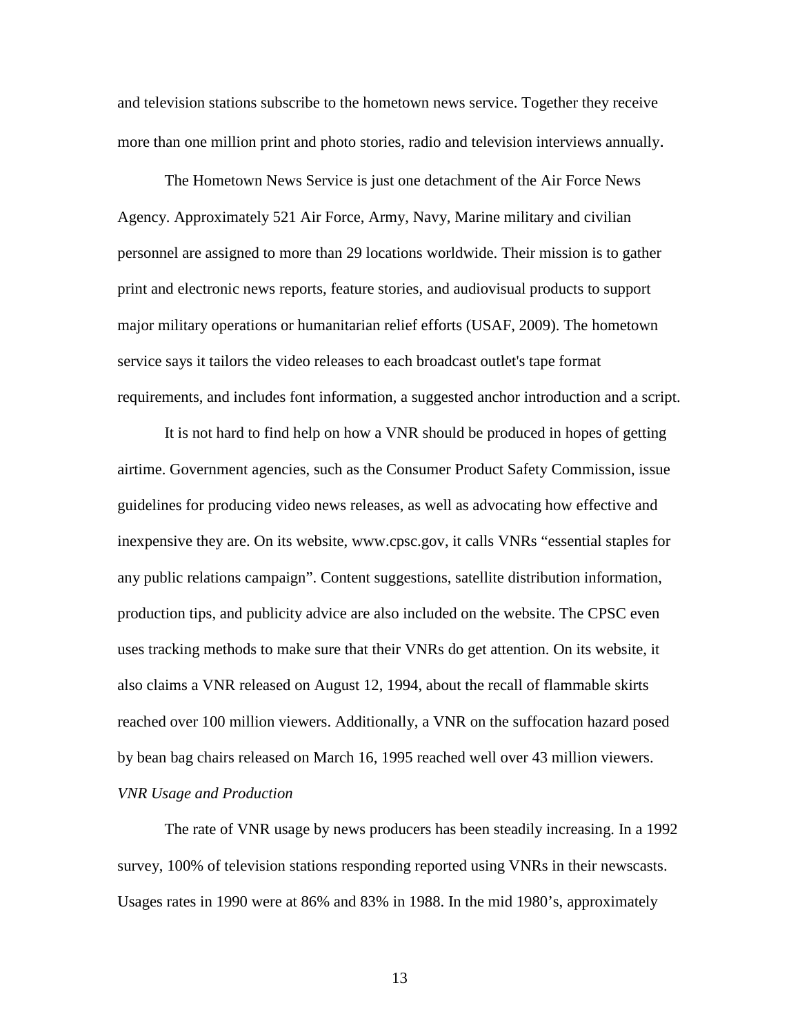and television stations subscribe to the hometown news service. Together they receive more than one million print and photo stories, radio and television interviews annually.

The Hometown News Service is just one detachment of the Air Force News Agency. Approximately 521 Air Force, Army, Navy, Marine military and civilian personnel are assigned to more than 29 locations worldwide. Their mission is to gather print and electronic news reports, feature stories, and audiovisual products to support major military operations or humanitarian relief efforts (USAF, 2009). The hometown service says it tailors the video releases to each broadcast outlet's tape format requirements, and includes font information, a suggested anchor introduction and a script.

It is not hard to find help on how a VNR should be produced in hopes of getting airtime. Government agencies, such as the Consumer Product Safety Commission, issue guidelines for producing video news releases, as well as advocating how effective and inexpensive they are. On its website, www.cpsc.gov, it calls VNRs "essential staples for any public relations campaign". Content suggestions, satellite distribution information, production tips, and publicity advice are also included on the website. The CPSC even uses tracking methods to make sure that their VNRs do get attention. On its website, it also claims a VNR released on August 12, 1994, about the recall of flammable skirts reached over 100 million viewers. Additionally, a VNR on the suffocation hazard posed by bean bag chairs released on March 16, 1995 reached well over 43 million viewers.

*VNR Usage and Production*

The rate of VNR usage by news producers has been steadily increasing. In a 1992 survey, 100% of television stations responding reported using VNRs in their newscasts. Usages rates in 1990 were at 86% and 83% in 1988. In the mid 1980's, approximately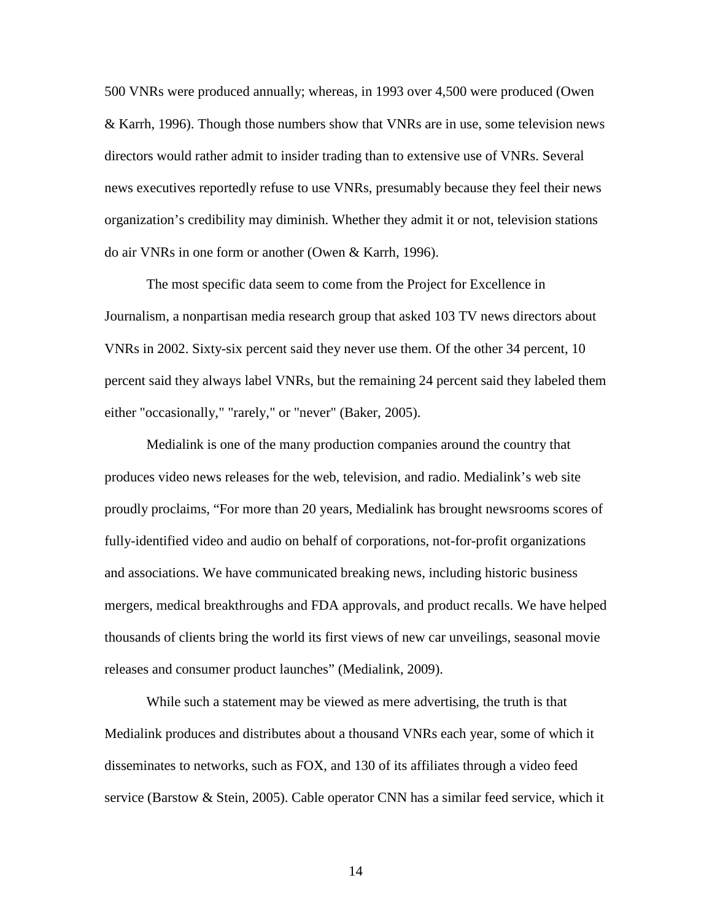500 VNRs were produced annually; whereas, in 1993 over 4,500 were produced (Owen & Karrh, 1996). Though those numbers show that VNRs are in use, some television news directors would rather admit to insider trading than to extensive use of VNRs. Several news executives reportedly refuse to use VNRs, presumably because they feel their news organization's credibility may diminish. Whether they admit it or not, television stations do air VNRs in one form or another (Owen & Karrh, 1996).

The most specific data seem to come from the Project for Excellence in Journalism, a nonpartisan media research group that asked 103 TV news directors about VNRs in 2002. Sixty-six percent said they never use them. Of the other 34 percent, 10 percent said they always label VNRs, but the remaining 24 percent said they labeled them either "occasionally," "rarely," or "never" (Baker, 2005).

Medialink is one of the many production companies around the country that produces video news releases for the web, television, and radio. Medialink's web site proudly proclaims, "For more than 20 years, Medialink has brought newsrooms scores of fully-identified video and audio on behalf of corporations, not-for-profit organizations and associations. We have communicated breaking news, including historic business mergers, medical breakthroughs and FDA approvals, and product recalls. We have helped thousands of clients bring the world its first views of new car unveilings, seasonal movie releases and consumer product launches" (Medialink, 2009).

While such a statement may be viewed as mere advertising, the truth is that Medialink produces and distributes about a thousand VNRs each year, some of which it disseminates to networks, such as FOX, and 130 of its affiliates through a video feed service (Barstow & Stein, 2005). Cable operator CNN has a similar feed service, which it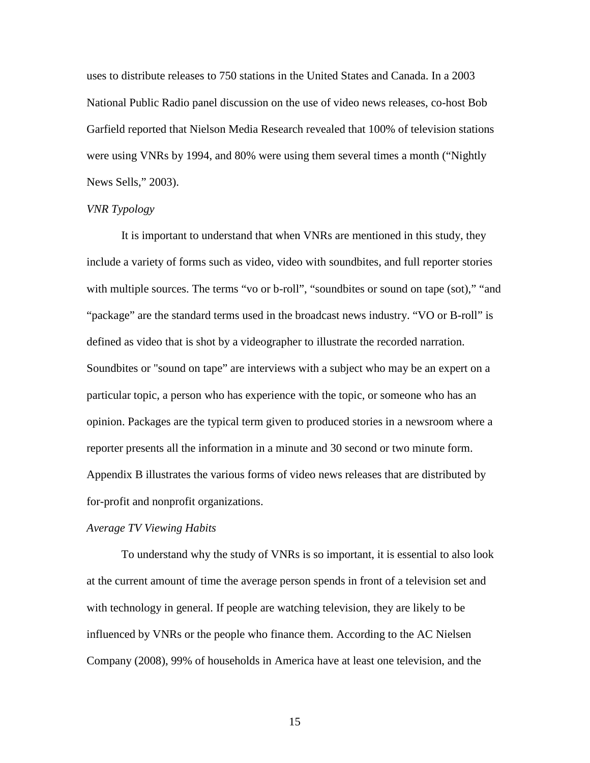uses to distribute releases to 750 stations in the United States and Canada. In a 2003 National Public Radio panel discussion on the use of video news releases, co-host Bob Garfield reported that Nielson Media Research revealed that 100% of television stations were using VNRs by 1994, and 80% were using them several times a month ("Nightly News Sells," 2003).

*VNR Typology*

It is important to understand that when VNRs are mentioned in this study, they include a variety of forms such as video, video with soundbites, and full reporter stories with multiple sources. The terms "vo or b-roll", "soundbites or sound on tape (sot)," "and "package" are the standard terms used in the broadcast news industry. "VO or B-roll" is defined as video that is shot by a videographer to illustrate the recorded narration. Soundbites or "sound on tape" are interviews with a subject who may be an expert on a particular topic, a person who has experience with the topic, or someone who has an opinion. Packages are the typical term given to produced stories in a newsroom where a reporter presents all the information in a minute and 30 second or two minute form. Appendix B illustrates the various forms of video news releases that are distributed by for-profit and nonprofit organizations.

*Average TV Viewing Habits*

To understand why the study of VNRs is so important, it is essential to also look at the current amount of time the average person spends in front of a television set and with technology in general. If people are watching television, they are likely to be influenced by VNRs or the people who finance them. According to the AC Nielsen Company (2008), 99% of households in America have at least one television, and the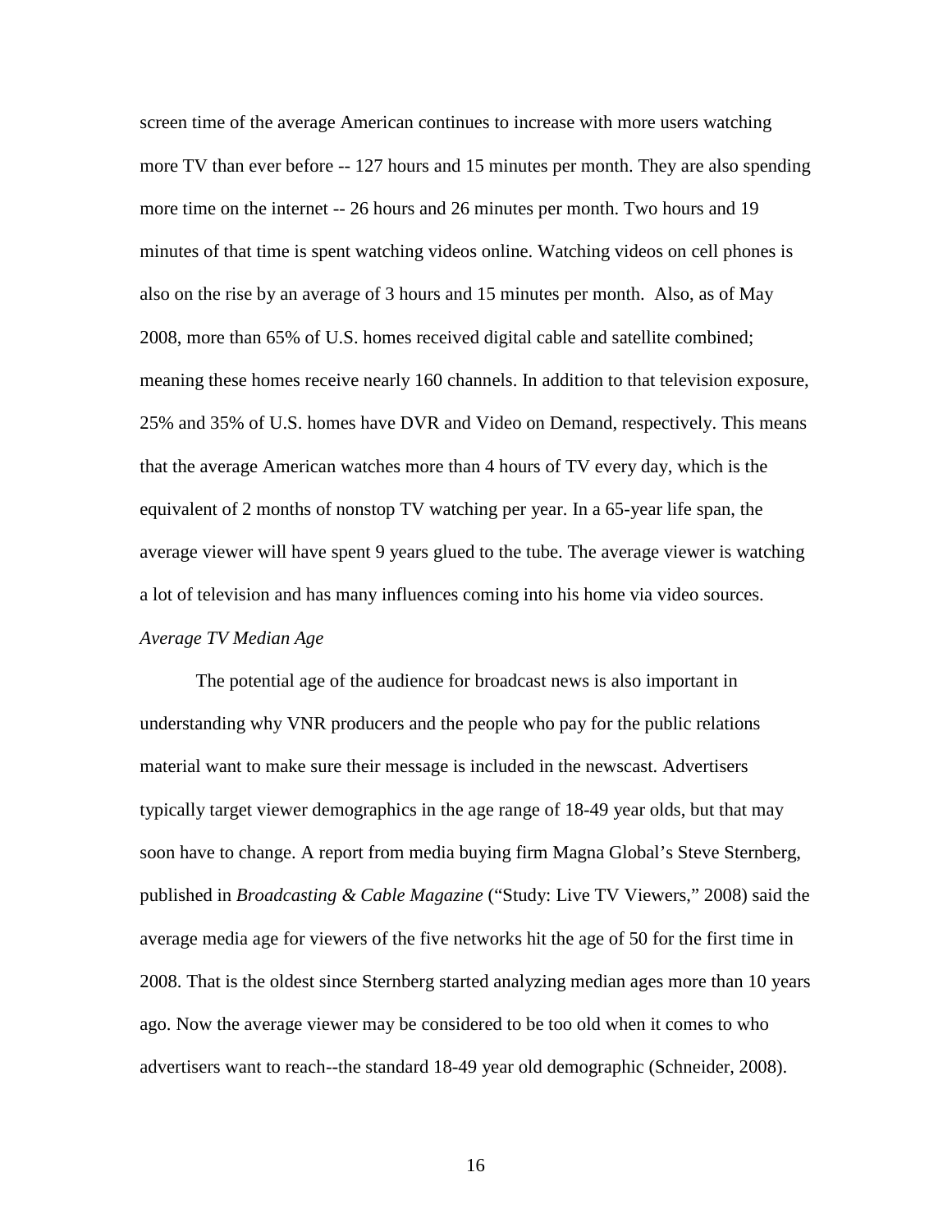screen time of the average American continues to increase with more users watching more TV than ever before -- 127 hours and 15 minutes per month. They are also spending more time on the internet -- 26 hours and 26 minutes per month. Two hours and 19 minutes of that time is spent watching videos online. Watching videos on cell phones is also on the rise by an average of 3 hours and 15 minutes per month. Also, as of May 2008, more than 65% of U.S. homes received digital cable and satellite combined; meaning these homes receive nearly 160 channels. In addition to that television exposure, 25% and 35% of U.S. homes have DVR and Video on Demand, respectively. This means that the average American watches more than 4 hours of TV every day, which is the equivalent of 2 months of nonstop TV watching per year. In a 65-year life span, the average viewer will have spent 9 years glued to the tube. The average viewer is watching a lot of television and has many influences coming into his home via video sources.

*Average TV Median Age*

The potential age of the audience for broadcast news is also important in understanding why VNR producers and the people who pay for the public relations material want to make sure their message is included in the newscast. Advertisers typically target viewer demographics in the age range of 18-49 year olds, but that may soon have to change. A report from media buying firm Magna Global's Steve Sternberg, published in *Broadcasting & Cable Magazine* ("Study: Live TV Viewers," 2008) said the average media age for viewers of the five networks hit the age of 50 for the first time in 2008. That is the oldest since Sternberg started analyzing median ages more than 10 years ago. Now the average viewer may be considered to be too old when it comes to who advertisers want to reach--the standard 18-49 year old demographic (Schneider, 2008).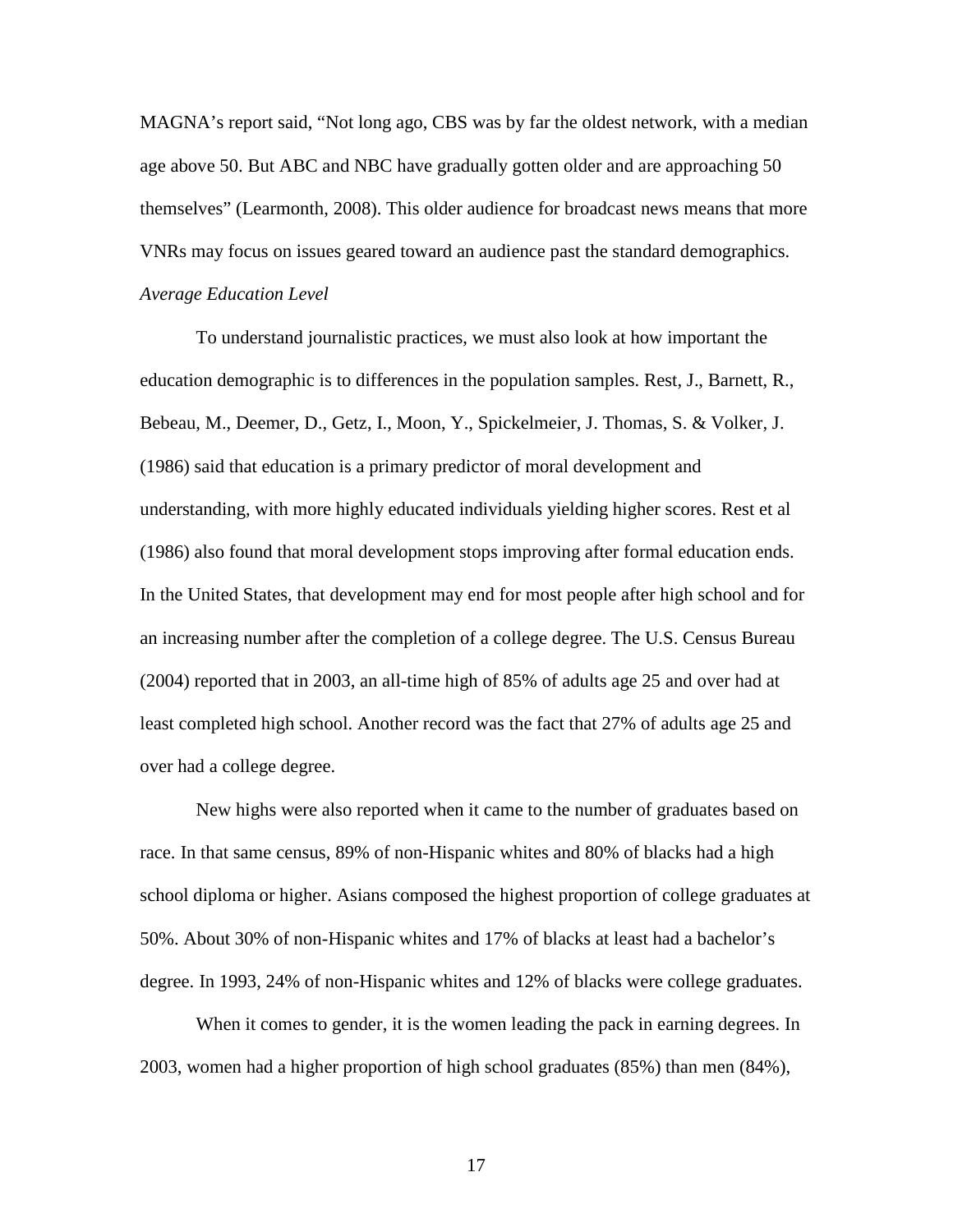MAGNA's report said, "Not long ago, CBS was by far the oldest network, with a median age above 50. But ABC and NBC have gradually gotten older and are approaching 50 themselves" (Learmonth, 2008). This older audience for broadcast news means that more VNRs may focus on issues geared toward an audience past the standard demographics.

*Average Education Level*

To understand journalistic practices, we must also look at how important the education demographic is to differences in the population samples. Rest, J., Barnett, R., Bebeau, M., Deemer, D., Getz, I., Moon, Y., Spickelmeier, J. Thomas, S. & Volker, J. (1986) said that education is a primary predictor of moral development and understanding, with more highly educated individuals yielding higher scores. Rest et al (1986) also found that moral development stops improving after formal education ends. In the United States, that development may end for most people after high school and for an increasing number after the completion of a college degree. The U.S. Census Bureau (2004) reported that in 2003, an all-time high of 85% of adults age 25 and over had at least completed high school. Another record was the fact that 27% of adults age 25 and over had a college degree.

New highs were also reported when it came to the number of graduates based on race. In that same census, 89% of non-Hispanic whites and 80% of blacks had a high school diploma or higher. Asians composed the highest proportion of college graduates at 50%. About 30% of non-Hispanic whites and 17% of blacks at least had a bachelor's degree. In 1993, 24% of non-Hispanic whites and 12% of blacks were college graduates.

When it comes to gender, it is the women leading the pack in earning degrees. In 2003, women had a higher proportion of high school graduates (85%) than men (84%),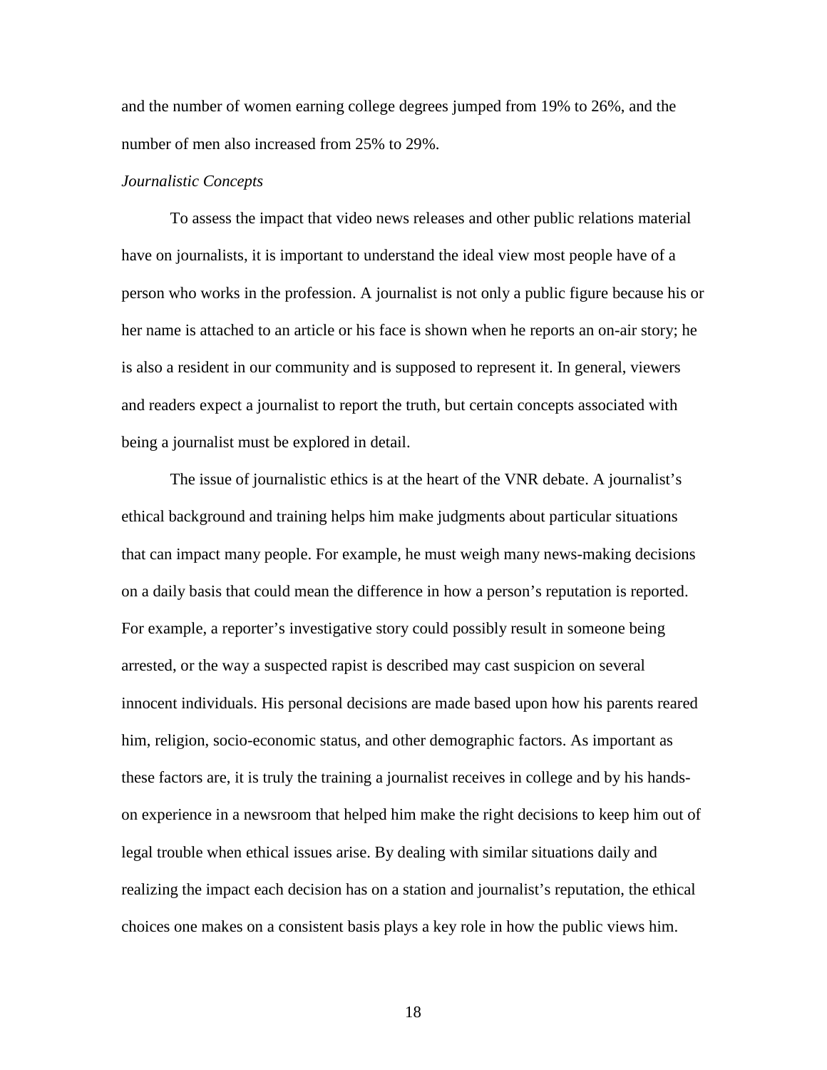and the number of women earning college degrees jumped from 19% to 26%, and the number of men also increased from 25% to 29%.

*Journalistic Concepts*

To assess the impact that video news releases and other public relations material have on journalists, it is important to understand the ideal view most people have of a person who works in the profession. A journalist is not only a public figure because his or her name is attached to an article or his face is shown when he reports an on-air story; he is also a resident in our community and is supposed to represent it. In general, viewers and readers expect a journalist to report the truth, but certain concepts associated with being a journalist must be explored in detail.

The issue of journalistic ethics is at the heart of the VNR debate. A journalist's ethical background and training helps him make judgments about particular situations that can impact many people. For example, he must weigh many news-making decisions on a daily basis that could mean the difference in how a person's reputation is reported. For example, a reporter's investigative story could possibly result in someone being arrested, or the way a suspected rapist is described may cast suspicion on several innocent individuals. His personal decisions are made based upon how his parents reared him, religion, socio-economic status, and other demographic factors. As important as these factors are, it is truly the training a journalist receives in college and by his hands-on experience in a newsroom that helped him make the right decisions to keep him out of legal trouble when ethical issues arise. By dealing with similar situations daily and realizing the impact each decision has on a station and journalist's reputation, the ethical choices one makes on a consistent basis plays a key role in how the public views him.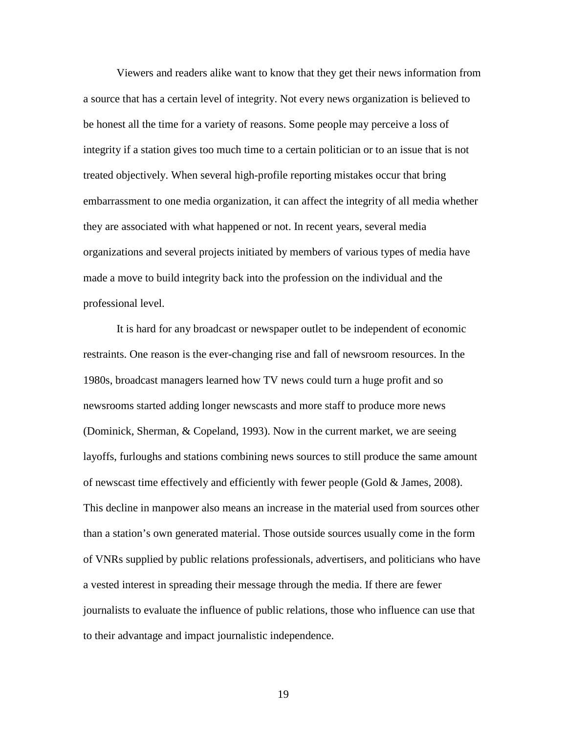Viewers and readers alike want to know that they get their news information from a source that has a certain level of integrity. Not every news organization is believed to be honest all the time for a variety of reasons. Some people may perceive a loss of integrity if a station gives too much time to a certain politician or to an issue that is not treated objectively. When several high-profile reporting mistakes occur that bring embarrassment to one media organization, it can affect the integrity of all media whether they are associated with what happened or not. In recent years, several media organizations and several projects initiated by members of various types of media have made a move to build integrity back into the profession on the individual and the professional level.

It is hard for any broadcast or newspaper outlet to be independent of economic restraints. One reason is the ever-changing rise and fall of newsroom resources. In the 1980s, broadcast managers learned how TV news could turn a huge profit and so newsrooms started adding longer newscasts and more staff to produce more news (Dominick, Sherman, & Copeland, 1993). Now in the current market, we are seeing layoffs, furloughs and stations combining news sources to still produce the same amount of newscast time effectively and efficiently with fewer people (Gold & James, 2008). This decline in manpower also means an increase in the material used from sources other than a station's own generated material. Those outside sources usually come in the form of VNRs supplied by public relations professionals, advertisers, and politicians who have a vested interest in spreading their message through the media. If there are fewer journalists to evaluate the influence of public relations, those who influence can use that to their advantage and impact journalistic independence.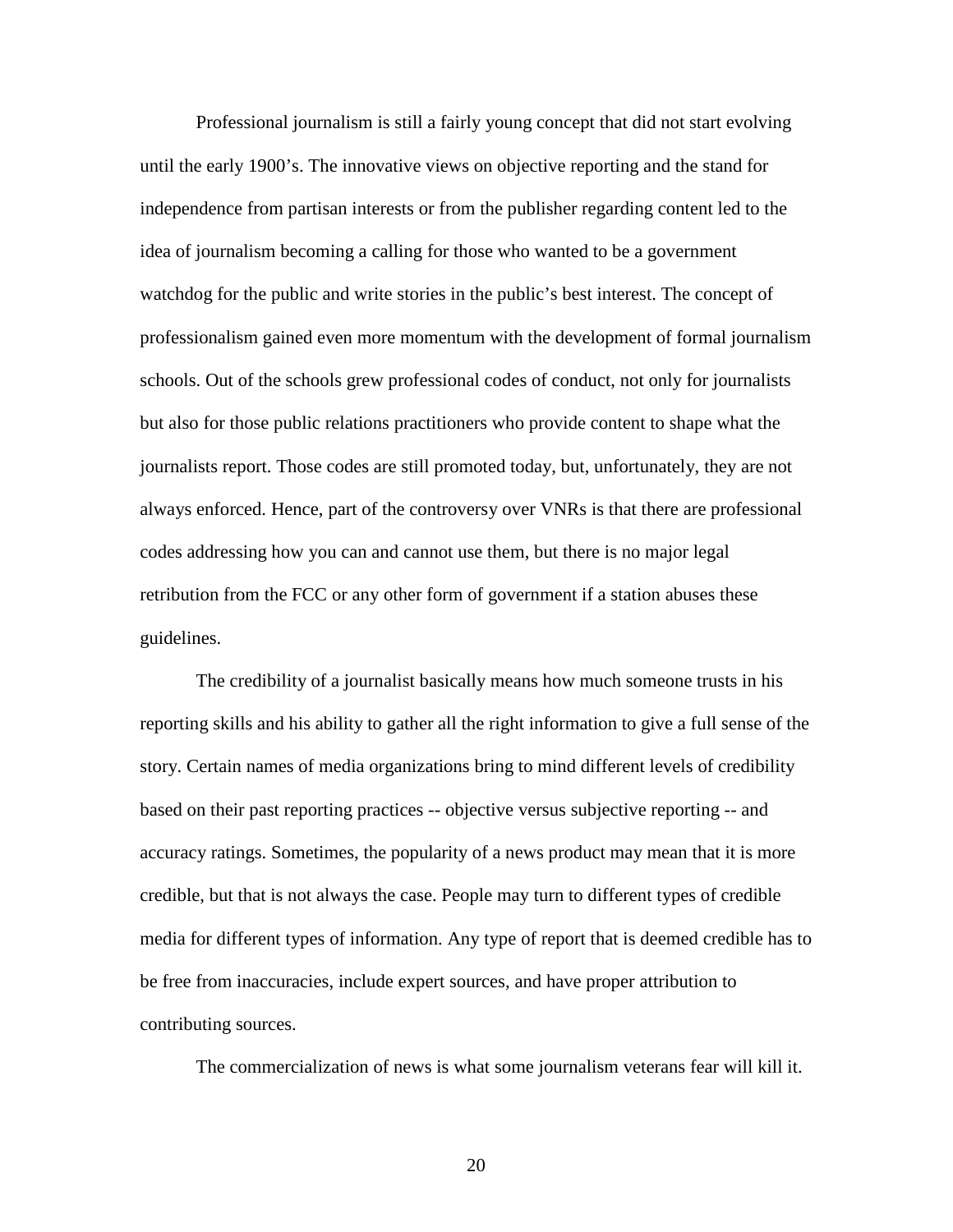Professional journalism is still a fairly young concept that did not start evolving until the early 1900's. The innovative views on objective reporting and the stand for independence from partisan interests or from the publisher regarding content led to the idea of journalism becoming a calling for those who wanted to be a government watchdog for the public and write stories in the public's best interest. The concept of professionalism gained even more momentum with the development of formal journalism schools. Out of the schools grew professional codes of conduct, not only for journalists but also for those public relations practitioners who provide content to shape what the journalists report. Those codes are still promoted today, but, unfortunately, they are not always enforced. Hence, part of the controversy over VNRs is that there are professional codes addressing how you can and cannot use them, but there is no major legal retribution from the FCC or any other form of government if a station abuses these guidelines.

The credibility of a journalist basically means how much someone trusts in his reporting skills and his ability to gather all the right information to give a full sense of the story. Certain names of media organizations bring to mind different levels of credibility based on their past reporting practices -- objective versus subjective reporting -- and accuracy ratings. Sometimes, the popularity of a news product may mean that it is more credible, but that is not always the case. People may turn to different types of credible media for different types of information. Any type of report that is deemed credible has to be free from inaccuracies, include expert sources, and have proper attribution to contributing sources.

The commercialization of news is what some journalism veterans fear will kill it.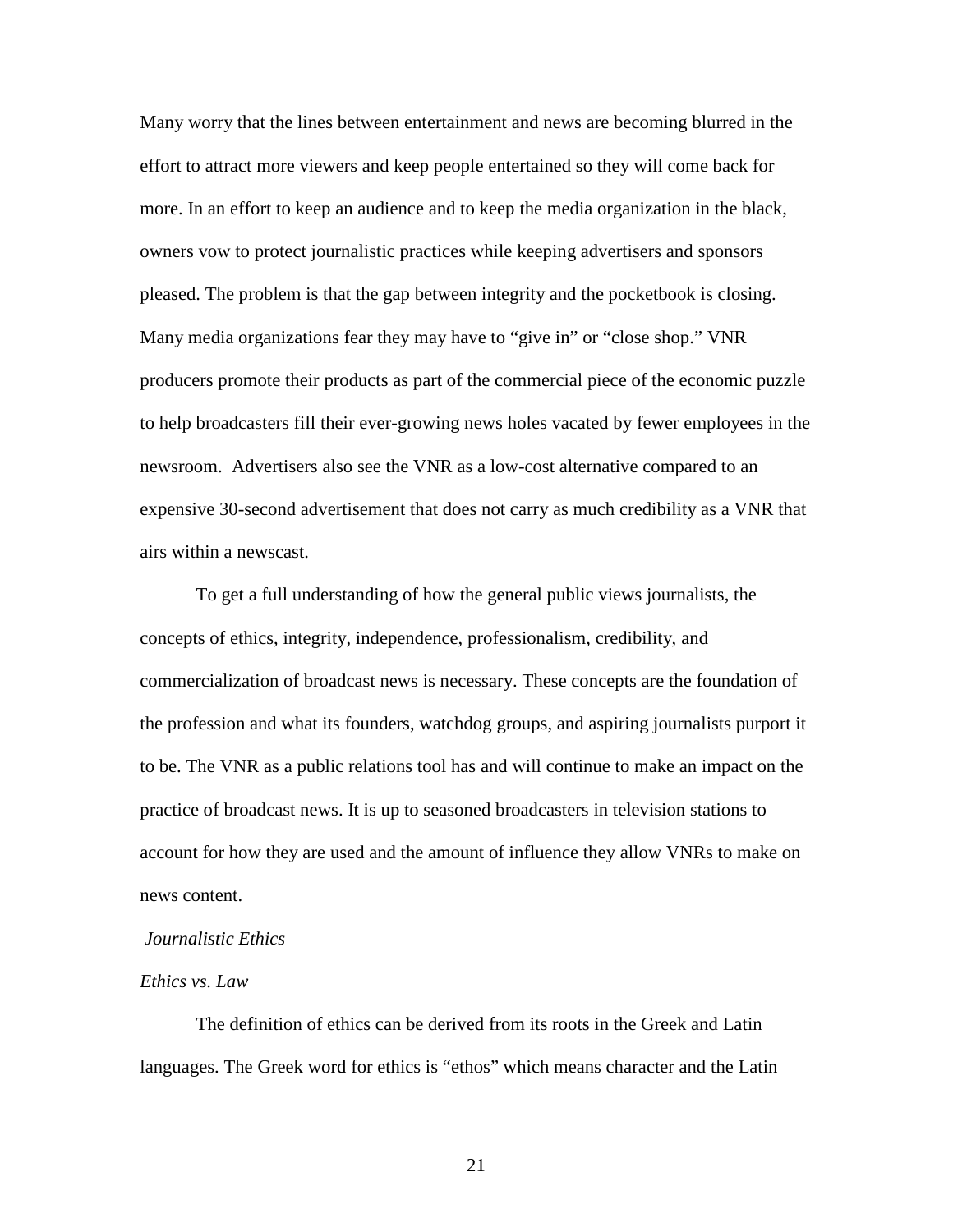Many worry that the lines between entertainment and news are becoming blurred in the effort to attract more viewers and keep people entertained so they will come back for more. In an effort to keep an audience and to keep the media organization in the black, owners vow to protect journalistic practices while keeping advertisers and sponsors pleased. The problem is that the gap between integrity and the pocketbook is closing. Many media organizations fear they may have to "give in" or "close shop." VNR producers promote their products as part of the commercial piece of the economic puzzle to help broadcasters fill their ever-growing news holes vacated by fewer employees in the newsroom. Advertisers also see the VNR as a low-cost alternative compared to an expensive 30-second advertisement that does not carry as much credibility as a VNR that airs within a newscast.

To get a full understanding of how the general public views journalists, the concepts of ethics, integrity, independence, professionalism, credibility, and commercialization of broadcast news is necessary. These concepts are the foundation of the profession and what its founders, watchdog groups, and aspiring journalists purport it to be. The VNR as a public relations tool has and will continue to make an impact on the practice of broadcast news. It is up to seasoned broadcasters in television stations to account for how they are used and the amount of influence they allow VNRs to make on news content.

*Journalistic Ethics*

*Ethics vs. Law*

The definition of ethics can be derived from its roots in the Greek and Latin languages. The Greek word for ethics is "ethos" which means character and the Latin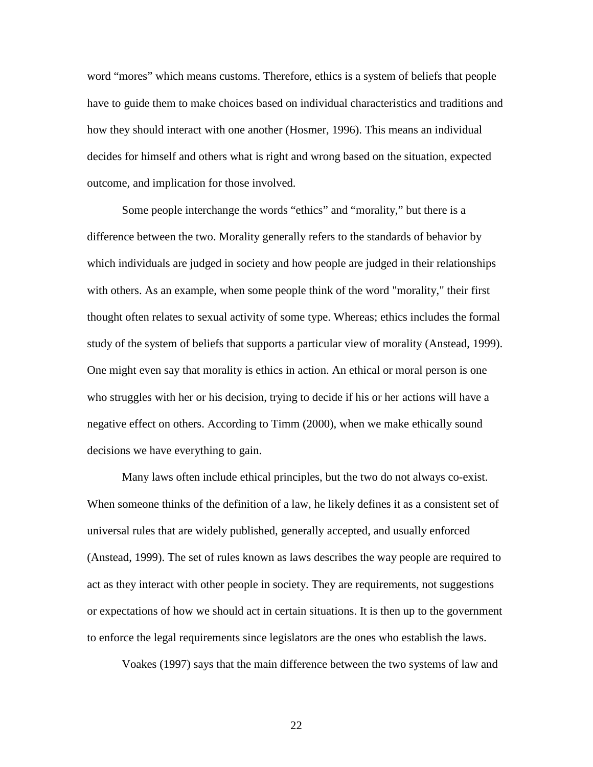word “mores” which means customs. Therefore, ethics is a system of beliefs that people have to guide them to make choices based on individual characteristics and traditions and how they should interact with one another (Hosmer, 1996). This means an individual decides for himself and others what is right and wrong based on the situation, expected outcome, and implication for those involved.

Some people interchange the words “ethics” and “morality,” but there is a difference between the two. Morality generally refers to the standards of behavior by which individuals are judged in society and how people are judged in their relationships with others. As an example, when some people think of the word "morality," their first thought often relates to sexual activity of some type. Whereas; ethics includes the formal study of the system of beliefs that supports a particular view of morality (Anstead, 1999). One might even say that morality is ethics in action. An ethical or moral person is one who struggles with her or his decision, trying to decide if his or her actions will have a negative effect on others. According to Timm (2000), when we make ethically sound decisions we have everything to gain.

Many laws often include ethical principles, but the two do not always co-exist. When someone thinks of the definition of a law, he likely defines it as a consistent set of universal rules that are widely published, generally accepted, and usually enforced (Anstead, 1999). The set of rules known as laws describes the way people are required to act as they interact with other people in society. They are requirements, not suggestions or expectations of how we should act in certain situations. It is then up to the government to enforce the legal requirements since legislators are the ones who establish the laws.

Voakes (1997) says that the main difference between the two systems of law and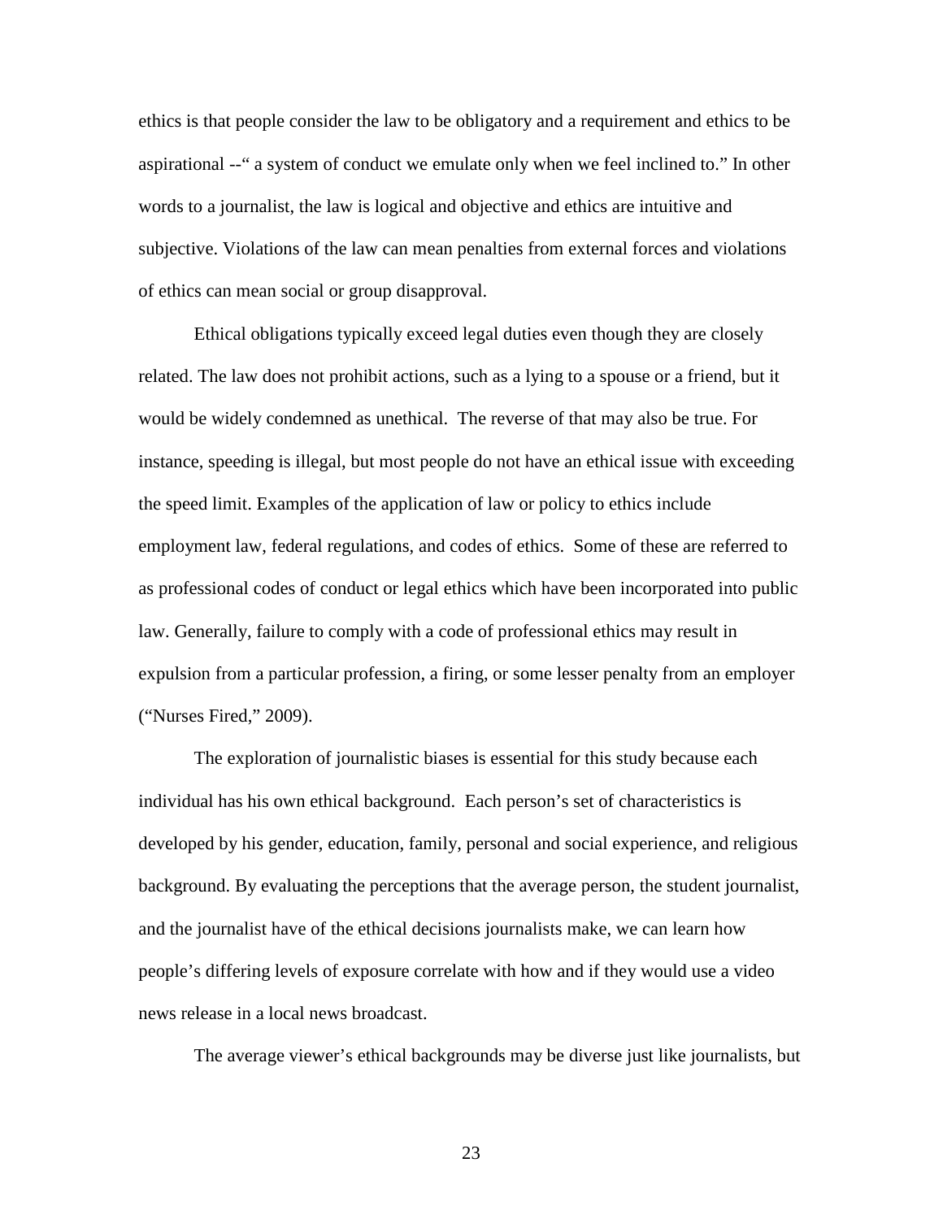ethics is that people consider the law to be obligatory and a requirement and ethics to be aspirational --" a system of conduct we emulate only when we feel inclined to." In other words to a journalist, the law is logical and objective and ethics are intuitive and subjective. Violations of the law can mean penalties from external forces and violations of ethics can mean social or group disapproval.

Ethical obligations typically exceed legal duties even though they are closely related. The law does not prohibit actions, such as a lying to a spouse or a friend, but it would be widely condemned as unethical. The reverse of that may also be true. For instance, speeding is illegal, but most people do not have an ethical issue with exceeding the speed limit. Examples of the application of law or policy to ethics include employment law, federal regulations, and codes of ethics. Some of these are referred to as professional codes of conduct or legal ethics which have been incorporated into public law. Generally, failure to comply with a code of professional ethics may result in expulsion from a particular profession, a firing, or some lesser penalty from an employer ("Nurses Fired," 2009).

The exploration of journalistic biases is essential for this study because each individual has his own ethical background. Each person's set of characteristics is developed by his gender, education, family, personal and social experience, and religious background. By evaluating the perceptions that the average person, the student journalist, and the journalist have of the ethical decisions journalists make, we can learn how people's differing levels of exposure correlate with how and if they would use a video news release in a local news broadcast.

The average viewer's ethical backgrounds may be diverse just like journalists, but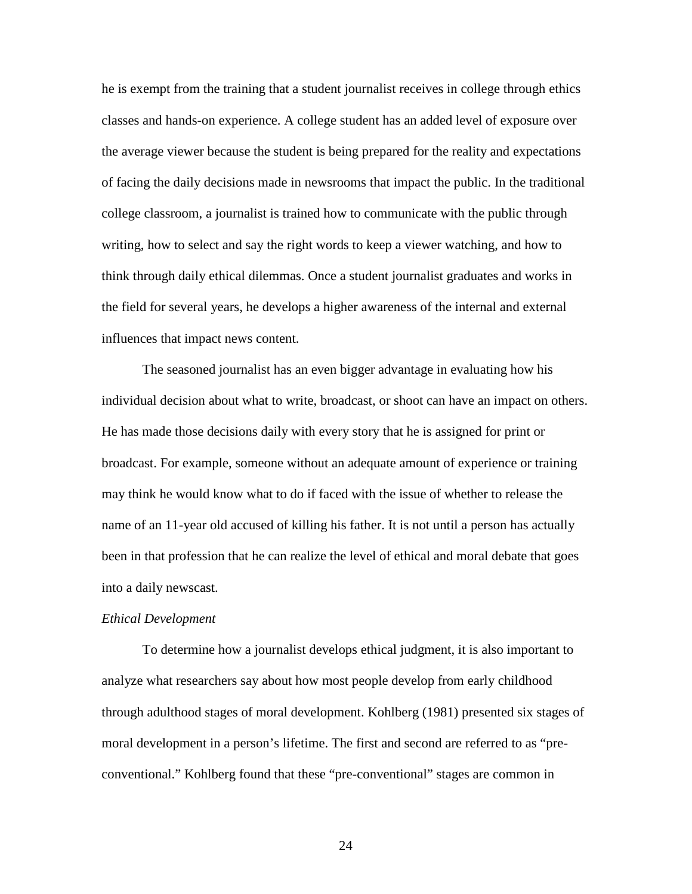he is exempt from the training that a student journalist receives in college through ethics classes and hands-on experience. A college student has an added level of exposure over the average viewer because the student is being prepared for the reality and expectations of facing the daily decisions made in newsrooms that impact the public. In the traditional college classroom, a journalist is trained how to communicate with the public through writing, how to select and say the right words to keep a viewer watching, and how to think through daily ethical dilemmas. Once a student journalist graduates and works in the field for several years, he develops a higher awareness of the internal and external influences that impact news content.

The seasoned journalist has an even bigger advantage in evaluating how his individual decision about what to write, broadcast, or shoot can have an impact on others. He has made those decisions daily with every story that he is assigned for print or broadcast. For example, someone without an adequate amount of experience or training may think he would know what to do if faced with the issue of whether to release the name of an 11-year old accused of killing his father. It is not until a person has actually been in that profession that he can realize the level of ethical and moral debate that goes into a daily newscast.

*Ethical Development*

To determine how a journalist develops ethical judgment, it is also important to analyze what researchers say about how most people develop from early childhood through adulthood stages of moral development. Kohlberg (1981) presented six stages of moral development in a person's lifetime. The first and second are referred to as "pre-conventional." Kohlberg found that these "pre-conventional" stages are common in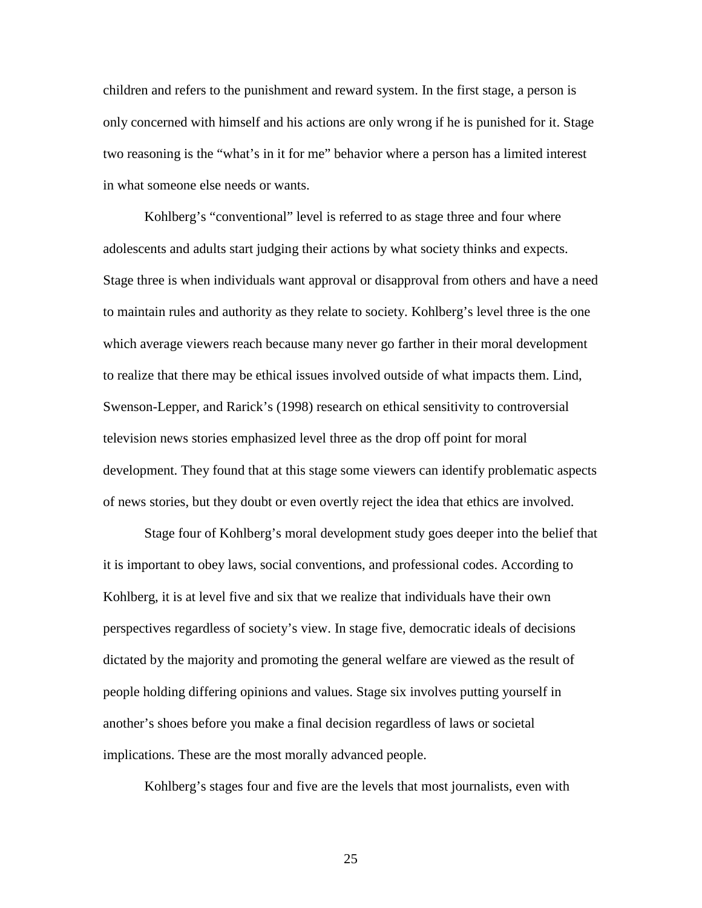children and refers to the punishment and reward system. In the first stage, a person is only concerned with himself and his actions are only wrong if he is punished for it. Stage two reasoning is the "what's in it for me" behavior where a person has a limited interest in what someone else needs or wants.

Kohlberg's "conventional" level is referred to as stage three and four where adolescents and adults start judging their actions by what society thinks and expects. Stage three is when individuals want approval or disapproval from others and have a need to maintain rules and authority as they relate to society. Kohlberg's level three is the one which average viewers reach because many never go farther in their moral development to realize that there may be ethical issues involved outside of what impacts them. Lind, Swenson-Lepper, and Rarick's (1998) research on ethical sensitivity to controversial television news stories emphasized level three as the drop off point for moral development. They found that at this stage some viewers can identify problematic aspects of news stories, but they doubt or even overtly reject the idea that ethics are involved.

Stage four of Kohlberg's moral development study goes deeper into the belief that it is important to obey laws, social conventions, and professional codes. According to Kohlberg, it is at level five and six that we realize that individuals have their own perspectives regardless of society's view. In stage five, democratic ideals of decisions dictated by the majority and promoting the general welfare are viewed as the result of people holding differing opinions and values. Stage six involves putting yourself in another's shoes before you make a final decision regardless of laws or societal implications. These are the most morally advanced people.

Kohlberg's stages four and five are the levels that most journalists, even with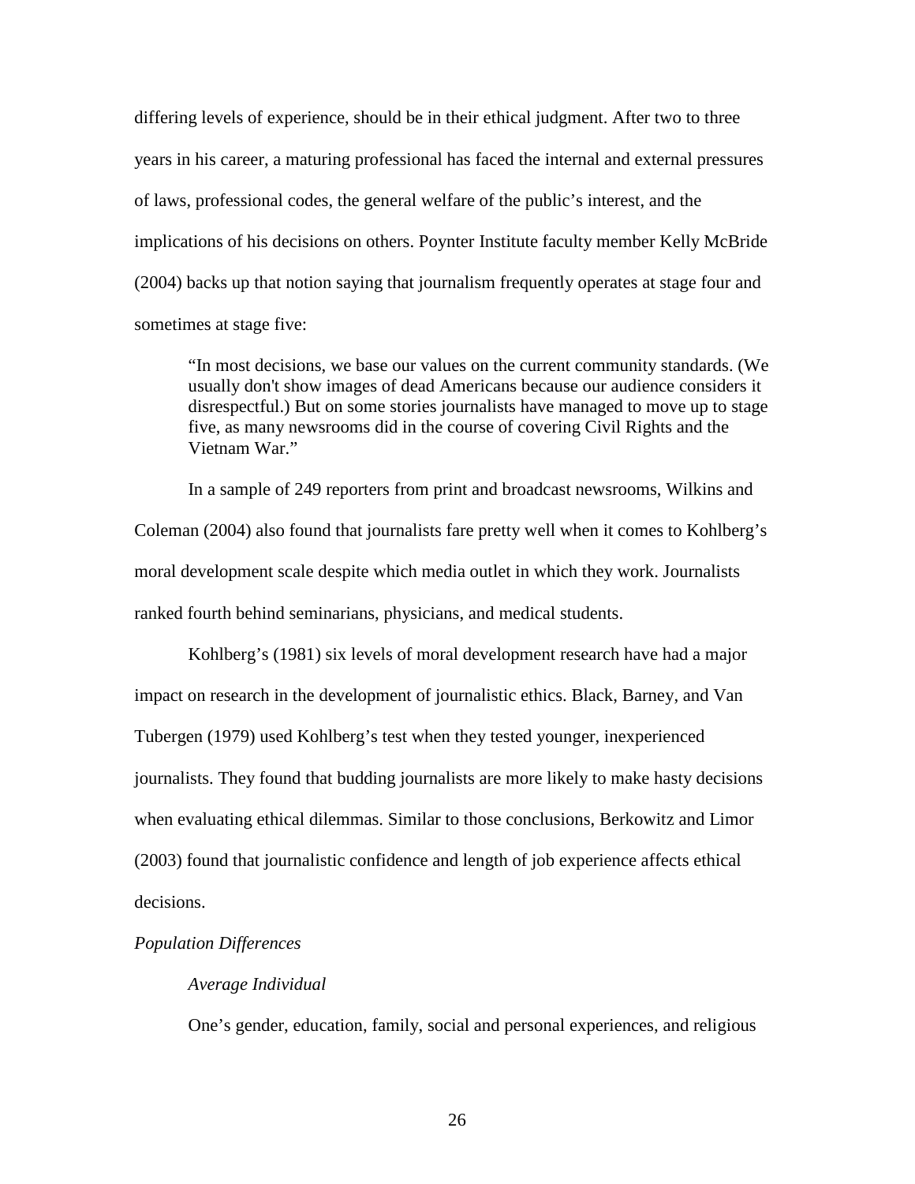differing levels of experience, should be in their ethical judgment. After two to three years in his career, a maturing professional has faced the internal and external pressures of laws, professional codes, the general welfare of the public's interest, and the implications of his decisions on others. Poynter Institute faculty member Kelly McBride (2004) backs up that notion saying that journalism frequently operates at stage four and sometimes at stage five:

> "In most decisions, we base our values on the current community standards. (We usually don't show images of dead Americans because our audience considers it disrespectful.) But on some stories journalists have managed to move up to stage five, as many newsrooms did in the course of covering Civil Rights and the Vietnam War."

In a sample of 249 reporters from print and broadcast newsrooms, Wilkins and Coleman (2004) also found that journalists fare pretty well when it comes to Kohlberg's moral development scale despite which media outlet in which they work. Journalists ranked fourth behind seminarians, physicians, and medical students.

Kohlberg's (1981) six levels of moral development research have had a major impact on research in the development of journalistic ethics. Black, Barney, and Van Tubergen (1979) used Kohlberg's test when they tested younger, inexperienced journalists. They found that budding journalists are more likely to make hasty decisions when evaluating ethical dilemmas. Similar to those conclusions, Berkowitz and Limor (2003) found that journalistic confidence and length of job experience affects ethical decisions.

*Population Differences*

*Average Individual*

One's gender, education, family, social and personal experiences, and religious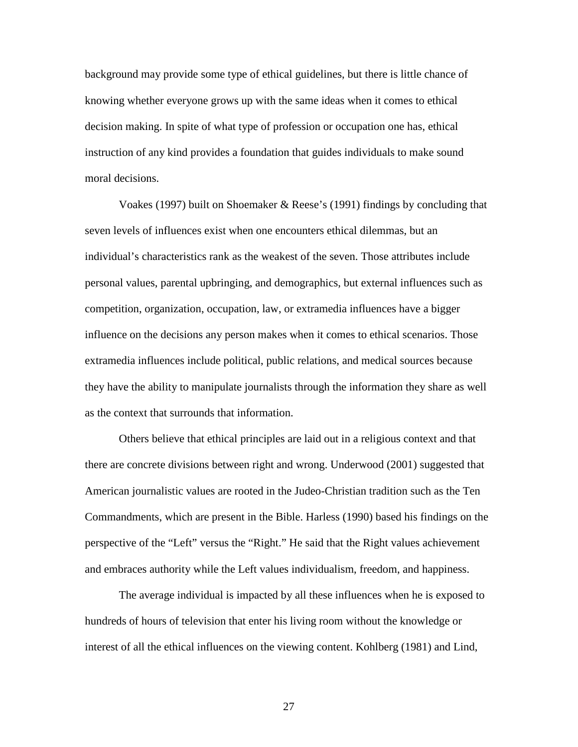background may provide some type of ethical guidelines, but there is little chance of knowing whether everyone grows up with the same ideas when it comes to ethical decision making. In spite of what type of profession or occupation one has, ethical instruction of any kind provides a foundation that guides individuals to make sound moral decisions.

Voakes (1997) built on Shoemaker & Reese's (1991) findings by concluding that seven levels of influences exist when one encounters ethical dilemmas, but an individual's characteristics rank as the weakest of the seven. Those attributes include personal values, parental upbringing, and demographics, but external influences such as competition, organization, occupation, law, or extramedia influences have a bigger influence on the decisions any person makes when it comes to ethical scenarios. Those extramedia influences include political, public relations, and medical sources because they have the ability to manipulate journalists through the information they share as well as the context that surrounds that information.

Others believe that ethical principles are laid out in a religious context and that there are concrete divisions between right and wrong. Underwood (2001) suggested that American journalistic values are rooted in the Judeo-Christian tradition such as the Ten Commandments, which are present in the Bible. Harless (1990) based his findings on the perspective of the "Left" versus the "Right." He said that the Right values achievement and embraces authority while the Left values individualism, freedom, and happiness.

The average individual is impacted by all these influences when he is exposed to hundreds of hours of television that enter his living room without the knowledge or interest of all the ethical influences on the viewing content. Kohlberg (1981) and Lind,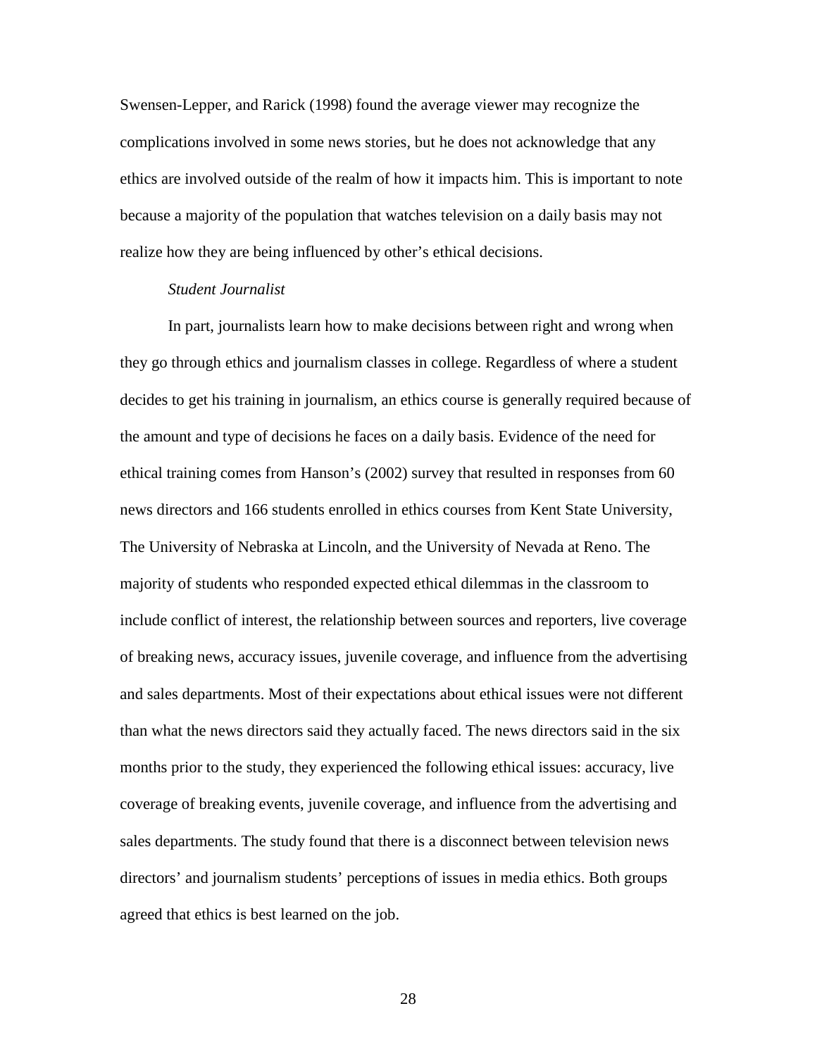Swensen-Lepper, and Rarick (1998) found the average viewer may recognize the complications involved in some news stories, but he does not acknowledge that any ethics are involved outside of the realm of how it impacts him. This is important to note because a majority of the population that watches television on a daily basis may not realize how they are being influenced by other's ethical decisions.

*Student Journalist*

In part, journalists learn how to make decisions between right and wrong when they go through ethics and journalism classes in college. Regardless of where a student decides to get his training in journalism, an ethics course is generally required because of the amount and type of decisions he faces on a daily basis. Evidence of the need for ethical training comes from Hanson's (2002) survey that resulted in responses from 60 news directors and 166 students enrolled in ethics courses from Kent State University, The University of Nebraska at Lincoln, and the University of Nevada at Reno. The majority of students who responded expected ethical dilemmas in the classroom to include conflict of interest, the relationship between sources and reporters, live coverage of breaking news, accuracy issues, juvenile coverage, and influence from the advertising and sales departments. Most of their expectations about ethical issues were not different than what the news directors said they actually faced. The news directors said in the six months prior to the study, they experienced the following ethical issues: accuracy, live coverage of breaking events, juvenile coverage, and influence from the advertising and sales departments. The study found that there is a disconnect between television news directors' and journalism students' perceptions of issues in media ethics. Both groups agreed that ethics is best learned on the job.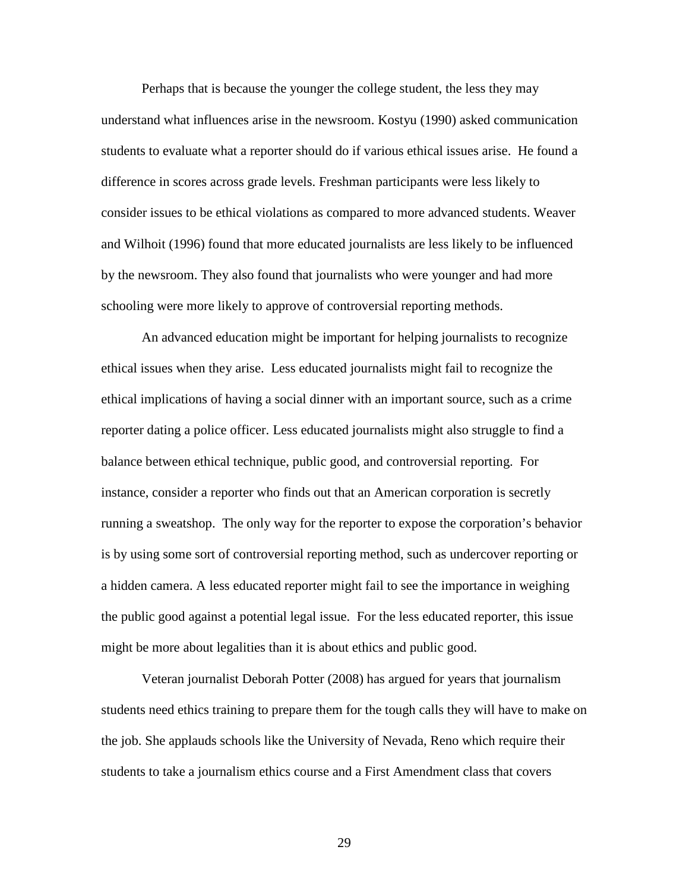Perhaps that is because the younger the college student, the less they may understand what influences arise in the newsroom. Kostyu (1990) asked communication students to evaluate what a reporter should do if various ethical issues arise. He found a difference in scores across grade levels. Freshman participants were less likely to consider issues to be ethical violations as compared to more advanced students. Weaver and Wilhoit (1996) found that more educated journalists are less likely to be influenced by the newsroom. They also found that journalists who were younger and had more schooling were more likely to approve of controversial reporting methods.

An advanced education might be important for helping journalists to recognize ethical issues when they arise. Less educated journalists might fail to recognize the ethical implications of having a social dinner with an important source, such as a crime reporter dating a police officer. Less educated journalists might also struggle to find a balance between ethical technique, public good, and controversial reporting. For instance, consider a reporter who finds out that an American corporation is secretly running a sweatshop. The only way for the reporter to expose the corporation's behavior is by using some sort of controversial reporting method, such as undercover reporting or a hidden camera. A less educated reporter might fail to see the importance in weighing the public good against a potential legal issue. For the less educated reporter, this issue might be more about legalities than it is about ethics and public good.

Veteran journalist Deborah Potter (2008) has argued for years that journalism students need ethics training to prepare them for the tough calls they will have to make on the job. She applauds schools like the University of Nevada, Reno which require their students to take a journalism ethics course and a First Amendment class that covers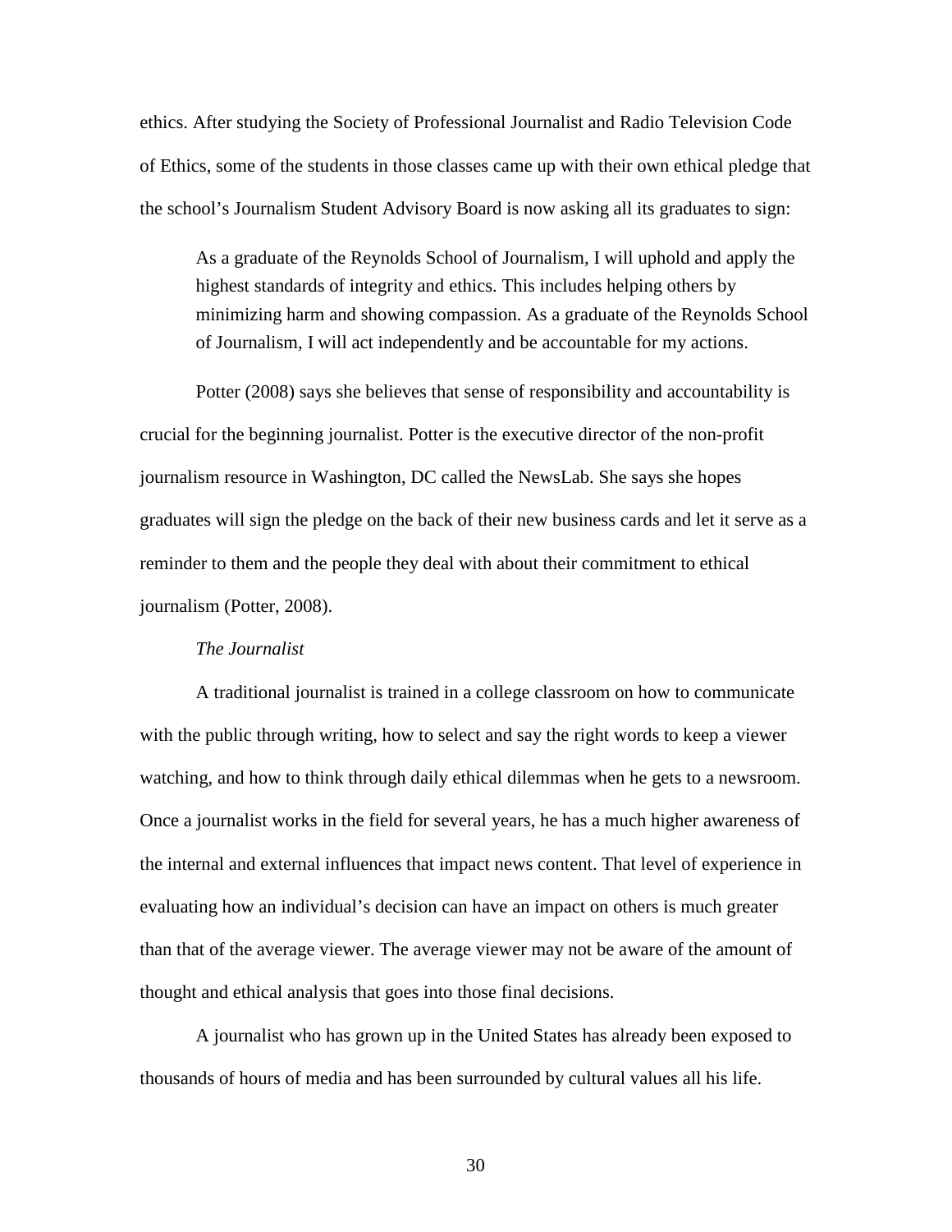ethics. After studying the Society of Professional Journalist and Radio Television Code of Ethics, some of the students in those classes came up with their own ethical pledge that the school's Journalism Student Advisory Board is now asking all its graduates to sign:

> As a graduate of the Reynolds School of Journalism, I will uphold and apply the highest standards of integrity and ethics. This includes helping others by minimizing harm and showing compassion. As a graduate of the Reynolds School of Journalism, I will act independently and be accountable for my actions.

Potter (2008) says she believes that sense of responsibility and accountability is crucial for the beginning journalist. Potter is the executive director of the non-profit journalism resource in Washington, DC called the NewsLab. She says she hopes graduates will sign the pledge on the back of their new business cards and let it serve as a reminder to them and the people they deal with about their commitment to ethical journalism (Potter, 2008).

*The Journalist*

A traditional journalist is trained in a college classroom on how to communicate with the public through writing, how to select and say the right words to keep a viewer watching, and how to think through daily ethical dilemmas when he gets to a newsroom. Once a journalist works in the field for several years, he has a much higher awareness of the internal and external influences that impact news content. That level of experience in evaluating how an individual's decision can have an impact on others is much greater than that of the average viewer. The average viewer may not be aware of the amount of thought and ethical analysis that goes into those final decisions.

A journalist who has grown up in the United States has already been exposed to thousands of hours of media and has been surrounded by cultural values all his life.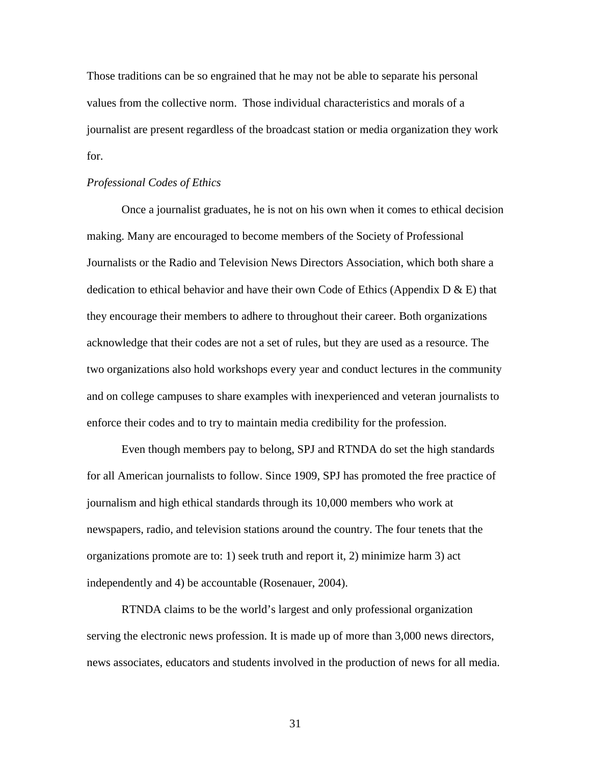Those traditions can be so engrained that he may not be able to separate his personal values from the collective norm. Those individual characteristics and morals of a journalist are present regardless of the broadcast station or media organization they work for.

*Professional Codes of Ethics*

Once a journalist graduates, he is not on his own when it comes to ethical decision making. Many are encouraged to become members of the Society of Professional Journalists or the Radio and Television News Directors Association, which both share a dedication to ethical behavior and have their own Code of Ethics (Appendix D & E) that they encourage their members to adhere to throughout their career. Both organizations acknowledge that their codes are not a set of rules, but they are used as a resource. The two organizations also hold workshops every year and conduct lectures in the community and on college campuses to share examples with inexperienced and veteran journalists to enforce their codes and to try to maintain media credibility for the profession.

Even though members pay to belong, SPJ and RTNDA do set the high standards for all American journalists to follow. Since 1909, SPJ has promoted the free practice of journalism and high ethical standards through its 10,000 members who work at newspapers, radio, and television stations around the country. The four tenets that the organizations promote are to: 1) seek truth and report it, 2) minimize harm 3) act independently and 4) be accountable (Rosenauer, 2004).

RTNDA claims to be the world's largest and only professional organization serving the electronic news profession. It is made up of more than 3,000 news directors, news associates, educators and students involved in the production of news for all media.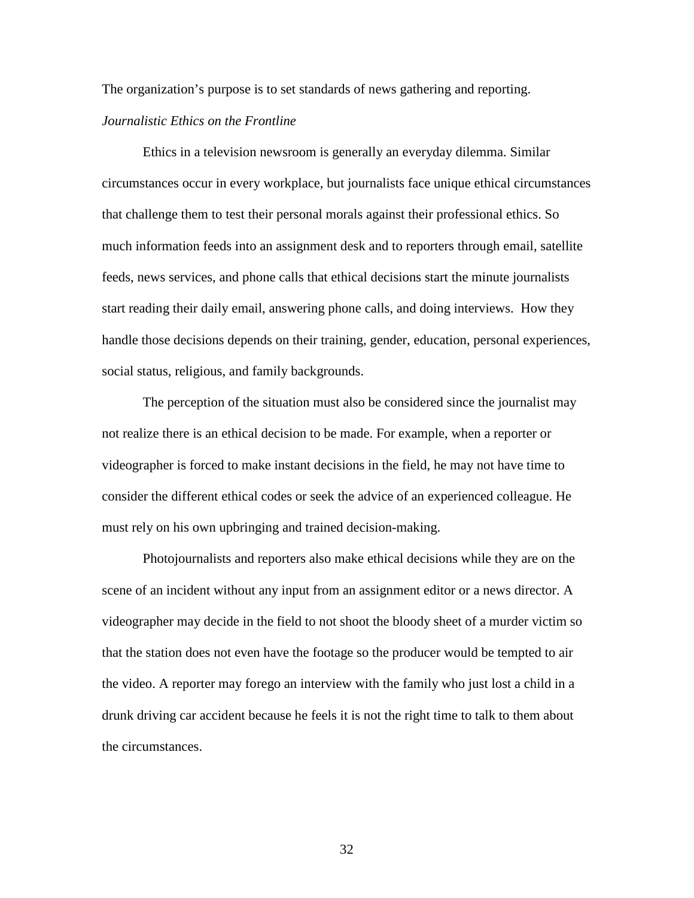The organization's purpose is to set standards of news gathering and reporting.

*Journalistic Ethics on the Frontline*

Ethics in a television newsroom is generally an everyday dilemma. Similar circumstances occur in every workplace, but journalists face unique ethical circumstances that challenge them to test their personal morals against their professional ethics. So much information feeds into an assignment desk and to reporters through email, satellite feeds, news services, and phone calls that ethical decisions start the minute journalists start reading their daily email, answering phone calls, and doing interviews. How they handle those decisions depends on their training, gender, education, personal experiences, social status, religious, and family backgrounds.

The perception of the situation must also be considered since the journalist may not realize there is an ethical decision to be made. For example, when a reporter or videographer is forced to make instant decisions in the field, he may not have time to consider the different ethical codes or seek the advice of an experienced colleague. He must rely on his own upbringing and trained decision-making.

Photojournalists and reporters also make ethical decisions while they are on the scene of an incident without any input from an assignment editor or a news director. A videographer may decide in the field to not shoot the bloody sheet of a murder victim so that the station does not even have the footage so the producer would be tempted to air the video. A reporter may forego an interview with the family who just lost a child in a drunk driving car accident because he feels it is not the right time to talk to them about the circumstances.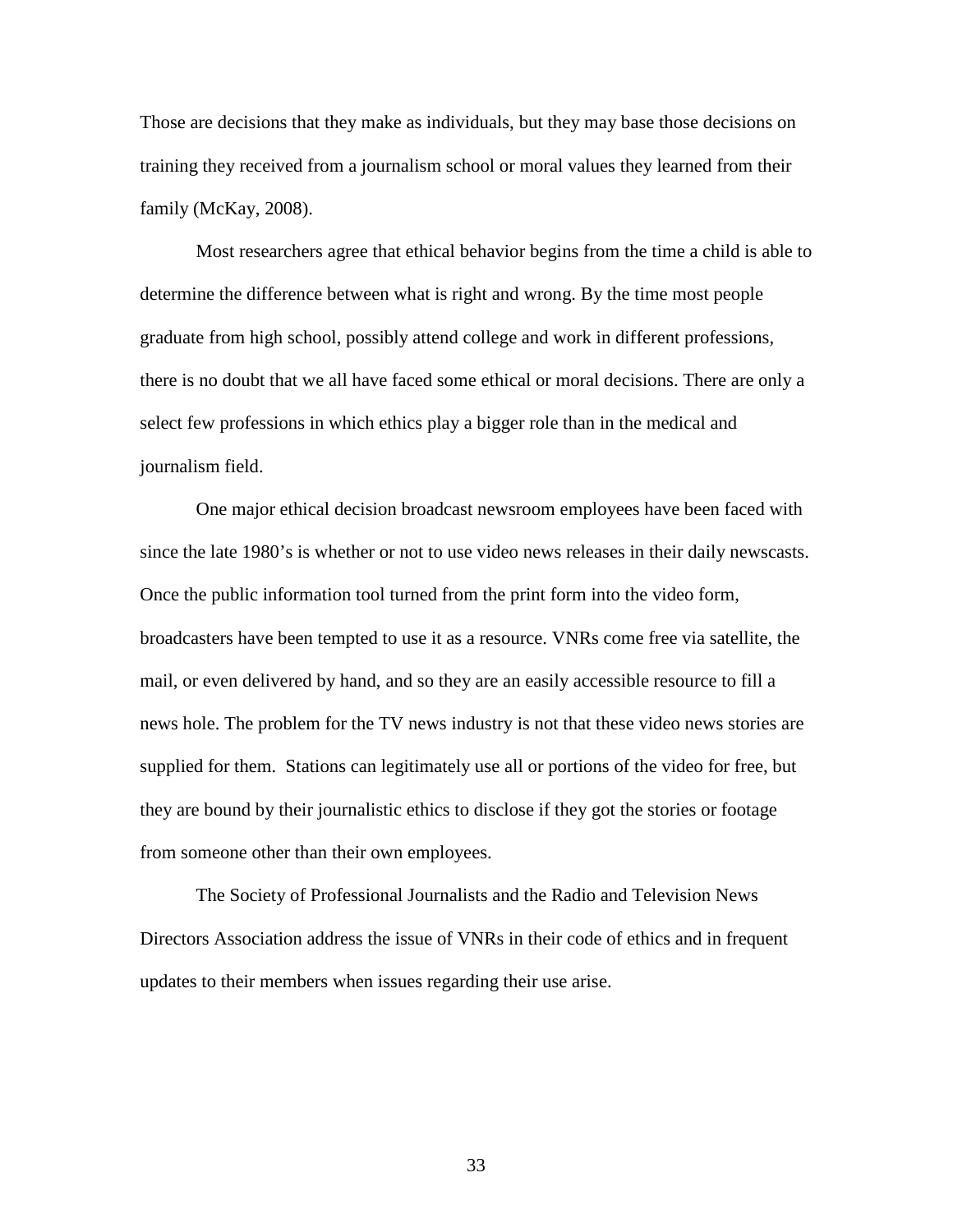Those are decisions that they make as individuals, but they may base those decisions on training they received from a journalism school or moral values they learned from their family (McKay, 2008).

Most researchers agree that ethical behavior begins from the time a child is able to determine the difference between what is right and wrong. By the time most people graduate from high school, possibly attend college and work in different professions, there is no doubt that we all have faced some ethical or moral decisions. There are only a select few professions in which ethics play a bigger role than in the medical and journalism field.

One major ethical decision broadcast newsroom employees have been faced with since the late 1980's is whether or not to use video news releases in their daily newscasts. Once the public information tool turned from the print form into the video form, broadcasters have been tempted to use it as a resource. VNRs come free via satellite, the mail, or even delivered by hand, and so they are an easily accessible resource to fill a news hole. The problem for the TV news industry is not that these video news stories are supplied for them. Stations can legitimately use all or portions of the video for free, but they are bound by their journalistic ethics to disclose if they got the stories or footage from someone other than their own employees.

The Society of Professional Journalists and the Radio and Television News Directors Association address the issue of VNRs in their code of ethics and in frequent updates to their members when issues regarding their use arise.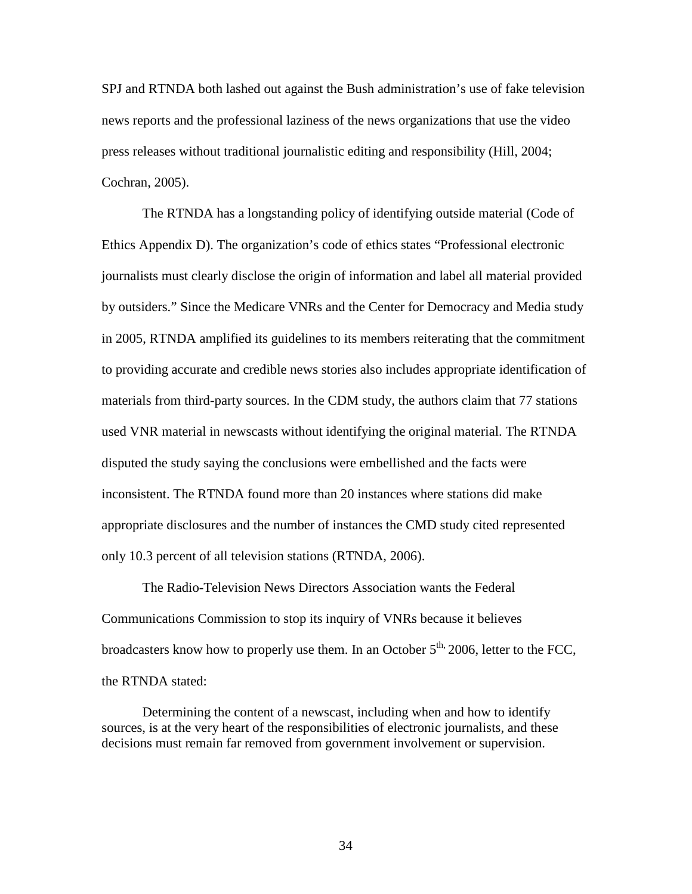SPJ and RTNDA both lashed out against the Bush administration's use of fake television news reports and the professional laziness of the news organizations that use the video press releases without traditional journalistic editing and responsibility (Hill, 2004; Cochran, 2005).

The RTNDA has a longstanding policy of identifying outside material (Code of Ethics Appendix D). The organization's code of ethics states "Professional electronic journalists must clearly disclose the origin of information and label all material provided by outsiders." Since the Medicare VNRs and the Center for Democracy and Media study in 2005, RTNDA amplified its guidelines to its members reiterating that the commitment to providing accurate and credible news stories also includes appropriate identification of materials from third-party sources. In the CDM study, the authors claim that 77 stations used VNR material in newscasts without identifying the original material. The RTNDA disputed the study saying the conclusions were embellished and the facts were inconsistent. The RTNDA found more than 20 instances where stations did make appropriate disclosures and the number of instances the CMD study cited represented only 10.3 percent of all television stations (RTNDA, 2006).

The Radio-Television News Directors Association wants the Federal Communications Commission to stop its inquiry of VNRs because it believes broadcasters know how to properly use them. In an October 5th, 2006, letter to the FCC, the RTNDA stated:

> Determining the content of a newscast, including when and how to identify sources, is at the very heart of the responsibilities of electronic journalists, and these decisions must remain far removed from government involvement or supervision.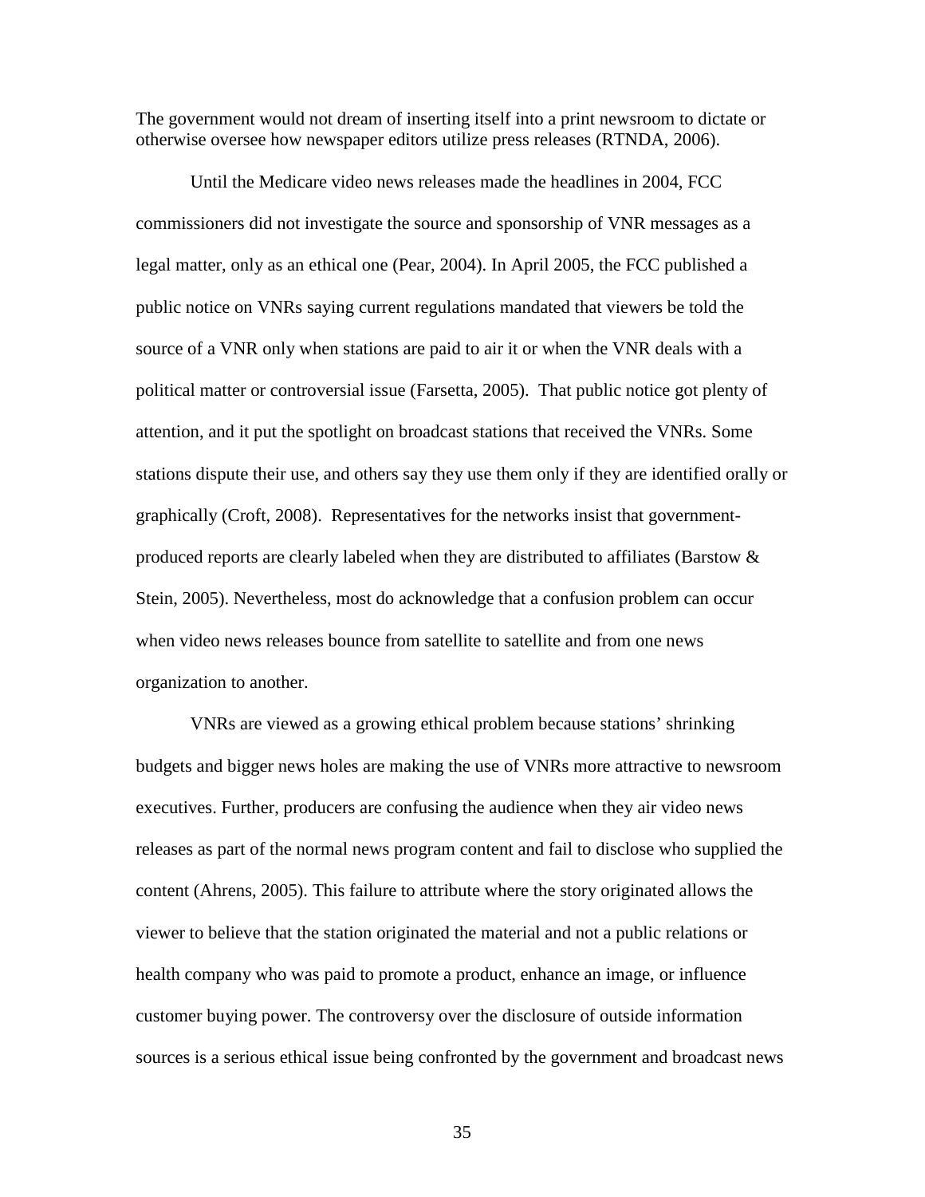The government would not dream of inserting itself into a print newsroom to dictate or otherwise oversee how newspaper editors utilize press releases (RTNDA, 2006).

Until the Medicare video news releases made the headlines in 2004, FCC commissioners did not investigate the source and sponsorship of VNR messages as a legal matter, only as an ethical one (Pear, 2004). In April 2005, the FCC published a public notice on VNRs saying current regulations mandated that viewers be told the source of a VNR only when stations are paid to air it or when the VNR deals with a political matter or controversial issue (Farsetta, 2005). That public notice got plenty of attention, and it put the spotlight on broadcast stations that received the VNRs. Some stations dispute their use, and others say they use them only if they are identified orally or graphically (Croft, 2008). Representatives for the networks insist that government-produced reports are clearly labeled when they are distributed to affiliates (Barstow & Stein, 2005). Nevertheless, most do acknowledge that a confusion problem can occur when video news releases bounce from satellite to satellite and from one news organization to another.

VNRs are viewed as a growing ethical problem because stations' shrinking budgets and bigger news holes are making the use of VNRs more attractive to newsroom executives. Further, producers are confusing the audience when they air video news releases as part of the normal news program content and fail to disclose who supplied the content (Ahrens, 2005). This failure to attribute where the story originated allows the viewer to believe that the station originated the material and not a public relations or health company who was paid to promote a product, enhance an image, or influence customer buying power. The controversy over the disclosure of outside information sources is a serious ethical issue being confronted by the government and broadcast news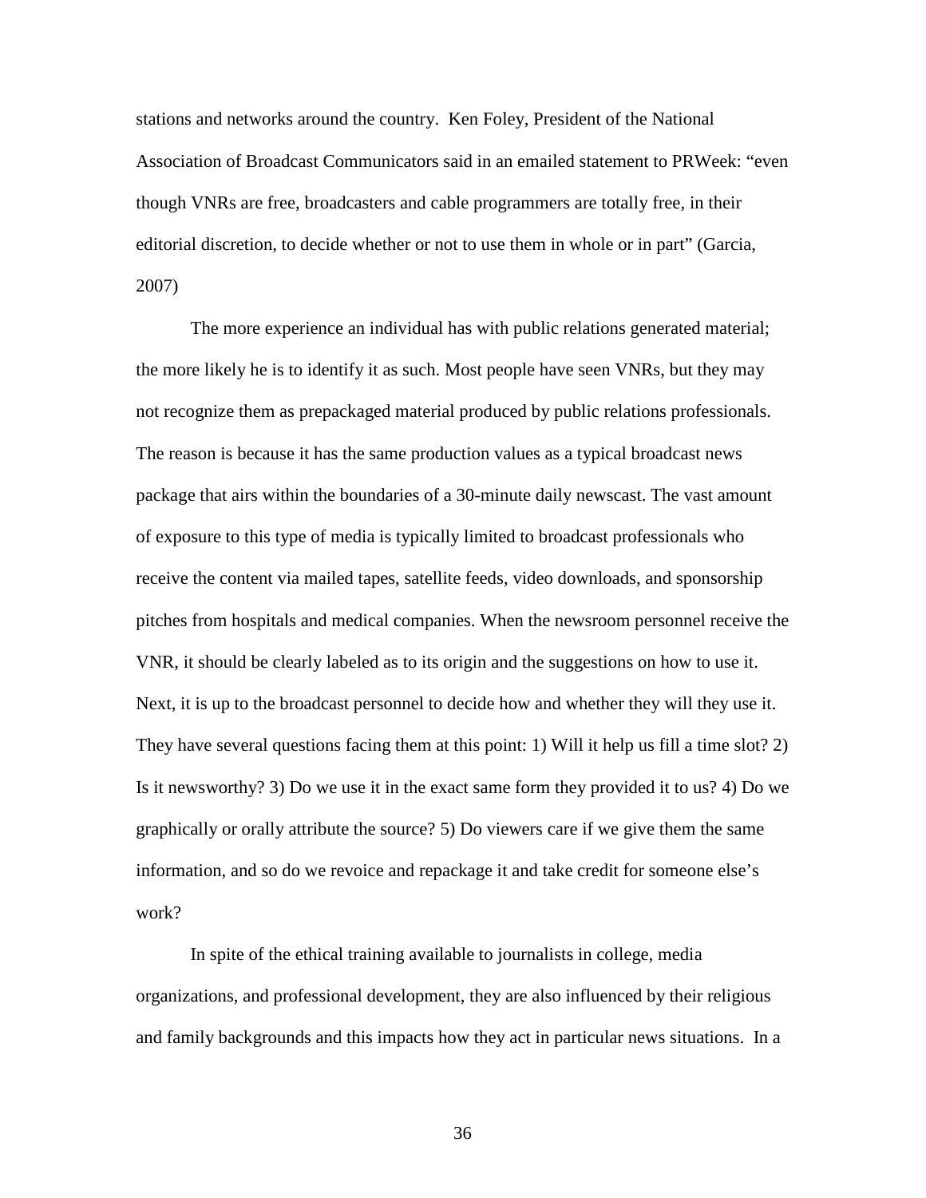stations and networks around the country. Ken Foley, President of the National Association of Broadcast Communicators said in an emailed statement to PRWeek: "even though VNRs are free, broadcasters and cable programmers are totally free, in their editorial discretion, to decide whether or not to use them in whole or in part" (Garcia, 2007)

The more experience an individual has with public relations generated material; the more likely he is to identify it as such. Most people have seen VNRs, but they may not recognize them as prepackaged material produced by public relations professionals. The reason is because it has the same production values as a typical broadcast news package that airs within the boundaries of a 30-minute daily newscast. The vast amount of exposure to this type of media is typically limited to broadcast professionals who receive the content via mailed tapes, satellite feeds, video downloads, and sponsorship pitches from hospitals and medical companies. When the newsroom personnel receive the VNR, it should be clearly labeled as to its origin and the suggestions on how to use it. Next, it is up to the broadcast personnel to decide how and whether they will they use it. They have several questions facing them at this point: 1) Will it help us fill a time slot? 2) Is it newsworthy? 3) Do we use it in the exact same form they provided it to us? 4) Do we graphically or orally attribute the source? 5) Do viewers care if we give them the same information, and so do we revoice and repackage it and take credit for someone else's work?

In spite of the ethical training available to journalists in college, media organizations, and professional development, they are also influenced by their religious and family backgrounds and this impacts how they act in particular news situations. In a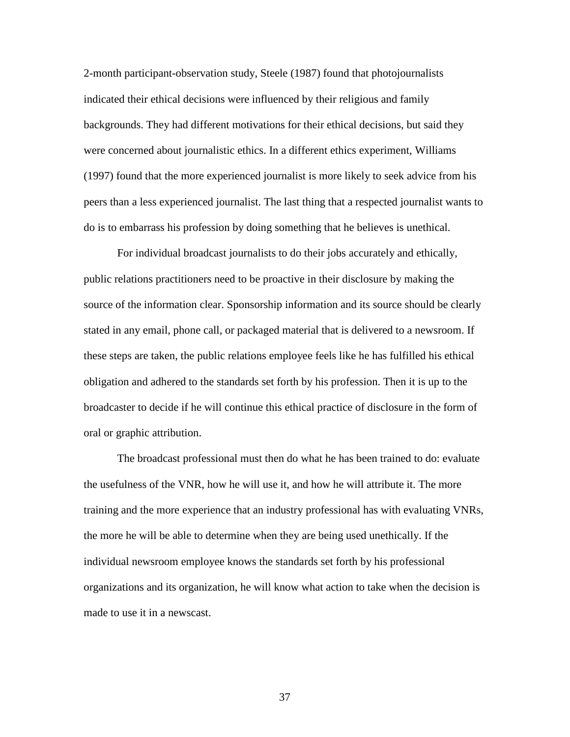2-month participant-observation study, Steele (1987) found that photojournalists indicated their ethical decisions were influenced by their religious and family backgrounds. They had different motivations for their ethical decisions, but said they were concerned about journalistic ethics. In a different ethics experiment, Williams (1997) found that the more experienced journalist is more likely to seek advice from his peers than a less experienced journalist. The last thing that a respected journalist wants to do is to embarrass his profession by doing something that he believes is unethical.

For individual broadcast journalists to do their jobs accurately and ethically, public relations practitioners need to be proactive in their disclosure by making the source of the information clear. Sponsorship information and its source should be clearly stated in any email, phone call, or packaged material that is delivered to a newsroom. If these steps are taken, the public relations employee feels like he has fulfilled his ethical obligation and adhered to the standards set forth by his profession. Then it is up to the broadcaster to decide if he will continue this ethical practice of disclosure in the form of oral or graphic attribution.

The broadcast professional must then do what he has been trained to do: evaluate the usefulness of the VNR, how he will use it, and how he will attribute it. The more training and the more experience that an industry professional has with evaluating VNRs, the more he will be able to determine when they are being used unethically. If the individual newsroom employee knows the standards set forth by his professional organizations and its organization, he will know what action to take when the decision is made to use it in a newscast.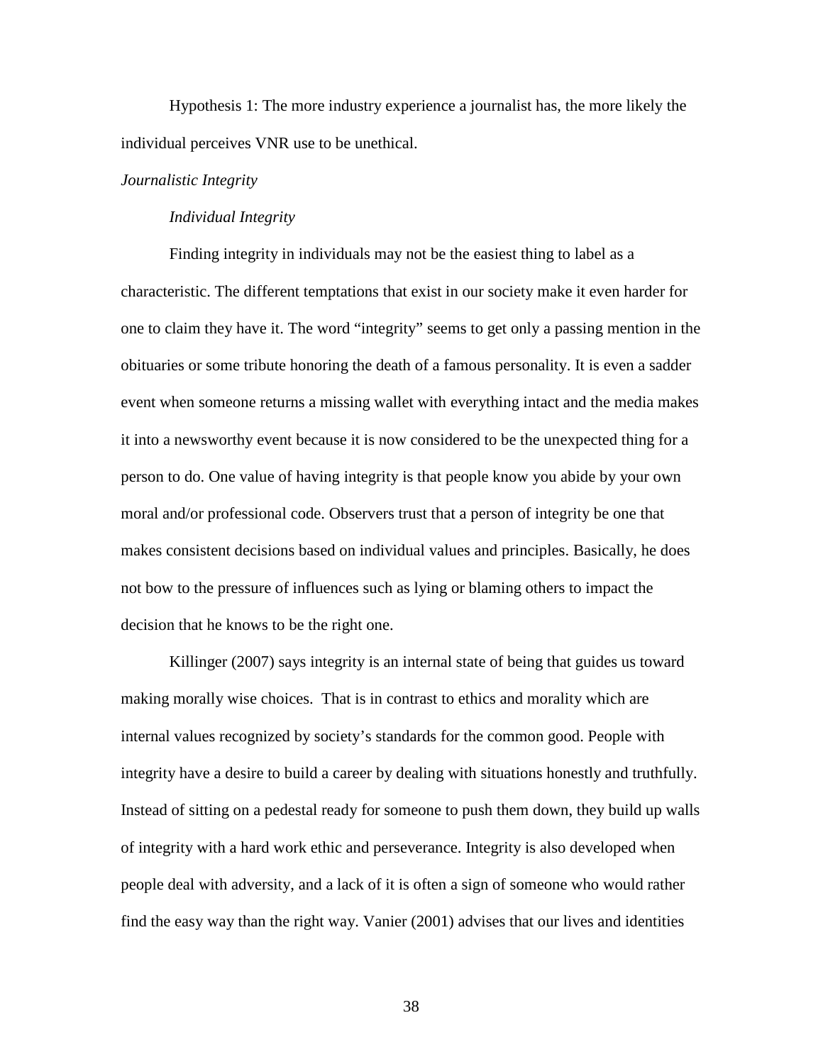Hypothesis 1: The more industry experience a journalist has, the more likely the individual perceives VNR use to be unethical.

### *Journalistic Integrity*

#### *Individual Integrity*

Finding integrity in individuals may not be the easiest thing to label as a characteristic. The different temptations that exist in our society make it even harder for one to claim they have it. The word "integrity" seems to get only a passing mention in the obituaries or some tribute honoring the death of a famous personality. It is even a sadder event when someone returns a missing wallet with everything intact and the media makes it into a newsworthy event because it is now considered to be the unexpected thing for a person to do. One value of having integrity is that people know you abide by your own moral and/or professional code. Observers trust that a person of integrity be one that makes consistent decisions based on individual values and principles. Basically, he does not bow to the pressure of influences such as lying or blaming others to impact the decision that he knows to be the right one.

Killinger (2007) says integrity is an internal state of being that guides us toward making morally wise choices. That is in contrast to ethics and morality which are internal values recognized by society's standards for the common good. People with integrity have a desire to build a career by dealing with situations honestly and truthfully. Instead of sitting on a pedestal ready for someone to push them down, they build up walls of integrity with a hard work ethic and perseverance. Integrity is also developed when people deal with adversity, and a lack of it is often a sign of someone who would rather find the easy way than the right way. Vanier (2001) advises that our lives and identities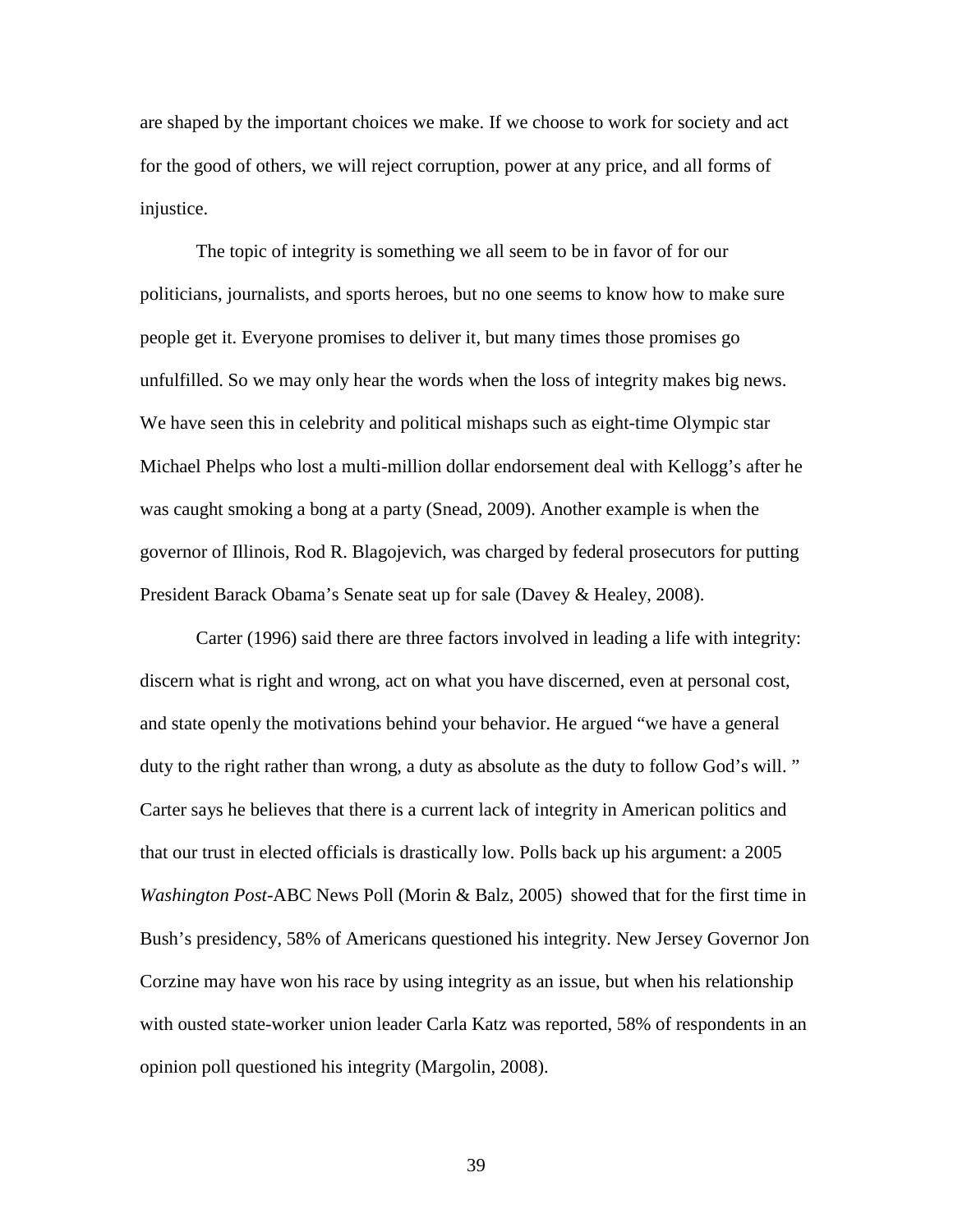are shaped by the important choices we make. If we choose to work for society and act for the good of others, we will reject corruption, power at any price, and all forms of injustice.

The topic of integrity is something we all seem to be in favor of for our politicians, journalists, and sports heroes, but no one seems to know how to make sure people get it. Everyone promises to deliver it, but many times those promises go unfulfilled. So we may only hear the words when the loss of integrity makes big news. We have seen this in celebrity and political mishaps such as eight-time Olympic star Michael Phelps who lost a multi-million dollar endorsement deal with Kellogg's after he was caught smoking a bong at a party (Snead, 2009). Another example is when the governor of Illinois, Rod R. Blagojevich, was charged by federal prosecutors for putting President Barack Obama's Senate seat up for sale (Davey & Healey, 2008).

Carter (1996) said there are three factors involved in leading a life with integrity: discern what is right and wrong, act on what you have discerned, even at personal cost, and state openly the motivations behind your behavior. He argued "we have a general duty to the right rather than wrong, a duty as absolute as the duty to follow God's will. " Carter says he believes that there is a current lack of integrity in American politics and that our trust in elected officials is drastically low. Polls back up his argument: a 2005 *Washington Post*-ABC News Poll (Morin & Balz, 2005) showed that for the first time in Bush's presidency, 58% of Americans questioned his integrity. New Jersey Governor Jon Corzine may have won his race by using integrity as an issue, but when his relationship with ousted state-worker union leader Carla Katz was reported, 58% of respondents in an opinion poll questioned his integrity (Margolin, 2008).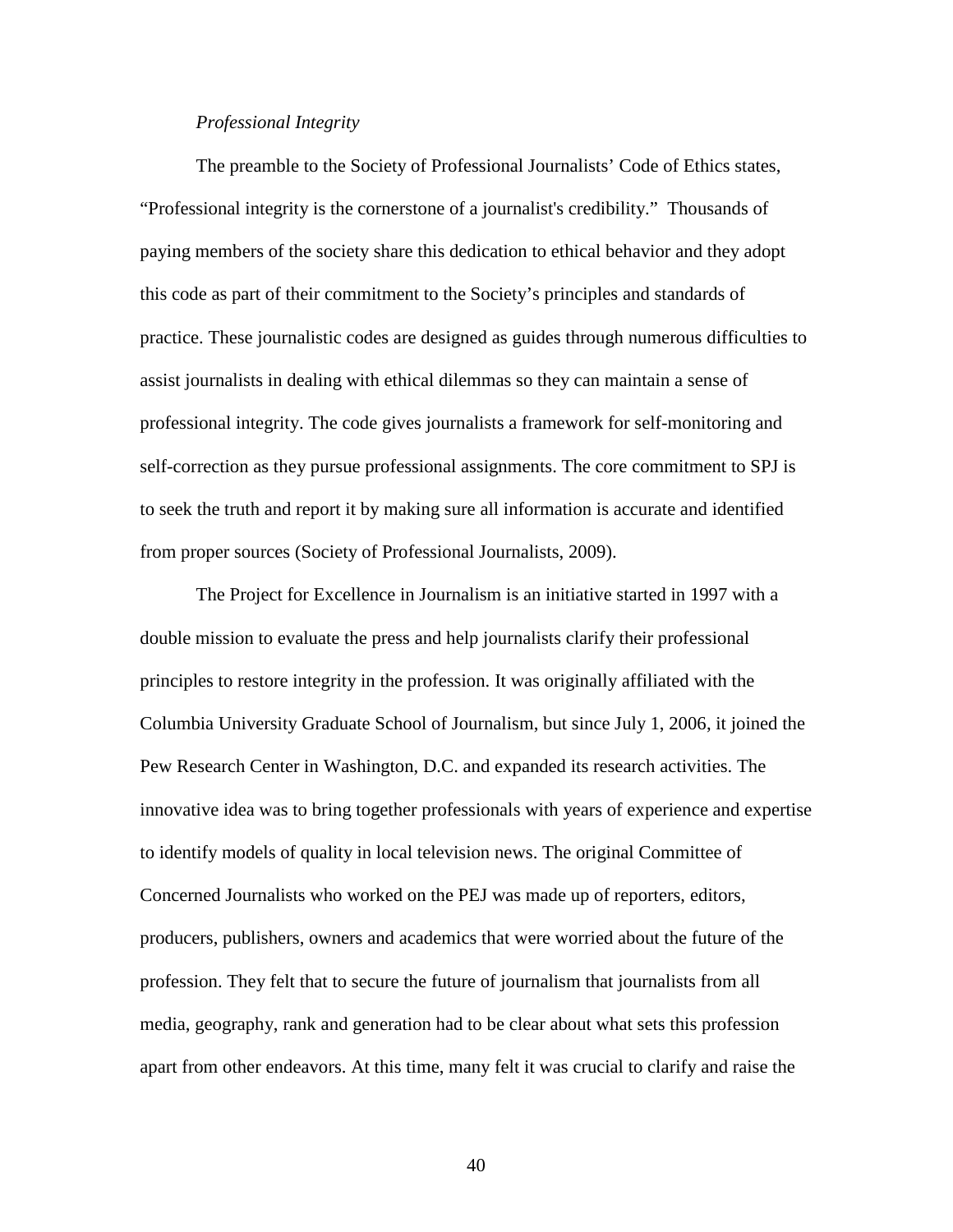*Professional Integrity*

The preamble to the Society of Professional Journalists' Code of Ethics states, "Professional integrity is the cornerstone of a journalist's credibility." Thousands of paying members of the society share this dedication to ethical behavior and they adopt this code as part of their commitment to the Society's principles and standards of practice. These journalistic codes are designed as guides through numerous difficulties to assist journalists in dealing with ethical dilemmas so they can maintain a sense of professional integrity. The code gives journalists a framework for self-monitoring and self-correction as they pursue professional assignments. The core commitment to SPJ is to seek the truth and report it by making sure all information is accurate and identified from proper sources (Society of Professional Journalists, 2009).

The Project for Excellence in Journalism is an initiative started in 1997 with a double mission to evaluate the press and help journalists clarify their professional principles to restore integrity in the profession. It was originally affiliated with the Columbia University Graduate School of Journalism, but since July 1, 2006, it joined the Pew Research Center in Washington, D.C. and expanded its research activities. The innovative idea was to bring together professionals with years of experience and expertise to identify models of quality in local television news. The original Committee of Concerned Journalists who worked on the PEJ was made up of reporters, editors, producers, publishers, owners and academics that were worried about the future of the profession. They felt that to secure the future of journalism that journalists from all media, geography, rank and generation had to be clear about what sets this profession apart from other endeavors. At this time, many felt it was crucial to clarify and raise the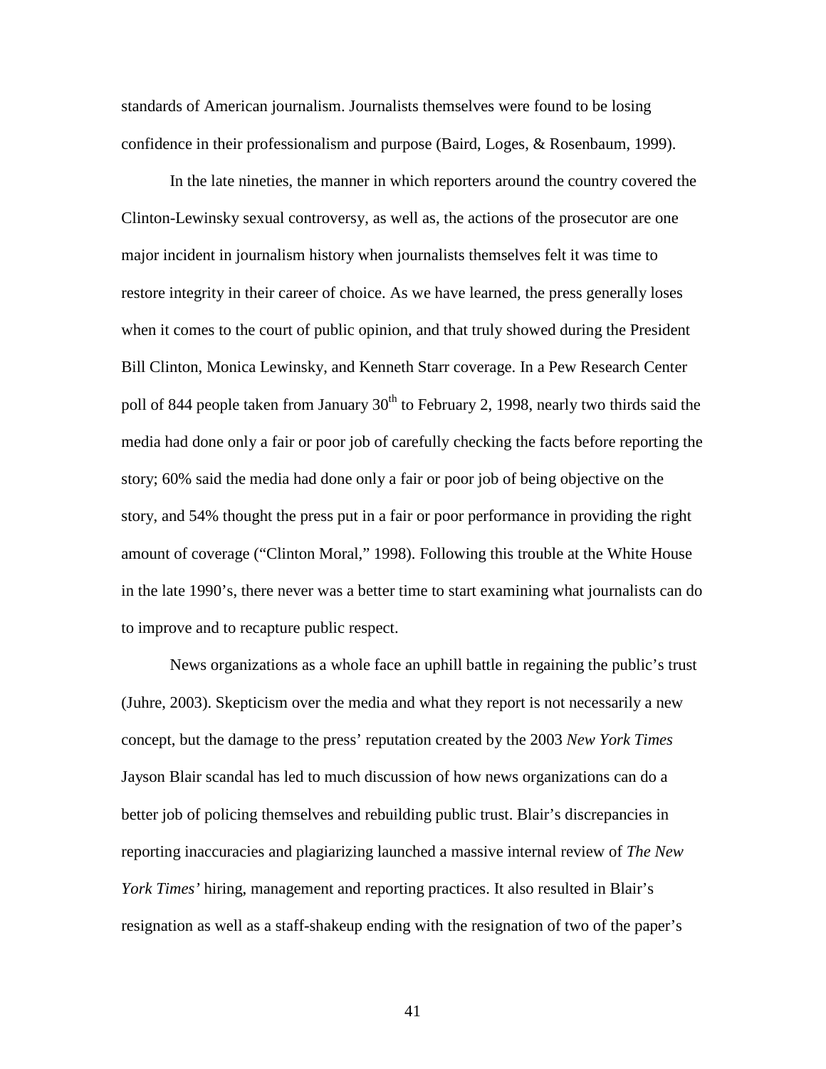standards of American journalism. Journalists themselves were found to be losing confidence in their professionalism and purpose (Baird, Loges, & Rosenbaum, 1999).

In the late nineties, the manner in which reporters around the country covered the Clinton-Lewinsky sexual controversy, as well as, the actions of the prosecutor are one major incident in journalism history when journalists themselves felt it was time to restore integrity in their career of choice. As we have learned, the press generally loses when it comes to the court of public opinion, and that truly showed during the President Bill Clinton, Monica Lewinsky, and Kenneth Starr coverage. In a Pew Research Center poll of 844 people taken from January 30th to February 2, 1998, nearly two thirds said the media had done only a fair or poor job of carefully checking the facts before reporting the story; 60% said the media had done only a fair or poor job of being objective on the story, and 54% thought the press put in a fair or poor performance in providing the right amount of coverage ("Clinton Moral," 1998). Following this trouble at the White House in the late 1990's, there never was a better time to start examining what journalists can do to improve and to recapture public respect.

News organizations as a whole face an uphill battle in regaining the public's trust (Juhre, 2003). Skepticism over the media and what they report is not necessarily a new concept, but the damage to the press' reputation created by the 2003 *New York Times* Jayson Blair scandal has led to much discussion of how news organizations can do a better job of policing themselves and rebuilding public trust. Blair's discrepancies in reporting inaccuracies and plagiarizing launched a massive internal review of *The New York Times'* hiring, management and reporting practices. It also resulted in Blair's resignation as well as a staff-shakeup ending with the resignation of two of the paper's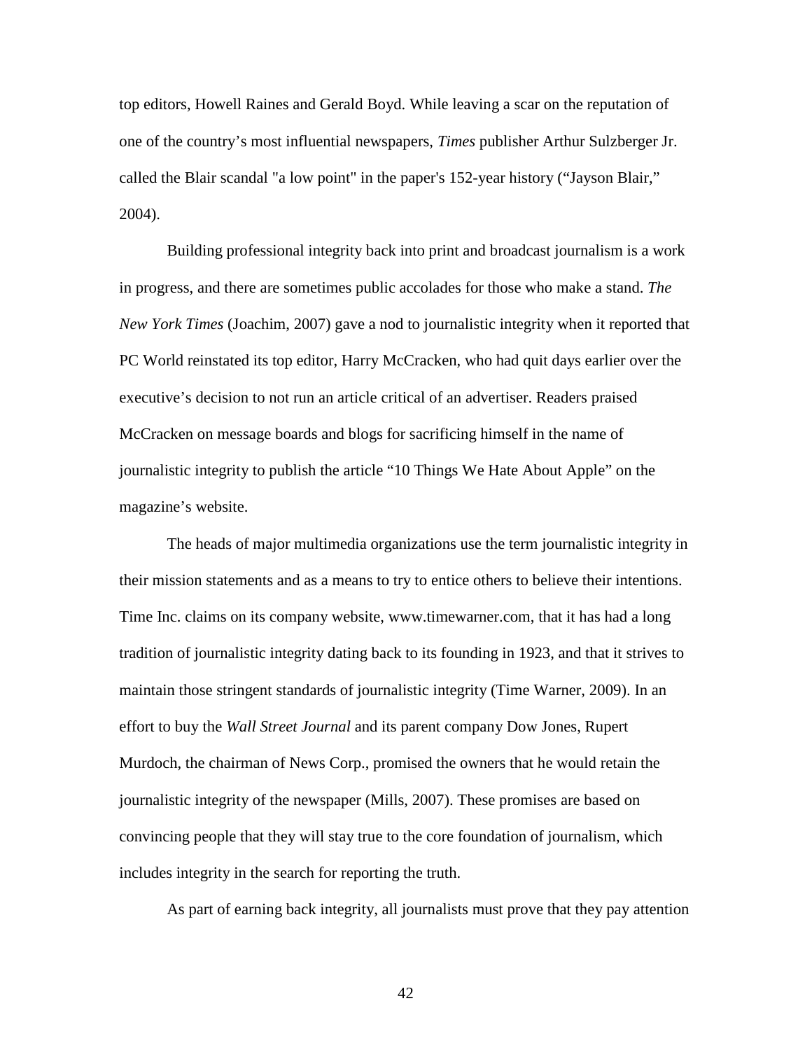top editors, Howell Raines and Gerald Boyd. While leaving a scar on the reputation of one of the country's most influential newspapers, *Times* publisher Arthur Sulzberger Jr. called the Blair scandal "a low point" in the paper's 152-year history ("Jayson Blair," 2004).

Building professional integrity back into print and broadcast journalism is a work in progress, and there are sometimes public accolades for those who make a stand. *The New York Times* (Joachim, 2007) gave a nod to journalistic integrity when it reported that PC World reinstated its top editor, Harry McCracken, who had quit days earlier over the executive's decision to not run an article critical of an advertiser. Readers praised McCracken on message boards and blogs for sacrificing himself in the name of journalistic integrity to publish the article "10 Things We Hate About Apple" on the magazine's website.

The heads of major multimedia organizations use the term journalistic integrity in their mission statements and as a means to try to entice others to believe their intentions. Time Inc. claims on its company website, www.timewarner.com, that it has had a long tradition of journalistic integrity dating back to its founding in 1923, and that it strives to maintain those stringent standards of journalistic integrity (Time Warner, 2009). In an effort to buy the *Wall Street Journal* and its parent company Dow Jones, Rupert Murdoch, the chairman of News Corp., promised the owners that he would retain the journalistic integrity of the newspaper (Mills, 2007). These promises are based on convincing people that they will stay true to the core foundation of journalism, which includes integrity in the search for reporting the truth.

As part of earning back integrity, all journalists must prove that they pay attention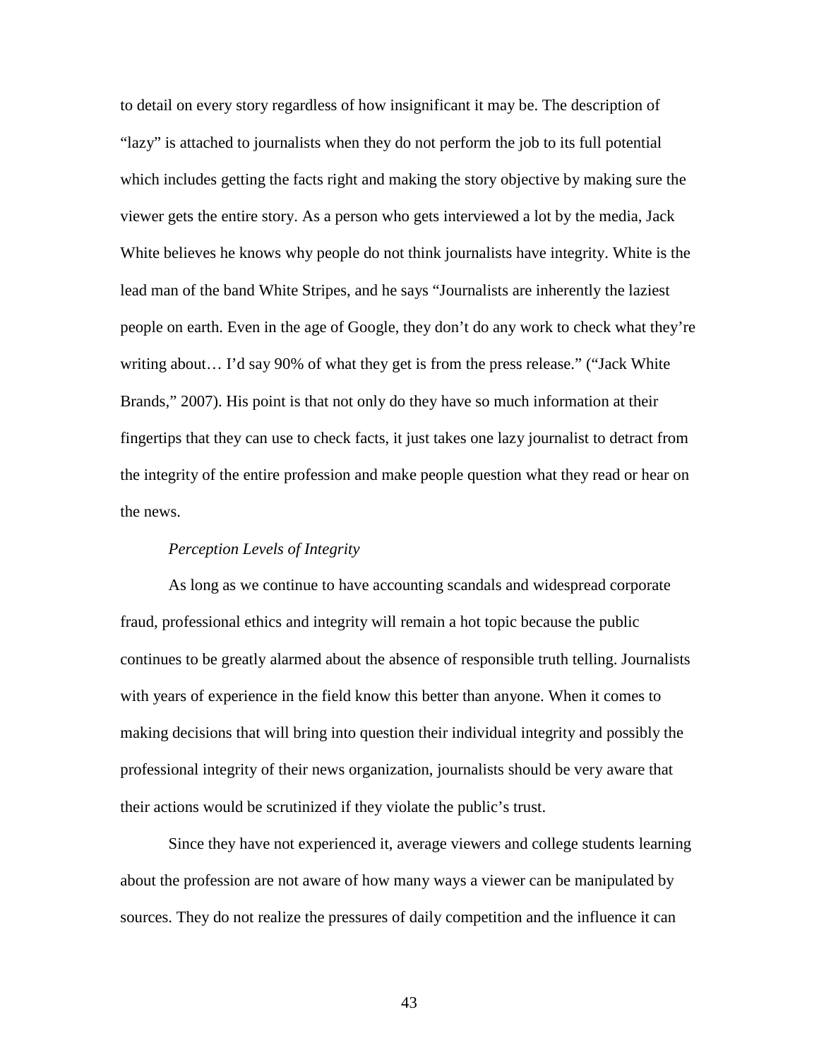to detail on every story regardless of how insignificant it may be. The description of "lazy" is attached to journalists when they do not perform the job to its full potential which includes getting the facts right and making the story objective by making sure the viewer gets the entire story. As a person who gets interviewed a lot by the media, Jack White believes he knows why people do not think journalists have integrity. White is the lead man of the band White Stripes, and he says "Journalists are inherently the laziest people on earth. Even in the age of Google, they don't do any work to check what they're writing about… I'd say 90% of what they get is from the press release." ("Jack White Brands," 2007). His point is that not only do they have so much information at their fingertips that they can use to check facts, it just takes one lazy journalist to detract from the integrity of the entire profession and make people question what they read or hear on the news.

*Perception Levels of Integrity*

As long as we continue to have accounting scandals and widespread corporate fraud, professional ethics and integrity will remain a hot topic because the public continues to be greatly alarmed about the absence of responsible truth telling. Journalists with years of experience in the field know this better than anyone. When it comes to making decisions that will bring into question their individual integrity and possibly the professional integrity of their news organization, journalists should be very aware that their actions would be scrutinized if they violate the public's trust.

Since they have not experienced it, average viewers and college students learning about the profession are not aware of how many ways a viewer can be manipulated by sources. They do not realize the pressures of daily competition and the influence it can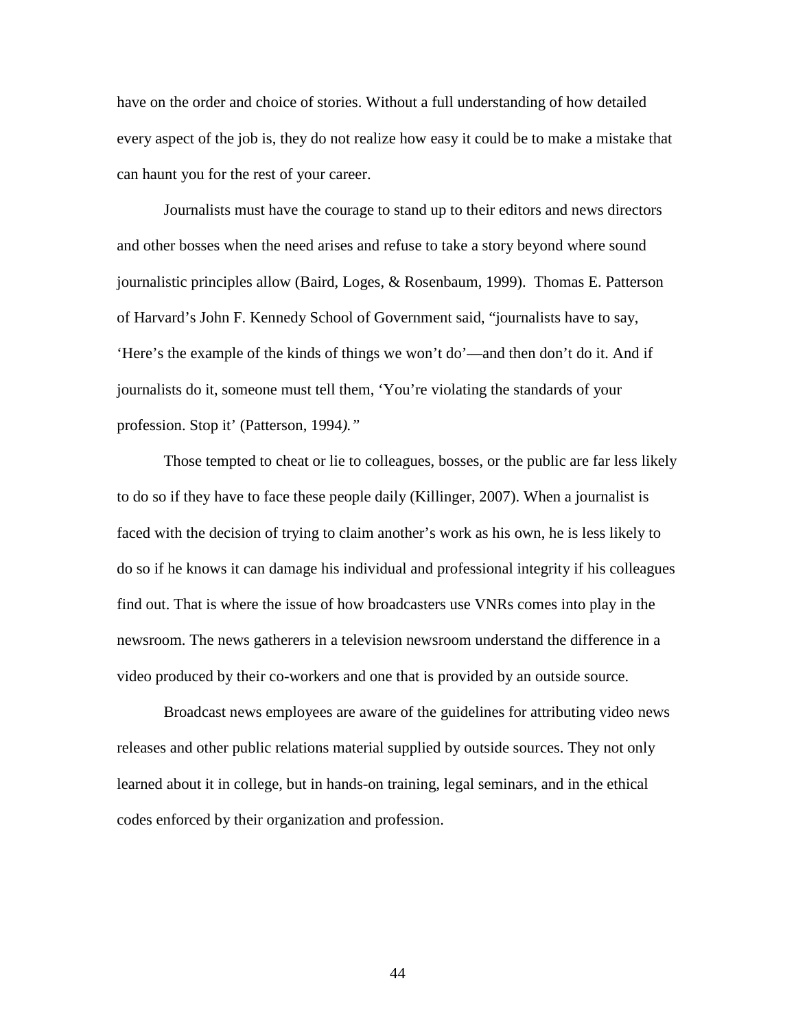have on the order and choice of stories. Without a full understanding of how detailed every aspect of the job is, they do not realize how easy it could be to make a mistake that can haunt you for the rest of your career.

Journalists must have the courage to stand up to their editors and news directors and other bosses when the need arises and refuse to take a story beyond where sound journalistic principles allow (Baird, Loges, & Rosenbaum, 1999). Thomas E. Patterson of Harvard's John F. Kennedy School of Government said, "journalists have to say, 'Here's the example of the kinds of things we won't do'—and then don't do it. And if journalists do it, someone must tell them, 'You're violating the standards of your profession. Stop it' (Patterson, 1994*)."*

Those tempted to cheat or lie to colleagues, bosses, or the public are far less likely to do so if they have to face these people daily (Killinger, 2007). When a journalist is faced with the decision of trying to claim another's work as his own, he is less likely to do so if he knows it can damage his individual and professional integrity if his colleagues find out. That is where the issue of how broadcasters use VNRs comes into play in the newsroom. The news gatherers in a television newsroom understand the difference in a video produced by their co-workers and one that is provided by an outside source.

Broadcast news employees are aware of the guidelines for attributing video news releases and other public relations material supplied by outside sources. They not only learned about it in college, but in hands-on training, legal seminars, and in the ethical codes enforced by their organization and profession.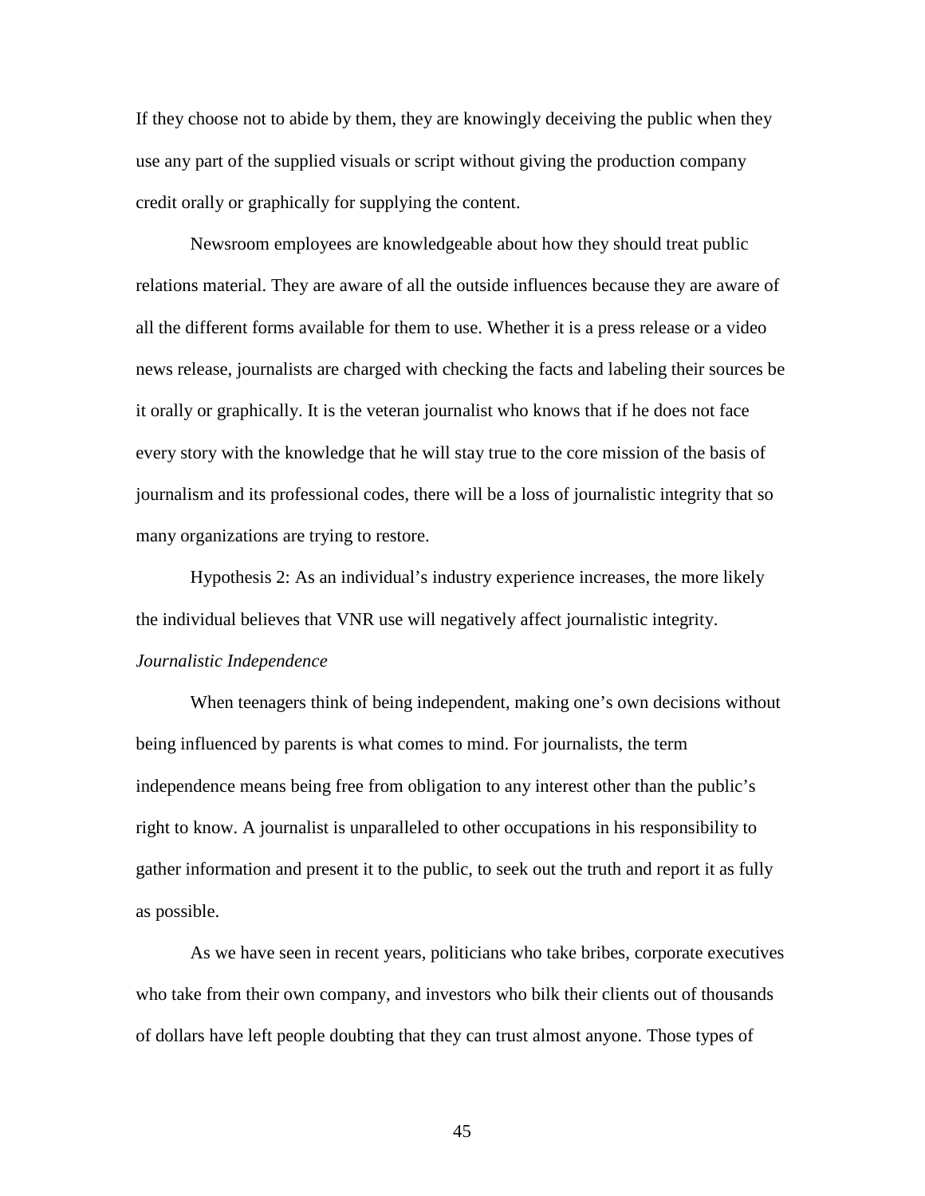If they choose not to abide by them, they are knowingly deceiving the public when they use any part of the supplied visuals or script without giving the production company credit orally or graphically for supplying the content.

Newsroom employees are knowledgeable about how they should treat public relations material. They are aware of all the outside influences because they are aware of all the different forms available for them to use. Whether it is a press release or a video news release, journalists are charged with checking the facts and labeling their sources be it orally or graphically. It is the veteran journalist who knows that if he does not face every story with the knowledge that he will stay true to the core mission of the basis of journalism and its professional codes, there will be a loss of journalistic integrity that so many organizations are trying to restore.

Hypothesis 2: As an individual's industry experience increases, the more likely the individual believes that VNR use will negatively affect journalistic integrity.

*Journalistic Independence*

When teenagers think of being independent, making one's own decisions without being influenced by parents is what comes to mind. For journalists, the term independence means being free from obligation to any interest other than the public's right to know. A journalist is unparalleled to other occupations in his responsibility to gather information and present it to the public, to seek out the truth and report it as fully as possible.

As we have seen in recent years, politicians who take bribes, corporate executives who take from their own company, and investors who bilk their clients out of thousands of dollars have left people doubting that they can trust almost anyone. Those types of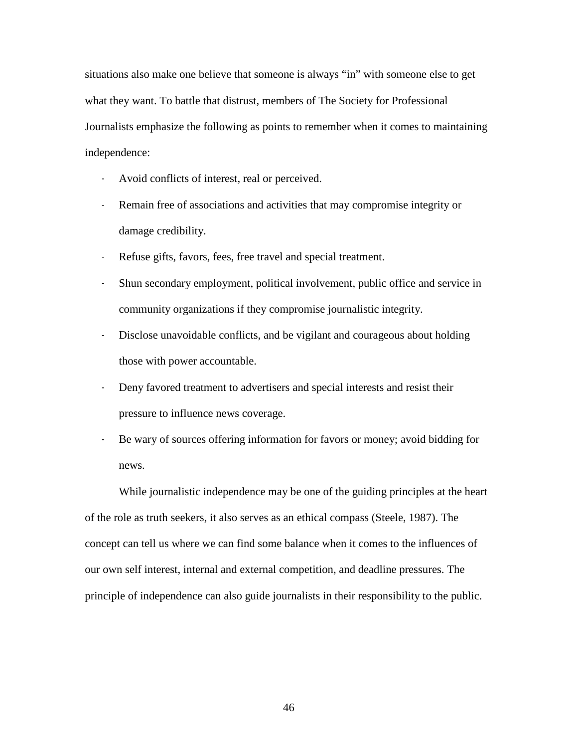situations also make one believe that someone is always "in" with someone else to get what they want. To battle that distrust, members of The Society for Professional Journalists emphasize the following as points to remember when it comes to maintaining independence:

- Avoid conflicts of interest, real or perceived.
- Remain free of associations and activities that may compromise integrity or damage credibility.
- Refuse gifts, favors, fees, free travel and special treatment.
- Shun secondary employment, political involvement, public office and service in community organizations if they compromise journalistic integrity.
- Disclose unavoidable conflicts, and be vigilant and courageous about holding those with power accountable.
- Deny favored treatment to advertisers and special interests and resist their pressure to influence news coverage.
- Be wary of sources offering information for favors or money; avoid bidding for news.

While journalistic independence may be one of the guiding principles at the heart of the role as truth seekers, it also serves as an ethical compass (Steele, 1987). The concept can tell us where we can find some balance when it comes to the influences of our own self interest, internal and external competition, and deadline pressures. The principle of independence can also guide journalists in their responsibility to the public.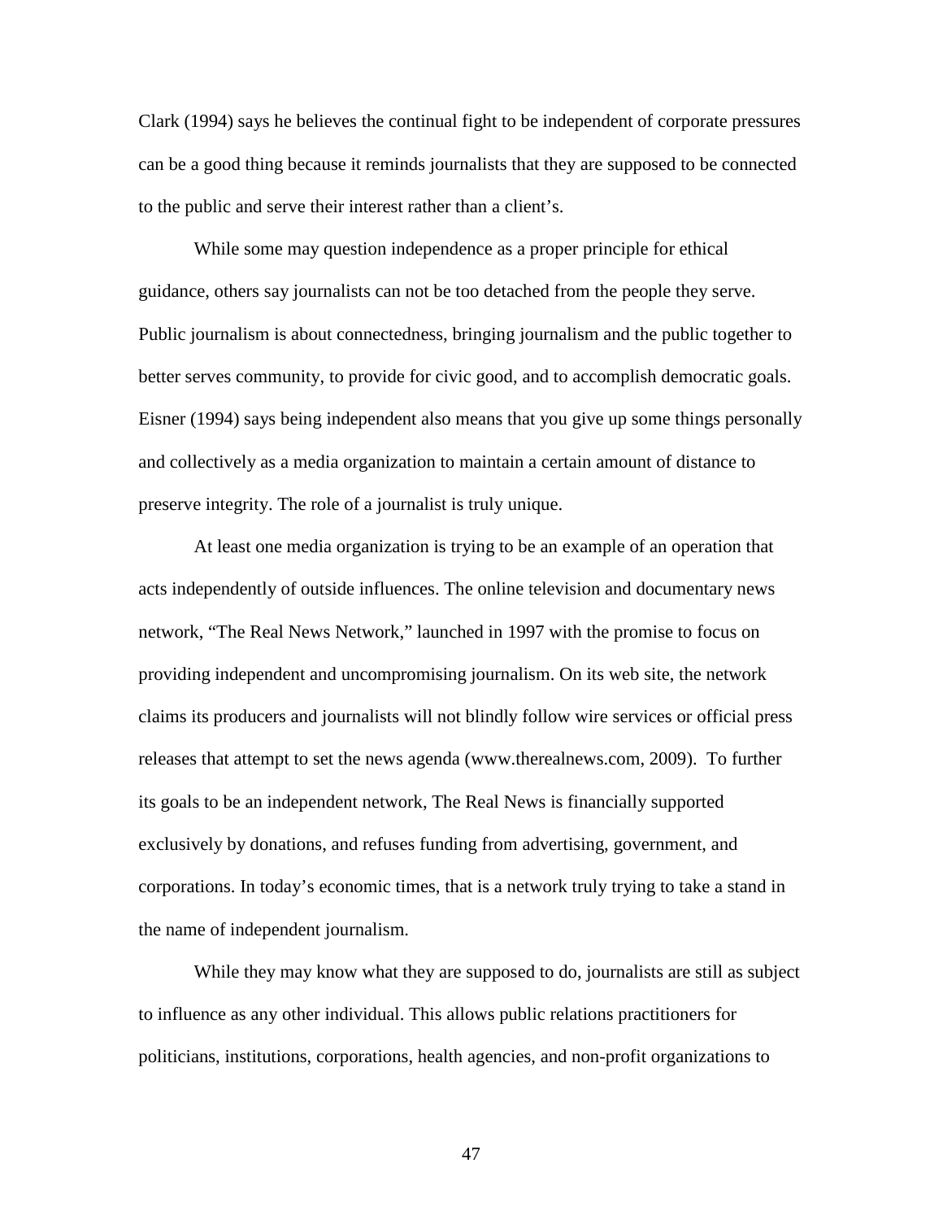Clark (1994) says he believes the continual fight to be independent of corporate pressures can be a good thing because it reminds journalists that they are supposed to be connected to the public and serve their interest rather than a client's.

While some may question independence as a proper principle for ethical guidance, others say journalists can not be too detached from the people they serve. Public journalism is about connectedness, bringing journalism and the public together to better serves community, to provide for civic good, and to accomplish democratic goals. Eisner (1994) says being independent also means that you give up some things personally and collectively as a media organization to maintain a certain amount of distance to preserve integrity. The role of a journalist is truly unique.

At least one media organization is trying to be an example of an operation that acts independently of outside influences. The online television and documentary news network, "The Real News Network," launched in 1997 with the promise to focus on providing independent and uncompromising journalism. On its web site, the network claims its producers and journalists will not blindly follow wire services or official press releases that attempt to set the news agenda (www.therealnews.com, 2009). To further its goals to be an independent network, The Real News is financially supported exclusively by donations, and refuses funding from advertising, government, and corporations. In today's economic times, that is a network truly trying to take a stand in the name of independent journalism.

While they may know what they are supposed to do, journalists are still as subject to influence as any other individual. This allows public relations practitioners for politicians, institutions, corporations, health agencies, and non-profit organizations to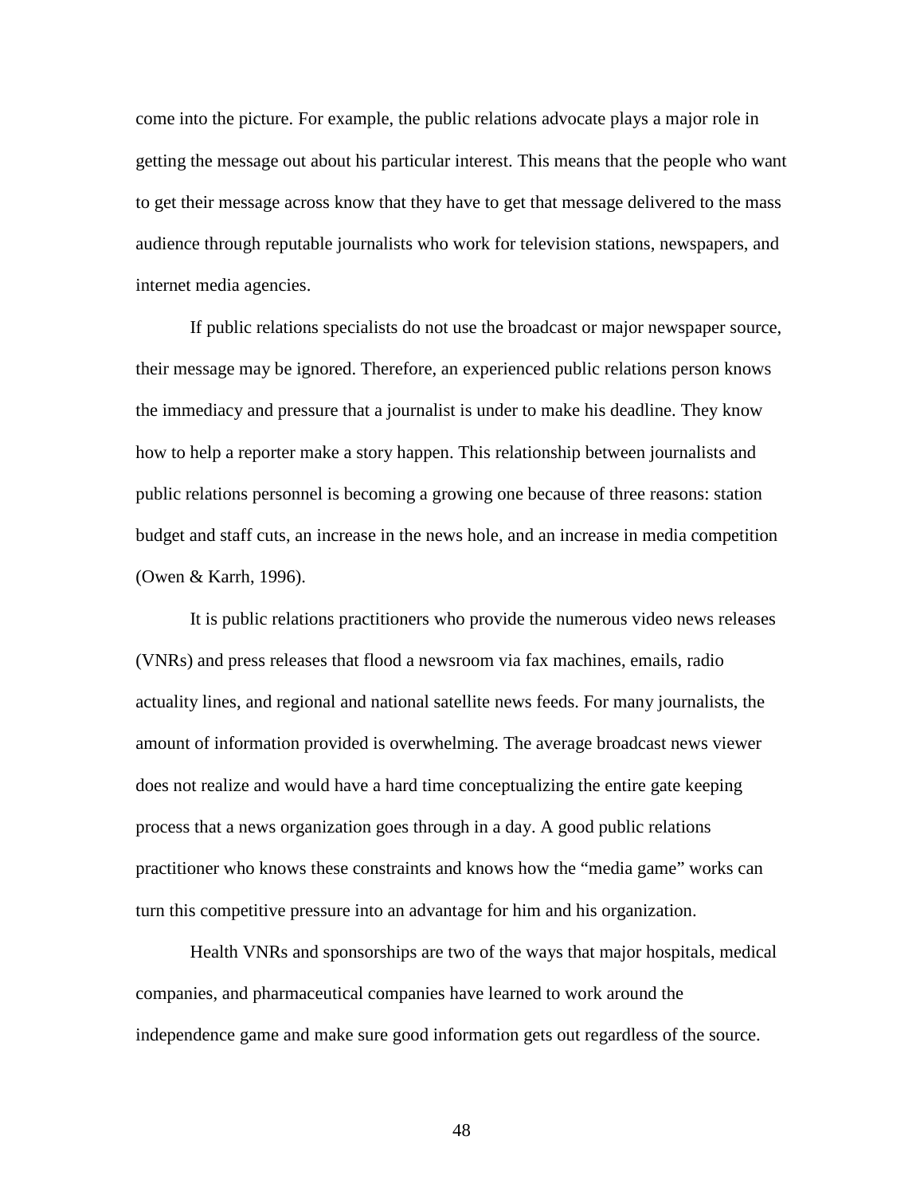come into the picture. For example, the public relations advocate plays a major role in getting the message out about his particular interest. This means that the people who want to get their message across know that they have to get that message delivered to the mass audience through reputable journalists who work for television stations, newspapers, and internet media agencies.

If public relations specialists do not use the broadcast or major newspaper source, their message may be ignored. Therefore, an experienced public relations person knows the immediacy and pressure that a journalist is under to make his deadline. They know how to help a reporter make a story happen. This relationship between journalists and public relations personnel is becoming a growing one because of three reasons: station budget and staff cuts, an increase in the news hole, and an increase in media competition (Owen & Karrh, 1996).

It is public relations practitioners who provide the numerous video news releases (VNRs) and press releases that flood a newsroom via fax machines, emails, radio actuality lines, and regional and national satellite news feeds. For many journalists, the amount of information provided is overwhelming. The average broadcast news viewer does not realize and would have a hard time conceptualizing the entire gate keeping process that a news organization goes through in a day. A good public relations practitioner who knows these constraints and knows how the "media game" works can turn this competitive pressure into an advantage for him and his organization.

Health VNRs and sponsorships are two of the ways that major hospitals, medical companies, and pharmaceutical companies have learned to work around the independence game and make sure good information gets out regardless of the source.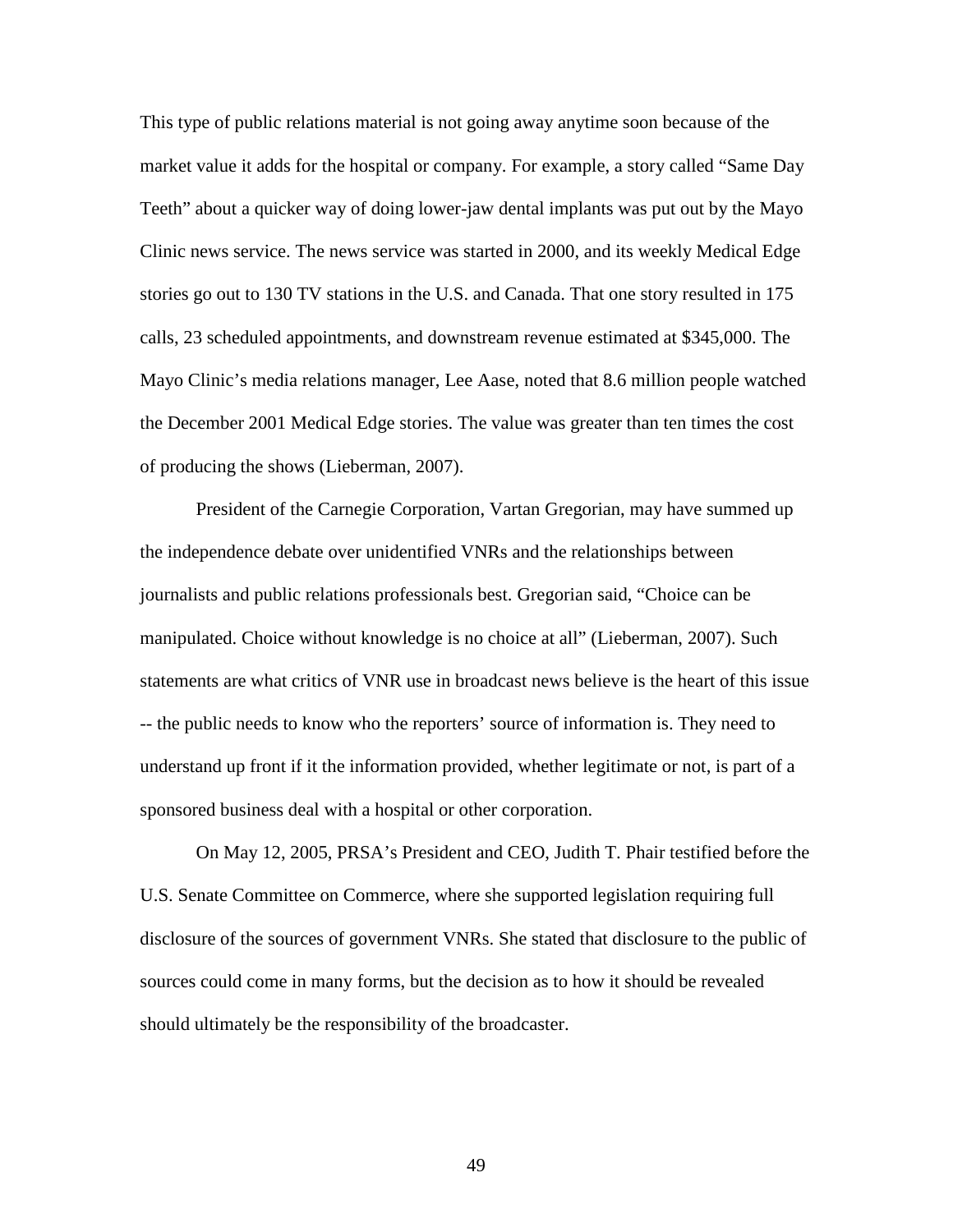This type of public relations material is not going away anytime soon because of the market value it adds for the hospital or company. For example, a story called "Same Day Teeth" about a quicker way of doing lower-jaw dental implants was put out by the Mayo Clinic news service. The news service was started in 2000, and its weekly Medical Edge stories go out to 130 TV stations in the U.S. and Canada. That one story resulted in 175 calls, 23 scheduled appointments, and downstream revenue estimated at $345,000. The Mayo Clinic's media relations manager, Lee Aase, noted that 8.6 million people watched the December 2001 Medical Edge stories. The value was greater than ten times the cost of producing the shows (Lieberman, 2007).

President of the Carnegie Corporation, Vartan Gregorian, may have summed up the independence debate over unidentified VNRs and the relationships between journalists and public relations professionals best. Gregorian said, "Choice can be manipulated. Choice without knowledge is no choice at all" (Lieberman, 2007). Such statements are what critics of VNR use in broadcast news believe is the heart of this issue -- the public needs to know who the reporters' source of information is. They need to understand up front if it the information provided, whether legitimate or not, is part of a sponsored business deal with a hospital or other corporation.

On May 12, 2005, PRSA's President and CEO, Judith T. Phair testified before the U.S. Senate Committee on Commerce, where she supported legislation requiring full disclosure of the sources of government VNRs. She stated that disclosure to the public of sources could come in many forms, but the decision as to how it should be revealed should ultimately be the responsibility of the broadcaster.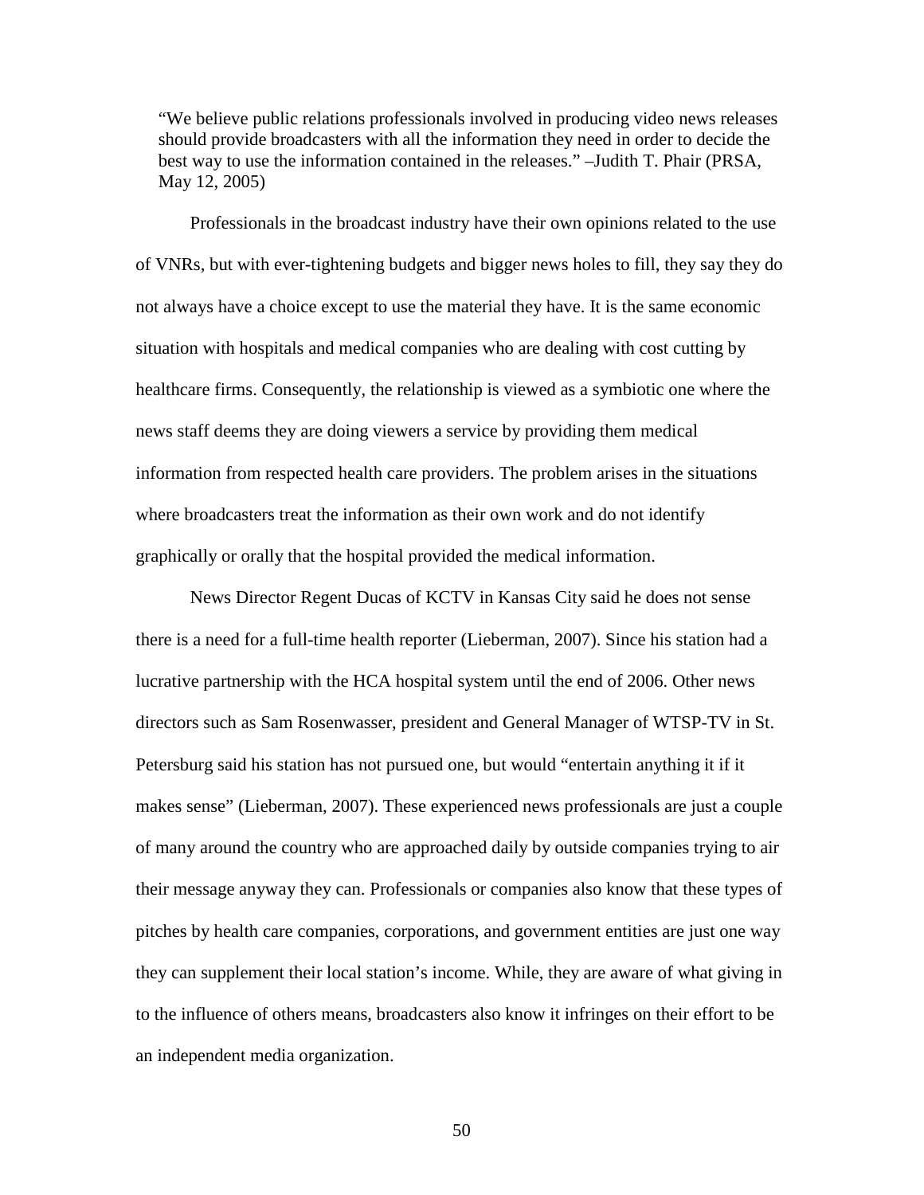> "We believe public relations professionals involved in producing video news releases should provide broadcasters with all the information they need in order to decide the best way to use the information contained in the releases." –Judith T. Phair (PRSA, May 12, 2005)

Professionals in the broadcast industry have their own opinions related to the use of VNRs, but with ever-tightening budgets and bigger news holes to fill, they say they do not always have a choice except to use the material they have. It is the same economic situation with hospitals and medical companies who are dealing with cost cutting by healthcare firms. Consequently, the relationship is viewed as a symbiotic one where the news staff deems they are doing viewers a service by providing them medical information from respected health care providers. The problem arises in the situations where broadcasters treat the information as their own work and do not identify graphically or orally that the hospital provided the medical information.

News Director Regent Ducas of KCTV in Kansas City said he does not sense there is a need for a full-time health reporter (Lieberman, 2007). Since his station had a lucrative partnership with the HCA hospital system until the end of 2006. Other news directors such as Sam Rosenwasser, president and General Manager of WTSP-TV in St. Petersburg said his station has not pursued one, but would "entertain anything it if it makes sense" (Lieberman, 2007). These experienced news professionals are just a couple of many around the country who are approached daily by outside companies trying to air their message anyway they can. Professionals or companies also know that these types of pitches by health care companies, corporations, and government entities are just one way they can supplement their local station's income. While, they are aware of what giving in to the influence of others means, broadcasters also know it infringes on their effort to be an independent media organization.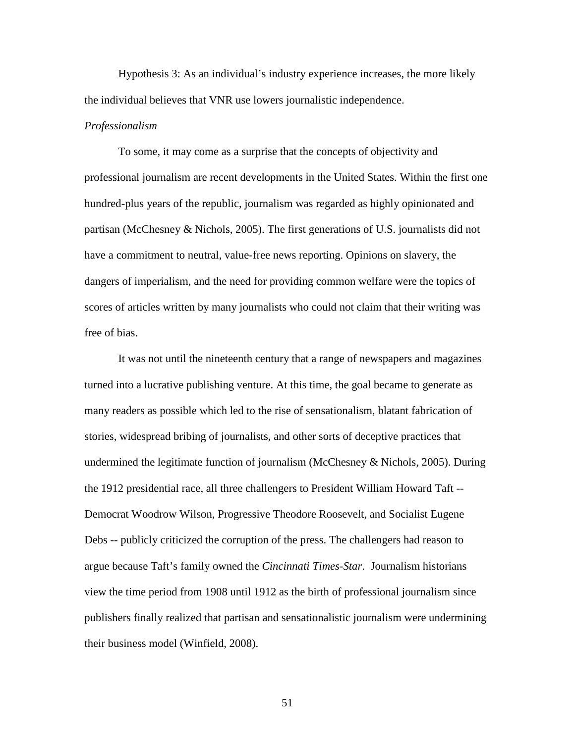Hypothesis 3: As an individual's industry experience increases, the more likely the individual believes that VNR use lowers journalistic independence.

*Professionalism*

To some, it may come as a surprise that the concepts of objectivity and professional journalism are recent developments in the United States. Within the first one hundred-plus years of the republic, journalism was regarded as highly opinionated and partisan (McChesney & Nichols, 2005). The first generations of U.S. journalists did not have a commitment to neutral, value-free news reporting. Opinions on slavery, the dangers of imperialism, and the need for providing common welfare were the topics of scores of articles written by many journalists who could not claim that their writing was free of bias.

It was not until the nineteenth century that a range of newspapers and magazines turned into a lucrative publishing venture. At this time, the goal became to generate as many readers as possible which led to the rise of sensationalism, blatant fabrication of stories, widespread bribing of journalists, and other sorts of deceptive practices that undermined the legitimate function of journalism (McChesney & Nichols, 2005). During the 1912 presidential race, all three challengers to President William Howard Taft -- Democrat Woodrow Wilson, Progressive Theodore Roosevelt, and Socialist Eugene Debs -- publicly criticized the corruption of the press. The challengers had reason to argue because Taft's family owned the *Cincinnati Times-Star*. Journalism historians view the time period from 1908 until 1912 as the birth of professional journalism since publishers finally realized that partisan and sensationalistic journalism were undermining their business model (Winfield, 2008).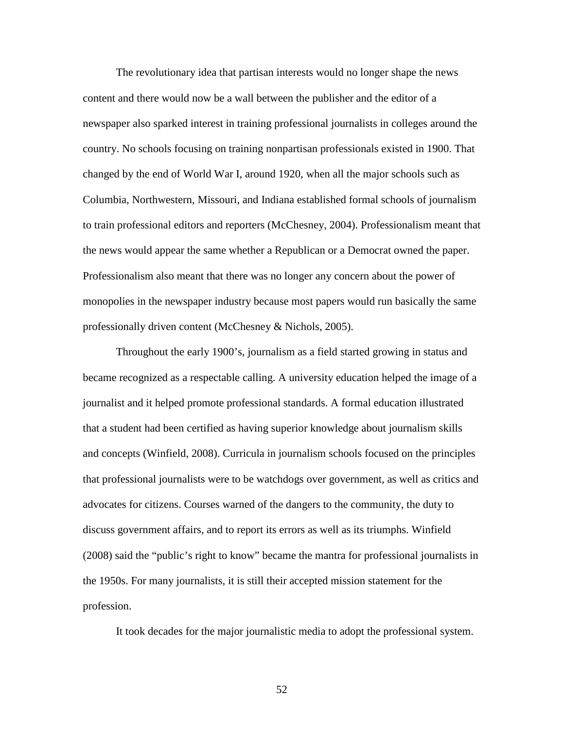The revolutionary idea that partisan interests would no longer shape the news content and there would now be a wall between the publisher and the editor of a newspaper also sparked interest in training professional journalists in colleges around the country. No schools focusing on training nonpartisan professionals existed in 1900. That changed by the end of World War I, around 1920, when all the major schools such as Columbia, Northwestern, Missouri, and Indiana established formal schools of journalism to train professional editors and reporters (McChesney, 2004). Professionalism meant that the news would appear the same whether a Republican or a Democrat owned the paper. Professionalism also meant that there was no longer any concern about the power of monopolies in the newspaper industry because most papers would run basically the same professionally driven content (McChesney & Nichols, 2005).

Throughout the early 1900's, journalism as a field started growing in status and became recognized as a respectable calling. A university education helped the image of a journalist and it helped promote professional standards. A formal education illustrated that a student had been certified as having superior knowledge about journalism skills and concepts (Winfield, 2008). Curricula in journalism schools focused on the principles that professional journalists were to be watchdogs over government, as well as critics and advocates for citizens. Courses warned of the dangers to the community, the duty to discuss government affairs, and to report its errors as well as its triumphs. Winfield (2008) said the "public's right to know" became the mantra for professional journalists in the 1950s. For many journalists, it is still their accepted mission statement for the profession.

It took decades for the major journalistic media to adopt the professional system.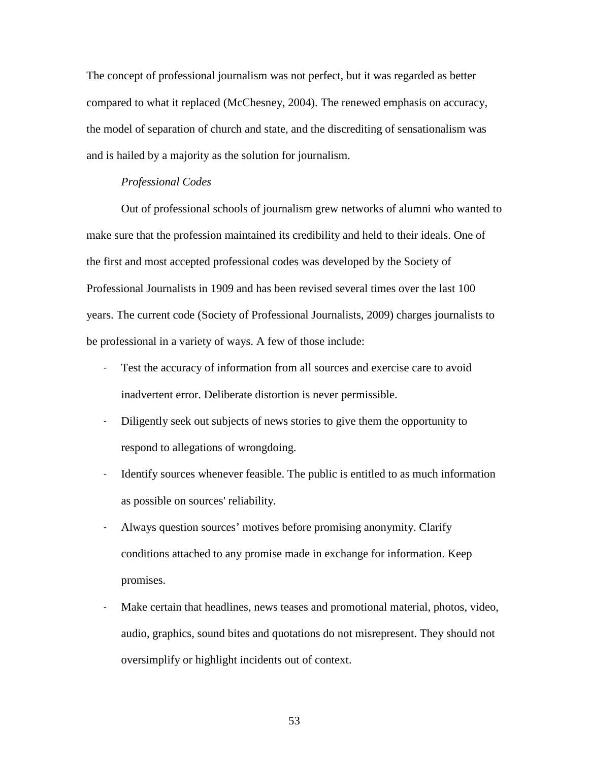The concept of professional journalism was not perfect, but it was regarded as better compared to what it replaced (McChesney, 2004). The renewed emphasis on accuracy, the model of separation of church and state, and the discrediting of sensationalism was and is hailed by a majority as the solution for journalism.

*Professional Codes*

Out of professional schools of journalism grew networks of alumni who wanted to make sure that the profession maintained its credibility and held to their ideals. One of the first and most accepted professional codes was developed by the Society of Professional Journalists in 1909 and has been revised several times over the last 100 years. The current code (Society of Professional Journalists, 2009) charges journalists to be professional in a variety of ways. A few of those include:

- Test the accuracy of information from all sources and exercise care to avoid inadvertent error. Deliberate distortion is never permissible.
- Diligently seek out subjects of news stories to give them the opportunity to respond to allegations of wrongdoing.
- Identify sources whenever feasible. The public is entitled to as much information as possible on sources' reliability.
- Always question sources' motives before promising anonymity. Clarify conditions attached to any promise made in exchange for information. Keep promises.
- Make certain that headlines, news teases and promotional material, photos, video, audio, graphics, sound bites and quotations do not misrepresent. They should not oversimplify or highlight incidents out of context.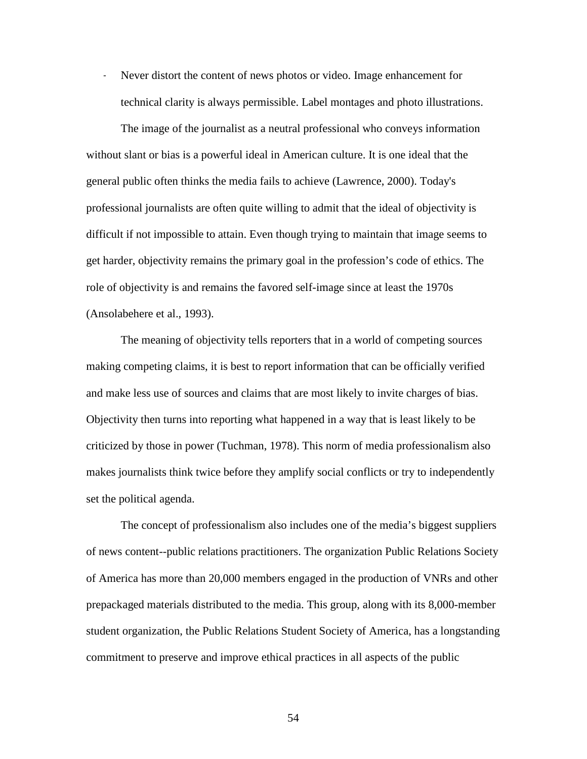- Never distort the content of news photos or video. Image enhancement for technical clarity is always permissible. Label montages and photo illustrations.

The image of the journalist as a neutral professional who conveys information without slant or bias is a powerful ideal in American culture. It is one ideal that the general public often thinks the media fails to achieve (Lawrence, 2000). Today's professional journalists are often quite willing to admit that the ideal of objectivity is difficult if not impossible to attain. Even though trying to maintain that image seems to get harder, objectivity remains the primary goal in the profession’s code of ethics. The role of objectivity is and remains the favored self-image since at least the 1970s (Ansolabehere et al., 1993).

The meaning of objectivity tells reporters that in a world of competing sources making competing claims, it is best to report information that can be officially verified and make less use of sources and claims that are most likely to invite charges of bias. Objectivity then turns into reporting what happened in a way that is least likely to be criticized by those in power (Tuchman, 1978). This norm of media professionalism also makes journalists think twice before they amplify social conflicts or try to independently set the political agenda.

The concept of professionalism also includes one of the media’s biggest suppliers of news content--public relations practitioners. The organization Public Relations Society of America has more than 20,000 members engaged in the production of VNRs and other prepackaged materials distributed to the media. This group, along with its 8,000-member student organization, the Public Relations Student Society of America, has a longstanding commitment to preserve and improve ethical practices in all aspects of the public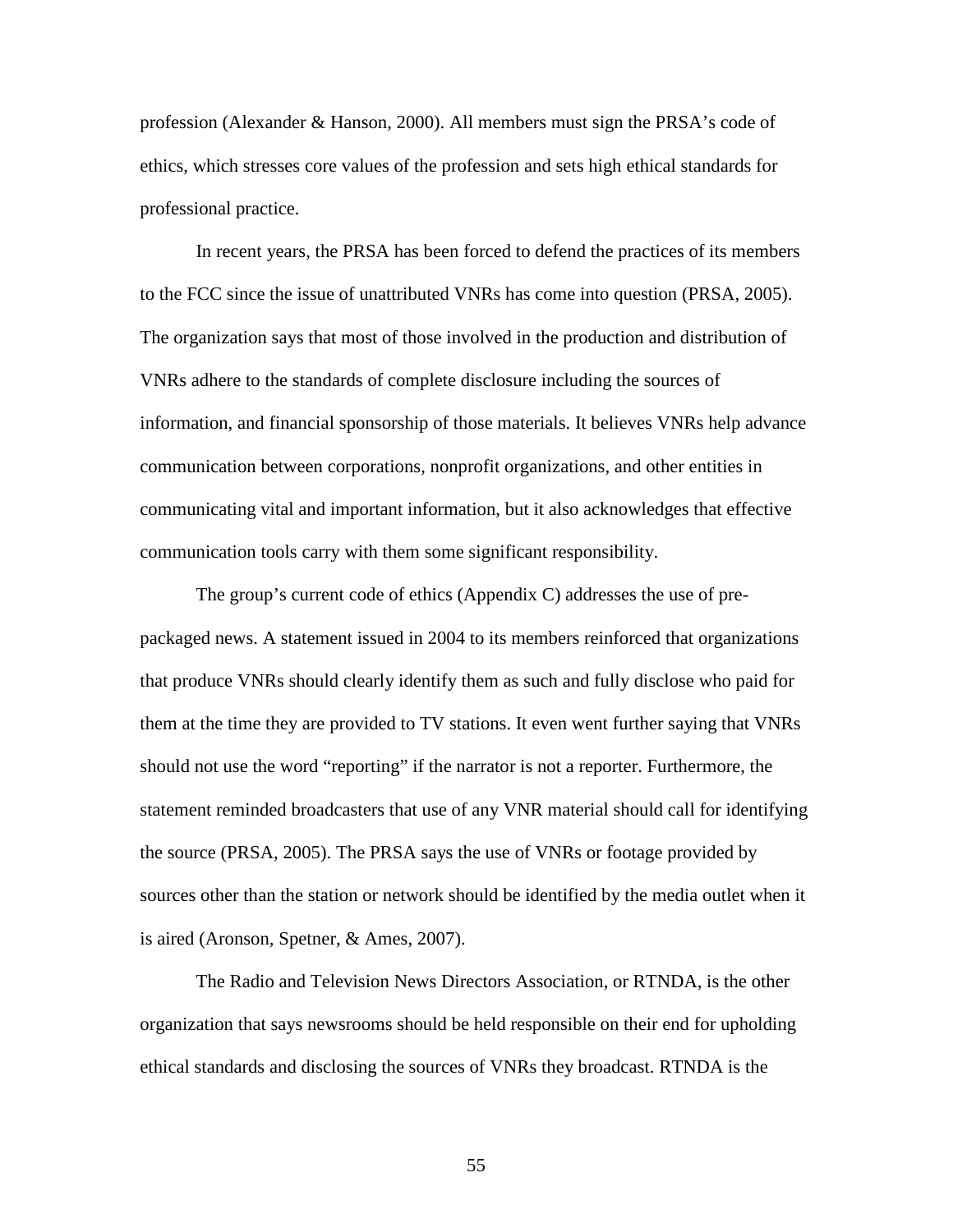profession (Alexander & Hanson, 2000). All members must sign the PRSA's code of ethics, which stresses core values of the profession and sets high ethical standards for professional practice.

In recent years, the PRSA has been forced to defend the practices of its members to the FCC since the issue of unattributed VNRs has come into question (PRSA, 2005). The organization says that most of those involved in the production and distribution of VNRs adhere to the standards of complete disclosure including the sources of information, and financial sponsorship of those materials. It believes VNRs help advance communication between corporations, nonprofit organizations, and other entities in communicating vital and important information, but it also acknowledges that effective communication tools carry with them some significant responsibility.

The group's current code of ethics (Appendix C) addresses the use of pre-packaged news. A statement issued in 2004 to its members reinforced that organizations that produce VNRs should clearly identify them as such and fully disclose who paid for them at the time they are provided to TV stations. It even went further saying that VNRs should not use the word "reporting" if the narrator is not a reporter. Furthermore, the statement reminded broadcasters that use of any VNR material should call for identifying the source (PRSA, 2005). The PRSA says the use of VNRs or footage provided by sources other than the station or network should be identified by the media outlet when it is aired (Aronson, Spetner, & Ames, 2007).

The Radio and Television News Directors Association, or RTNDA, is the other organization that says newsrooms should be held responsible on their end for upholding ethical standards and disclosing the sources of VNRs they broadcast. RTNDA is the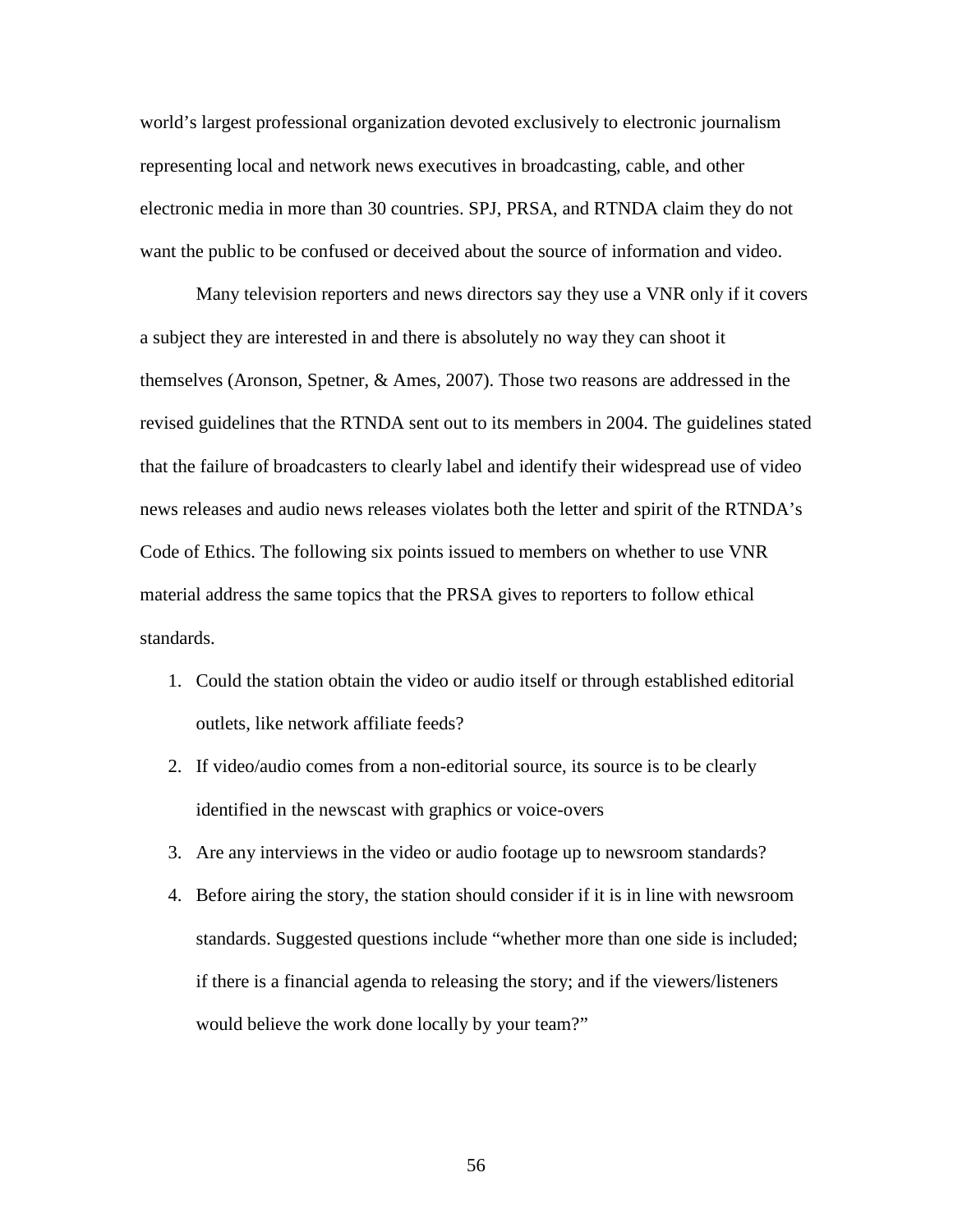world's largest professional organization devoted exclusively to electronic journalism representing local and network news executives in broadcasting, cable, and other electronic media in more than 30 countries. SPJ, PRSA, and RTNDA claim they do not want the public to be confused or deceived about the source of information and video.

Many television reporters and news directors say they use a VNR only if it covers a subject they are interested in and there is absolutely no way they can shoot it themselves (Aronson, Spetner, & Ames, 2007). Those two reasons are addressed in the revised guidelines that the RTNDA sent out to its members in 2004. The guidelines stated that the failure of broadcasters to clearly label and identify their widespread use of video news releases and audio news releases violates both the letter and spirit of the RTNDA's Code of Ethics. The following six points issued to members on whether to use VNR material address the same topics that the PRSA gives to reporters to follow ethical standards.

1. Could the station obtain the video or audio itself or through established editorial outlets, like network affiliate feeds?
2. If video/audio comes from a non-editorial source, its source is to be clearly identified in the newscast with graphics or voice-overs
3. Are any interviews in the video or audio footage up to newsroom standards?
4. Before airing the story, the station should consider if it is in line with newsroom standards. Suggested questions include "whether more than one side is included; if there is a financial agenda to releasing the story; and if the viewers/listeners would believe the work done locally by your team?"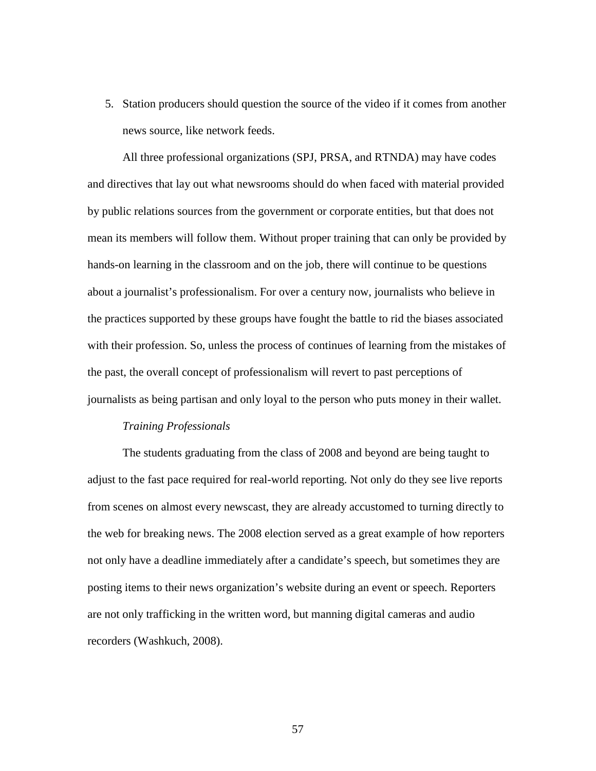5. Station producers should question the source of the video if it comes from another news source, like network feeds.

All three professional organizations (SPJ, PRSA, and RTNDA) may have codes and directives that lay out what newsrooms should do when faced with material provided by public relations sources from the government or corporate entities, but that does not mean its members will follow them. Without proper training that can only be provided by hands-on learning in the classroom and on the job, there will continue to be questions about a journalist's professionalism. For over a century now, journalists who believe in the practices supported by these groups have fought the battle to rid the biases associated with their profession. So, unless the process of continues of learning from the mistakes of the past, the overall concept of professionalism will revert to past perceptions of journalists as being partisan and only loyal to the person who puts money in their wallet.

*Training Professionals*

The students graduating from the class of 2008 and beyond are being taught to adjust to the fast pace required for real-world reporting. Not only do they see live reports from scenes on almost every newscast, they are already accustomed to turning directly to the web for breaking news. The 2008 election served as a great example of how reporters not only have a deadline immediately after a candidate's speech, but sometimes they are posting items to their news organization's website during an event or speech. Reporters are not only trafficking in the written word, but manning digital cameras and audio recorders (Washkuch, 2008).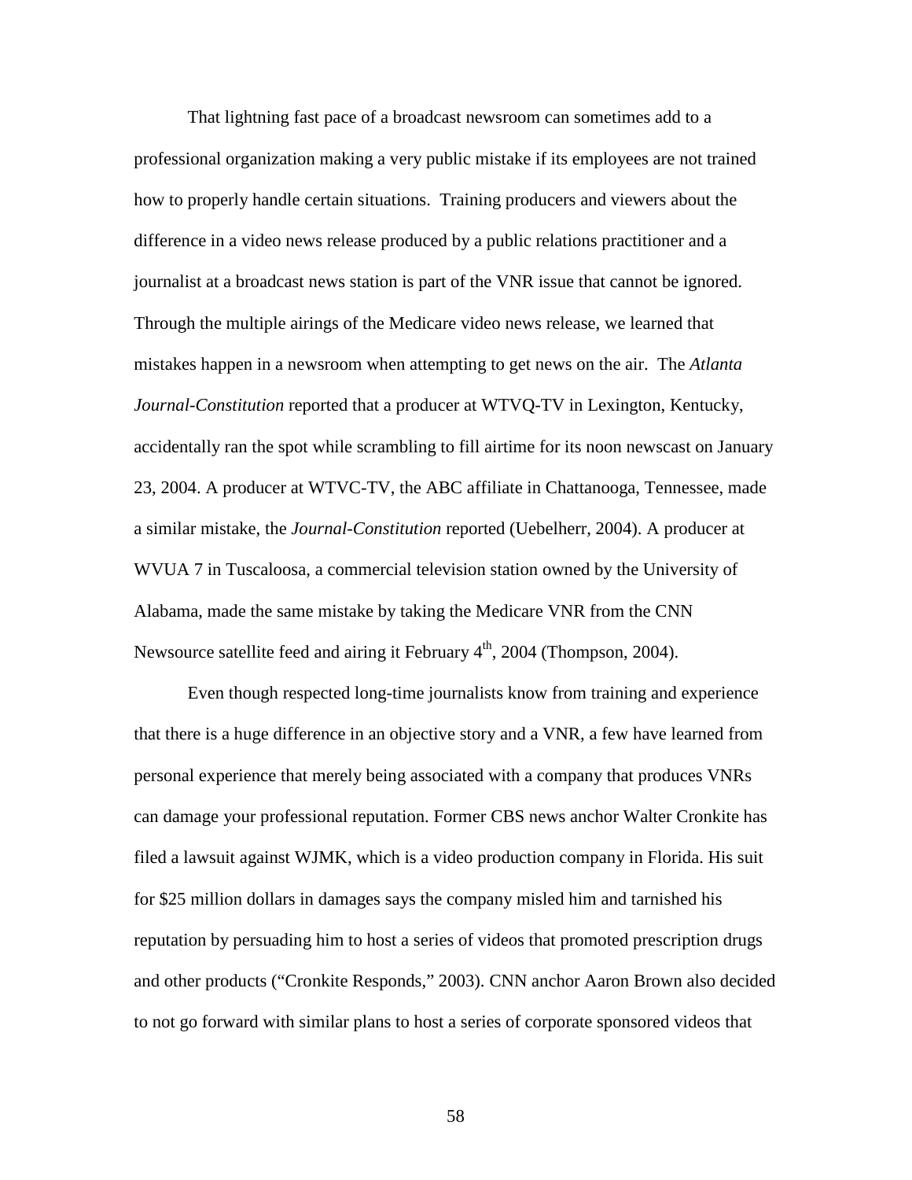That lightning fast pace of a broadcast newsroom can sometimes add to a professional organization making a very public mistake if its employees are not trained how to properly handle certain situations.  Training producers and viewers about the difference in a video news release produced by a public relations practitioner and a journalist at a broadcast news station is part of the VNR issue that cannot be ignored. Through the multiple airings of the Medicare video news release, we learned that mistakes happen in a newsroom when attempting to get news on the air.  The *Atlanta Journal-Constitution* reported that a producer at WTVQ-TV in Lexington, Kentucky, accidentally ran the spot while scrambling to fill airtime for its noon newscast on January 23, 2004. A producer at WTVC-TV, the ABC affiliate in Chattanooga, Tennessee, made a similar mistake, the *Journal-Constitution* reported (Uebelherr, 2004). A producer at WVUA 7 in Tuscaloosa, a commercial television station owned by the University of Alabama, made the same mistake by taking the Medicare VNR from the CNN Newsource satellite feed and airing it February 4th, 2004 (Thompson, 2004).

Even though respected long-time journalists know from training and experience that there is a huge difference in an objective story and a VNR, a few have learned from personal experience that merely being associated with a company that produces VNRs can damage your professional reputation. Former CBS news anchor Walter Cronkite has filed a lawsuit against WJMK, which is a video production company in Florida. His suit for $25 million dollars in damages says the company misled him and tarnished his reputation by persuading him to host a series of videos that promoted prescription drugs and other products ("Cronkite Responds," 2003). CNN anchor Aaron Brown also decided to not go forward with similar plans to host a series of corporate sponsored videos that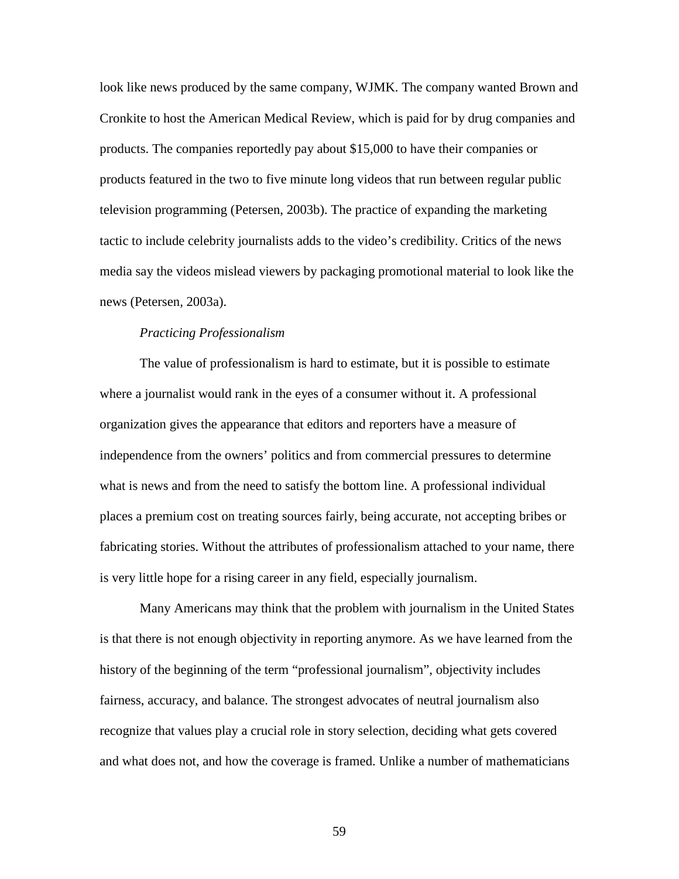look like news produced by the same company, WJMK. The company wanted Brown and Cronkite to host the American Medical Review, which is paid for by drug companies and products. The companies reportedly pay about $15,000 to have their companies or products featured in the two to five minute long videos that run between regular public television programming (Petersen, 2003b). The practice of expanding the marketing tactic to include celebrity journalists adds to the video's credibility. Critics of the news media say the videos mislead viewers by packaging promotional material to look like the news (Petersen, 2003a).

*Practicing Professionalism*

The value of professionalism is hard to estimate, but it is possible to estimate where a journalist would rank in the eyes of a consumer without it. A professional organization gives the appearance that editors and reporters have a measure of independence from the owners' politics and from commercial pressures to determine what is news and from the need to satisfy the bottom line. A professional individual places a premium cost on treating sources fairly, being accurate, not accepting bribes or fabricating stories. Without the attributes of professionalism attached to your name, there is very little hope for a rising career in any field, especially journalism.

Many Americans may think that the problem with journalism in the United States is that there is not enough objectivity in reporting anymore. As we have learned from the history of the beginning of the term "professional journalism", objectivity includes fairness, accuracy, and balance. The strongest advocates of neutral journalism also recognize that values play a crucial role in story selection, deciding what gets covered and what does not, and how the coverage is framed. Unlike a number of mathematicians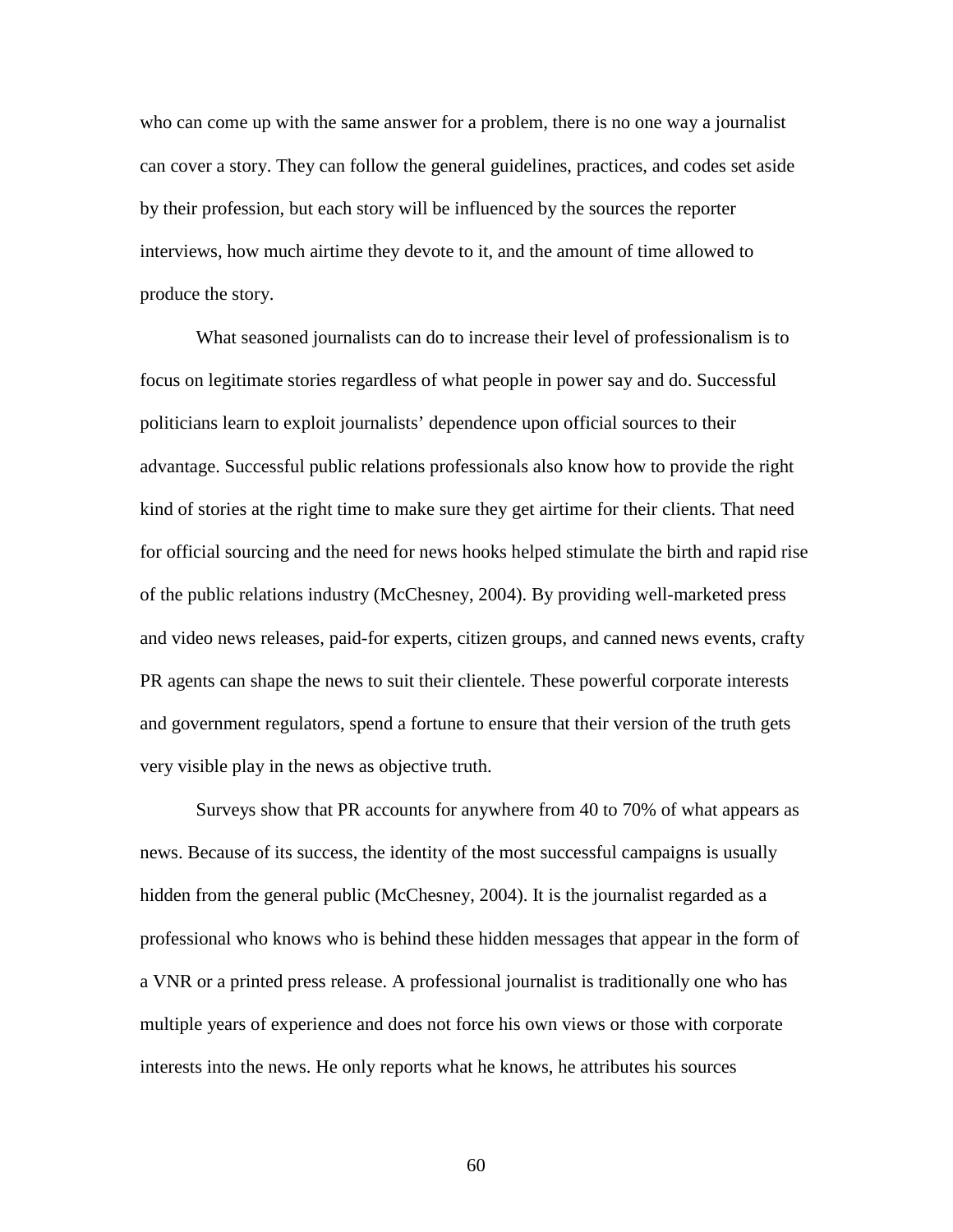who can come up with the same answer for a problem, there is no one way a journalist can cover a story. They can follow the general guidelines, practices, and codes set aside by their profession, but each story will be influenced by the sources the reporter interviews, how much airtime they devote to it, and the amount of time allowed to produce the story.

What seasoned journalists can do to increase their level of professionalism is to focus on legitimate stories regardless of what people in power say and do. Successful politicians learn to exploit journalists' dependence upon official sources to their advantage. Successful public relations professionals also know how to provide the right kind of stories at the right time to make sure they get airtime for their clients. That need for official sourcing and the need for news hooks helped stimulate the birth and rapid rise of the public relations industry (McChesney, 2004). By providing well-marketed press and video news releases, paid-for experts, citizen groups, and canned news events, crafty PR agents can shape the news to suit their clientele. These powerful corporate interests and government regulators, spend a fortune to ensure that their version of the truth gets very visible play in the news as objective truth.

Surveys show that PR accounts for anywhere from 40 to 70% of what appears as news. Because of its success, the identity of the most successful campaigns is usually hidden from the general public (McChesney, 2004). It is the journalist regarded as a professional who knows who is behind these hidden messages that appear in the form of a VNR or a printed press release. A professional journalist is traditionally one who has multiple years of experience and does not force his own views or those with corporate interests into the news. He only reports what he knows, he attributes his sources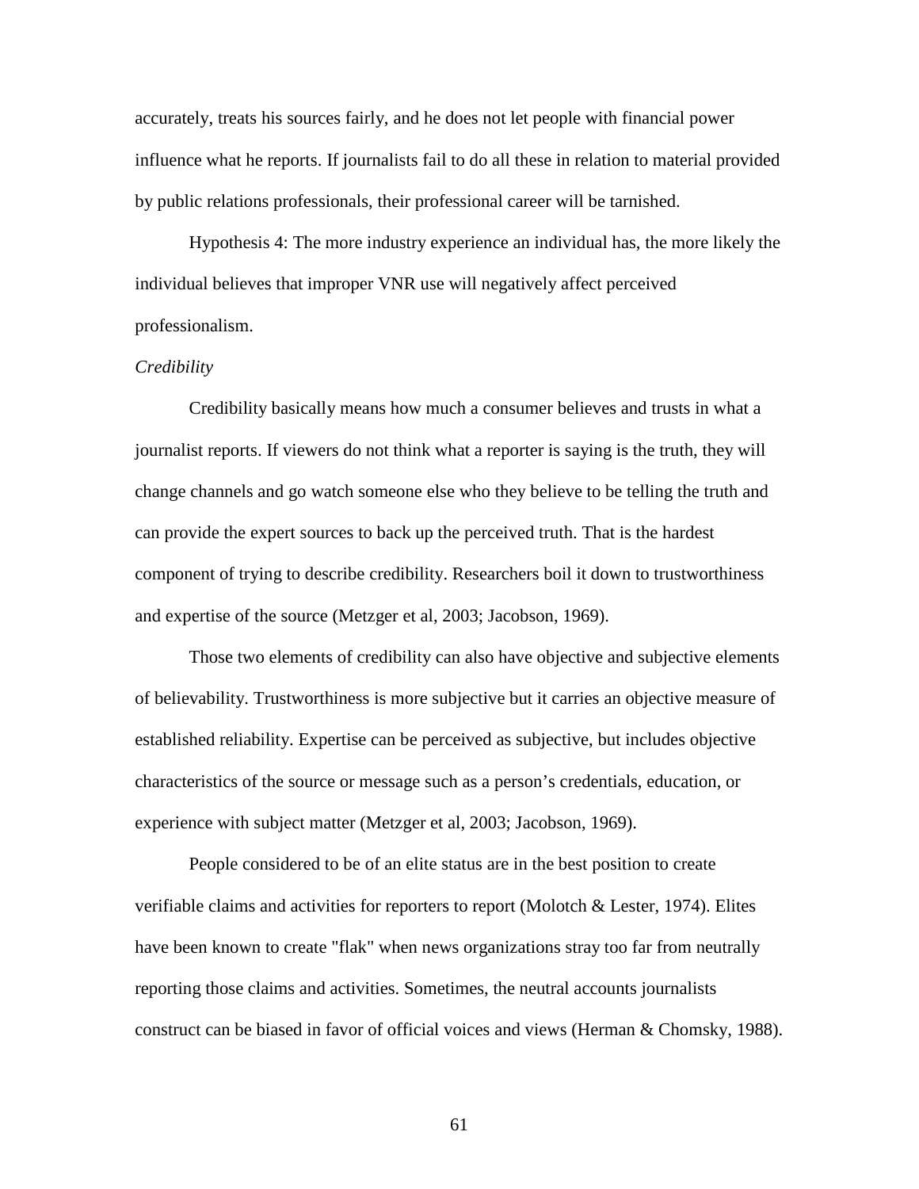accurately, treats his sources fairly, and he does not let people with financial power influence what he reports. If journalists fail to do all these in relation to material provided by public relations professionals, their professional career will be tarnished.

Hypothesis 4: The more industry experience an individual has, the more likely the individual believes that improper VNR use will negatively affect perceived professionalism.

*Credibility*

Credibility basically means how much a consumer believes and trusts in what a journalist reports. If viewers do not think what a reporter is saying is the truth, they will change channels and go watch someone else who they believe to be telling the truth and can provide the expert sources to back up the perceived truth. That is the hardest component of trying to describe credibility. Researchers boil it down to trustworthiness and expertise of the source (Metzger et al, 2003; Jacobson, 1969).

Those two elements of credibility can also have objective and subjective elements of believability. Trustworthiness is more subjective but it carries an objective measure of established reliability. Expertise can be perceived as subjective, but includes objective characteristics of the source or message such as a person's credentials, education, or experience with subject matter (Metzger et al, 2003; Jacobson, 1969).

People considered to be of an elite status are in the best position to create verifiable claims and activities for reporters to report (Molotch & Lester, 1974). Elites have been known to create "flak" when news organizations stray too far from neutrally reporting those claims and activities. Sometimes, the neutral accounts journalists construct can be biased in favor of official voices and views (Herman & Chomsky, 1988).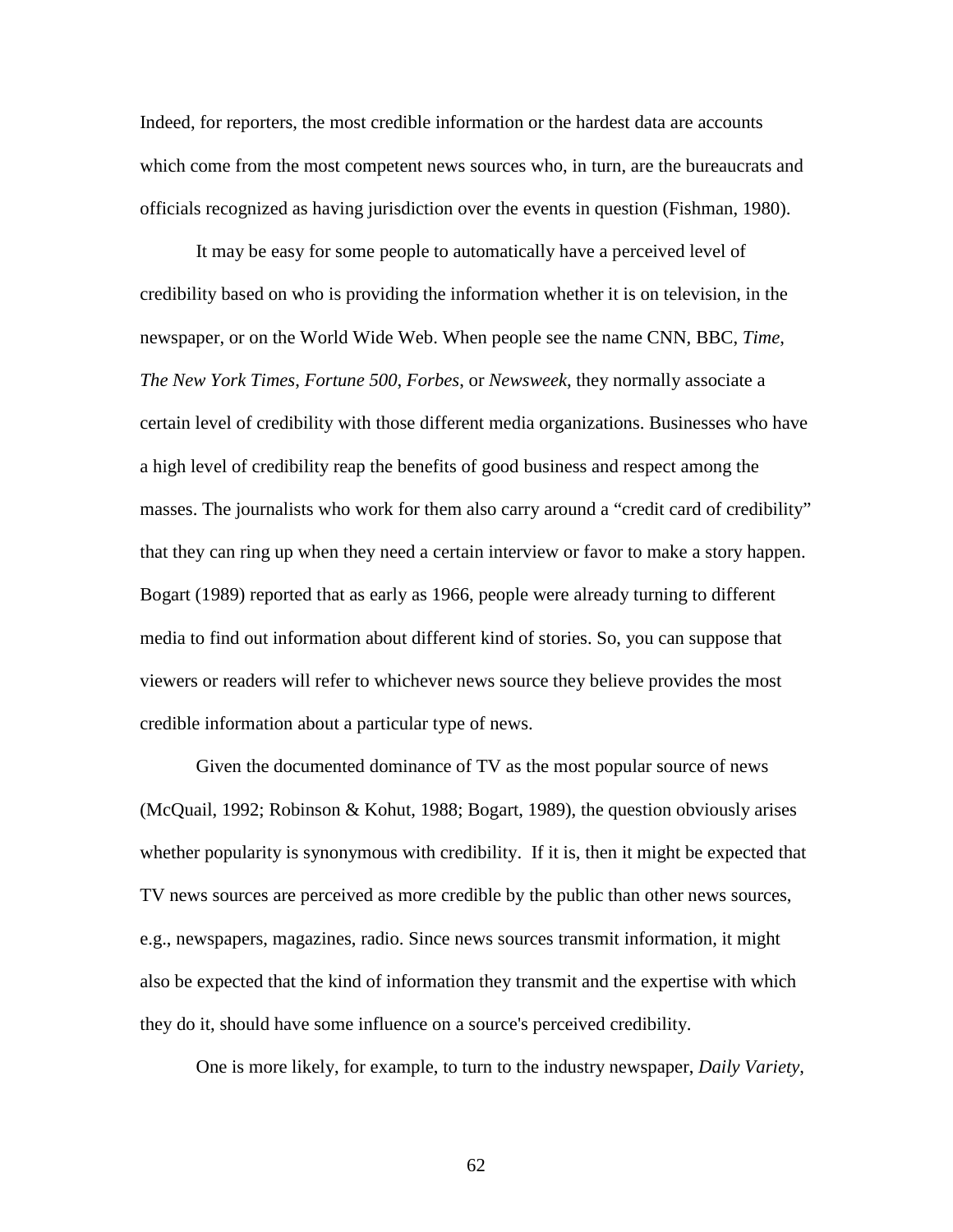Indeed, for reporters, the most credible information or the hardest data are accounts which come from the most competent news sources who, in turn, are the bureaucrats and officials recognized as having jurisdiction over the events in question (Fishman, 1980).

It may be easy for some people to automatically have a perceived level of credibility based on who is providing the information whether it is on television, in the newspaper, or on the World Wide Web. When people see the name CNN, BBC, *Time*, *The New York Times*, *Fortune 500*, *Forbes*, or *Newsweek*, they normally associate a certain level of credibility with those different media organizations. Businesses who have a high level of credibility reap the benefits of good business and respect among the masses. The journalists who work for them also carry around a "credit card of credibility" that they can ring up when they need a certain interview or favor to make a story happen. Bogart (1989) reported that as early as 1966, people were already turning to different media to find out information about different kind of stories. So, you can suppose that viewers or readers will refer to whichever news source they believe provides the most credible information about a particular type of news.

Given the documented dominance of TV as the most popular source of news (McQuail, 1992; Robinson & Kohut, 1988; Bogart, 1989), the question obviously arises whether popularity is synonymous with credibility. If it is, then it might be expected that TV news sources are perceived as more credible by the public than other news sources, e.g., newspapers, magazines, radio. Since news sources transmit information, it might also be expected that the kind of information they transmit and the expertise with which they do it, should have some influence on a source's perceived credibility.

One is more likely, for example, to turn to the industry newspaper, *Daily Variety*,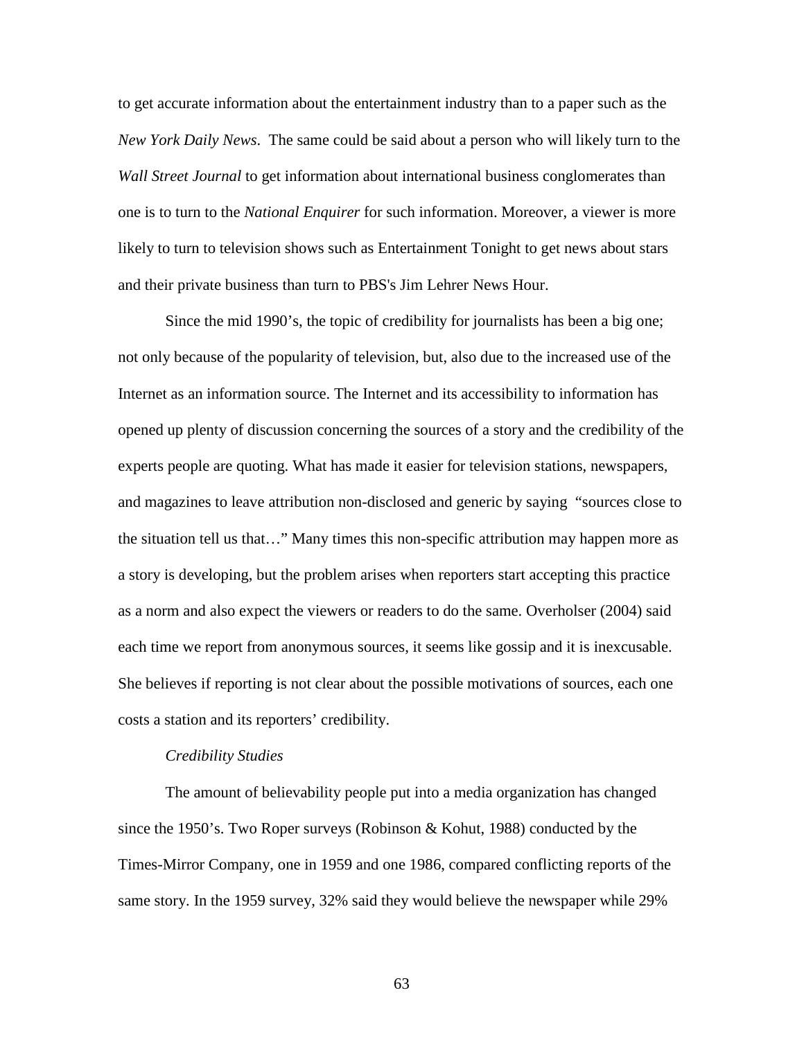to get accurate information about the entertainment industry than to a paper such as the *New York Daily News*.  The same could be said about a person who will likely turn to the *Wall Street Journal* to get information about international business conglomerates than one is to turn to the *National Enquirer* for such information. Moreover, a viewer is more likely to turn to television shows such as Entertainment Tonight to get news about stars and their private business than turn to PBS's Jim Lehrer News Hour.

Since the mid 1990’s, the topic of credibility for journalists has been a big one; not only because of the popularity of television, but, also due to the increased use of the Internet as an information source. The Internet and its accessibility to information has opened up plenty of discussion concerning the sources of a story and the credibility of the experts people are quoting. What has made it easier for television stations, newspapers, and magazines to leave attribution non-disclosed and generic by saying  “sources close to the situation tell us that…” Many times this non-specific attribution may happen more as a story is developing, but the problem arises when reporters start accepting this practice as a norm and also expect the viewers or readers to do the same. Overholser (2004) said each time we report from anonymous sources, it seems like gossip and it is inexcusable. She believes if reporting is not clear about the possible motivations of sources, each one costs a station and its reporters’ credibility.

*Credibility Studies*

The amount of believability people put into a media organization has changed since the 1950’s. Two Roper surveys (Robinson & Kohut, 1988) conducted by the Times-Mirror Company, one in 1959 and one 1986, compared conflicting reports of the same story. In the 1959 survey, 32% said they would believe the newspaper while 29%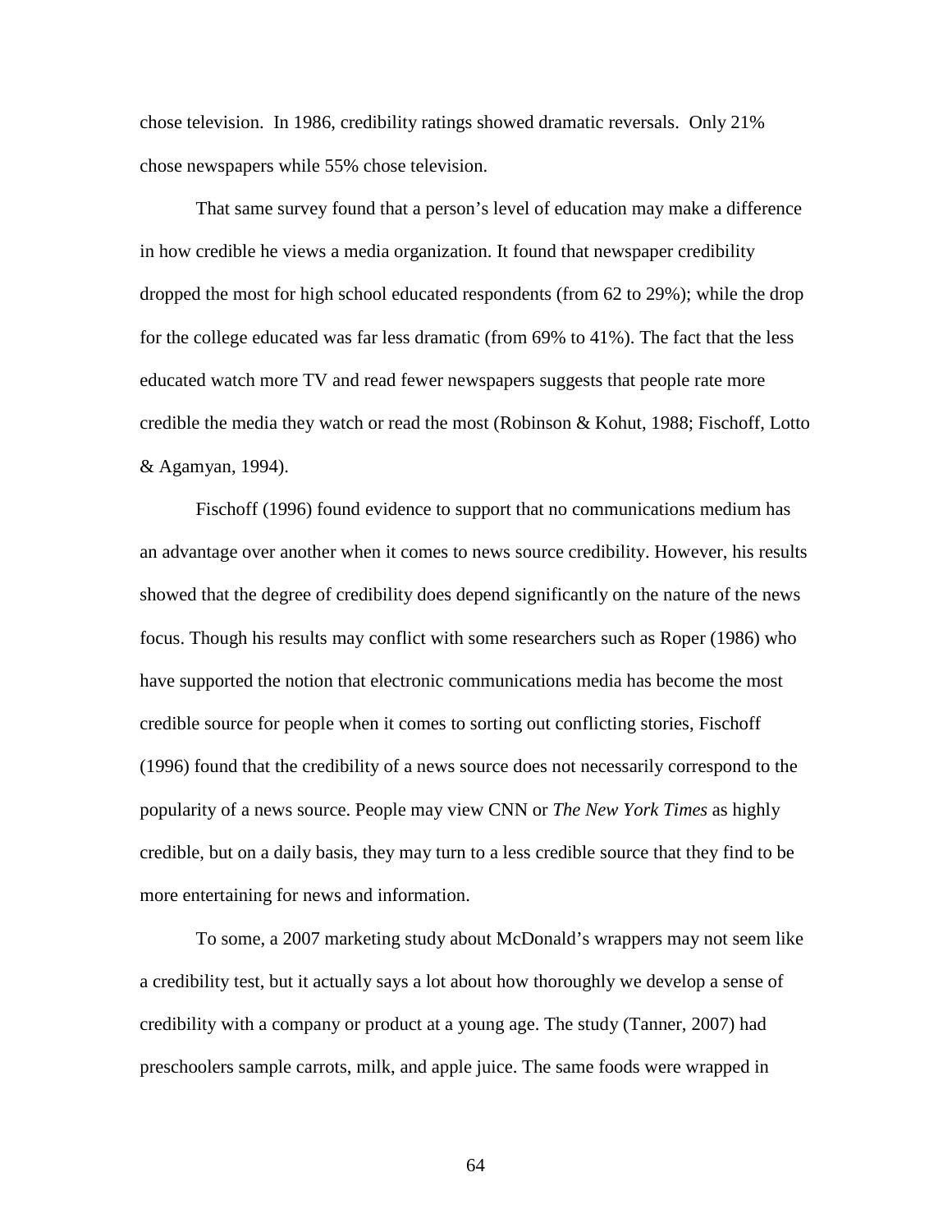chose television. In 1986, credibility ratings showed dramatic reversals. Only 21% chose newspapers while 55% chose television.

That same survey found that a person's level of education may make a difference in how credible he views a media organization. It found that newspaper credibility dropped the most for high school educated respondents (from 62 to 29%); while the drop for the college educated was far less dramatic (from 69% to 41%). The fact that the less educated watch more TV and read fewer newspapers suggests that people rate more credible the media they watch or read the most (Robinson & Kohut, 1988; Fischoff, Lotto & Agamyan, 1994).

Fischoff (1996) found evidence to support that no communications medium has an advantage over another when it comes to news source credibility. However, his results showed that the degree of credibility does depend significantly on the nature of the news focus. Though his results may conflict with some researchers such as Roper (1986) who have supported the notion that electronic communications media has become the most credible source for people when it comes to sorting out conflicting stories, Fischoff (1996) found that the credibility of a news source does not necessarily correspond to the popularity of a news source. People may view CNN or *The New York Times* as highly credible, but on a daily basis, they may turn to a less credible source that they find to be more entertaining for news and information.

To some, a 2007 marketing study about McDonald's wrappers may not seem like a credibility test, but it actually says a lot about how thoroughly we develop a sense of credibility with a company or product at a young age. The study (Tanner, 2007) had preschoolers sample carrots, milk, and apple juice. The same foods were wrapped in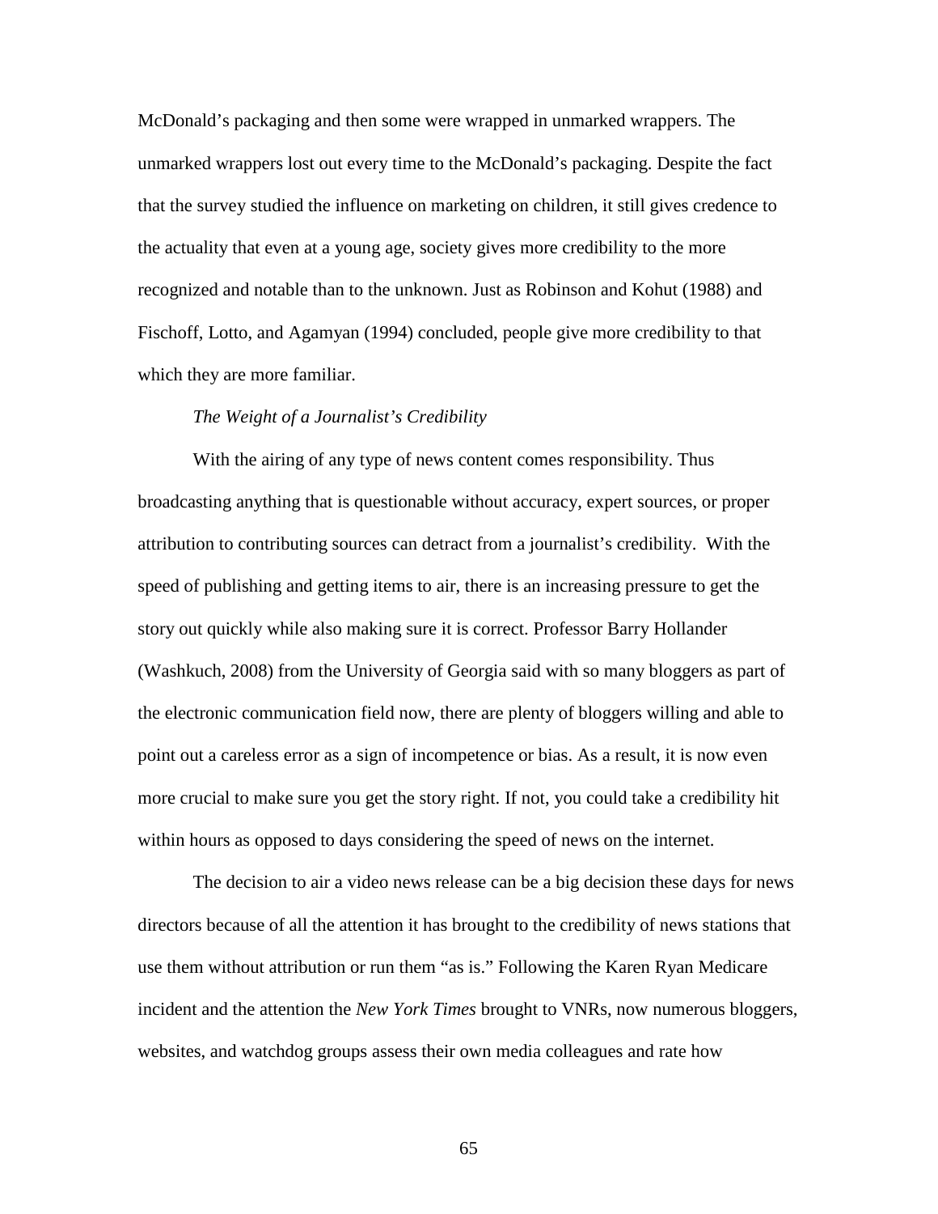McDonald's packaging and then some were wrapped in unmarked wrappers. The unmarked wrappers lost out every time to the McDonald's packaging. Despite the fact that the survey studied the influence on marketing on children, it still gives credence to the actuality that even at a young age, society gives more credibility to the more recognized and notable than to the unknown. Just as Robinson and Kohut (1988) and Fischoff, Lotto, and Agamyan (1994) concluded, people give more credibility to that which they are more familiar.

*The Weight of a Journalist's Credibility*

With the airing of any type of news content comes responsibility. Thus broadcasting anything that is questionable without accuracy, expert sources, or proper attribution to contributing sources can detract from a journalist's credibility. With the speed of publishing and getting items to air, there is an increasing pressure to get the story out quickly while also making sure it is correct. Professor Barry Hollander (Washkuch, 2008) from the University of Georgia said with so many bloggers as part of the electronic communication field now, there are plenty of bloggers willing and able to point out a careless error as a sign of incompetence or bias. As a result, it is now even more crucial to make sure you get the story right. If not, you could take a credibility hit within hours as opposed to days considering the speed of news on the internet.

The decision to air a video news release can be a big decision these days for news directors because of all the attention it has brought to the credibility of news stations that use them without attribution or run them "as is." Following the Karen Ryan Medicare incident and the attention the *New York Times* brought to VNRs, now numerous bloggers, websites, and watchdog groups assess their own media colleagues and rate how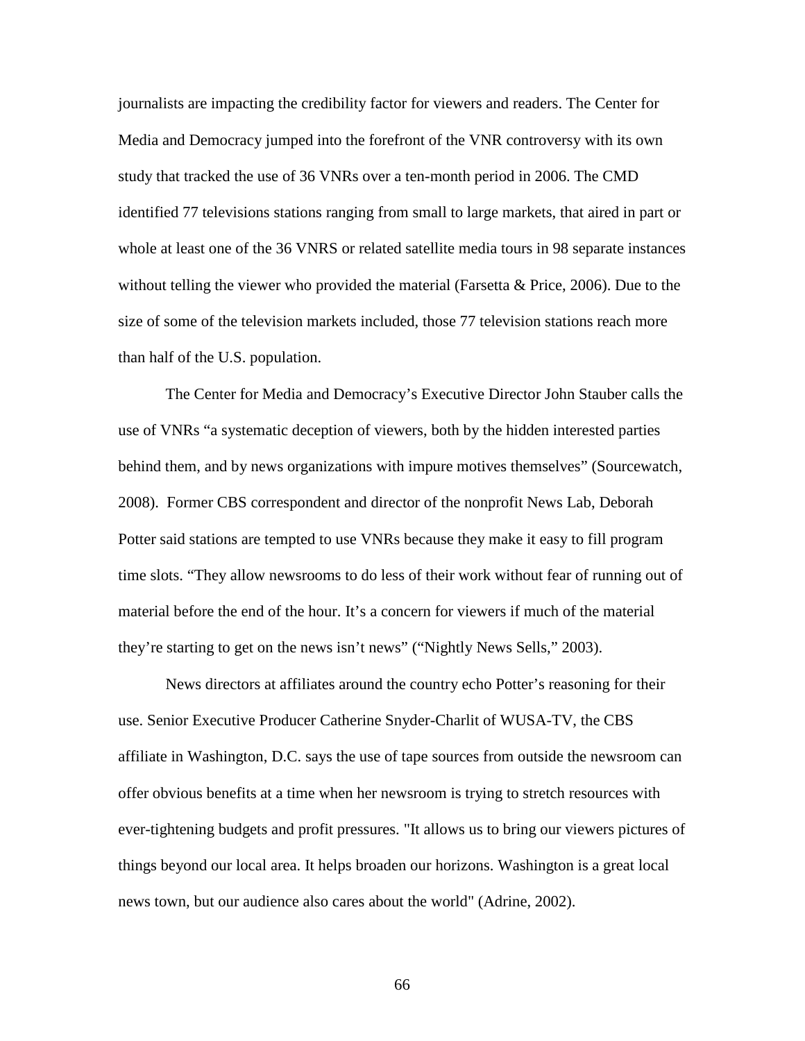journalists are impacting the credibility factor for viewers and readers. The Center for Media and Democracy jumped into the forefront of the VNR controversy with its own study that tracked the use of 36 VNRs over a ten-month period in 2006. The CMD identified 77 televisions stations ranging from small to large markets, that aired in part or whole at least one of the 36 VNRS or related satellite media tours in 98 separate instances without telling the viewer who provided the material (Farsetta & Price, 2006). Due to the size of some of the television markets included, those 77 television stations reach more than half of the U.S. population.

The Center for Media and Democracy's Executive Director John Stauber calls the use of VNRs "a systematic deception of viewers, both by the hidden interested parties behind them, and by news organizations with impure motives themselves" (Sourcewatch, 2008). Former CBS correspondent and director of the nonprofit News Lab, Deborah Potter said stations are tempted to use VNRs because they make it easy to fill program time slots. "They allow newsrooms to do less of their work without fear of running out of material before the end of the hour. It's a concern for viewers if much of the material they're starting to get on the news isn't news" ("Nightly News Sells," 2003).

News directors at affiliates around the country echo Potter's reasoning for their use. Senior Executive Producer Catherine Snyder-Charlit of WUSA-TV, the CBS affiliate in Washington, D.C. says the use of tape sources from outside the newsroom can offer obvious benefits at a time when her newsroom is trying to stretch resources with ever-tightening budgets and profit pressures. "It allows us to bring our viewers pictures of things beyond our local area. It helps broaden our horizons. Washington is a great local news town, but our audience also cares about the world" (Adrine, 2002).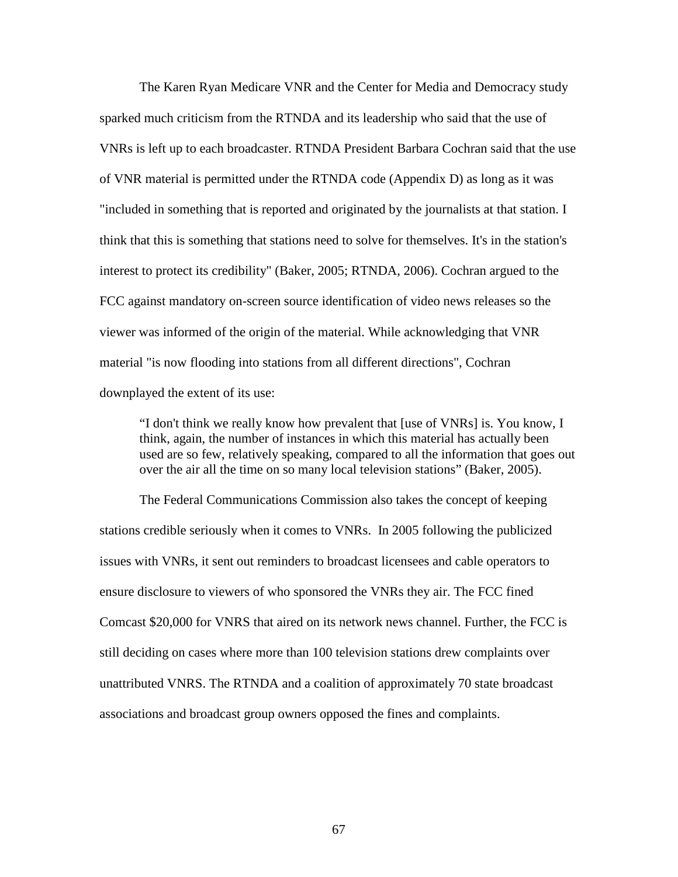The Karen Ryan Medicare VNR and the Center for Media and Democracy study sparked much criticism from the RTNDA and its leadership who said that the use of VNRs is left up to each broadcaster. RTNDA President Barbara Cochran said that the use of VNR material is permitted under the RTNDA code (Appendix D) as long as it was "included in something that is reported and originated by the journalists at that station. I think that this is something that stations need to solve for themselves. It's in the station's interest to protect its credibility" (Baker, 2005; RTNDA, 2006). Cochran argued to the FCC against mandatory on-screen source identification of video news releases so the viewer was informed of the origin of the material. While acknowledging that VNR material "is now flooding into stations from all different directions", Cochran downplayed the extent of its use:

> "I don't think we really know how prevalent that [use of VNRs] is. You know, I think, again, the number of instances in which this material has actually been used are so few, relatively speaking, compared to all the information that goes out over the air all the time on so many local television stations" (Baker, 2005).

The Federal Communications Commission also takes the concept of keeping stations credible seriously when it comes to VNRs. In 2005 following the publicized issues with VNRs, it sent out reminders to broadcast licensees and cable operators to ensure disclosure to viewers of who sponsored the VNRs they air. The FCC fined Comcast $20,000 for VNRS that aired on its network news channel. Further, the FCC is still deciding on cases where more than 100 television stations drew complaints over unattributed VNRS. The RTNDA and a coalition of approximately 70 state broadcast associations and broadcast group owners opposed the fines and complaints.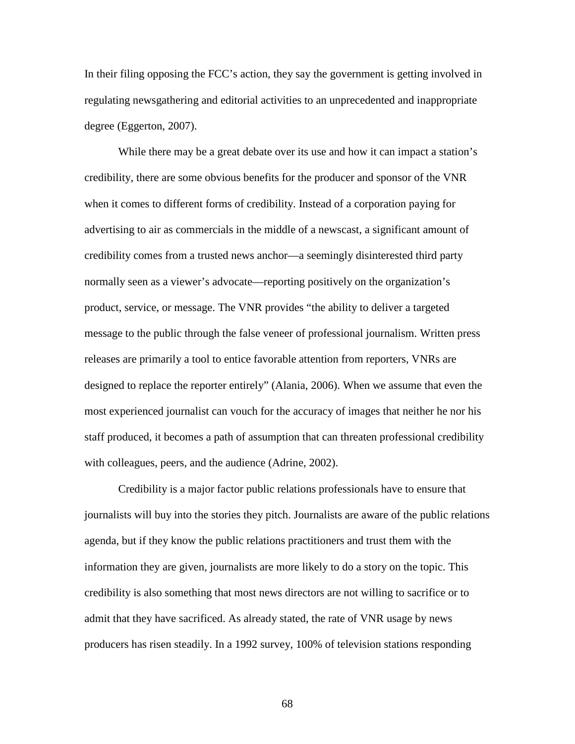In their filing opposing the FCC's action, they say the government is getting involved in regulating newsgathering and editorial activities to an unprecedented and inappropriate degree (Eggerton, 2007).

While there may be a great debate over its use and how it can impact a station's credibility, there are some obvious benefits for the producer and sponsor of the VNR when it comes to different forms of credibility. Instead of a corporation paying for advertising to air as commercials in the middle of a newscast, a significant amount of credibility comes from a trusted news anchor—a seemingly disinterested third party normally seen as a viewer's advocate—reporting positively on the organization's product, service, or message. The VNR provides "the ability to deliver a targeted message to the public through the false veneer of professional journalism. Written press releases are primarily a tool to entice favorable attention from reporters, VNRs are designed to replace the reporter entirely" (Alania, 2006). When we assume that even the most experienced journalist can vouch for the accuracy of images that neither he nor his staff produced, it becomes a path of assumption that can threaten professional credibility with colleagues, peers, and the audience (Adrine, 2002).

Credibility is a major factor public relations professionals have to ensure that journalists will buy into the stories they pitch. Journalists are aware of the public relations agenda, but if they know the public relations practitioners and trust them with the information they are given, journalists are more likely to do a story on the topic. This credibility is also something that most news directors are not willing to sacrifice or to admit that they have sacrificed. As already stated, the rate of VNR usage by news producers has risen steadily. In a 1992 survey, 100% of television stations responding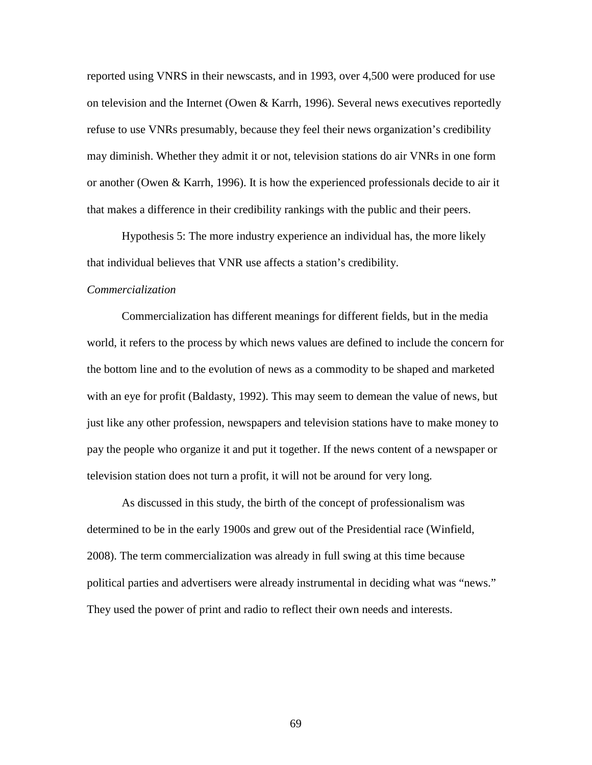reported using VNRS in their newscasts, and in 1993, over 4,500 were produced for use on television and the Internet (Owen & Karrh, 1996). Several news executives reportedly refuse to use VNRs presumably, because they feel their news organization's credibility may diminish. Whether they admit it or not, television stations do air VNRs in one form or another (Owen & Karrh, 1996). It is how the experienced professionals decide to air it that makes a difference in their credibility rankings with the public and their peers.

Hypothesis 5: The more industry experience an individual has, the more likely that individual believes that VNR use affects a station's credibility.

*Commercialization*

Commercialization has different meanings for different fields, but in the media world, it refers to the process by which news values are defined to include the concern for the bottom line and to the evolution of news as a commodity to be shaped and marketed with an eye for profit (Baldasty, 1992). This may seem to demean the value of news, but just like any other profession, newspapers and television stations have to make money to pay the people who organize it and put it together. If the news content of a newspaper or television station does not turn a profit, it will not be around for very long.

As discussed in this study, the birth of the concept of professionalism was determined to be in the early 1900s and grew out of the Presidential race (Winfield, 2008). The term commercialization was already in full swing at this time because political parties and advertisers were already instrumental in deciding what was "news." They used the power of print and radio to reflect their own needs and interests.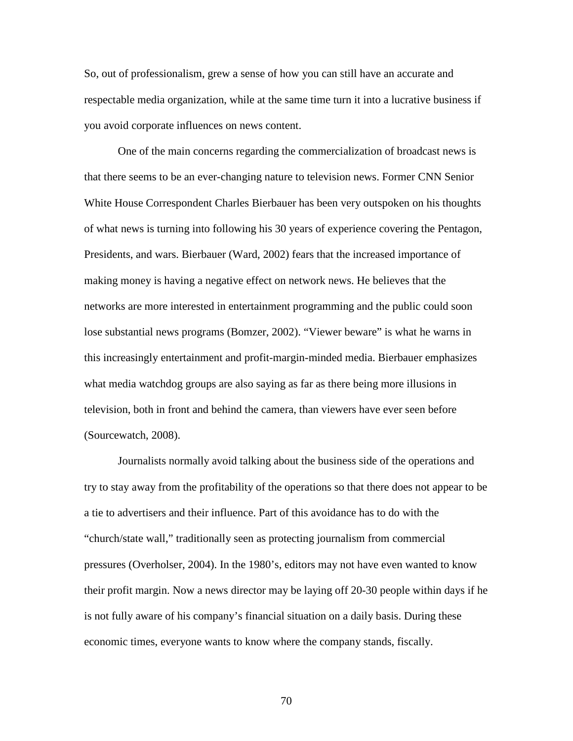So, out of professionalism, grew a sense of how you can still have an accurate and respectable media organization, while at the same time turn it into a lucrative business if you avoid corporate influences on news content.

One of the main concerns regarding the commercialization of broadcast news is that there seems to be an ever-changing nature to television news. Former CNN Senior White House Correspondent Charles Bierbauer has been very outspoken on his thoughts of what news is turning into following his 30 years of experience covering the Pentagon, Presidents, and wars. Bierbauer (Ward, 2002) fears that the increased importance of making money is having a negative effect on network news. He believes that the networks are more interested in entertainment programming and the public could soon lose substantial news programs (Bomzer, 2002). "Viewer beware" is what he warns in this increasingly entertainment and profit-margin-minded media. Bierbauer emphasizes what media watchdog groups are also saying as far as there being more illusions in television, both in front and behind the camera, than viewers have ever seen before (Sourcewatch, 2008).

Journalists normally avoid talking about the business side of the operations and try to stay away from the profitability of the operations so that there does not appear to be a tie to advertisers and their influence. Part of this avoidance has to do with the "church/state wall," traditionally seen as protecting journalism from commercial pressures (Overholser, 2004). In the 1980's, editors may not have even wanted to know their profit margin. Now a news director may be laying off 20-30 people within days if he is not fully aware of his company's financial situation on a daily basis. During these economic times, everyone wants to know where the company stands, fiscally.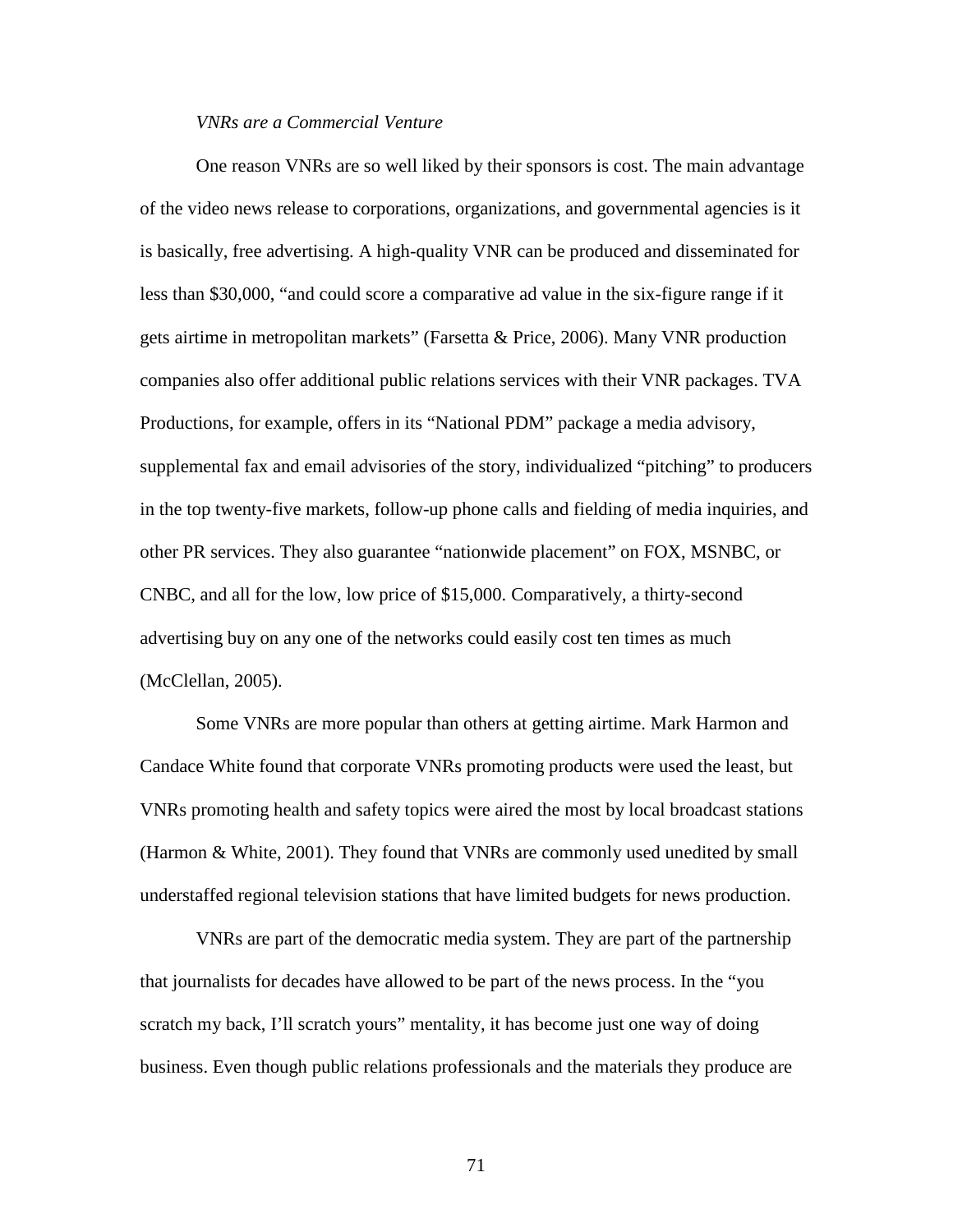*VNRs are a Commercial Venture*

One reason VNRs are so well liked by their sponsors is cost. The main advantage of the video news release to corporations, organizations, and governmental agencies is it is basically, free advertising. A high-quality VNR can be produced and disseminated for less than $30,000, "and could score a comparative ad value in the six-figure range if it gets airtime in metropolitan markets" (Farsetta & Price, 2006). Many VNR production companies also offer additional public relations services with their VNR packages. TVA Productions, for example, offers in its "National PDM" package a media advisory, supplemental fax and email advisories of the story, individualized "pitching" to producers in the top twenty-five markets, follow-up phone calls and fielding of media inquiries, and other PR services. They also guarantee "nationwide placement" on FOX, MSNBC, or CNBC, and all for the low, low price of $15,000. Comparatively, a thirty-second advertising buy on any one of the networks could easily cost ten times as much (McClellan, 2005).

Some VNRs are more popular than others at getting airtime. Mark Harmon and Candace White found that corporate VNRs promoting products were used the least, but VNRs promoting health and safety topics were aired the most by local broadcast stations (Harmon & White, 2001). They found that VNRs are commonly used unedited by small understaffed regional television stations that have limited budgets for news production.

VNRs are part of the democratic media system. They are part of the partnership that journalists for decades have allowed to be part of the news process. In the "you scratch my back, I'll scratch yours" mentality, it has become just one way of doing business. Even though public relations professionals and the materials they produce are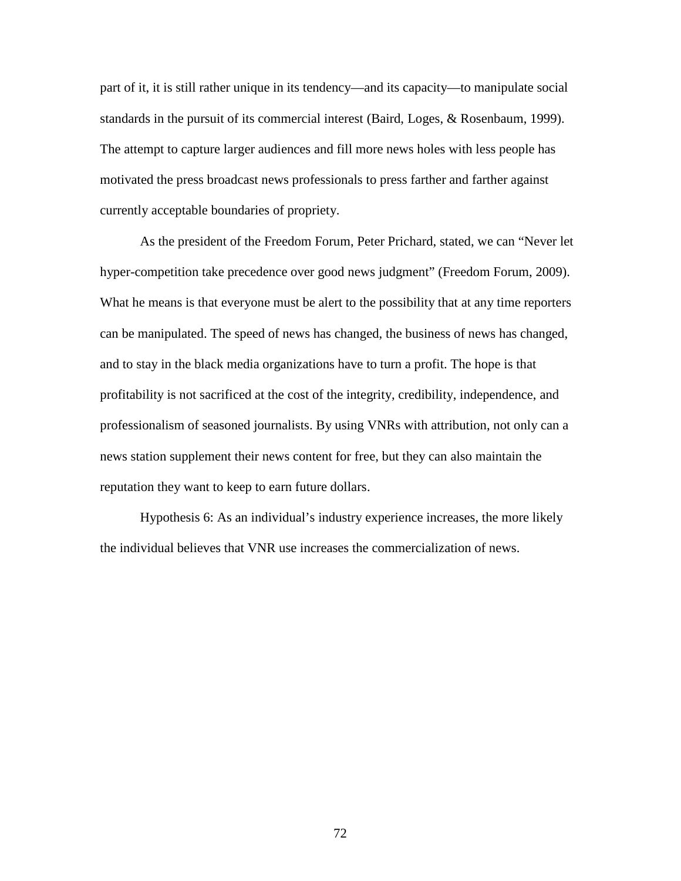part of it, it is still rather unique in its tendency—and its capacity—to manipulate social standards in the pursuit of its commercial interest (Baird, Loges, & Rosenbaum, 1999). The attempt to capture larger audiences and fill more news holes with less people has motivated the press broadcast news professionals to press farther and farther against currently acceptable boundaries of propriety.

As the president of the Freedom Forum, Peter Prichard, stated, we can "Never let hyper-competition take precedence over good news judgment" (Freedom Forum, 2009). What he means is that everyone must be alert to the possibility that at any time reporters can be manipulated. The speed of news has changed, the business of news has changed, and to stay in the black media organizations have to turn a profit. The hope is that profitability is not sacrificed at the cost of the integrity, credibility, independence, and professionalism of seasoned journalists. By using VNRs with attribution, not only can a news station supplement their news content for free, but they can also maintain the reputation they want to keep to earn future dollars.

Hypothesis 6: As an individual's industry experience increases, the more likely the individual believes that VNR use increases the commercialization of news.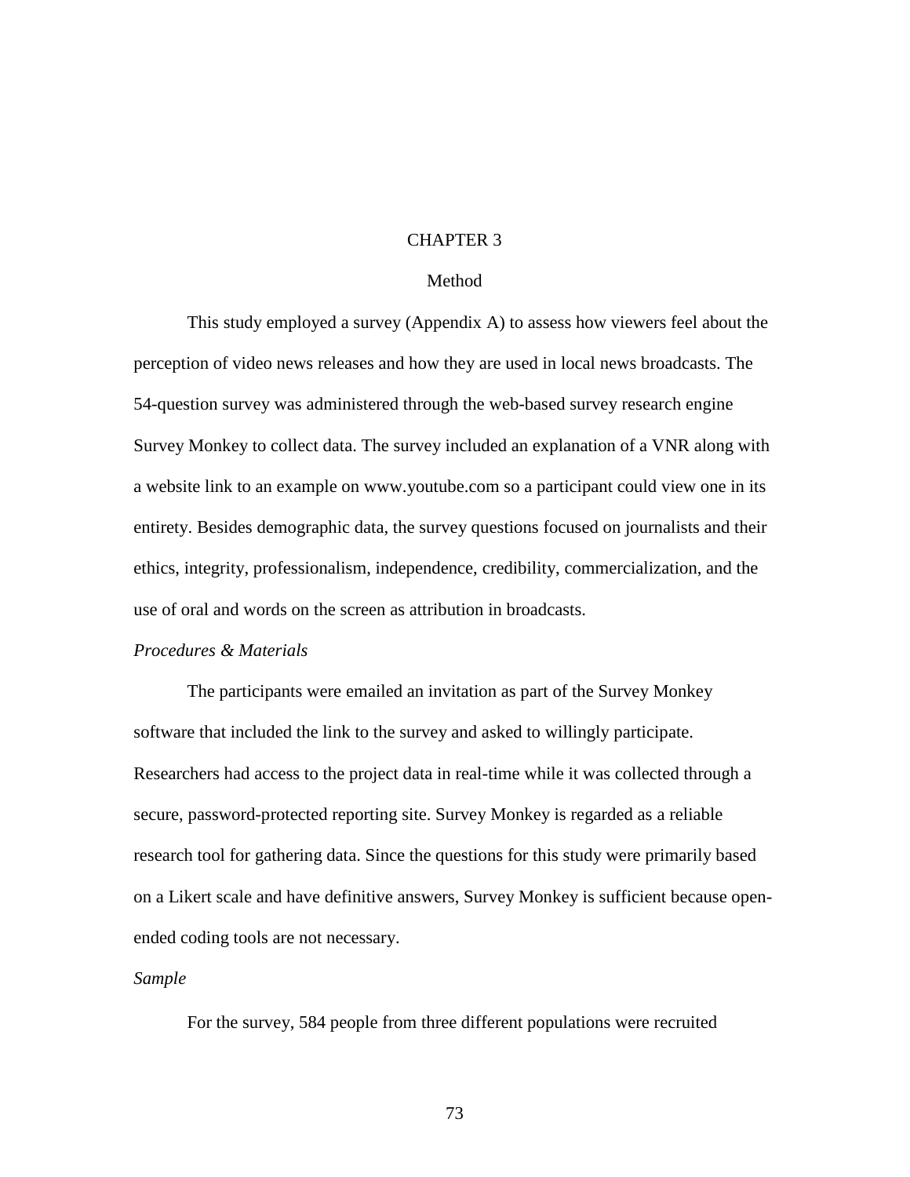# CHAPTER 3

## Method

This study employed a survey (Appendix A) to assess how viewers feel about the perception of video news releases and how they are used in local news broadcasts. The 54-question survey was administered through the web-based survey research engine Survey Monkey to collect data. The survey included an explanation of a VNR along with a website link to an example on www.youtube.com so a participant could view one in its entirety. Besides demographic data, the survey questions focused on journalists and their ethics, integrity, professionalism, independence, credibility, commercialization, and the use of oral and words on the screen as attribution in broadcasts.

### *Procedures & Materials*

The participants were emailed an invitation as part of the Survey Monkey software that included the link to the survey and asked to willingly participate. Researchers had access to the project data in real-time while it was collected through a secure, password-protected reporting site. Survey Monkey is regarded as a reliable research tool for gathering data. Since the questions for this study were primarily based on a Likert scale and have definitive answers, Survey Monkey is sufficient because open-ended coding tools are not necessary.

### *Sample*

For the survey, 584 people from three different populations were recruited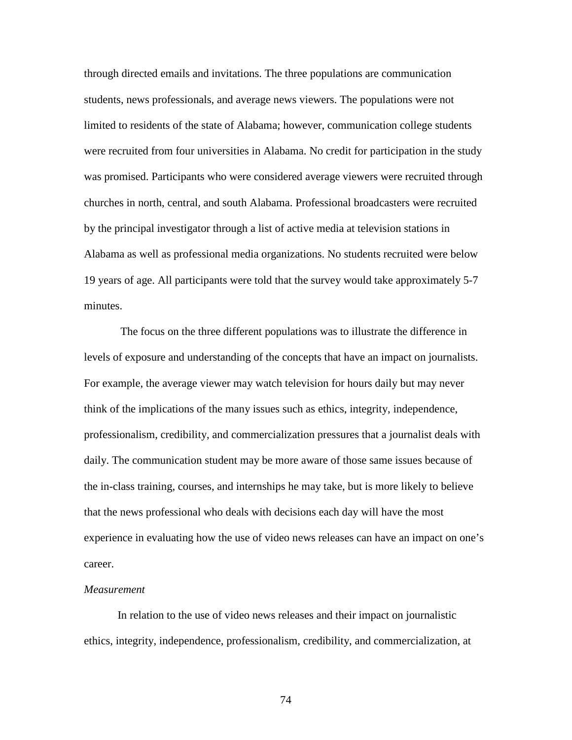through directed emails and invitations. The three populations are communication students, news professionals, and average news viewers. The populations were not limited to residents of the state of Alabama; however, communication college students were recruited from four universities in Alabama. No credit for participation in the study was promised. Participants who were considered average viewers were recruited through churches in north, central, and south Alabama. Professional broadcasters were recruited by the principal investigator through a list of active media at television stations in Alabama as well as professional media organizations. No students recruited were below 19 years of age. All participants were told that the survey would take approximately 5-7 minutes.

The focus on the three different populations was to illustrate the difference in levels of exposure and understanding of the concepts that have an impact on journalists. For example, the average viewer may watch television for hours daily but may never think of the implications of the many issues such as ethics, integrity, independence, professionalism, credibility, and commercialization pressures that a journalist deals with daily. The communication student may be more aware of those same issues because of the in-class training, courses, and internships he may take, but is more likely to believe that the news professional who deals with decisions each day will have the most experience in evaluating how the use of video news releases can have an impact on one's career.

*Measurement*

In relation to the use of video news releases and their impact on journalistic ethics, integrity, independence, professionalism, credibility, and commercialization, at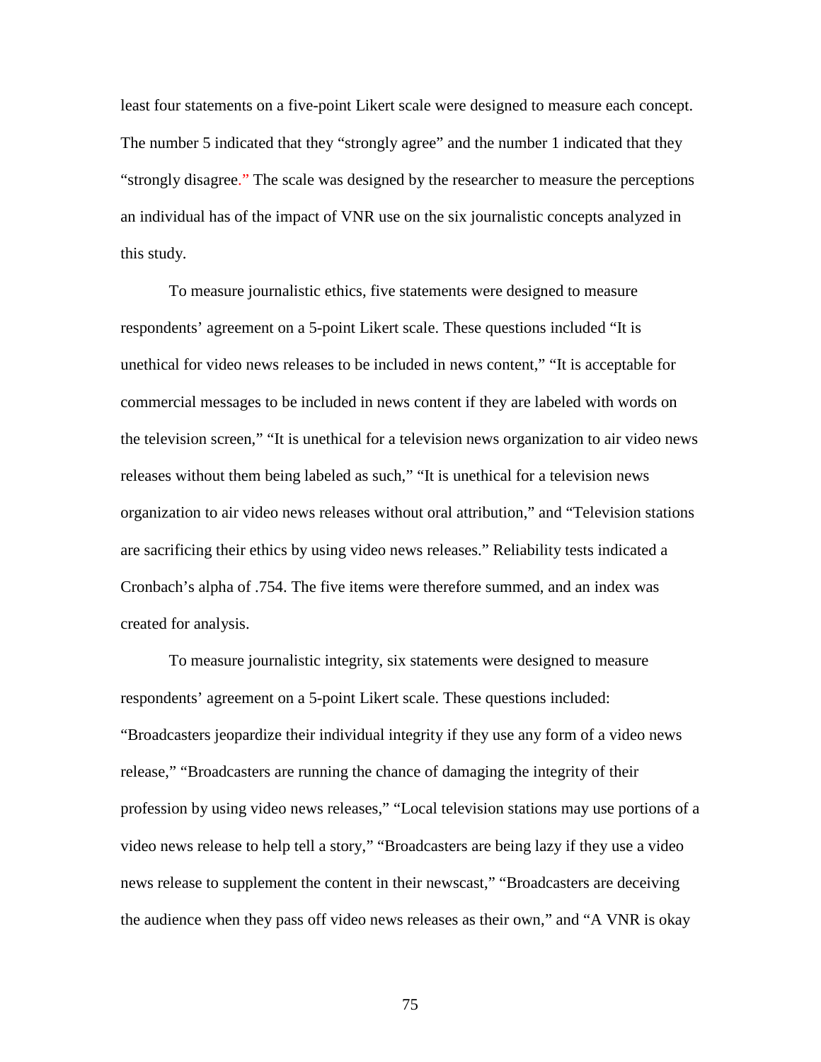least four statements on a five-point Likert scale were designed to measure each concept. The number 5 indicated that they "strongly agree" and the number 1 indicated that they "strongly disagree." The scale was designed by the researcher to measure the perceptions an individual has of the impact of VNR use on the six journalistic concepts analyzed in this study.

To measure journalistic ethics, five statements were designed to measure respondents' agreement on a 5-point Likert scale. These questions included "It is unethical for video news releases to be included in news content," "It is acceptable for commercial messages to be included in news content if they are labeled with words on the television screen," "It is unethical for a television news organization to air video news releases without them being labeled as such," "It is unethical for a television news organization to air video news releases without oral attribution," and "Television stations are sacrificing their ethics by using video news releases." Reliability tests indicated a Cronbach's alpha of .754. The five items were therefore summed, and an index was created for analysis.

To measure journalistic integrity, six statements were designed to measure respondents' agreement on a 5-point Likert scale. These questions included: "Broadcasters jeopardize their individual integrity if they use any form of a video news release," "Broadcasters are running the chance of damaging the integrity of their profession by using video news releases," "Local television stations may use portions of a video news release to help tell a story," "Broadcasters are being lazy if they use a video news release to supplement the content in their newscast," "Broadcasters are deceiving the audience when they pass off video news releases as their own," and "A VNR is okay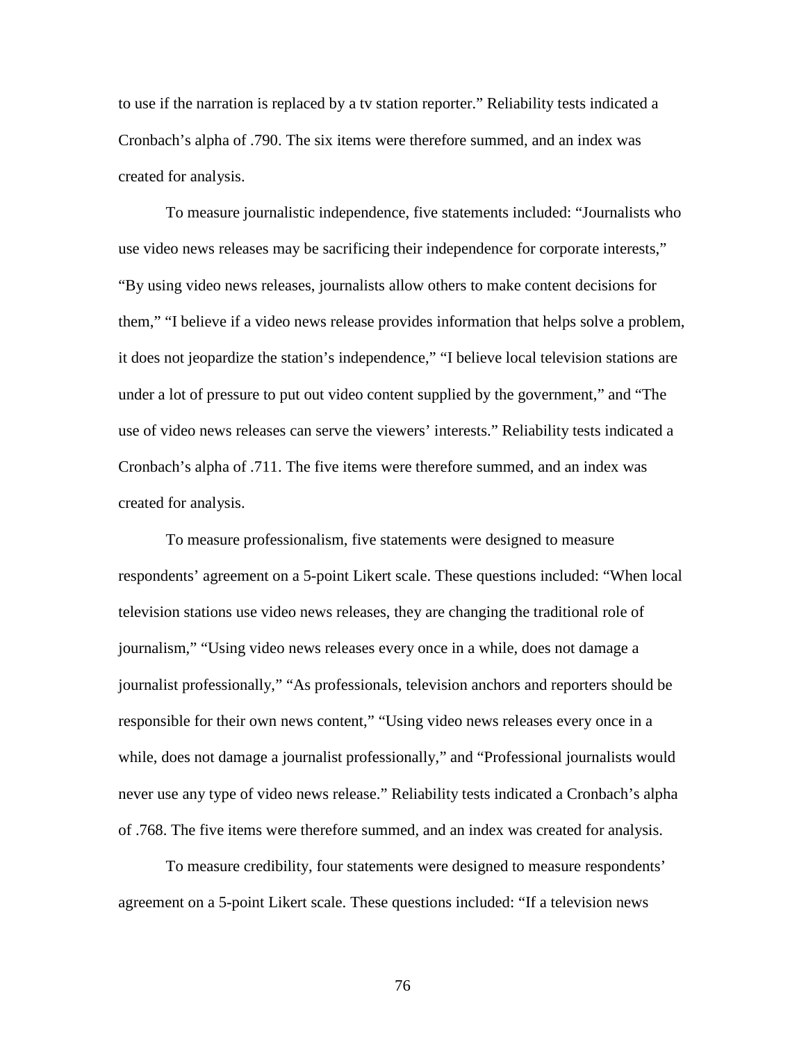to use if the narration is replaced by a tv station reporter." Reliability tests indicated a Cronbach's alpha of .790. The six items were therefore summed, and an index was created for analysis.

To measure journalistic independence, five statements included: "Journalists who use video news releases may be sacrificing their independence for corporate interests," "By using video news releases, journalists allow others to make content decisions for them," "I believe if a video news release provides information that helps solve a problem, it does not jeopardize the station's independence," "I believe local television stations are under a lot of pressure to put out video content supplied by the government," and "The use of video news releases can serve the viewers' interests." Reliability tests indicated a Cronbach's alpha of .711. The five items were therefore summed, and an index was created for analysis.

To measure professionalism, five statements were designed to measure respondents' agreement on a 5-point Likert scale. These questions included: "When local television stations use video news releases, they are changing the traditional role of journalism," "Using video news releases every once in a while, does not damage a journalist professionally," "As professionals, television anchors and reporters should be responsible for their own news content," "Using video news releases every once in a while, does not damage a journalist professionally," and "Professional journalists would never use any type of video news release." Reliability tests indicated a Cronbach's alpha of .768. The five items were therefore summed, and an index was created for analysis.

To measure credibility, four statements were designed to measure respondents' agreement on a 5-point Likert scale. These questions included: "If a television news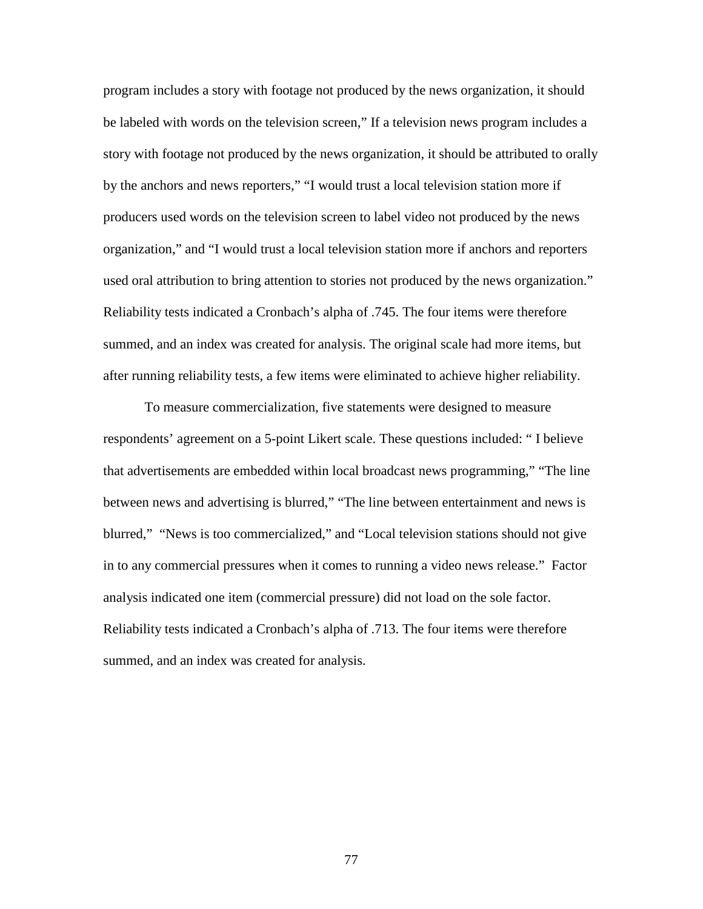program includes a story with footage not produced by the news organization, it should be labeled with words on the television screen," If a television news program includes a story with footage not produced by the news organization, it should be attributed to orally by the anchors and news reporters," "I would trust a local television station more if producers used words on the television screen to label video not produced by the news organization," and "I would trust a local television station more if anchors and reporters used oral attribution to bring attention to stories not produced by the news organization." Reliability tests indicated a Cronbach's alpha of .745. The four items were therefore summed, and an index was created for analysis. The original scale had more items, but after running reliability tests, a few items were eliminated to achieve higher reliability.

To measure commercialization, five statements were designed to measure respondents' agreement on a 5-point Likert scale. These questions included: " I believe that advertisements are embedded within local broadcast news programming," "The line between news and advertising is blurred," "The line between entertainment and news is blurred," "News is too commercialized," and "Local television stations should not give in to any commercial pressures when it comes to running a video news release." Factor analysis indicated one item (commercial pressure) did not load on the sole factor. Reliability tests indicated a Cronbach's alpha of .713. The four items were therefore summed, and an index was created for analysis.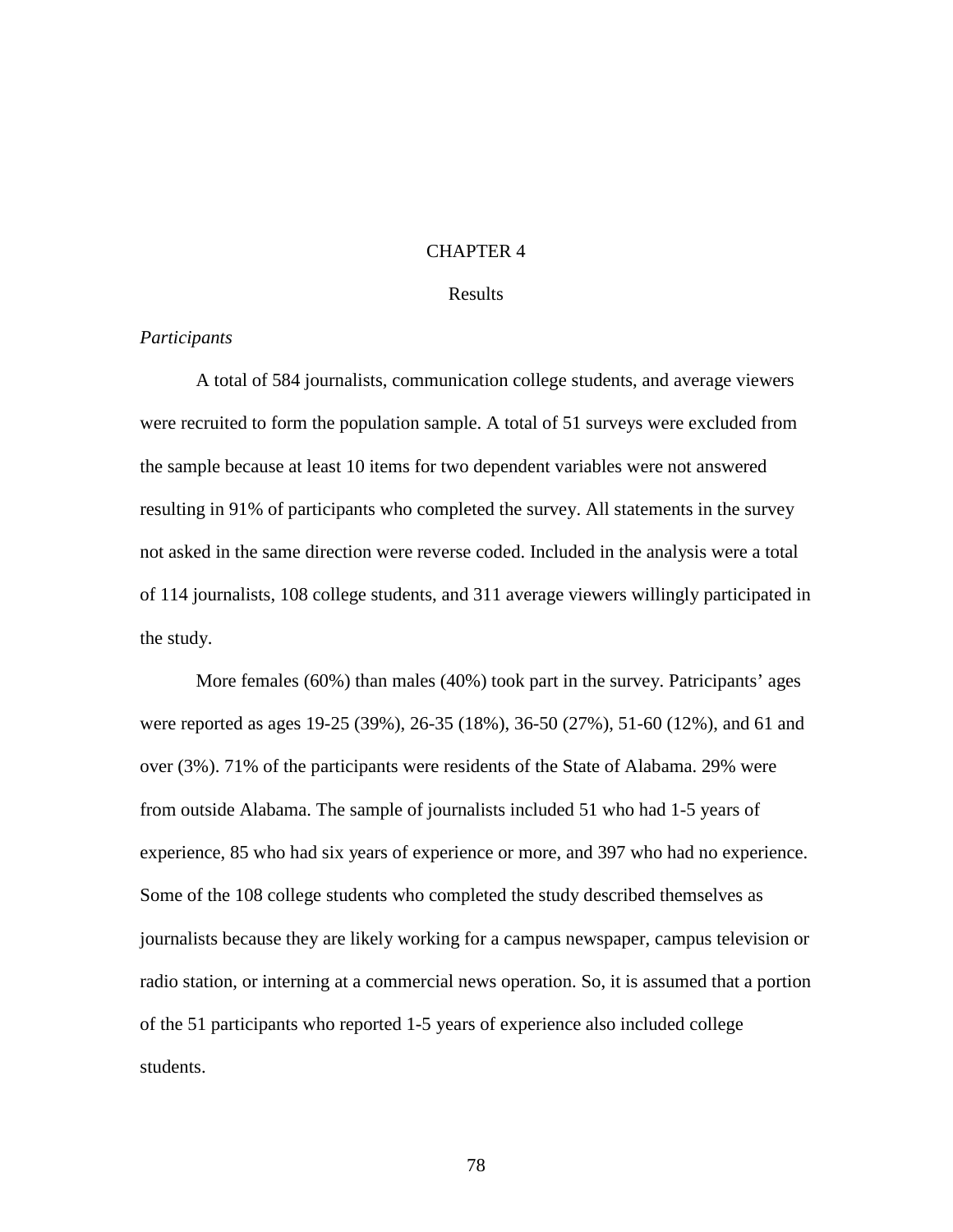# CHAPTER 4

## Results

*Participants*

A total of 584 journalists, communication college students, and average viewers were recruited to form the population sample. A total of 51 surveys were excluded from the sample because at least 10 items for two dependent variables were not answered resulting in 91% of participants who completed the survey. All statements in the survey not asked in the same direction were reverse coded. Included in the analysis were a total of 114 journalists, 108 college students, and 311 average viewers willingly participated in the study.

More females (60%) than males (40%) took part in the survey. Patricipants' ages were reported as ages 19-25 (39%), 26-35 (18%), 36-50 (27%), 51-60 (12%), and 61 and over (3%). 71% of the participants were residents of the State of Alabama. 29% were from outside Alabama. The sample of journalists included 51 who had 1-5 years of experience, 85 who had six years of experience or more, and 397 who had no experience. Some of the 108 college students who completed the study described themselves as journalists because they are likely working for a campus newspaper, campus television or radio station, or interning at a commercial news operation. So, it is assumed that a portion of the 51 participants who reported 1-5 years of experience also included college students.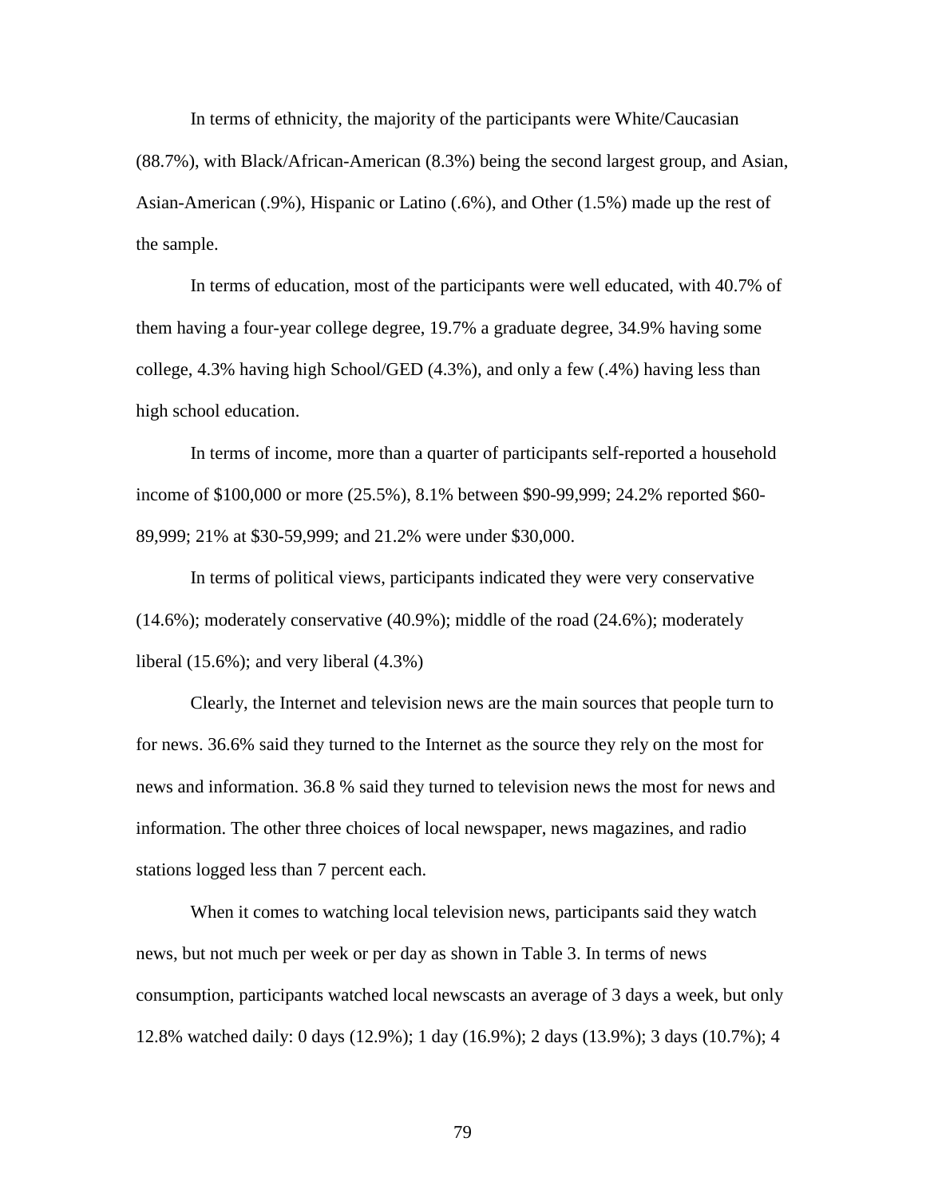In terms of ethnicity, the majority of the participants were White/Caucasian (88.7%), with Black/African-American (8.3%) being the second largest group, and Asian, Asian-American (.9%), Hispanic or Latino (.6%), and Other (1.5%) made up the rest of the sample.

In terms of education, most of the participants were well educated, with 40.7% of them having a four-year college degree, 19.7% a graduate degree, 34.9% having some college, 4.3% having high School/GED (4.3%), and only a few (.4%) having less than high school education.

In terms of income, more than a quarter of participants self-reported a household income of $100,000 or more (25.5%), 8.1% between $90-99,999; 24.2% reported $60-89,999; 21% at $30-59,999; and 21.2% were under $30,000.

In terms of political views, participants indicated they were very conservative (14.6%); moderately conservative (40.9%); middle of the road (24.6%); moderately liberal (15.6%); and very liberal (4.3%)

Clearly, the Internet and television news are the main sources that people turn to for news. 36.6% said they turned to the Internet as the source they rely on the most for news and information. 36.8 % said they turned to television news the most for news and information. The other three choices of local newspaper, news magazines, and radio stations logged less than 7 percent each.

When it comes to watching local television news, participants said they watch news, but not much per week or per day as shown in Table 3. In terms of news consumption, participants watched local newscasts an average of 3 days a week, but only 12.8% watched daily: 0 days (12.9%); 1 day (16.9%); 2 days (13.9%); 3 days (10.7%); 4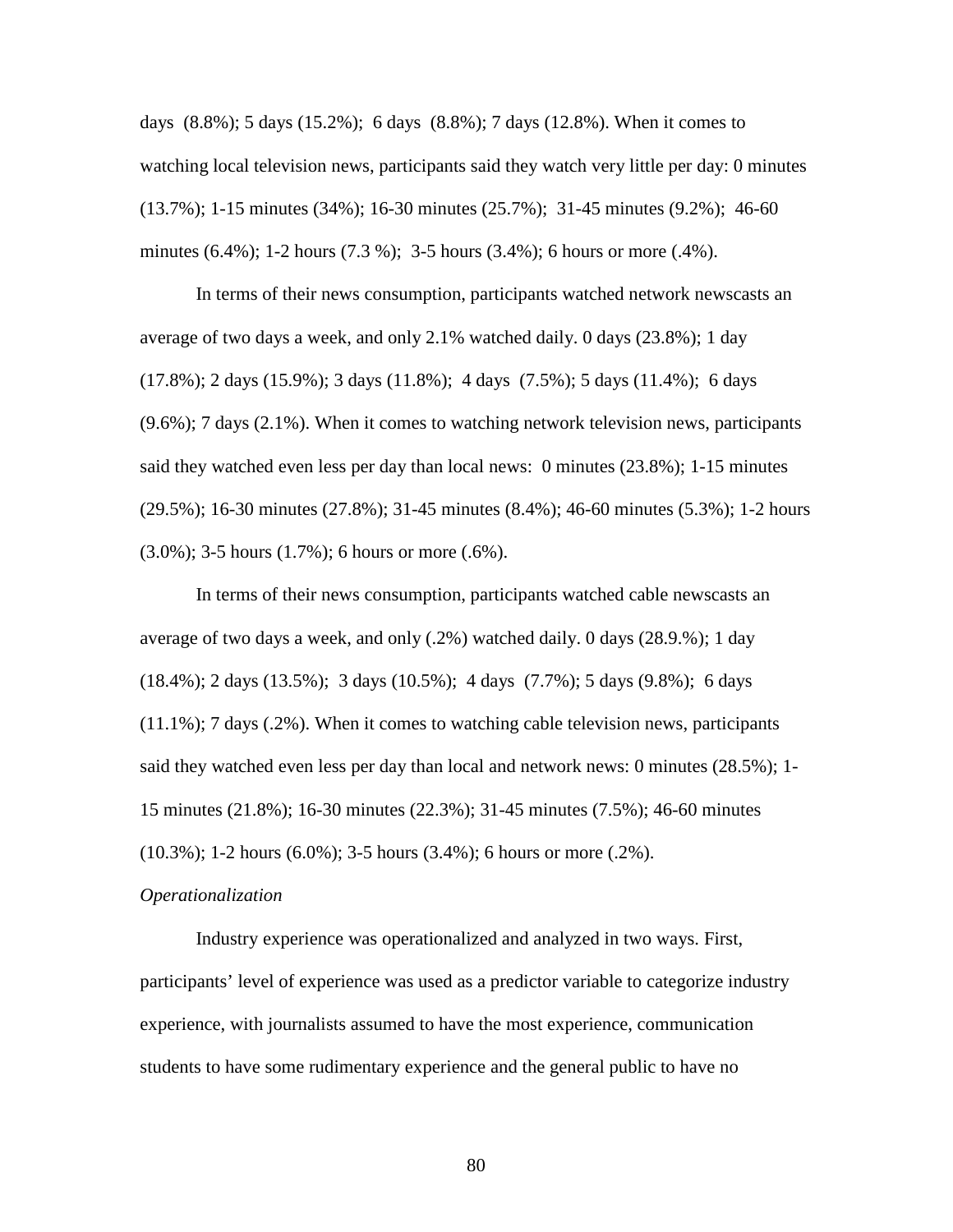days (8.8%); 5 days (15.2%); 6 days (8.8%); 7 days (12.8%). When it comes to watching local television news, participants said they watch very little per day: 0 minutes (13.7%); 1-15 minutes (34%); 16-30 minutes (25.7%); 31-45 minutes (9.2%); 46-60 minutes (6.4%); 1-2 hours (7.3 %); 3-5 hours (3.4%); 6 hours or more (.4%).

In terms of their news consumption, participants watched network newscasts an average of two days a week, and only 2.1% watched daily. 0 days (23.8%); 1 day (17.8%); 2 days (15.9%); 3 days (11.8%); 4 days (7.5%); 5 days (11.4%); 6 days (9.6%); 7 days (2.1%). When it comes to watching network television news, participants said they watched even less per day than local news: 0 minutes (23.8%); 1-15 minutes (29.5%); 16-30 minutes (27.8%); 31-45 minutes (8.4%); 46-60 minutes (5.3%); 1-2 hours (3.0%); 3-5 hours (1.7%); 6 hours or more (.6%).

In terms of their news consumption, participants watched cable newscasts an average of two days a week, and only (.2%) watched daily. 0 days (28.9.%); 1 day (18.4%); 2 days (13.5%); 3 days (10.5%); 4 days (7.7%); 5 days (9.8%); 6 days (11.1%); 7 days (.2%). When it comes to watching cable television news, participants said they watched even less per day than local and network news: 0 minutes (28.5%); 1-15 minutes (21.8%); 16-30 minutes (22.3%); 31-45 minutes (7.5%); 46-60 minutes (10.3%); 1-2 hours (6.0%); 3-5 hours (3.4%); 6 hours or more (.2%).

*Operationalization*

Industry experience was operationalized and analyzed in two ways. First, participants' level of experience was used as a predictor variable to categorize industry experience, with journalists assumed to have the most experience, communication students to have some rudimentary experience and the general public to have no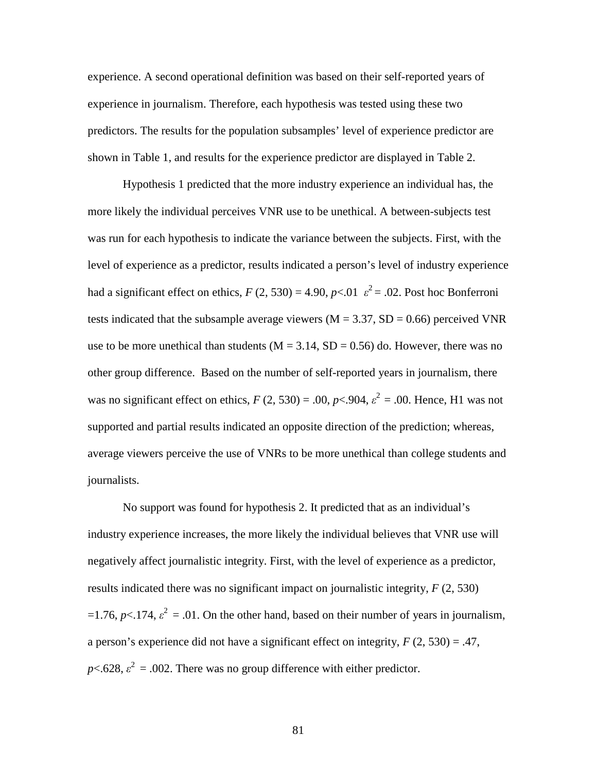experience. A second operational definition was based on their self-reported years of experience in journalism. Therefore, each hypothesis was tested using these two predictors. The results for the population subsamples' level of experience predictor are shown in Table 1, and results for the experience predictor are displayed in Table 2.

Hypothesis 1 predicted that the more industry experience an individual has, the more likely the individual perceives VNR use to be unethical. A between-subjects test was run for each hypothesis to indicate the variance between the subjects. First, with the level of experience as a predictor, results indicated a person's level of industry experience had a significant effect on ethics, $F$ (2, 530) = 4.90, $p$<.01 $\varepsilon^2$ = .02. Post hoc Bonferroni tests indicated that the subsample average viewers (M = 3.37, SD = 0.66) perceived VNR use to be more unethical than students (M = 3.14, SD = 0.56) do. However, there was no other group difference. Based on the number of self-reported years in journalism, there was no significant effect on ethics, $F$ (2, 530) = .00, $p$<.904, $\varepsilon^2$ = .00. Hence, H1 was not supported and partial results indicated an opposite direction of the prediction; whereas, average viewers perceive the use of VNRs to be more unethical than college students and journalists.

No support was found for hypothesis 2. It predicted that as an individual's industry experience increases, the more likely the individual believes that VNR use will negatively affect journalistic integrity. First, with the level of experience as a predictor, results indicated there was no significant impact on journalistic integrity, $F$ (2, 530) =1.76, $p$<.174, $\varepsilon^2$ = .01. On the other hand, based on their number of years in journalism, a person's experience did not have a significant effect on integrity, $F$ (2, 530) = .47, $p$<.628, $\varepsilon^2$ = .002. There was no group difference with either predictor.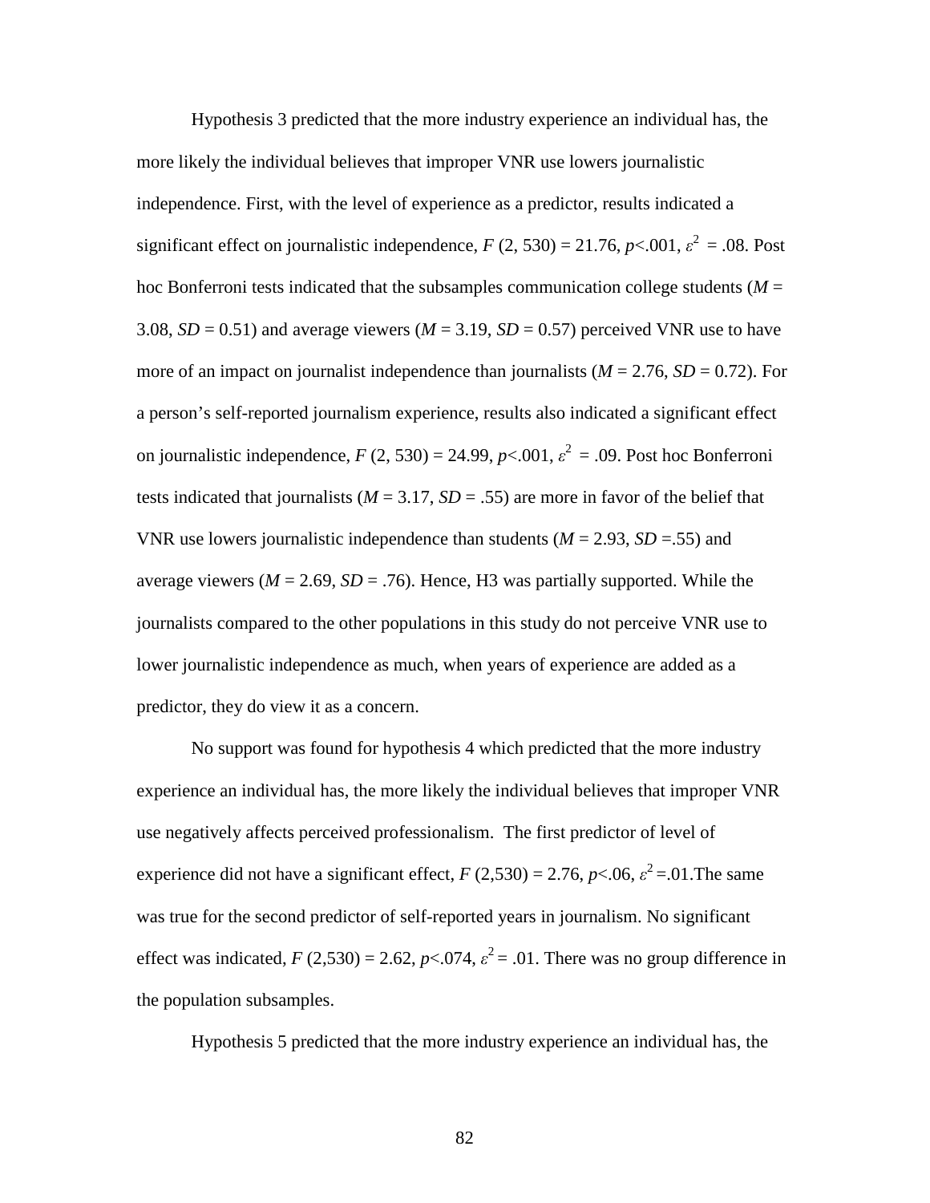Hypothesis 3 predicted that the more industry experience an individual has, the more likely the individual believes that improper VNR use lowers journalistic independence. First, with the level of experience as a predictor, results indicated a significant effect on journalistic independence, $F$ (2, 530) = 21.76, $p$<.001, $\varepsilon^2$ = .08. Post hoc Bonferroni tests indicated that the subsamples communication college students ($M$ = 3.08, $SD$ = 0.51) and average viewers ($M$ = 3.19, $SD$ = 0.57) perceived VNR use to have more of an impact on journalist independence than journalists ($M$ = 2.76, $SD$ = 0.72). For a person's self-reported journalism experience, results also indicated a significant effect on journalistic independence, $F$ (2, 530) = 24.99, $p$<.001, $\varepsilon^2$ = .09. Post hoc Bonferroni tests indicated that journalists ($M$ = 3.17, $SD$ = .55) are more in favor of the belief that VNR use lowers journalistic independence than students ($M$ = 2.93, $SD$ =.55) and average viewers ($M$ = 2.69, $SD$ = .76). Hence, H3 was partially supported. While the journalists compared to the other populations in this study do not perceive VNR use to lower journalistic independence as much, when years of experience are added as a predictor, they do view it as a concern.

No support was found for hypothesis 4 which predicted that the more industry experience an individual has, the more likely the individual believes that improper VNR use negatively affects perceived professionalism. The first predictor of level of experience did not have a significant effect, $F$ (2,530) = 2.76, $p$<.06, $\varepsilon^2$ =.01.The same was true for the second predictor of self-reported years in journalism. No significant effect was indicated, $F$ (2,530) = 2.62, $p$<.074, $\varepsilon^2$ = .01. There was no group difference in the population subsamples.

Hypothesis 5 predicted that the more industry experience an individual has, the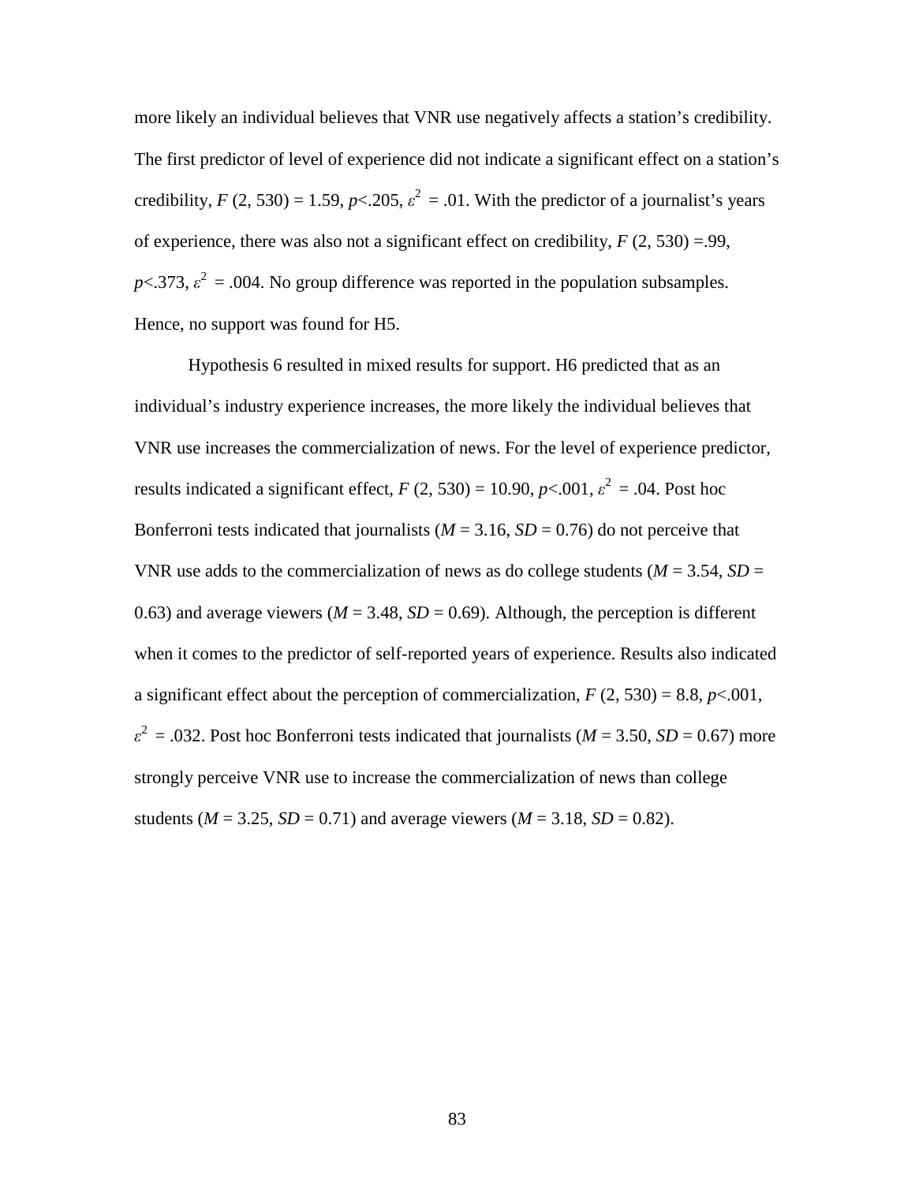more likely an individual believes that VNR use negatively affects a station's credibility. The first predictor of level of experience did not indicate a significant effect on a station's credibility, $F$ (2, 530) = 1.59, $p$<.205, $\varepsilon^2$ = .01. With the predictor of a journalist's years of experience, there was also not a significant effect on credibility, $F$ (2, 530) =.99, $p$<.373, $\varepsilon^2$ = .004. No group difference was reported in the population subsamples. Hence, no support was found for H5.

Hypothesis 6 resulted in mixed results for support. H6 predicted that as an individual's industry experience increases, the more likely the individual believes that VNR use increases the commercialization of news. For the level of experience predictor, results indicated a significant effect, $F$ (2, 530) = 10.90, $p$<.001, $\varepsilon^2$ = .04. Post hoc Bonferroni tests indicated that journalists ($M$ = 3.16, $SD$ = 0.76) do not perceive that VNR use adds to the commercialization of news as do college students ($M$ = 3.54, $SD$ = 0.63) and average viewers ($M$ = 3.48, $SD$ = 0.69). Although, the perception is different when it comes to the predictor of self-reported years of experience. Results also indicated a significant effect about the perception of commercialization, $F$ (2, 530) = 8.8, $p$<.001, $\varepsilon^2$ = .032. Post hoc Bonferroni tests indicated that journalists ($M$ = 3.50, $SD$ = 0.67) more strongly perceive VNR use to increase the commercialization of news than college students ($M$ = 3.25, $SD$ = 0.71) and average viewers ($M$ = 3.18, $SD$ = 0.82).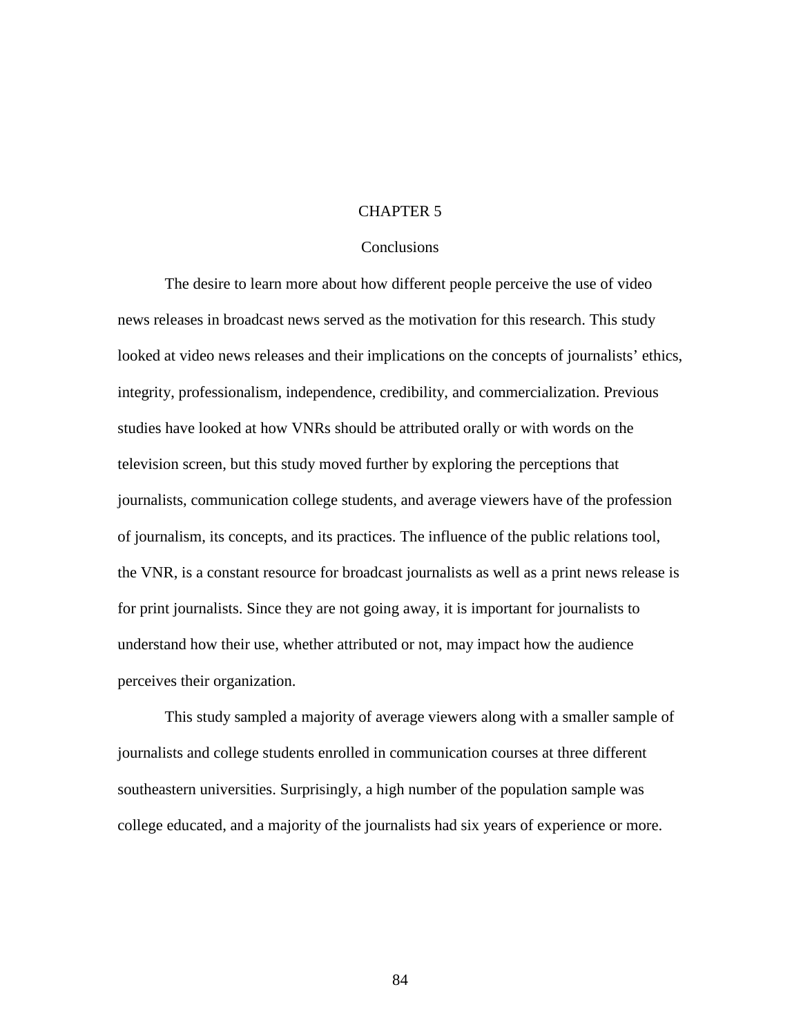# CHAPTER 5

## Conclusions

The desire to learn more about how different people perceive the use of video news releases in broadcast news served as the motivation for this research. This study looked at video news releases and their implications on the concepts of journalists' ethics, integrity, professionalism, independence, credibility, and commercialization. Previous studies have looked at how VNRs should be attributed orally or with words on the television screen, but this study moved further by exploring the perceptions that journalists, communication college students, and average viewers have of the profession of journalism, its concepts, and its practices. The influence of the public relations tool, the VNR, is a constant resource for broadcast journalists as well as a print news release is for print journalists. Since they are not going away, it is important for journalists to understand how their use, whether attributed or not, may impact how the audience perceives their organization.

This study sampled a majority of average viewers along with a smaller sample of journalists and college students enrolled in communication courses at three different southeastern universities. Surprisingly, a high number of the population sample was college educated, and a majority of the journalists had six years of experience or more.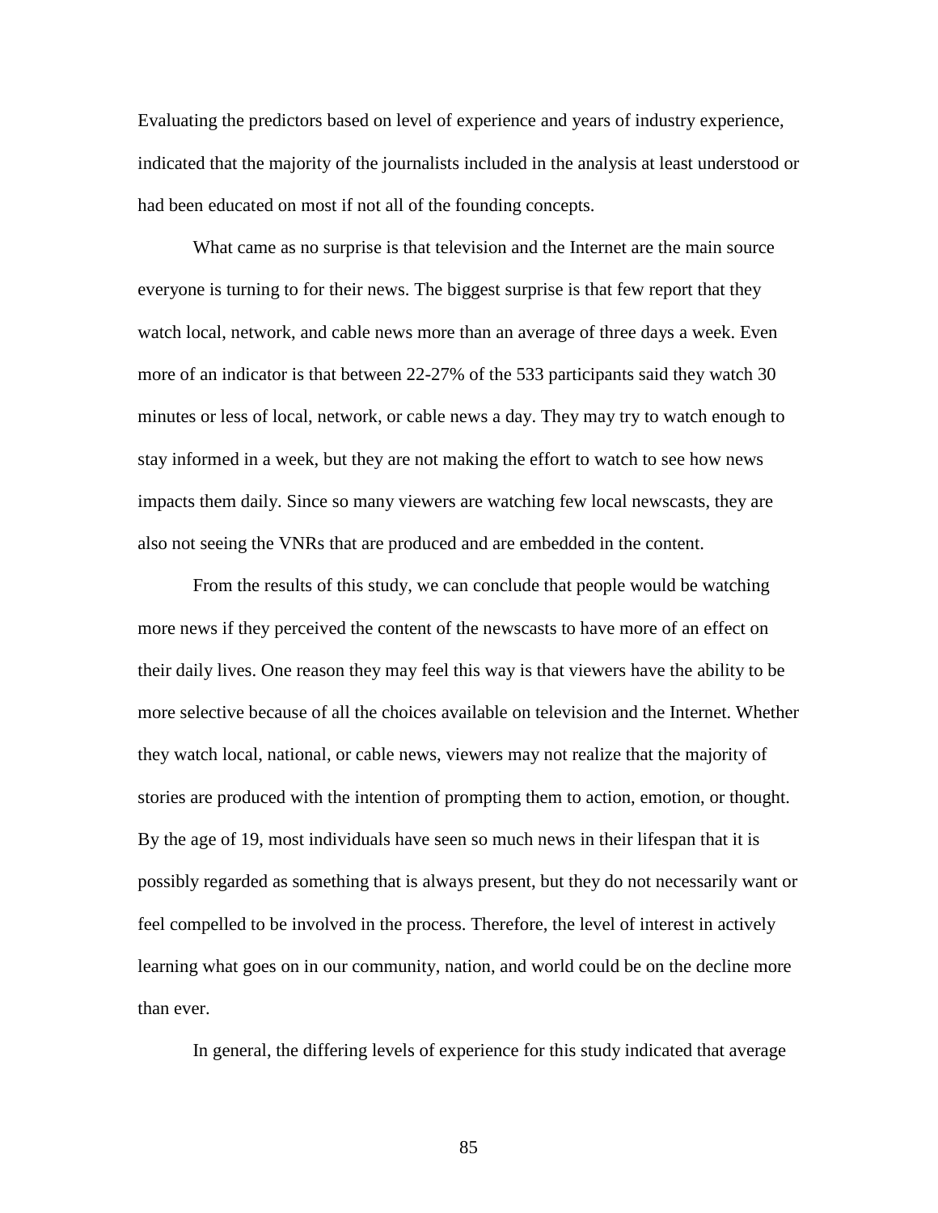Evaluating the predictors based on level of experience and years of industry experience, indicated that the majority of the journalists included in the analysis at least understood or had been educated on most if not all of the founding concepts.

What came as no surprise is that television and the Internet are the main source everyone is turning to for their news. The biggest surprise is that few report that they watch local, network, and cable news more than an average of three days a week. Even more of an indicator is that between 22-27% of the 533 participants said they watch 30 minutes or less of local, network, or cable news a day. They may try to watch enough to stay informed in a week, but they are not making the effort to watch to see how news impacts them daily. Since so many viewers are watching few local newscasts, they are also not seeing the VNRs that are produced and are embedded in the content.

From the results of this study, we can conclude that people would be watching more news if they perceived the content of the newscasts to have more of an effect on their daily lives. One reason they may feel this way is that viewers have the ability to be more selective because of all the choices available on television and the Internet. Whether they watch local, national, or cable news, viewers may not realize that the majority of stories are produced with the intention of prompting them to action, emotion, or thought. By the age of 19, most individuals have seen so much news in their lifespan that it is possibly regarded as something that is always present, but they do not necessarily want or feel compelled to be involved in the process. Therefore, the level of interest in actively learning what goes on in our community, nation, and world could be on the decline more than ever.

In general, the differing levels of experience for this study indicated that average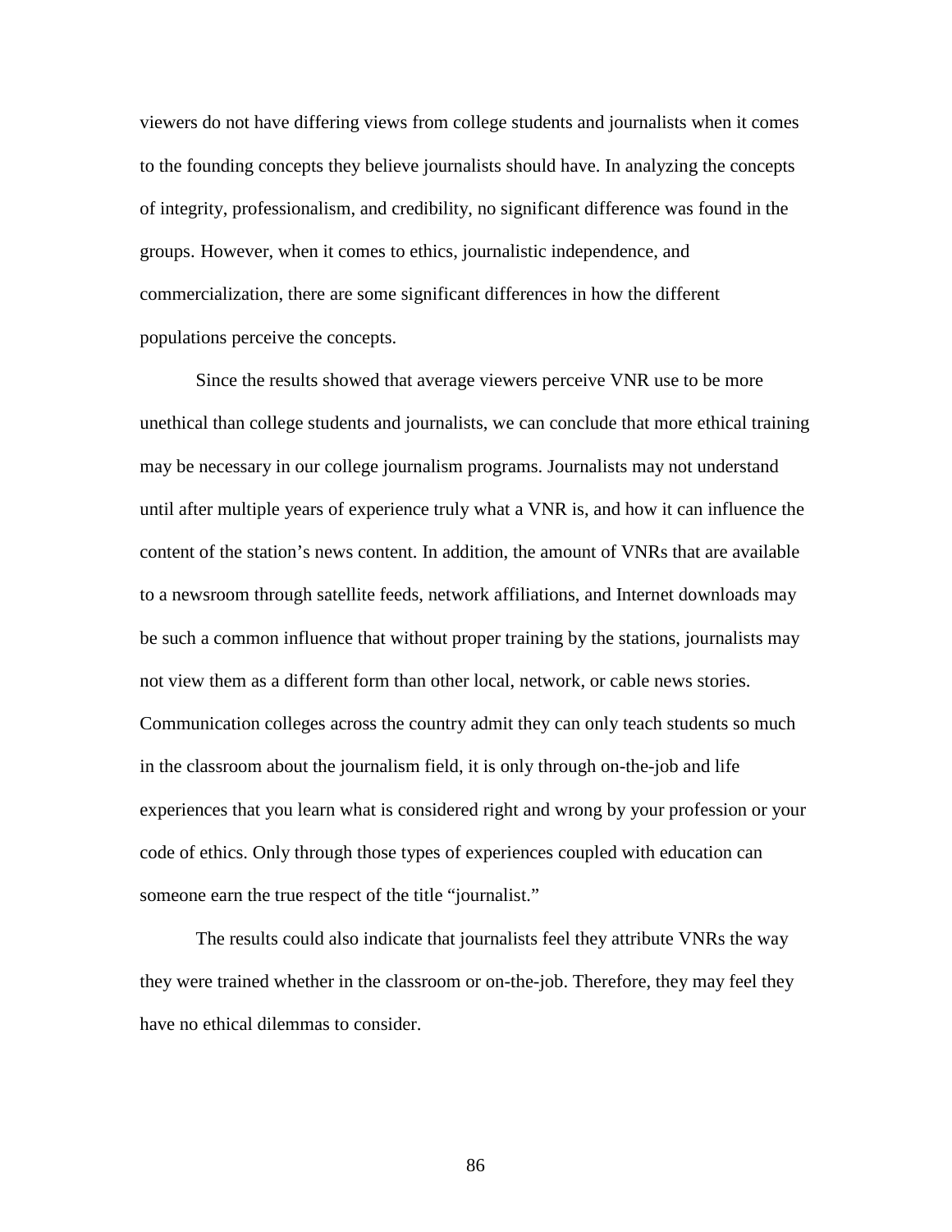viewers do not have differing views from college students and journalists when it comes to the founding concepts they believe journalists should have. In analyzing the concepts of integrity, professionalism, and credibility, no significant difference was found in the groups. However, when it comes to ethics, journalistic independence, and commercialization, there are some significant differences in how the different populations perceive the concepts.

Since the results showed that average viewers perceive VNR use to be more unethical than college students and journalists, we can conclude that more ethical training may be necessary in our college journalism programs. Journalists may not understand until after multiple years of experience truly what a VNR is, and how it can influence the content of the station's news content. In addition, the amount of VNRs that are available to a newsroom through satellite feeds, network affiliations, and Internet downloads may be such a common influence that without proper training by the stations, journalists may not view them as a different form than other local, network, or cable news stories. Communication colleges across the country admit they can only teach students so much in the classroom about the journalism field, it is only through on-the-job and life experiences that you learn what is considered right and wrong by your profession or your code of ethics. Only through those types of experiences coupled with education can someone earn the true respect of the title "journalist."

The results could also indicate that journalists feel they attribute VNRs the way they were trained whether in the classroom or on-the-job. Therefore, they may feel they have no ethical dilemmas to consider.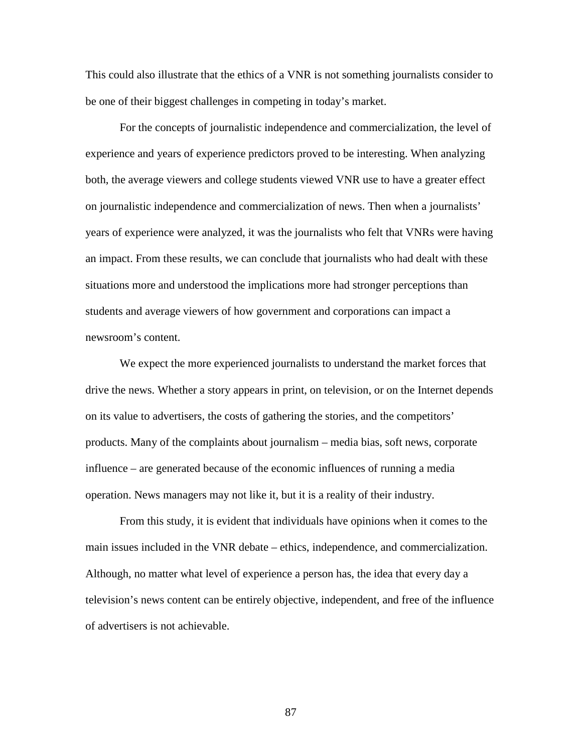This could also illustrate that the ethics of a VNR is not something journalists consider to be one of their biggest challenges in competing in today's market.

For the concepts of journalistic independence and commercialization, the level of experience and years of experience predictors proved to be interesting. When analyzing both, the average viewers and college students viewed VNR use to have a greater effect on journalistic independence and commercialization of news. Then when a journalists' years of experience were analyzed, it was the journalists who felt that VNRs were having an impact. From these results, we can conclude that journalists who had dealt with these situations more and understood the implications more had stronger perceptions than students and average viewers of how government and corporations can impact a newsroom's content.

We expect the more experienced journalists to understand the market forces that drive the news. Whether a story appears in print, on television, or on the Internet depends on its value to advertisers, the costs of gathering the stories, and the competitors' products. Many of the complaints about journalism – media bias, soft news, corporate influence – are generated because of the economic influences of running a media operation. News managers may not like it, but it is a reality of their industry.

From this study, it is evident that individuals have opinions when it comes to the main issues included in the VNR debate – ethics, independence, and commercialization. Although, no matter what level of experience a person has, the idea that every day a television's news content can be entirely objective, independent, and free of the influence of advertisers is not achievable.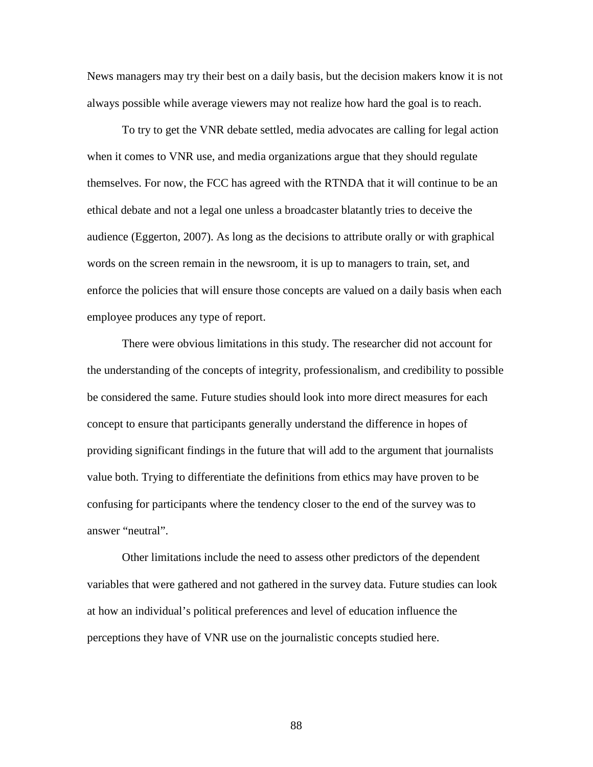News managers may try their best on a daily basis, but the decision makers know it is not always possible while average viewers may not realize how hard the goal is to reach.

To try to get the VNR debate settled, media advocates are calling for legal action when it comes to VNR use, and media organizations argue that they should regulate themselves. For now, the FCC has agreed with the RTNDA that it will continue to be an ethical debate and not a legal one unless a broadcaster blatantly tries to deceive the audience (Eggerton, 2007). As long as the decisions to attribute orally or with graphical words on the screen remain in the newsroom, it is up to managers to train, set, and enforce the policies that will ensure those concepts are valued on a daily basis when each employee produces any type of report.

There were obvious limitations in this study. The researcher did not account for the understanding of the concepts of integrity, professionalism, and credibility to possible be considered the same. Future studies should look into more direct measures for each concept to ensure that participants generally understand the difference in hopes of providing significant findings in the future that will add to the argument that journalists value both. Trying to differentiate the definitions from ethics may have proven to be confusing for participants where the tendency closer to the end of the survey was to answer "neutral".

Other limitations include the need to assess other predictors of the dependent variables that were gathered and not gathered in the survey data. Future studies can look at how an individual's political preferences and level of education influence the perceptions they have of VNR use on the journalistic concepts studied here.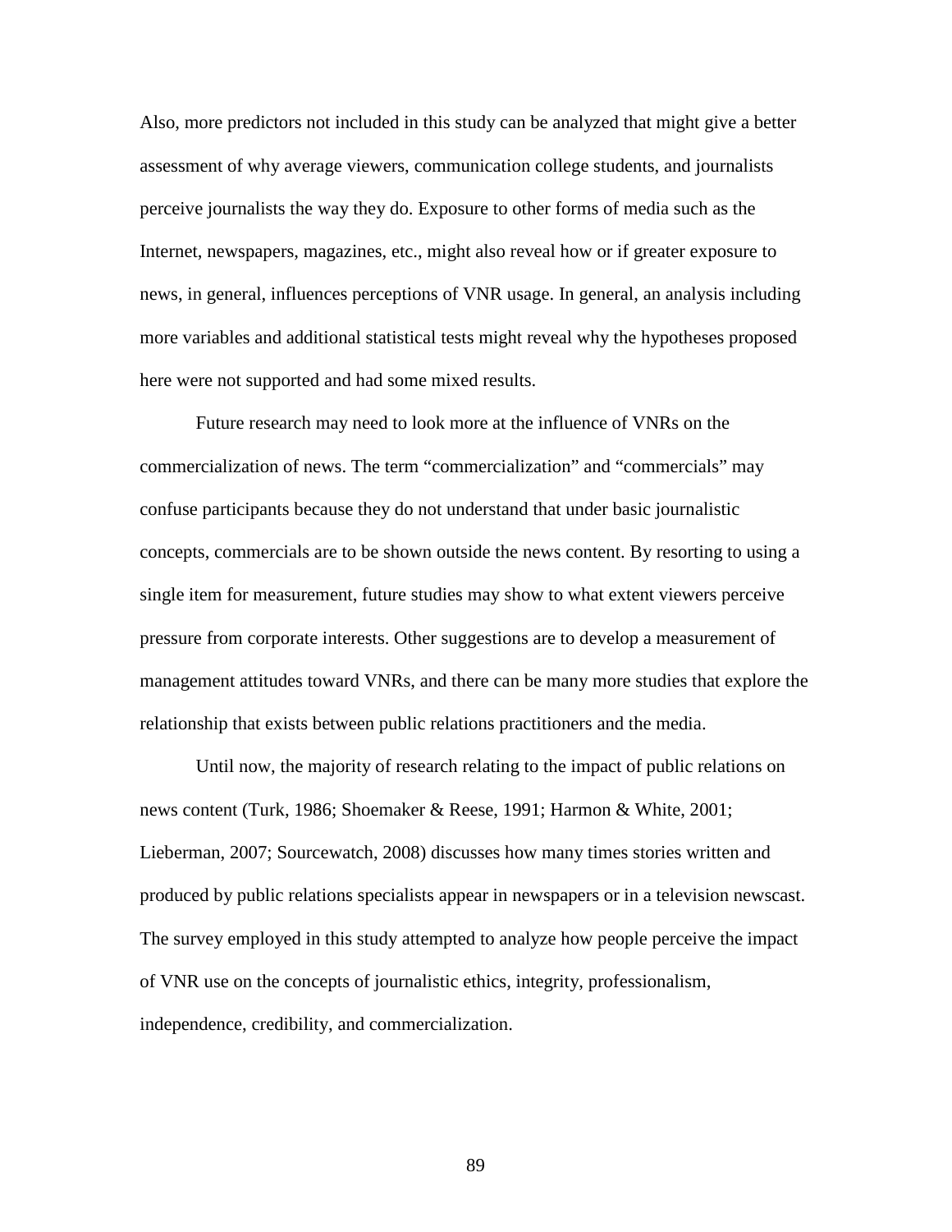Also, more predictors not included in this study can be analyzed that might give a better assessment of why average viewers, communication college students, and journalists perceive journalists the way they do. Exposure to other forms of media such as the Internet, newspapers, magazines, etc., might also reveal how or if greater exposure to news, in general, influences perceptions of VNR usage. In general, an analysis including more variables and additional statistical tests might reveal why the hypotheses proposed here were not supported and had some mixed results.

Future research may need to look more at the influence of VNRs on the commercialization of news. The term "commercialization" and "commercials" may confuse participants because they do not understand that under basic journalistic concepts, commercials are to be shown outside the news content. By resorting to using a single item for measurement, future studies may show to what extent viewers perceive pressure from corporate interests. Other suggestions are to develop a measurement of management attitudes toward VNRs, and there can be many more studies that explore the relationship that exists between public relations practitioners and the media.

Until now, the majority of research relating to the impact of public relations on news content (Turk, 1986; Shoemaker & Reese, 1991; Harmon & White, 2001; Lieberman, 2007; Sourcewatch, 2008) discusses how many times stories written and produced by public relations specialists appear in newspapers or in a television newscast. The survey employed in this study attempted to analyze how people perceive the impact of VNR use on the concepts of journalistic ethics, integrity, professionalism, independence, credibility, and commercialization.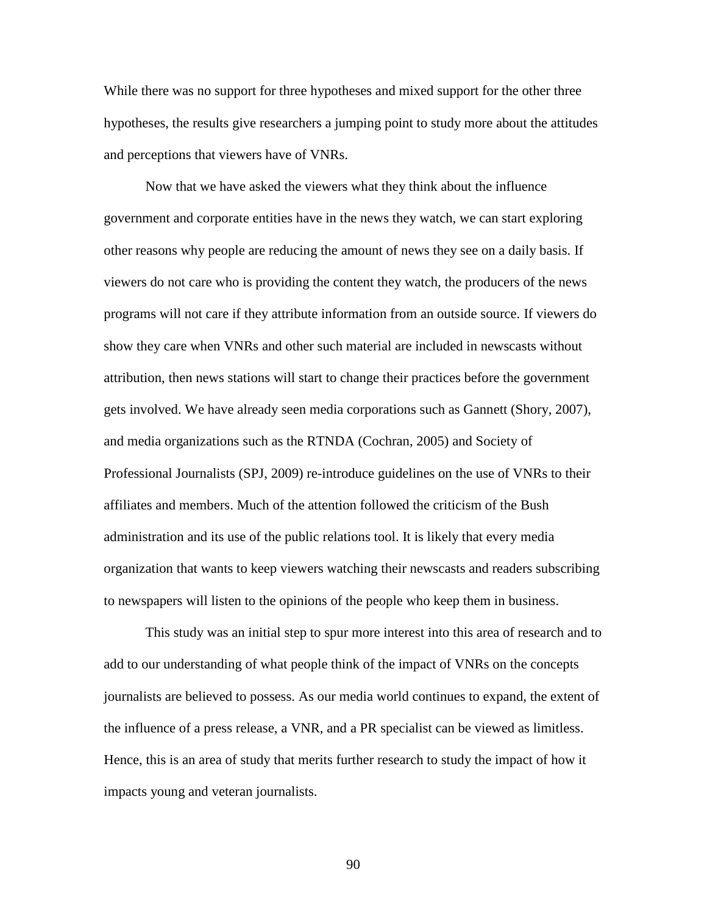While there was no support for three hypotheses and mixed support for the other three hypotheses, the results give researchers a jumping point to study more about the attitudes and perceptions that viewers have of VNRs.

Now that we have asked the viewers what they think about the influence government and corporate entities have in the news they watch, we can start exploring other reasons why people are reducing the amount of news they see on a daily basis. If viewers do not care who is providing the content they watch, the producers of the news programs will not care if they attribute information from an outside source. If viewers do show they care when VNRs and other such material are included in newscasts without attribution, then news stations will start to change their practices before the government gets involved. We have already seen media corporations such as Gannett (Shory, 2007), and media organizations such as the RTNDA (Cochran, 2005) and Society of Professional Journalists (SPJ, 2009) re-introduce guidelines on the use of VNRs to their affiliates and members. Much of the attention followed the criticism of the Bush administration and its use of the public relations tool. It is likely that every media organization that wants to keep viewers watching their newscasts and readers subscribing to newspapers will listen to the opinions of the people who keep them in business.

This study was an initial step to spur more interest into this area of research and to add to our understanding of what people think of the impact of VNRs on the concepts journalists are believed to possess. As our media world continues to expand, the extent of the influence of a press release, a VNR, and a PR specialist can be viewed as limitless. Hence, this is an area of study that merits further research to study the impact of how it impacts young and veteran journalists.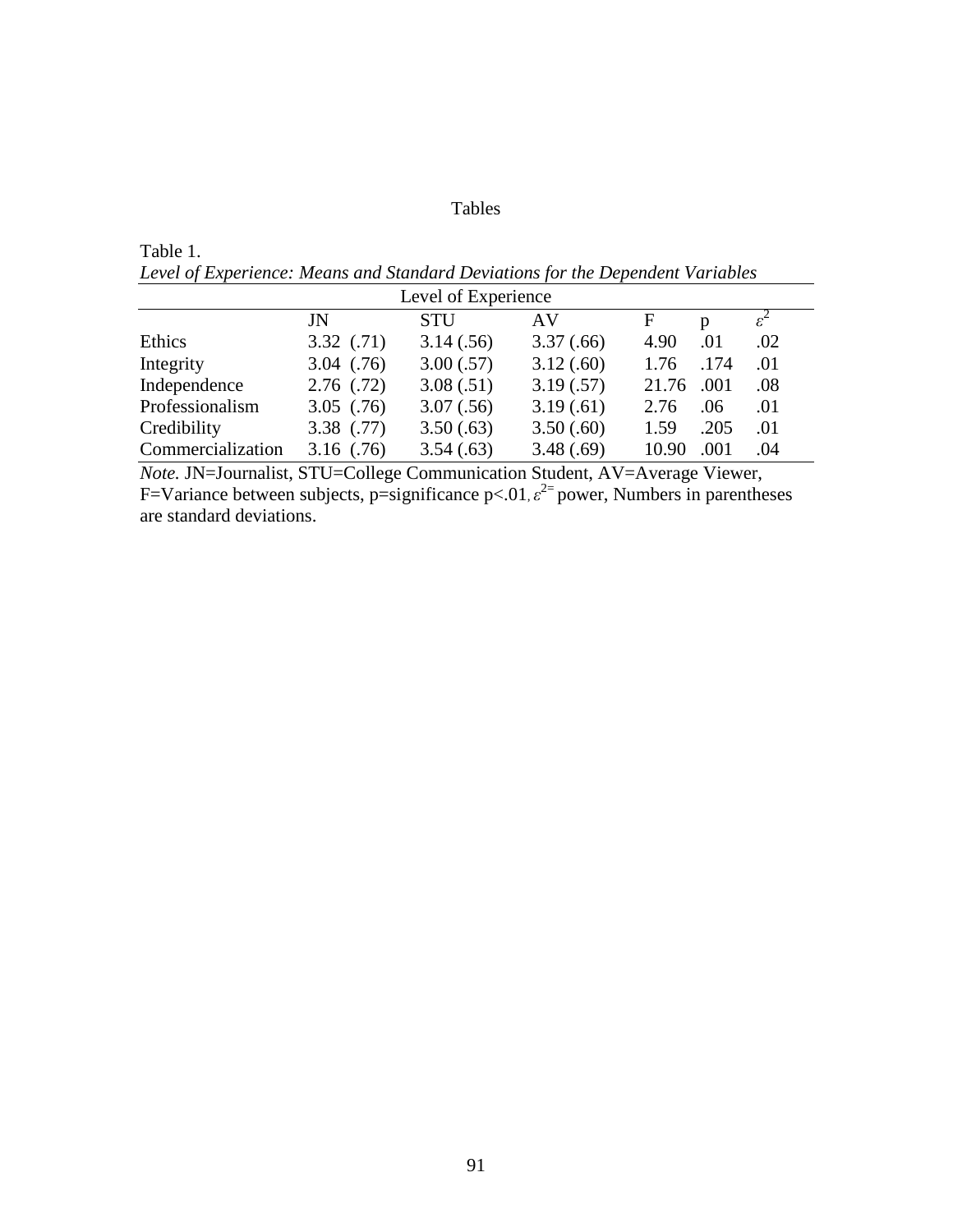# Tables

Table 1.

*Level of Experience: Means and Standard Deviations for the Dependent Variables*

| | Level of Experience | | | | | |
|---|---|---|---|---|---|---|
| | JN | STU | AV | F | p | $\varepsilon^2$ |
| Ethics | 3.32 (.71) | 3.14 (.56) | 3.37 (.66) | 4.90 | .01 | .02 |
| Integrity | 3.04 (.76) | 3.00 (.57) | 3.12 (.60) | 1.76 | .174 | .01 |
| Independence | 2.76 (.72) | 3.08 (.51) | 3.19 (.57) | 21.76 | .001 | .08 |
| Professionalism | 3.05 (.76) | 3.07 (.56) | 3.19 (.61) | 2.76 | .06 | .01 |
| Credibility | 3.38 (.77) | 3.50 (.63) | 3.50 (.60) | 1.59 | .205 | .01 |
| Commercialization | 3.16 (.76) | 3.54 (.63) | 3.48 (.69) | 10.90 | .001 | .04 |

*Note.* JN=Journalist, STU=College Communication Student, AV=Average Viewer, F=Variance between subjects, p=significance $p<.01$, $\varepsilon^2$= power, Numbers in parentheses are standard deviations.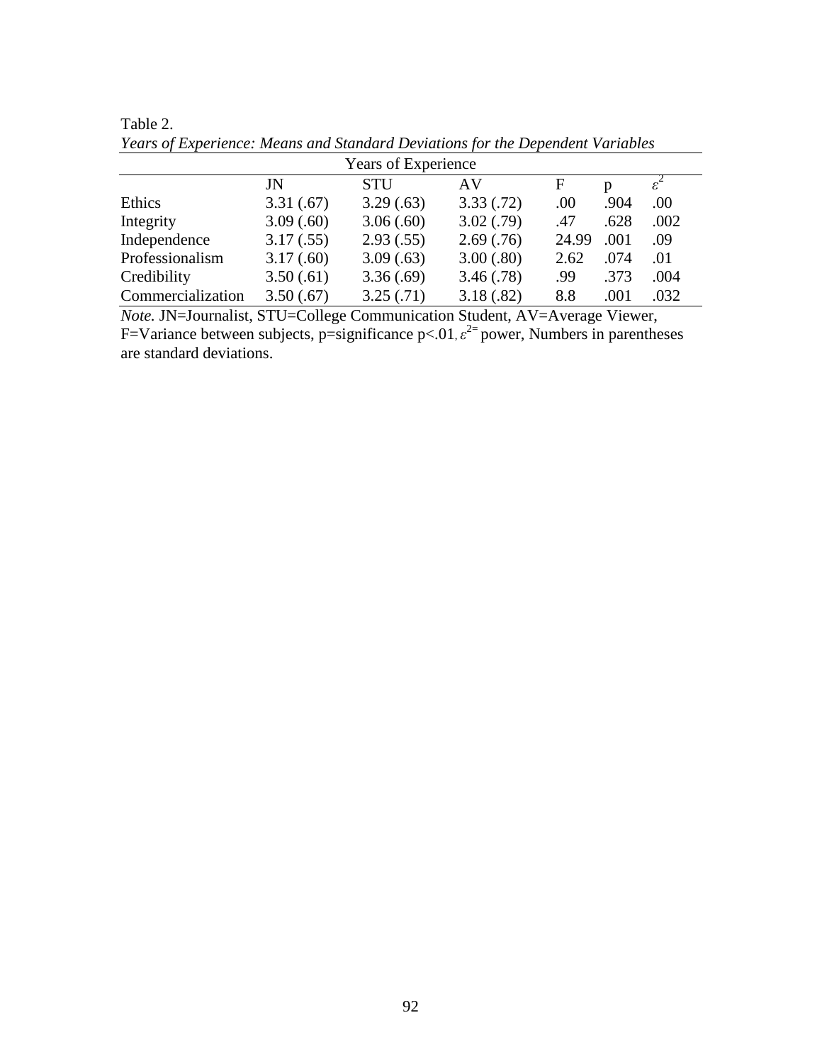Table 2.

*Years of Experience: Means and Standard Deviations for the Dependent Variables*

| | Years of Experience | | | | | |
|---|---|---|---|---|---|---|
| | JN | STU | AV | F | p | $\varepsilon^2$ |
| Ethics | 3.31 (.67) | 3.29 (.63) | 3.33 (.72) | .00 | .904 | .00 |
| Integrity | 3.09 (.60) | 3.06 (.60) | 3.02 (.79) | .47 | .628 | .002 |
| Independence | 3.17 (.55) | 2.93 (.55) | 2.69 (.76) | 24.99 | .001 | .09 |
| Professionalism | 3.17 (.60) | 3.09 (.63) | 3.00 (.80) | 2.62 | .074 | .01 |
| Credibility | 3.50 (.61) | 3.36 (.69) | 3.46 (.78) | .99 | .373 | .004 |
| Commercialization | 3.50 (.67) | 3.25 (.71) | 3.18 (.82) | 8.8 | .001 | .032 |

*Note.* JN=Journalist, STU=College Communication Student, AV=Average Viewer, F=Variance between subjects, p=significance $p<.01$, $\varepsilon^2=$ power, Numbers in parentheses are standard deviations.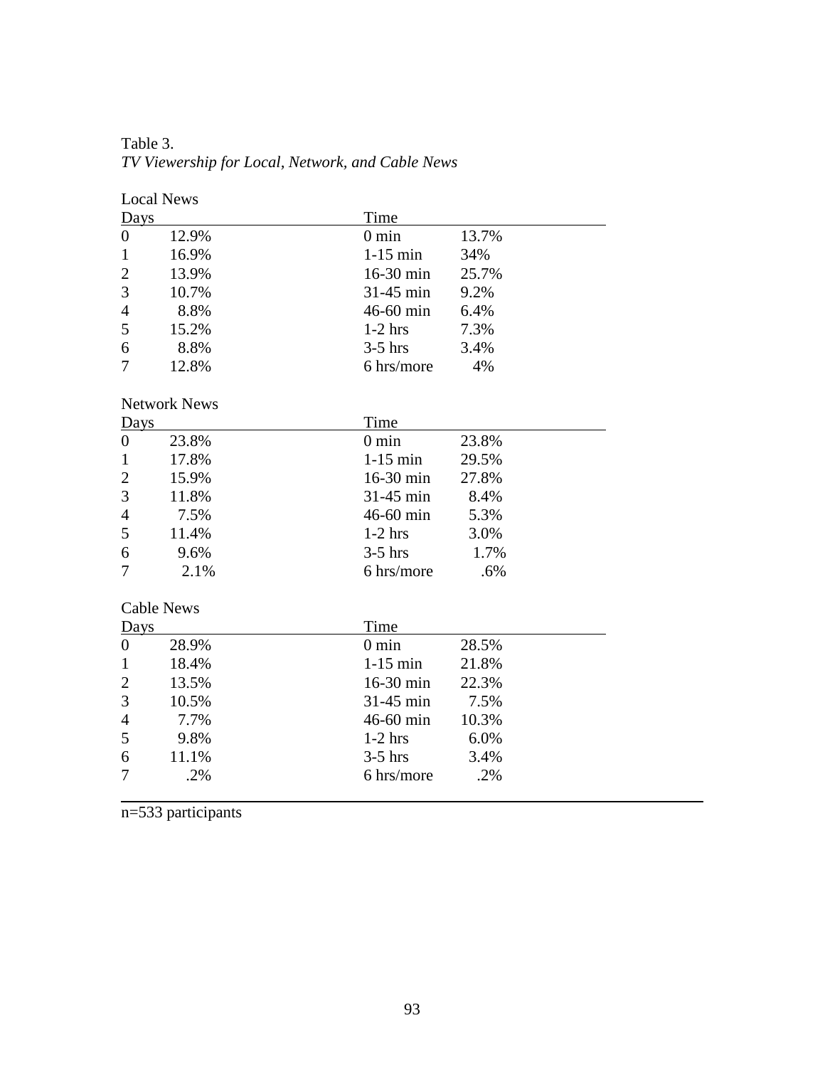Table 3.
*TV Viewership for Local, Network, and Cable News*

Local News

| Days | | Time | |
|---|---|---|---|
| 0 | 12.9% | 0 min | 13.7% |
| 1 | 16.9% | 1-15 min | 34% |
| 2 | 13.9% | 16-30 min | 25.7% |
| 3 | 10.7% | 31-45 min | 9.2% |
| 4 | 8.8% | 46-60 min | 6.4% |
| 5 | 15.2% | 1-2 hrs | 7.3% |
| 6 | 8.8% | 3-5 hrs | 3.4% |
| 7 | 12.8% | 6 hrs/more | 4% |

Network News

| Days | | Time | |
|---|---|---|---|
| 0 | 23.8% | 0 min | 23.8% |
| 1 | 17.8% | 1-15 min | 29.5% |
| 2 | 15.9% | 16-30 min | 27.8% |
| 3 | 11.8% | 31-45 min | 8.4% |
| 4 | 7.5% | 46-60 min | 5.3% |
| 5 | 11.4% | 1-2 hrs | 3.0% |
| 6 | 9.6% | 3-5 hrs | 1.7% |
| 7 | 2.1% | 6 hrs/more | .6% |

Cable News

| Days | | Time | |
|---|---|---|---|
| 0 | 28.9% | 0 min | 28.5% |
| 1 | 18.4% | 1-15 min | 21.8% |
| 2 | 13.5% | 16-30 min | 22.3% |
| 3 | 10.5% | 31-45 min | 7.5% |
| 4 | 7.7% | 46-60 min | 10.3% |
| 5 | 9.8% | 1-2 hrs | 6.0% |
| 6 | 11.1% | 3-5 hrs | 3.4% |
| 7 | .2% | 6 hrs/more | .2% |

n=533 participants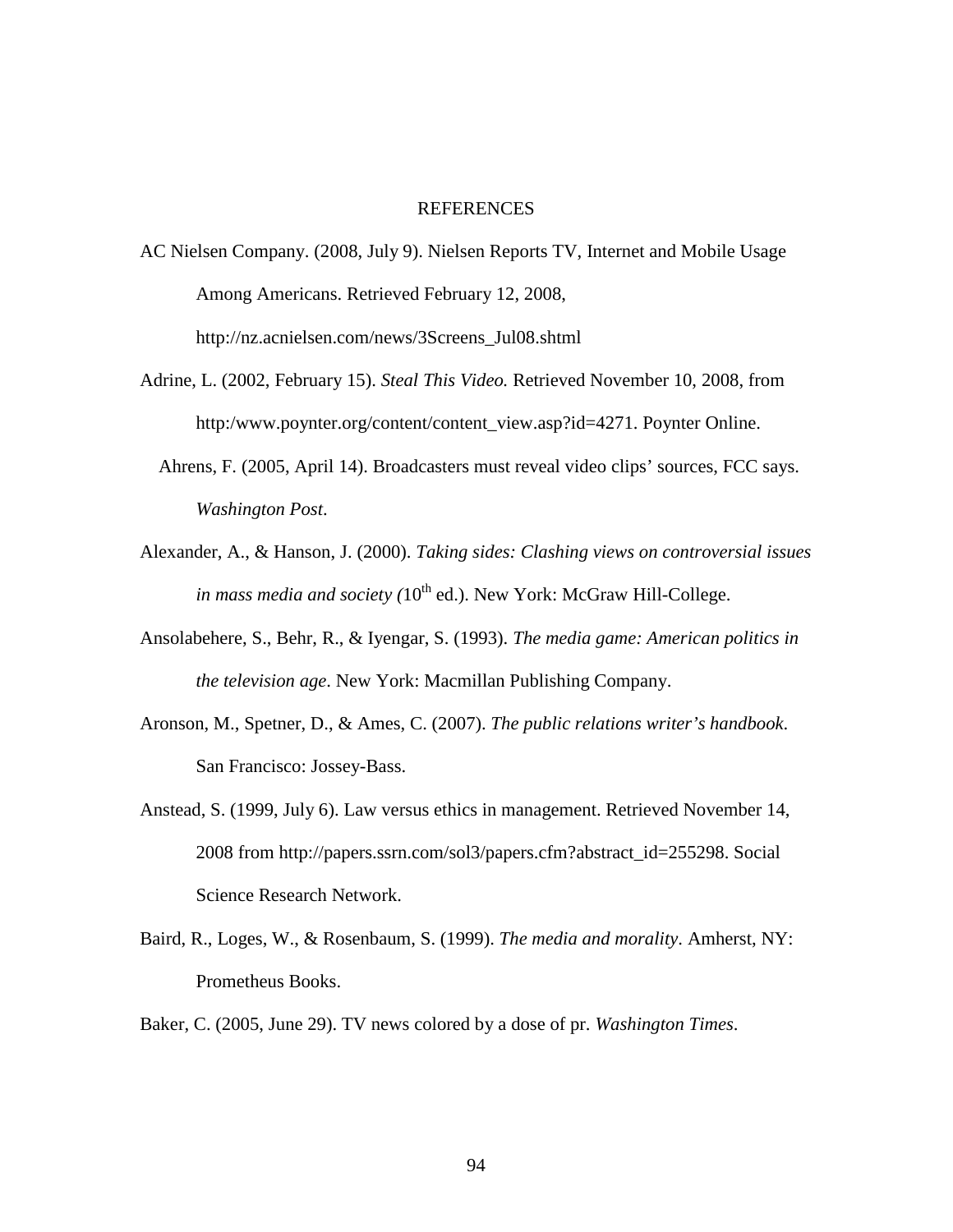# REFERENCES

AC Nielsen Company. (2008, July 9). Nielsen Reports TV, Internet and Mobile Usage Among Americans. Retrieved February 12, 2008, http://nz.acnielsen.com/news/3Screens_Jul08.shtml

Adrine, L. (2002, February 15). *Steal This Video.* Retrieved November 10, 2008, from http:/www.poynter.org/content/content_view.asp?id=4271. Poynter Online.

Ahrens, F. (2005, April 14). Broadcasters must reveal video clips' sources, FCC says. *Washington Post*.

Alexander, A., & Hanson, J. (2000). *Taking sides: Clashing views on controversial issues in mass media and society (*10th ed.). New York: McGraw Hill-College.

Ansolabehere, S., Behr, R., & Iyengar, S. (1993). *The media game: American politics in the television age*. New York: Macmillan Publishing Company.

Aronson, M., Spetner, D., & Ames, C. (2007). *The public relations writer's handbook.* San Francisco: Jossey-Bass.

Anstead, S. (1999, July 6). Law versus ethics in management. Retrieved November 14, 2008 from http://papers.ssrn.com/sol3/papers.cfm?abstract_id=255298. Social Science Research Network.

Baird, R., Loges, W., & Rosenbaum, S. (1999). *The media and morality*. Amherst, NY: Prometheus Books.

Baker, C. (2005, June 29). TV news colored by a dose of pr. *Washington Times*.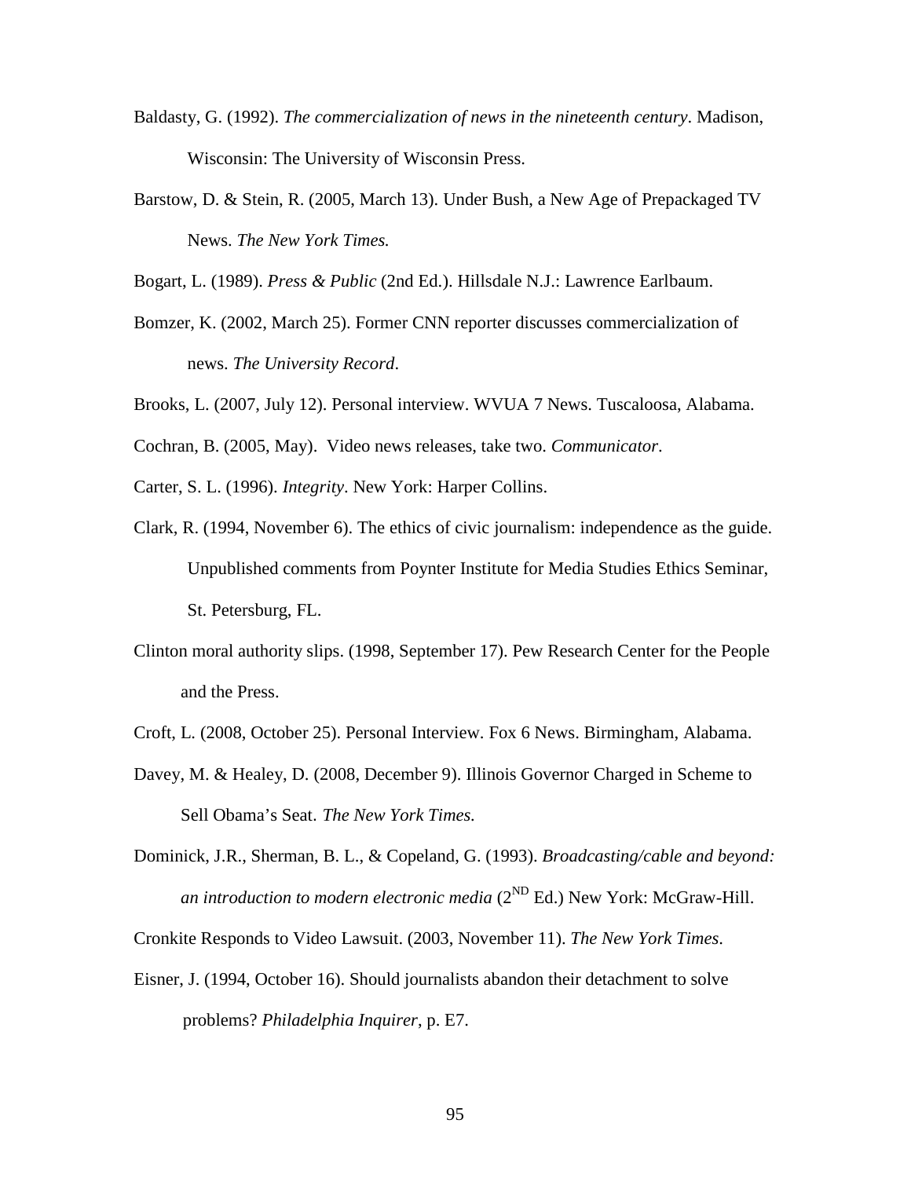Baldasty, G. (1992). *The commercialization of news in the nineteenth century*. Madison, Wisconsin: The University of Wisconsin Press.

Barstow, D. & Stein, R. (2005, March 13). Under Bush, a New Age of Prepackaged TV News. *The New York Times.*

Bogart, L. (1989). *Press & Public* (2nd Ed.). Hillsdale N.J.: Lawrence Earlbaum.

Bomzer, K. (2002, March 25). Former CNN reporter discusses commercialization of news. *The University Record*.

Brooks, L. (2007, July 12). Personal interview. WVUA 7 News. Tuscaloosa, Alabama.

Cochran, B. (2005, May). Video news releases, take two. *Communicator*.

Carter, S. L. (1996). *Integrity*. New York: Harper Collins.

Clark, R. (1994, November 6). The ethics of civic journalism: independence as the guide. Unpublished comments from Poynter Institute for Media Studies Ethics Seminar, St. Petersburg, FL.

Clinton moral authority slips. (1998, September 17). Pew Research Center for the People and the Press.

Croft, L. (2008, October 25). Personal Interview. Fox 6 News. Birmingham, Alabama.

Davey, M. & Healey, D. (2008, December 9). Illinois Governor Charged in Scheme to Sell Obama's Seat. *The New York Times.*

Dominick, J.R., Sherman, B. L., & Copeland, G. (1993). *Broadcasting/cable and beyond: an introduction to modern electronic media* (2ND Ed.) New York: McGraw-Hill.

Cronkite Responds to Video Lawsuit. (2003, November 11). *The New York Times*.

Eisner, J. (1994, October 16). Should journalists abandon their detachment to solve problems? *Philadelphia Inquirer*, p. E7.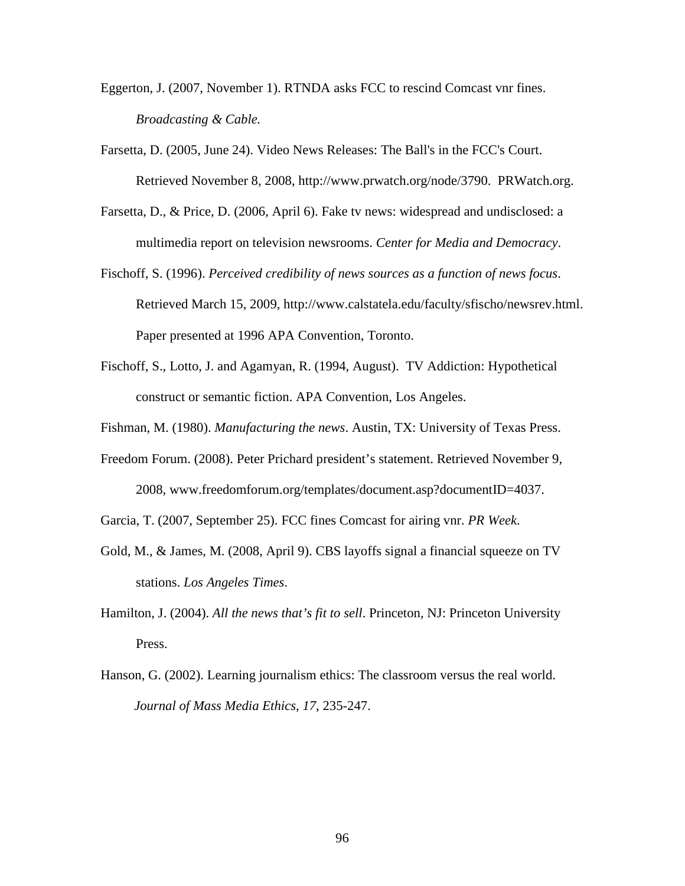Eggerton, J. (2007, November 1). RTNDA asks FCC to rescind Comcast vnr fines. *Broadcasting & Cable.*

Farsetta, D. (2005, June 24). Video News Releases: The Ball's in the FCC's Court. Retrieved November 8, 2008, http://www.prwatch.org/node/3790. PRWatch.org.

Farsetta, D., & Price, D. (2006, April 6). Fake tv news: widespread and undisclosed: a multimedia report on television newsrooms. *Center for Media and Democracy*.

Fischoff, S. (1996). *Perceived credibility of news sources as a function of news focus*. Retrieved March 15, 2009, http://www.calstatela.edu/faculty/sfischo/newsrev.html. Paper presented at 1996 APA Convention, Toronto.

Fischoff, S., Lotto, J. and Agamyan, R. (1994, August). TV Addiction: Hypothetical construct or semantic fiction. APA Convention, Los Angeles.

Fishman, M. (1980). *Manufacturing the news*. Austin, TX: University of Texas Press.

Freedom Forum. (2008). Peter Prichard president's statement. Retrieved November 9, 2008, www.freedomforum.org/templates/document.asp?documentID=4037.

Garcia, T. (2007, September 25). FCC fines Comcast for airing vnr. *PR Week.*

Gold, M., & James, M. (2008, April 9). CBS layoffs signal a financial squeeze on TV stations. *Los Angeles Times*.

Hamilton, J. (2004). *All the news that's fit to sell*. Princeton, NJ: Princeton University Press.

Hanson, G. (2002). Learning journalism ethics: The classroom versus the real world. *Journal of Mass Media Ethics*, *17*, 235-247.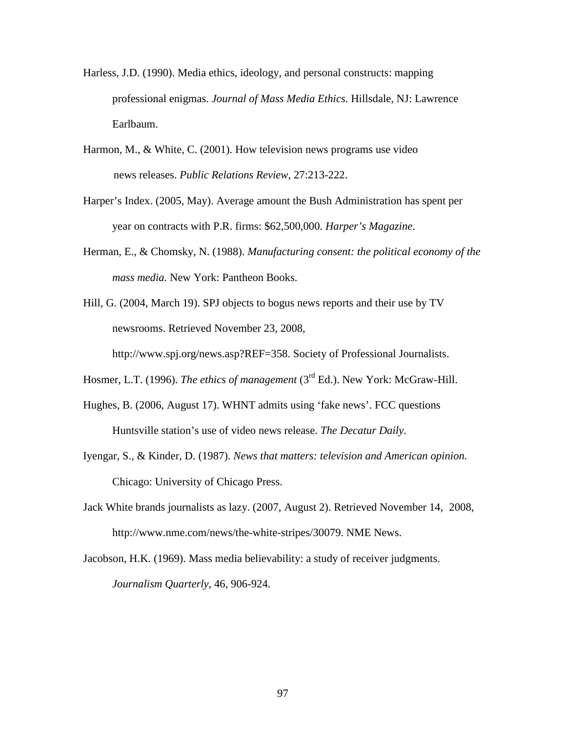Harless, J.D. (1990). Media ethics, ideology, and personal constructs: mapping professional enigmas. *Journal of Mass Media Ethics*. Hillsdale, NJ: Lawrence Earlbaum.

Harmon, M., & White, C. (2001). How television news programs use video news releases. *Public Relations Review,* 27:213-222.

Harper's Index. (2005, May). Average amount the Bush Administration has spent per year on contracts with P.R. firms: $62,500,000. *Harper's Magazine*.

Herman, E., & Chomsky, N. (1988). *Manufacturing consent: the political economy of the mass media.* New York: Pantheon Books.

Hill, G. (2004, March 19). SPJ objects to bogus news reports and their use by TV newsrooms. Retrieved November 23, 2008, http://www.spj.org/news.asp?REF=358. Society of Professional Journalists.

Hosmer, L.T. (1996). *The ethics of management* (3rd Ed.). New York: McGraw-Hill.

Hughes, B. (2006, August 17). WHNT admits using 'fake news'. FCC questions Huntsville station's use of video news release. *The Decatur Daily*.

Iyengar, S., & Kinder, D. (1987). *News that matters: television and American opinion.* Chicago: University of Chicago Press.

Jack White brands journalists as lazy. (2007, August 2). Retrieved November 14, 2008, http://www.nme.com/news/the-white-stripes/30079. NME News.

Jacobson, H.K. (1969). Mass media believability: a study of receiver judgments. *Journalism Quarterly*, 46, 906-924.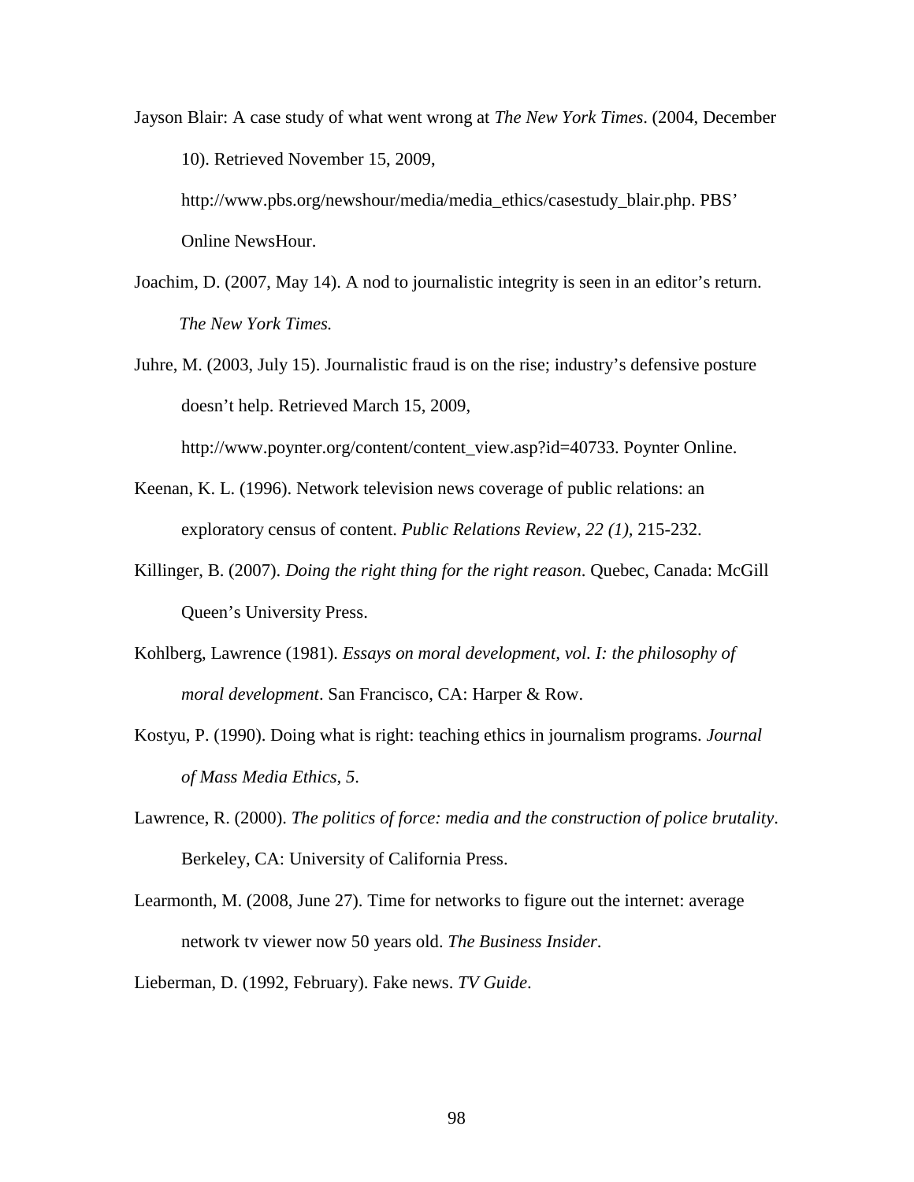Jayson Blair: A case study of what went wrong at *The New York Times*. (2004, December 10). Retrieved November 15, 2009, http://www.pbs.org/newshour/media/media_ethics/casestudy_blair.php. PBS' Online NewsHour.

Joachim, D. (2007, May 14). A nod to journalistic integrity is seen in an editor's return. *The New York Times.*

Juhre, M. (2003, July 15). Journalistic fraud is on the rise; industry's defensive posture doesn't help. Retrieved March 15, 2009, http://www.poynter.org/content/content_view.asp?id=40733. Poynter Online.

Keenan, K. L. (1996). Network television news coverage of public relations: an exploratory census of content. *Public Relations Review*, *22 (1)*, 215-232.

Killinger, B. (2007). *Doing the right thing for the right reason*. Quebec, Canada: McGill Queen's University Press.

Kohlberg, Lawrence (1981). *Essays on moral development, vol. I: the philosophy of moral development*. San Francisco, CA: Harper & Row.

Kostyu, P. (1990). Doing what is right: teaching ethics in journalism programs. *Journal of Mass Media Ethics*, *5*.

Lawrence, R. (2000). *The politics of force: media and the construction of police brutality*. Berkeley, CA: University of California Press.

Learmonth, M. (2008, June 27). Time for networks to figure out the internet: average network tv viewer now 50 years old. *The Business Insider*.

Lieberman, D. (1992, February). Fake news. *TV Guide*.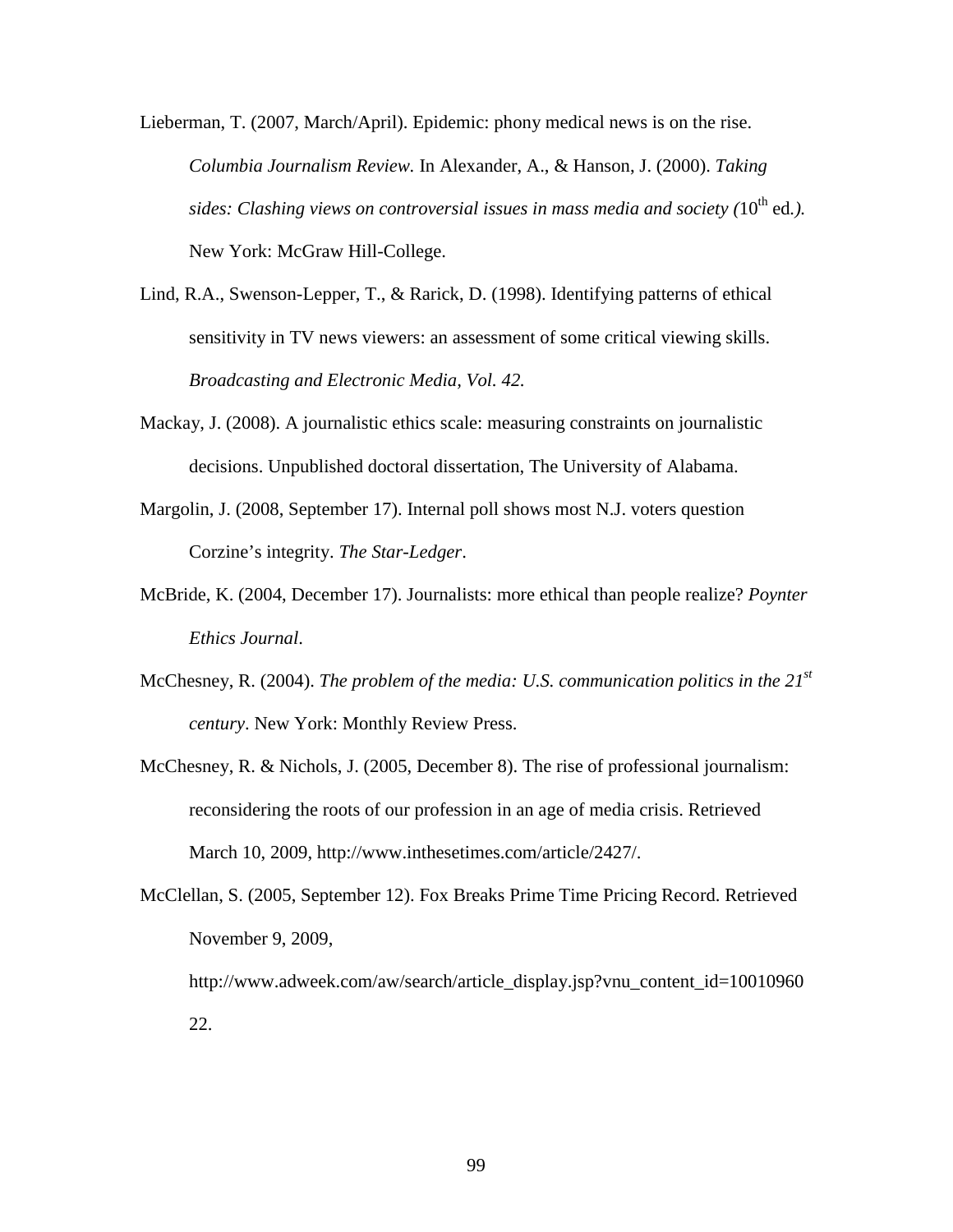Lieberman, T. (2007, March/April). Epidemic: phony medical news is on the rise. *Columbia Journalism Review*. In Alexander, A., & Hanson, J. (2000). *Taking sides: Clashing views on controversial issues in mass media and society (*10th ed*.).* New York: McGraw Hill-College.

Lind, R.A., Swenson-Lepper, T., & Rarick, D. (1998). Identifying patterns of ethical sensitivity in TV news viewers: an assessment of some critical viewing skills. *Broadcasting and Electronic Media, Vol. 42.*

Mackay, J. (2008). A journalistic ethics scale: measuring constraints on journalistic decisions. Unpublished doctoral dissertation, The University of Alabama.

Margolin, J. (2008, September 17). Internal poll shows most N.J. voters question Corzine's integrity. *The Star-Ledger*.

McBride, K. (2004, December 17). Journalists: more ethical than people realize? *Poynter Ethics Journal*.

McChesney, R. (2004). *The problem of the media: U.S. communication politics in the 21st century*. New York: Monthly Review Press.

McChesney, R. & Nichols, J. (2005, December 8). The rise of professional journalism: reconsidering the roots of our profession in an age of media crisis. Retrieved March 10, 2009, http://www.inthesetimes.com/article/2427/.

McClellan, S. (2005, September 12). Fox Breaks Prime Time Pricing Record. Retrieved November 9, 2009, http://www.adweek.com/aw/search/article_display.jsp?vnu_content_id=1001096022.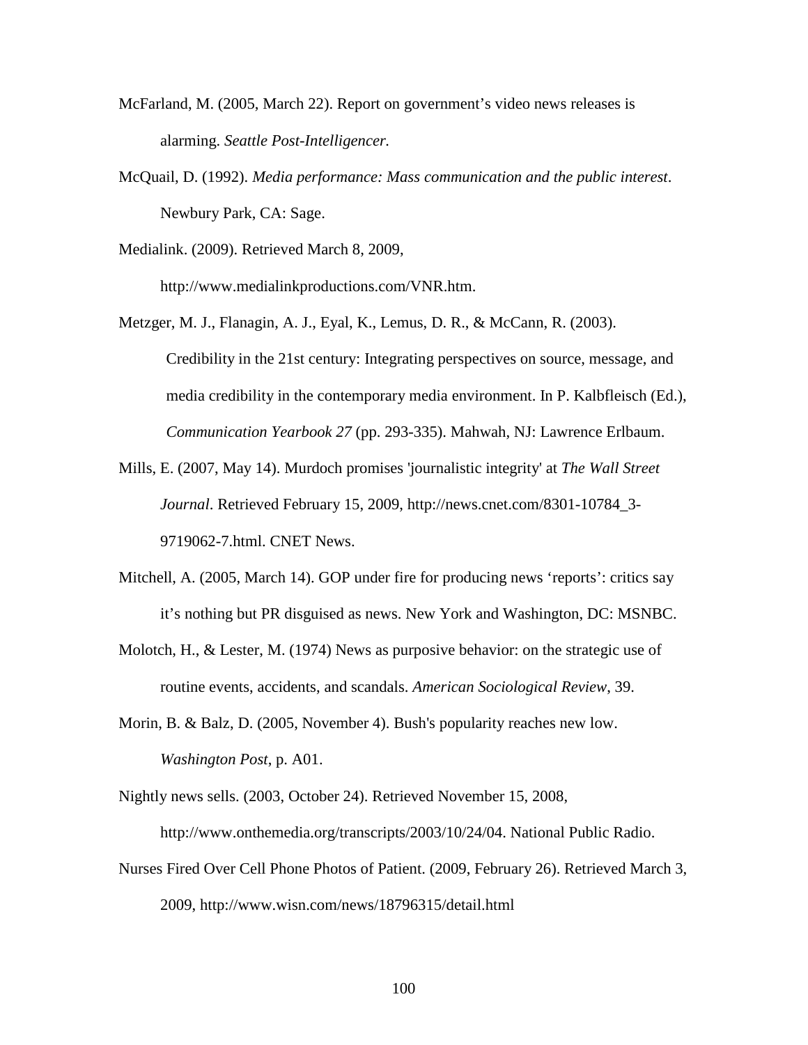McFarland, M. (2005, March 22). Report on government's video news releases is alarming. *Seattle Post-Intelligencer.*

McQuail, D. (1992). *Media performance: Mass communication and the public interest*. Newbury Park, CA: Sage.

Medialink. (2009). Retrieved March 8, 2009, http://www.medialinkproductions.com/VNR.htm.

Metzger, M. J., Flanagin, A. J., Eyal, K., Lemus, D. R., & McCann, R. (2003). Credibility in the 21st century: Integrating perspectives on source, message, and media credibility in the contemporary media environment. In P. Kalbfleisch (Ed.), *Communication Yearbook 27* (pp. 293-335). Mahwah, NJ: Lawrence Erlbaum.

Mills, E. (2007, May 14). Murdoch promises 'journalistic integrity' at *The Wall Street Journal*. Retrieved February 15, 2009, http://news.cnet.com/8301-10784_3-9719062-7.html. CNET News.

Mitchell, A. (2005, March 14). GOP under fire for producing news 'reports': critics say it's nothing but PR disguised as news. New York and Washington, DC: MSNBC.

Molotch, H., & Lester, M. (1974) News as purposive behavior: on the strategic use of routine events, accidents, and scandals. *American Sociological Review*, 39.

Morin, B. & Balz, D. (2005, November 4). Bush's popularity reaches new low. *Washington Post*, p. A01.

Nightly news sells. (2003, October 24). Retrieved November 15, 2008, http://www.onthemedia.org/transcripts/2003/10/24/04. National Public Radio.

Nurses Fired Over Cell Phone Photos of Patient. (2009, February 26). Retrieved March 3, 2009, http://www.wisn.com/news/18796315/detail.html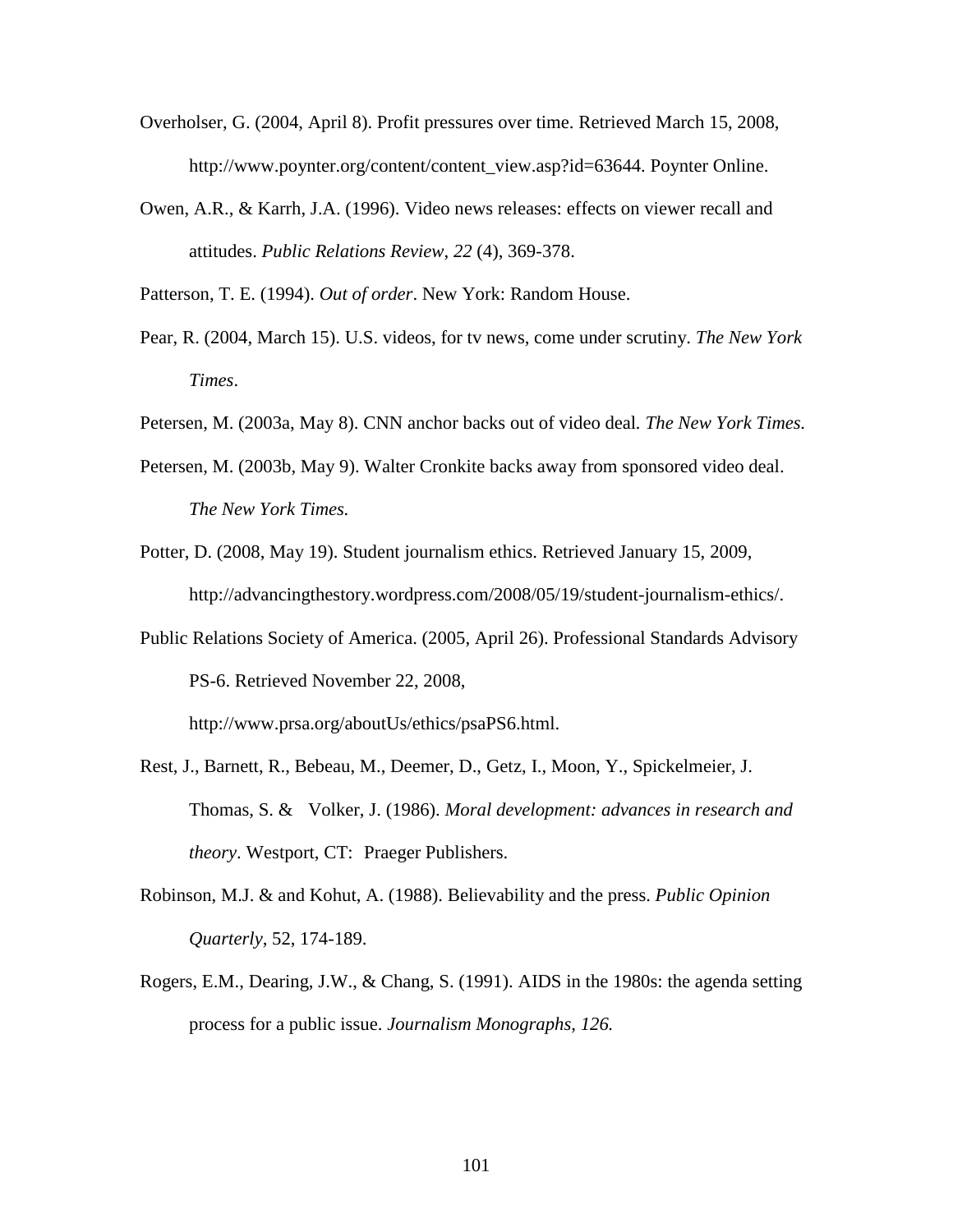Overholser, G. (2004, April 8). Profit pressures over time. Retrieved March 15, 2008, http://www.poynter.org/content/content_view.asp?id=63644. Poynter Online.

Owen, A.R., & Karrh, J.A. (1996). Video news releases: effects on viewer recall and attitudes. *Public Relations Review*, *22* (4), 369-378.

Patterson, T. E. (1994). *Out of order*. New York: Random House.

Pear, R. (2004, March 15). U.S. videos, for tv news, come under scrutiny. *The New York Times*.

Petersen, M. (2003a, May 8). CNN anchor backs out of video deal. *The New York Times.*

Petersen, M. (2003b, May 9). Walter Cronkite backs away from sponsored video deal. *The New York Times.*

Potter, D. (2008, May 19). Student journalism ethics. Retrieved January 15, 2009, http://advancingthestory.wordpress.com/2008/05/19/student-journalism-ethics/.

Public Relations Society of America. (2005, April 26). Professional Standards Advisory PS-6. Retrieved November 22, 2008, http://www.prsa.org/aboutUs/ethics/psaPS6.html.

Rest, J., Barnett, R., Bebeau, M., Deemer, D., Getz, I., Moon, Y., Spickelmeier, J. Thomas, S. & Volker, J. (1986). *Moral development: advances in research and theory*. Westport, CT: Praeger Publishers.

Robinson, M.J. & and Kohut, A. (1988). Believability and the press. *Public Opinion Quarterly*, 52, 174-189.

Rogers, E.M., Dearing, J.W., & Chang, S. (1991). AIDS in the 1980s: the agenda setting process for a public issue. *Journalism Monographs*, *126.*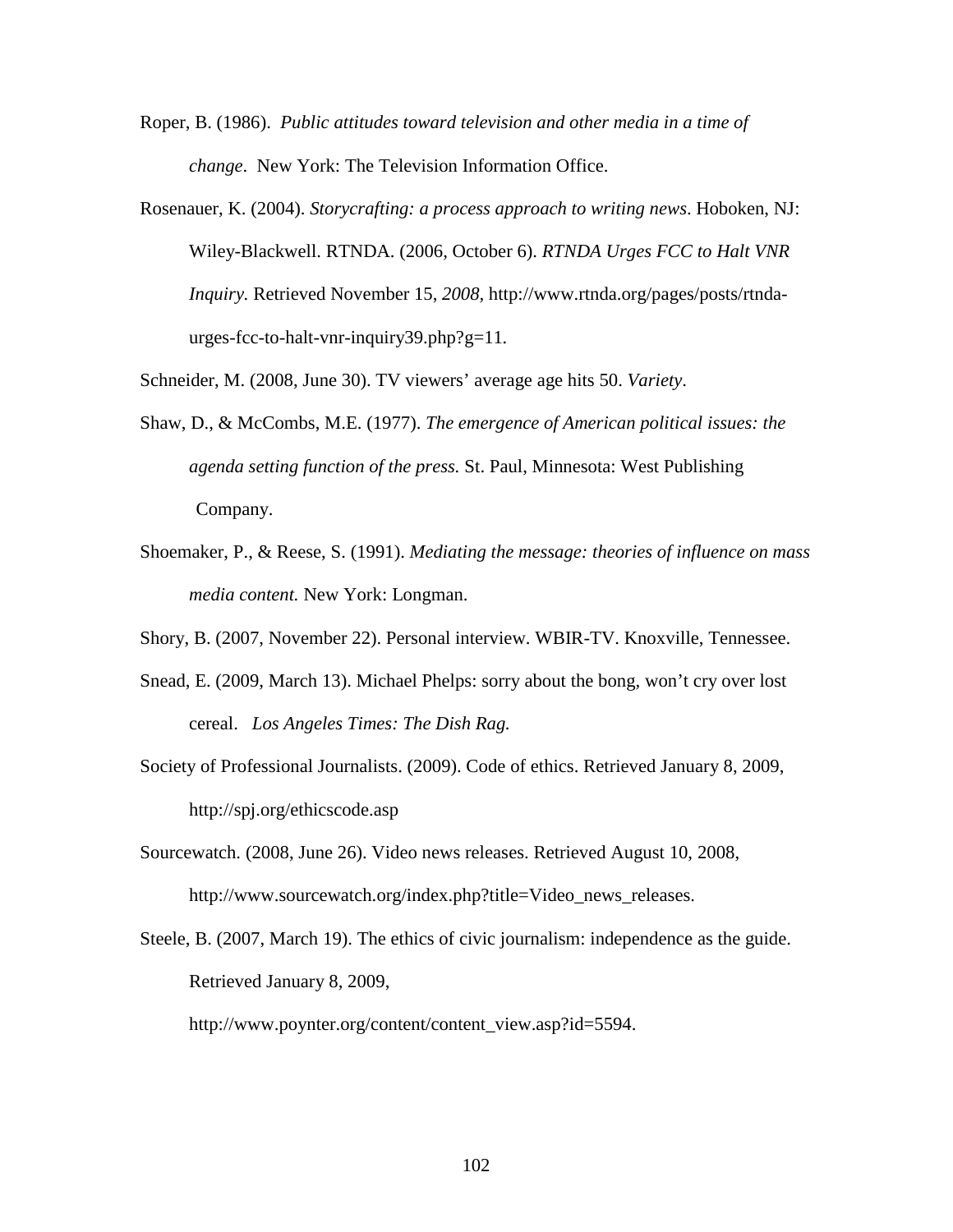Roper, B. (1986). *Public attitudes toward television and other media in a time of change*. New York: The Television Information Office.

Rosenauer, K. (2004). *Storycrafting: a process approach to writing news*. Hoboken, NJ: Wiley-Blackwell. RTNDA. (2006, October 6). *RTNDA Urges FCC to Halt VNR Inquiry.* Retrieved November 15, *2008*, http://www.rtnda.org/pages/posts/rtnda-urges-fcc-to-halt-vnr-inquiry39.php?g=11.

Schneider, M. (2008, June 30). TV viewers' average age hits 50. *Variety*.

Shaw, D., & McCombs, M.E. (1977). *The emergence of American political issues: the agenda setting function of the press.* St. Paul, Minnesota: West Publishing Company.

Shoemaker, P., & Reese, S. (1991). *Mediating the message: theories of influence on mass media content.* New York: Longman.

Shory, B. (2007, November 22). Personal interview. WBIR-TV. Knoxville, Tennessee.

Snead, E. (2009, March 13). Michael Phelps: sorry about the bong, won't cry over lost cereal. *Los Angeles Times: The Dish Rag.*

Society of Professional Journalists. (2009). Code of ethics. Retrieved January 8, 2009, http://spj.org/ethicscode.asp

Sourcewatch. (2008, June 26). Video news releases. Retrieved August 10, 2008, http://www.sourcewatch.org/index.php?title=Video_news_releases.

Steele, B. (2007, March 19). The ethics of civic journalism: independence as the guide. Retrieved January 8, 2009, http://www.poynter.org/content/content_view.asp?id=5594.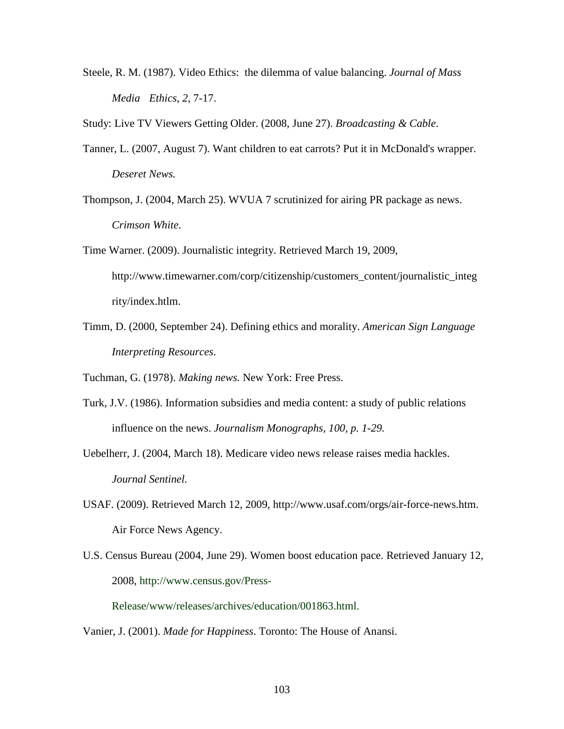Steele, R. M. (1987). Video Ethics: the dilemma of value balancing. *Journal of Mass Media Ethics*, *2*, 7-17.

Study: Live TV Viewers Getting Older. (2008, June 27). *Broadcasting & Cable*.

Tanner, L. (2007, August 7). Want children to eat carrots? Put it in McDonald's wrapper. *Deseret News.*

Thompson, J. (2004, March 25). WVUA 7 scrutinized for airing PR package as news. *Crimson White*.

Time Warner. (2009). Journalistic integrity. Retrieved March 19, 2009, http://www.timewarner.com/corp/citizenship/customers_content/journalistic_integrity/index.htlm.

Timm, D. (2000, September 24). Defining ethics and morality. *American Sign Language Interpreting Resources*.

Tuchman, G. (1978). *Making news.* New York: Free Press.

Turk, J.V. (1986). Information subsidies and media content: a study of public relations influence on the news. *Journalism Monographs, 100, p. 1-29.*

Uebelherr, J. (2004, March 18). Medicare video news release raises media hackles. *Journal Sentinel.*

USAF. (2009). Retrieved March 12, 2009, http://www.usaf.com/orgs/air-force-news.htm. Air Force News Agency.

U.S. Census Bureau (2004, June 29). Women boost education pace. Retrieved January 12, 2008, http://www.census.gov/Press-Release/www/releases/archives/education/001863.html.

Vanier, J. (2001). *Made for Happiness*. Toronto: The House of Anansi.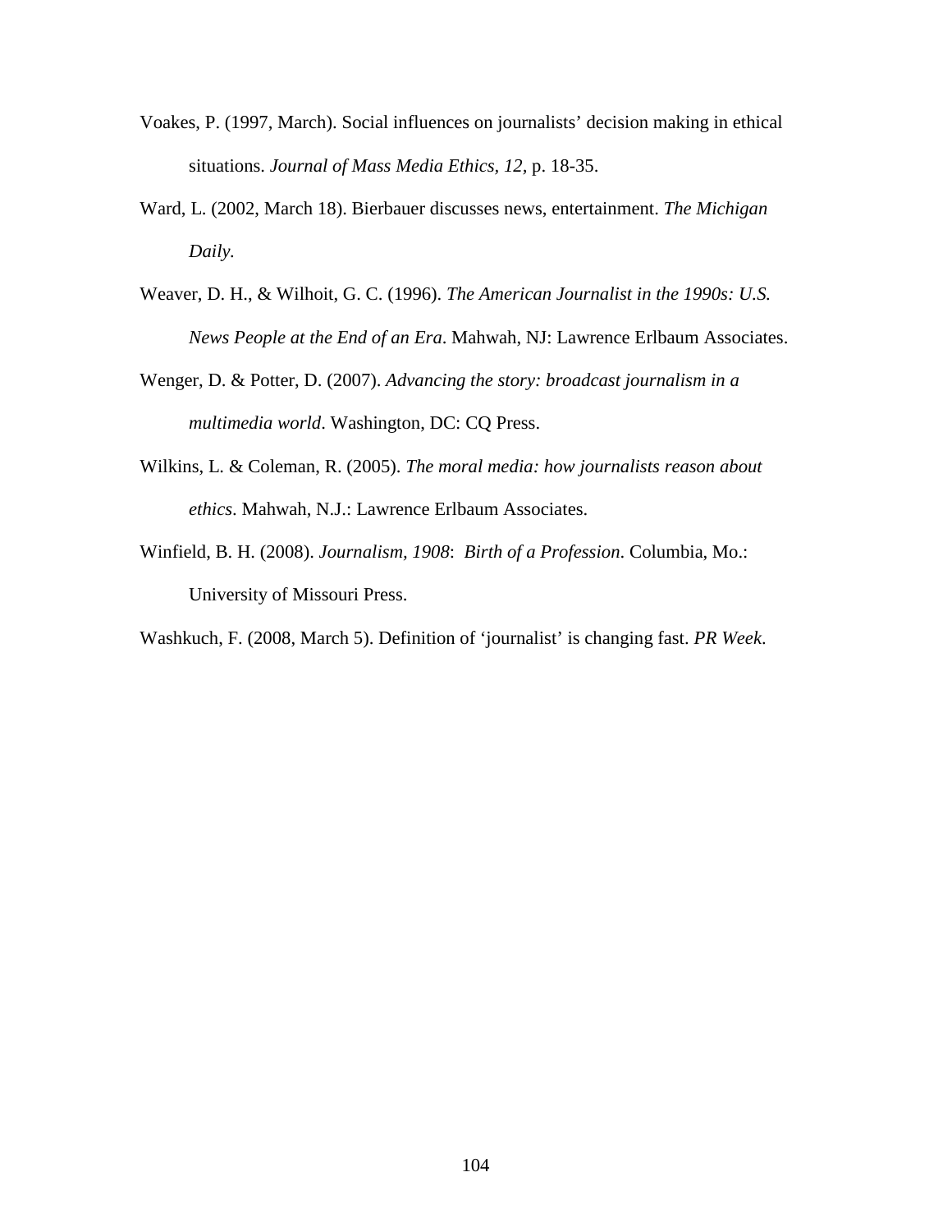Voakes, P. (1997, March). Social influences on journalists' decision making in ethical situations. *Journal of Mass Media Ethics, 12,* p. 18-35.

Ward, L. (2002, March 18). Bierbauer discusses news, entertainment. *The Michigan Daily.*

Weaver, D. H., & Wilhoit, G. C. (1996). *The American Journalist in the 1990s: U.S. News People at the End of an Era*. Mahwah, NJ: Lawrence Erlbaum Associates.

Wenger, D. & Potter, D. (2007). *Advancing the story: broadcast journalism in a multimedia world*. Washington, DC: CQ Press.

Wilkins, L. & Coleman, R. (2005). *The moral media: how journalists reason about ethics*. Mahwah, N.J.: Lawrence Erlbaum Associates.

Winfield, B. H. (2008). *Journalism, 1908*: *Birth of a Profession*. Columbia, Mo.: University of Missouri Press.

Washkuch, F. (2008, March 5). Definition of 'journalist' is changing fast. *PR Week*.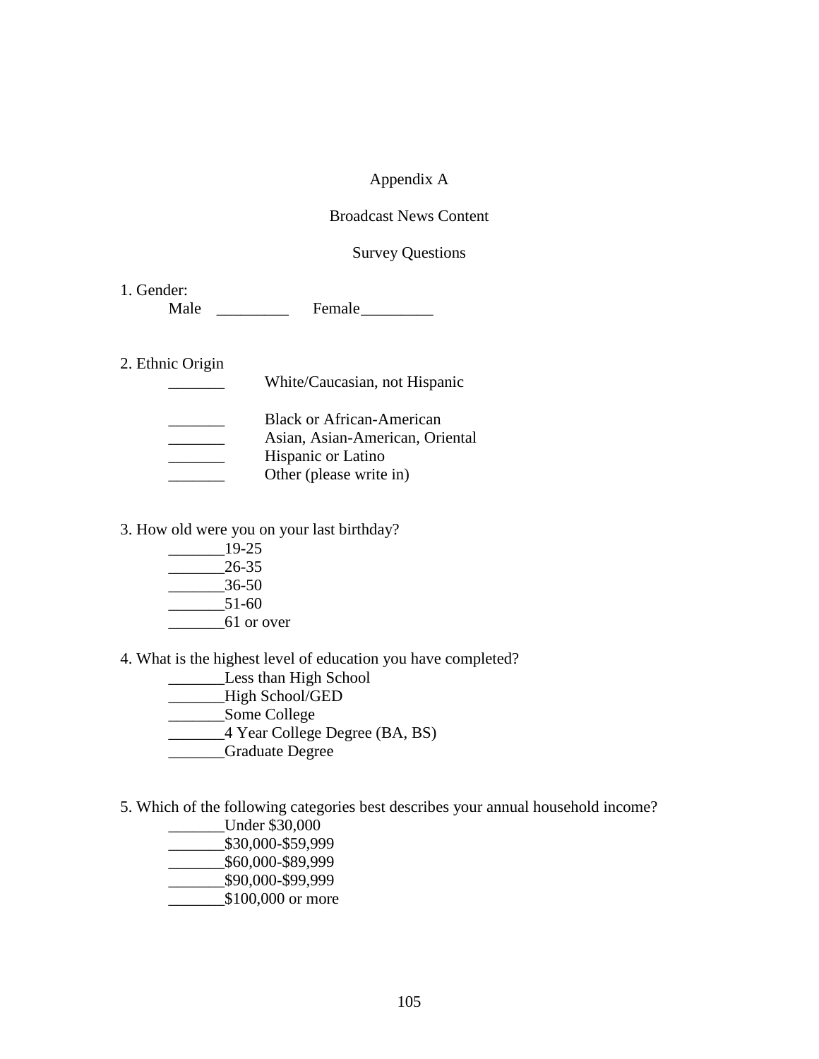# Appendix A

## Broadcast News Content

## Survey Questions

1. Gender:

   Male _________ Female_________

2. Ethnic Origin

   _______ White/Caucasian, not Hispanic

   _______ Black or African-American
   _______ Asian, Asian-American, Oriental
   _______ Hispanic or Latino
   _______ Other (please write in)

3. How old were you on your last birthday?

   _______19-25
   _______26-35
   _______36-50
   _______51-60
   _______61 or over

4. What is the highest level of education you have completed?

   _______Less than High School
   _______High School/GED
   _______Some College
   _______4 Year College Degree (BA, BS)
   _______Graduate Degree

5. Which of the following categories best describes your annual household income?

   _______Under $30,000
   _______$30,000-$59,999
   _______$60,000-$89,999
   _______$90,000-$99,999
   _______$100,000 or more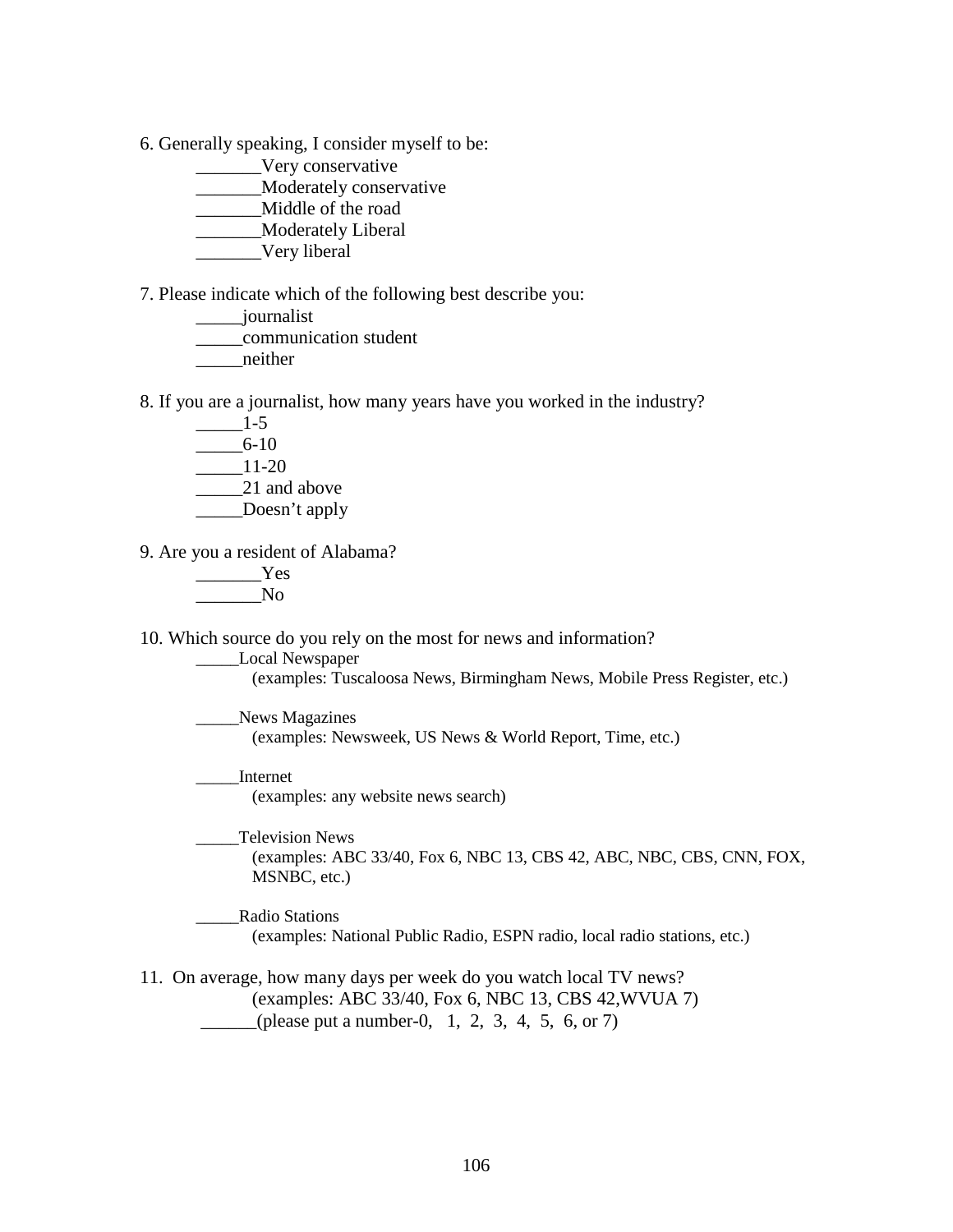6. Generally speaking, I consider myself to be:

_______Very conservative
_______Moderately conservative
_______Middle of the road
_______Moderately Liberal
_______Very liberal

7. Please indicate which of the following best describe you:

_____journalist
_____communication student
_____neither

8. If you are a journalist, how many years have you worked in the industry?

_____1-5
_____6-10
_____11-20
_____21 and above
_____Doesn't apply

9. Are you a resident of Alabama?

_______Yes
_______No

10. Which source do you rely on the most for news and information?

_____Local Newspaper
(examples: Tuscaloosa News, Birmingham News, Mobile Press Register, etc.)

_____News Magazines
(examples: Newsweek, US News & World Report, Time, etc.)

_____Internet
(examples: any website news search)

_____Television News
(examples: ABC 33/40, Fox 6, NBC 13, CBS 42, ABC, NBC, CBS, CNN, FOX, MSNBC, etc.)

_____Radio Stations
(examples: National Public Radio, ESPN radio, local radio stations, etc.)

11. On average, how many days per week do you watch local TV news?
(examples: ABC 33/40, Fox 6, NBC 13, CBS 42,WVUA 7)
______(please put a number-0, 1, 2, 3, 4, 5, 6, or 7)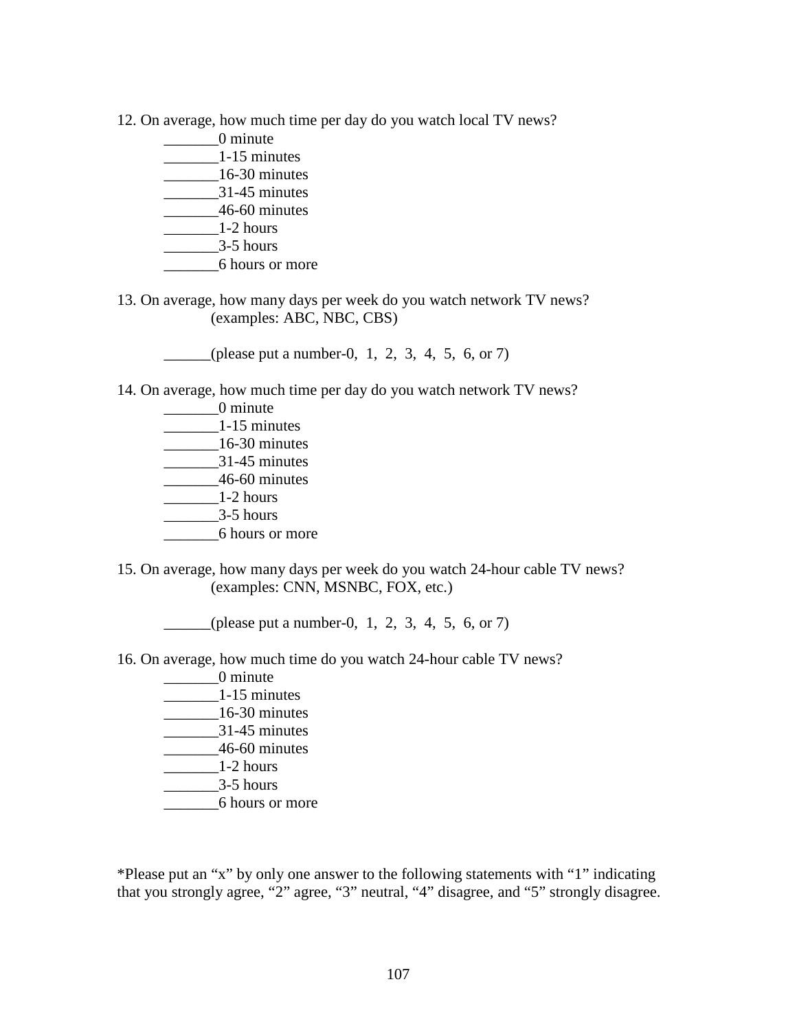12. On average, how much time per day do you watch local TV news?

_______0 minute
_______1-15 minutes
_______16-30 minutes
_______31-45 minutes
_______46-60 minutes
_______1-2 hours
_______3-5 hours
_______6 hours or more

13. On average, how many days per week do you watch network TV news?
(examples: ABC, NBC, CBS)

______(please put a number-0, 1, 2, 3, 4, 5, 6, or 7)

14. On average, how much time per day do you watch network TV news?

_______0 minute
_______1-15 minutes
_______16-30 minutes
_______31-45 minutes
_______46-60 minutes
_______1-2 hours
_______3-5 hours
_______6 hours or more

15. On average, how many days per week do you watch 24-hour cable TV news?
(examples: CNN, MSNBC, FOX, etc.)

______(please put a number-0, 1, 2, 3, 4, 5, 6, or 7)

16. On average, how much time do you watch 24-hour cable TV news?

_______0 minute
_______1-15 minutes
_______16-30 minutes
_______31-45 minutes
_______46-60 minutes
_______1-2 hours
_______3-5 hours
_______6 hours or more

*Please put an "x" by only one answer to the following statements with "1" indicating that you strongly agree, "2" agree, "3" neutral, "4" disagree, and "5" strongly disagree.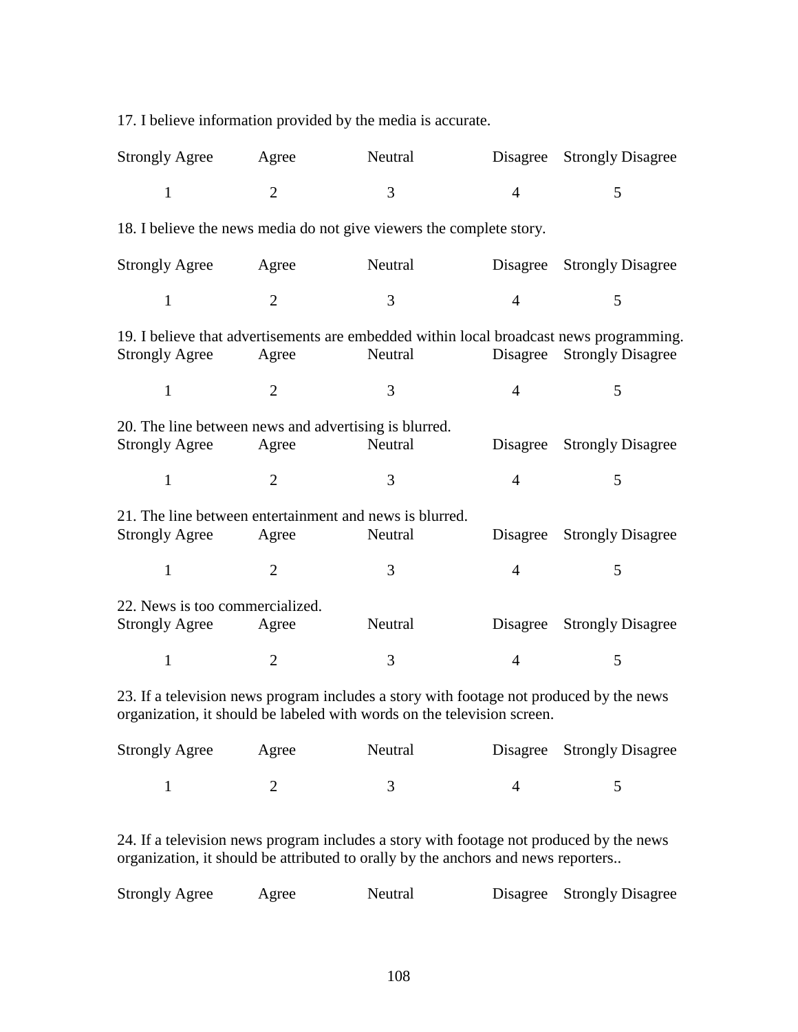17. I believe information provided by the media is accurate.

| Strongly Agree | Agree | Neutral | Disagree | Strongly Disagree |
|---|---|---|---|---|
| 1 | 2 | 3 | 4 | 5 |

18. I believe the news media do not give viewers the complete story.

| Strongly Agree | Agree | Neutral | Disagree | Strongly Disagree |
|---|---|---|---|---|
| 1 | 2 | 3 | 4 | 5 |

19. I believe that advertisements are embedded within local broadcast news programming.

| Strongly Agree | Agree | Neutral | Disagree | Strongly Disagree |
|---|---|---|---|---|
| 1 | 2 | 3 | 4 | 5 |

20. The line between news and advertising is blurred.

| Strongly Agree | Agree | Neutral | Disagree | Strongly Disagree |
|---|---|---|---|---|
| 1 | 2 | 3 | 4 | 5 |

21. The line between entertainment and news is blurred.

| Strongly Agree | Agree | Neutral | Disagree | Strongly Disagree |
|---|---|---|---|---|
| 1 | 2 | 3 | 4 | 5 |

22. News is too commercialized.

| Strongly Agree | Agree | Neutral | Disagree | Strongly Disagree |
|---|---|---|---|---|
| 1 | 2 | 3 | 4 | 5 |

23. If a television news program includes a story with footage not produced by the news organization, it should be labeled with words on the television screen.

| Strongly Agree | Agree | Neutral | Disagree | Strongly Disagree |
|---|---|---|---|---|
| 1 | 2 | 3 | 4 | 5 |

24. If a television news program includes a story with footage not produced by the news organization, it should be attributed to orally by the anchors and news reporters..

Strongly Agree Agree Neutral Disagree Strongly Disagree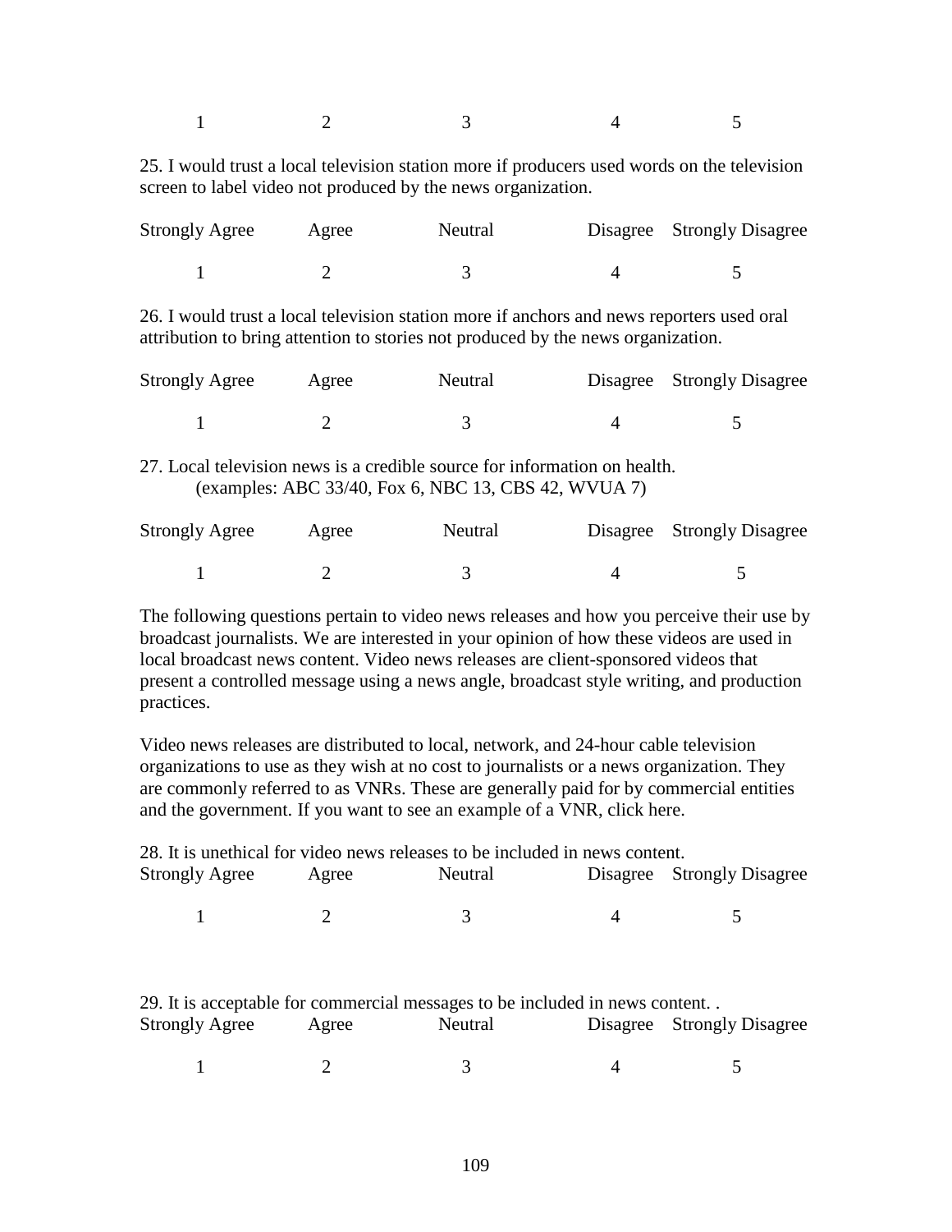| 1 | 2 | 3 | 4 | 5 |
|---|---|---|---|---|

25. I would trust a local television station more if producers used words on the television screen to label video not produced by the news organization.

| Strongly Agree | Agree | Neutral | Disagree | Strongly Disagree |
|---|---|---|---|---|
| 1 | 2 | 3 | 4 | 5 |

26. I would trust a local television station more if anchors and news reporters used oral attribution to bring attention to stories not produced by the news organization.

| Strongly Agree | Agree | Neutral | Disagree | Strongly Disagree |
|---|---|---|---|---|
| 1 | 2 | 3 | 4 | 5 |

27. Local television news is a credible source for information on health.
(examples: ABC 33/40, Fox 6, NBC 13, CBS 42, WVUA 7)

| Strongly Agree | Agree | Neutral | Disagree | Strongly Disagree |
|---|---|---|---|---|
| 1 | 2 | 3 | 4 | 5 |

The following questions pertain to video news releases and how you perceive their use by broadcast journalists. We are interested in your opinion of how these videos are used in local broadcast news content. Video news releases are client-sponsored videos that present a controlled message using a news angle, broadcast style writing, and production practices.

Video news releases are distributed to local, network, and 24-hour cable television organizations to use as they wish at no cost to journalists or a news organization. They are commonly referred to as VNRs. These are generally paid for by commercial entities and the government. If you want to see an example of a VNR, click here.

28. It is unethical for video news releases to be included in news content.

| Strongly Agree | Agree | Neutral | Disagree | Strongly Disagree |
|---|---|---|---|---|
| 1 | 2 | 3 | 4 | 5 |

29. It is acceptable for commercial messages to be included in news content. .

| Strongly Agree | Agree | Neutral | Disagree | Strongly Disagree |
|---|---|---|---|---|
| 1 | 2 | 3 | 4 | 5 |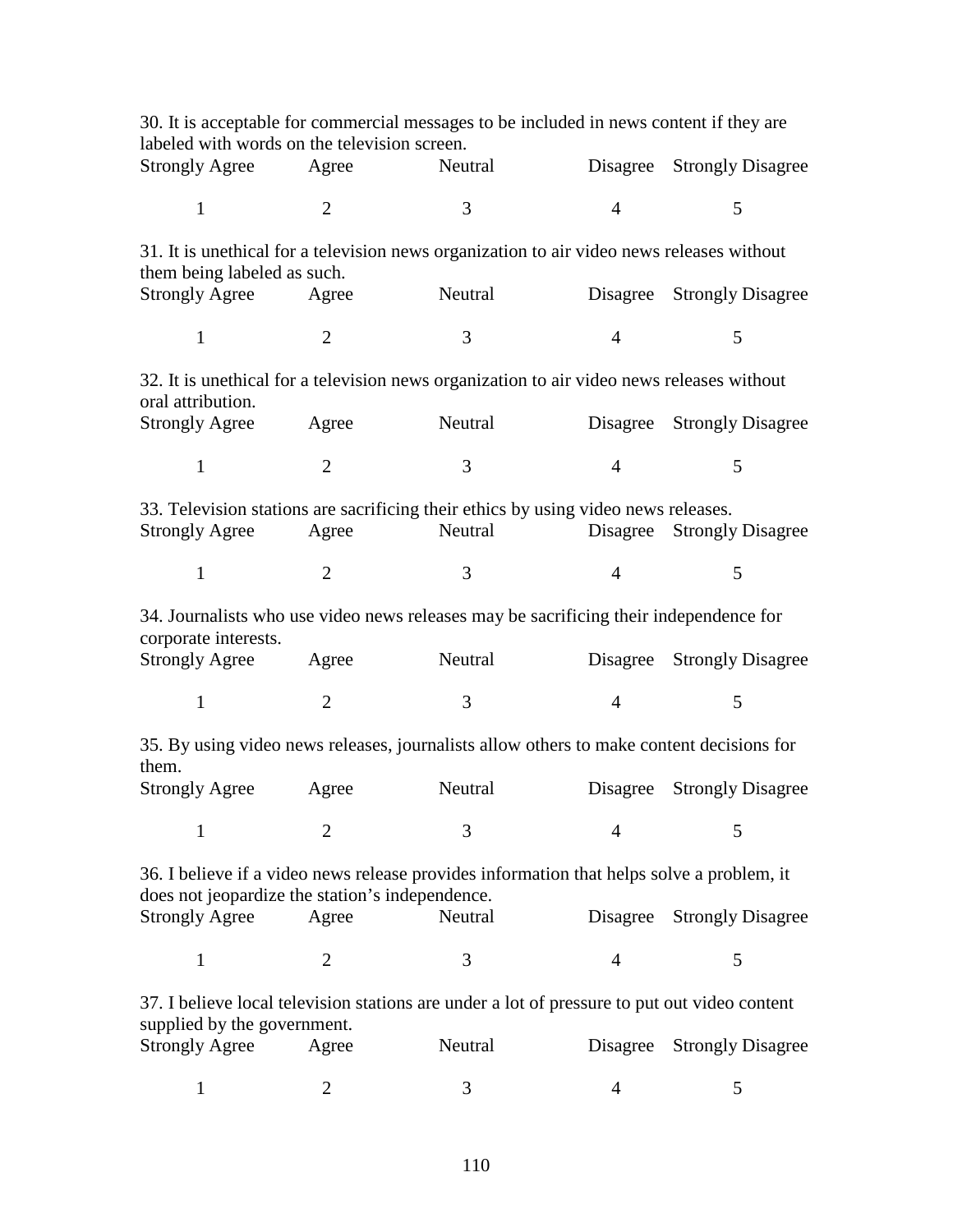30. It is acceptable for commercial messages to be included in news content if they are labeled with words on the television screen.

| Strongly Agree | Agree | Neutral | Disagree | Strongly Disagree |
|---|---|---|---|---|
| 1 | 2 | 3 | 4 | 5 |

31. It is unethical for a television news organization to air video news releases without them being labeled as such.

| Strongly Agree | Agree | Neutral | Disagree | Strongly Disagree |
|---|---|---|---|---|
| 1 | 2 | 3 | 4 | 5 |

32. It is unethical for a television news organization to air video news releases without oral attribution.

| Strongly Agree | Agree | Neutral | Disagree | Strongly Disagree |
|---|---|---|---|---|
| 1 | 2 | 3 | 4 | 5 |

33. Television stations are sacrificing their ethics by using video news releases.

| Strongly Agree | Agree | Neutral | Disagree | Strongly Disagree |
|---|---|---|---|---|
| 1 | 2 | 3 | 4 | 5 |

34. Journalists who use video news releases may be sacrificing their independence for corporate interests.

| Strongly Agree | Agree | Neutral | Disagree | Strongly Disagree |
|---|---|---|---|---|
| 1 | 2 | 3 | 4 | 5 |

35. By using video news releases, journalists allow others to make content decisions for them.

| Strongly Agree | Agree | Neutral | Disagree | Strongly Disagree |
|---|---|---|---|---|
| 1 | 2 | 3 | 4 | 5 |

36. I believe if a video news release provides information that helps solve a problem, it does not jeopardize the station's independence.

| Strongly Agree | Agree | Neutral | Disagree | Strongly Disagree |
|---|---|---|---|---|
| 1 | 2 | 3 | 4 | 5 |

37. I believe local television stations are under a lot of pressure to put out video content supplied by the government.

| Strongly Agree | Agree | Neutral | Disagree | Strongly Disagree |
|---|---|---|---|---|
| 1 | 2 | 3 | 4 | 5 |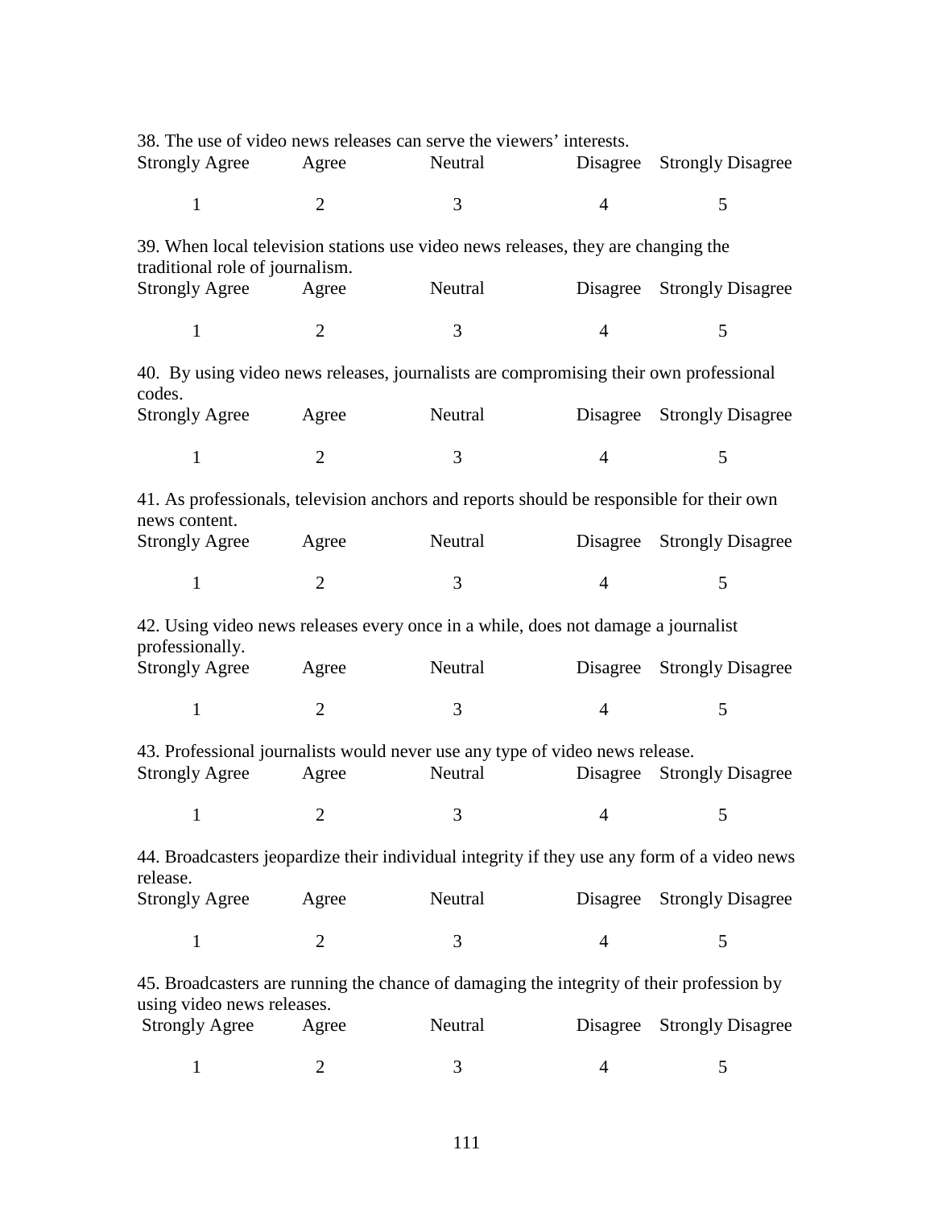38. The use of video news releases can serve the viewers' interests.

| Strongly Agree | Agree | Neutral | Disagree | Strongly Disagree |
|---|---|---|---|---|
| 1 | 2 | 3 | 4 | 5 |

39. When local television stations use video news releases, they are changing the traditional role of journalism.

| Strongly Agree | Agree | Neutral | Disagree | Strongly Disagree |
|---|---|---|---|---|
| 1 | 2 | 3 | 4 | 5 |

40. By using video news releases, journalists are compromising their own professional codes.

| Strongly Agree | Agree | Neutral | Disagree | Strongly Disagree |
|---|---|---|---|---|
| 1 | 2 | 3 | 4 | 5 |

41. As professionals, television anchors and reports should be responsible for their own news content.

| Strongly Agree | Agree | Neutral | Disagree | Strongly Disagree |
|---|---|---|---|---|
| 1 | 2 | 3 | 4 | 5 |

42. Using video news releases every once in a while, does not damage a journalist professionally.

| Strongly Agree | Agree | Neutral | Disagree | Strongly Disagree |
|---|---|---|---|---|
| 1 | 2 | 3 | 4 | 5 |

43. Professional journalists would never use any type of video news release.

| Strongly Agree | Agree | Neutral | Disagree | Strongly Disagree |
|---|---|---|---|---|
| 1 | 2 | 3 | 4 | 5 |

44. Broadcasters jeopardize their individual integrity if they use any form of a video news release.

| Strongly Agree | Agree | Neutral | Disagree | Strongly Disagree |
|---|---|---|---|---|
| 1 | 2 | 3 | 4 | 5 |

45. Broadcasters are running the chance of damaging the integrity of their profession by using video news releases.

| Strongly Agree | Agree | Neutral | Disagree | Strongly Disagree |
|---|---|---|---|---|
| 1 | 2 | 3 | 4 | 5 |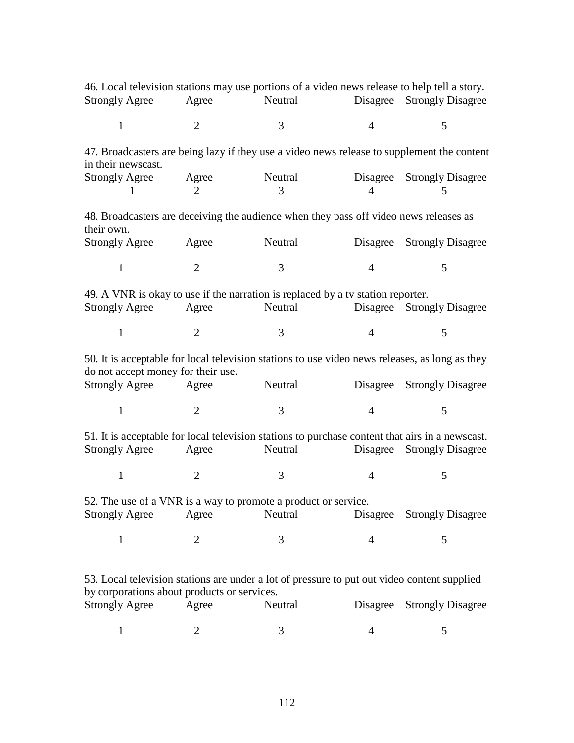46. Local television stations may use portions of a video news release to help tell a story.

| Strongly Agree | Agree | Neutral | Disagree | Strongly Disagree |
|---|---|---|---|---|
| 1 | 2 | 3 | 4 | 5 |

47. Broadcasters are being lazy if they use a video news release to supplement the content in their newscast.

| Strongly Agree | Agree | Neutral | Disagree | Strongly Disagree |
|---|---|---|---|---|
| 1 | 2 | 3 | 4 | 5 |

48. Broadcasters are deceiving the audience when they pass off video news releases as their own.

| Strongly Agree | Agree | Neutral | Disagree | Strongly Disagree |
|---|---|---|---|---|
| 1 | 2 | 3 | 4 | 5 |

49. A VNR is okay to use if the narration is replaced by a tv station reporter.

| Strongly Agree | Agree | Neutral | Disagree | Strongly Disagree |
|---|---|---|---|---|
| 1 | 2 | 3 | 4 | 5 |

50. It is acceptable for local television stations to use video news releases, as long as they do not accept money for their use.

| Strongly Agree | Agree | Neutral | Disagree | Strongly Disagree |
|---|---|---|---|---|
| 1 | 2 | 3 | 4 | 5 |

51. It is acceptable for local television stations to purchase content that airs in a newscast.

| Strongly Agree | Agree | Neutral | Disagree | Strongly Disagree |
|---|---|---|---|---|
| 1 | 2 | 3 | 4 | 5 |

52. The use of a VNR is a way to promote a product or service.

| Strongly Agree | Agree | Neutral | Disagree | Strongly Disagree |
|---|---|---|---|---|
| 1 | 2 | 3 | 4 | 5 |

53. Local television stations are under a lot of pressure to put out video content supplied by corporations about products or services.

| Strongly Agree | Agree | Neutral | Disagree | Strongly Disagree |
|---|---|---|---|---|
| 1 | 2 | 3 | 4 | 5 |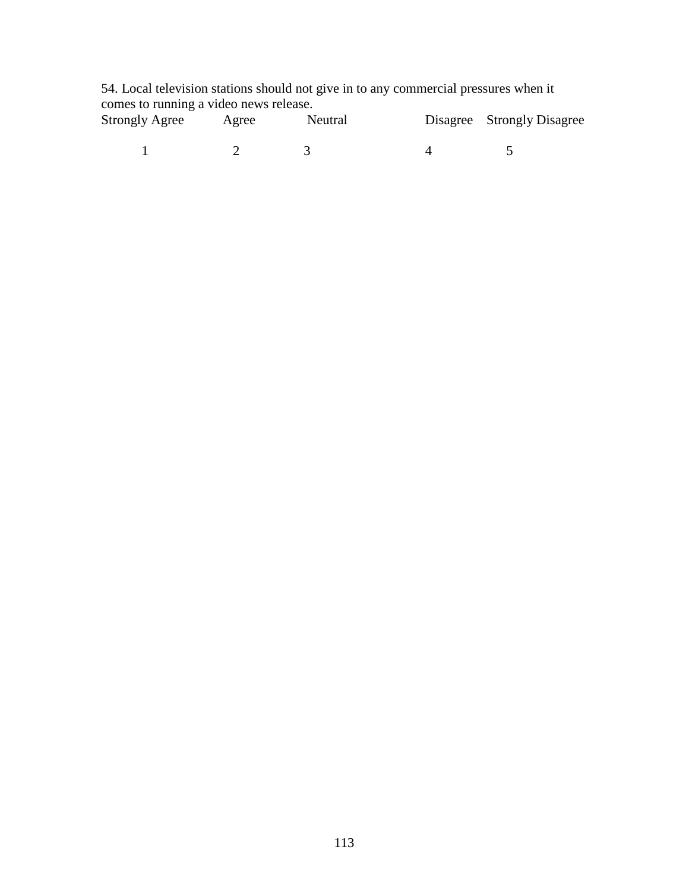54. Local television stations should not give in to any commercial pressures when it comes to running a video news release.

| Strongly Agree | Agree | Neutral | Disagree | Strongly Disagree |
|---|---|---|---|---|
| 1 | 2 | 3 | 4 | 5 |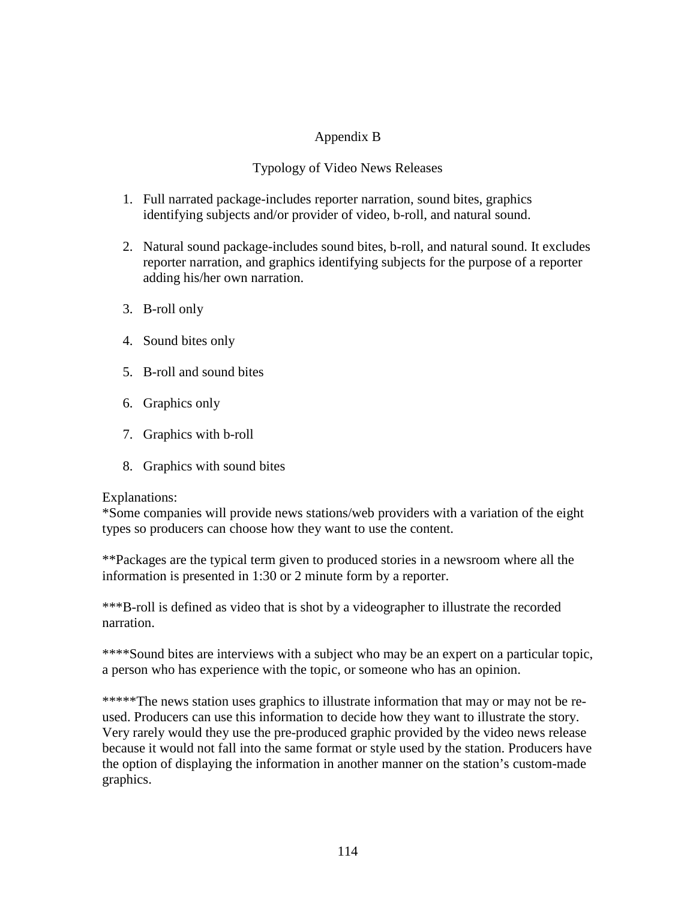# Appendix B

## Typology of Video News Releases

1. Full narrated package-includes reporter narration, sound bites, graphics identifying subjects and/or provider of video, b-roll, and natural sound.

2. Natural sound package-includes sound bites, b-roll, and natural sound. It excludes reporter narration, and graphics identifying subjects for the purpose of a reporter adding his/her own narration.

3. B-roll only

4. Sound bites only

5. B-roll and sound bites

6. Graphics only

7. Graphics with b-roll

8. Graphics with sound bites

Explanations:
*Some companies will provide news stations/web providers with a variation of the eight types so producers can choose how they want to use the content.

**Packages are the typical term given to produced stories in a newsroom where all the information is presented in 1:30 or 2 minute form by a reporter.

***B-roll is defined as video that is shot by a videographer to illustrate the recorded narration.

****Sound bites are interviews with a subject who may be an expert on a particular topic, a person who has experience with the topic, or someone who has an opinion.

*****The news station uses graphics to illustrate information that may or may not be re-used. Producers can use this information to decide how they want to illustrate the story. Very rarely would they use the pre-produced graphic provided by the video news release because it would not fall into the same format or style used by the station. Producers have the option of displaying the information in another manner on the station's custom-made graphics.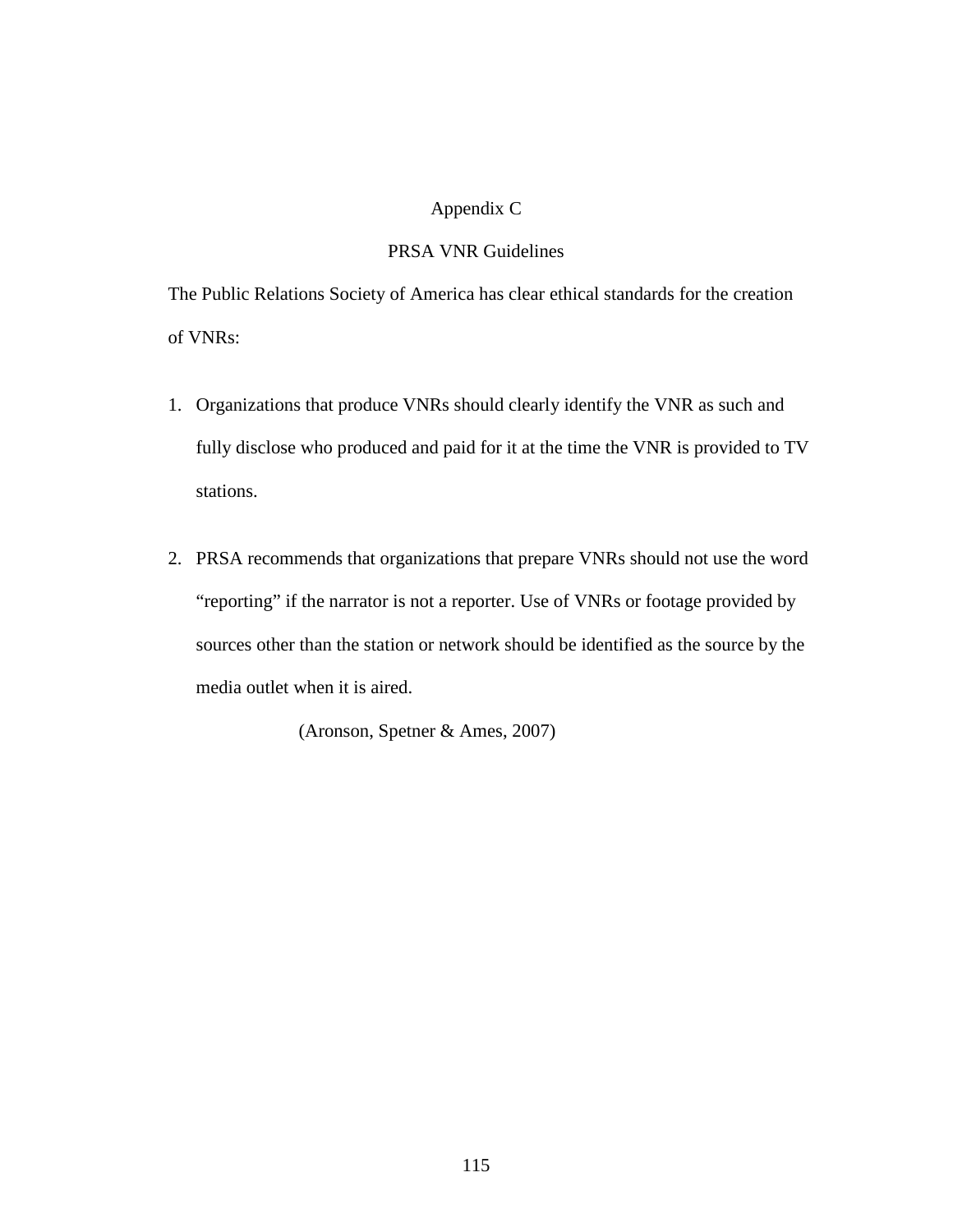# Appendix C

## PRSA VNR Guidelines

The Public Relations Society of America has clear ethical standards for the creation of VNRs:

1. Organizations that produce VNRs should clearly identify the VNR as such and fully disclose who produced and paid for it at the time the VNR is provided to TV stations.

2. PRSA recommends that organizations that prepare VNRs should not use the word "reporting" if the narrator is not a reporter. Use of VNRs or footage provided by sources other than the station or network should be identified as the source by the media outlet when it is aired.

(Aronson, Spetner & Ames, 2007)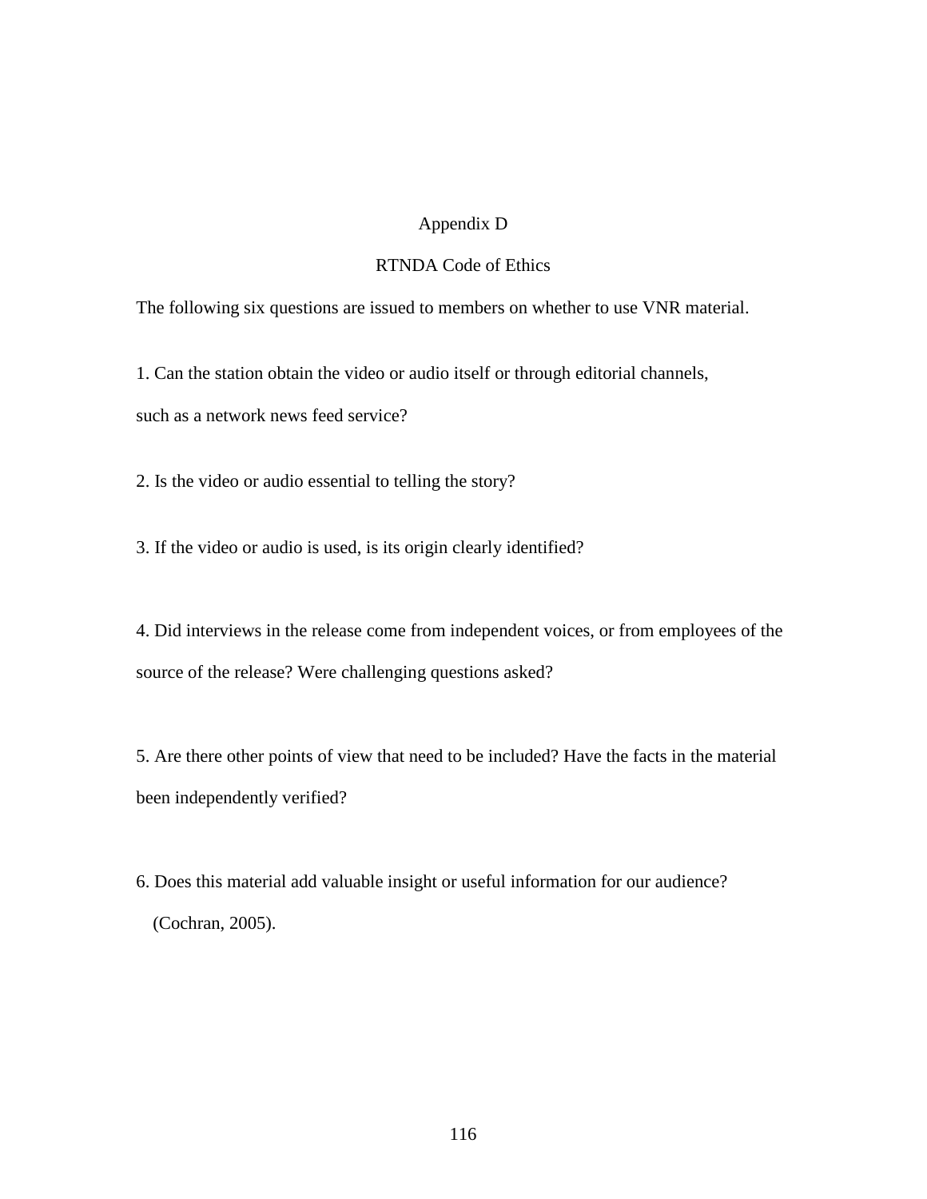# Appendix D

## RTNDA Code of Ethics

The following six questions are issued to members on whether to use VNR material.

1. Can the station obtain the video or audio itself or through editorial channels, such as a network news feed service?

2. Is the video or audio essential to telling the story?

3. If the video or audio is used, is its origin clearly identified?

4. Did interviews in the release come from independent voices, or from employees of the source of the release? Were challenging questions asked?

5. Are there other points of view that need to be included? Have the facts in the material been independently verified?

6. Does this material add valuable insight or useful information for our audience? (Cochran, 2005).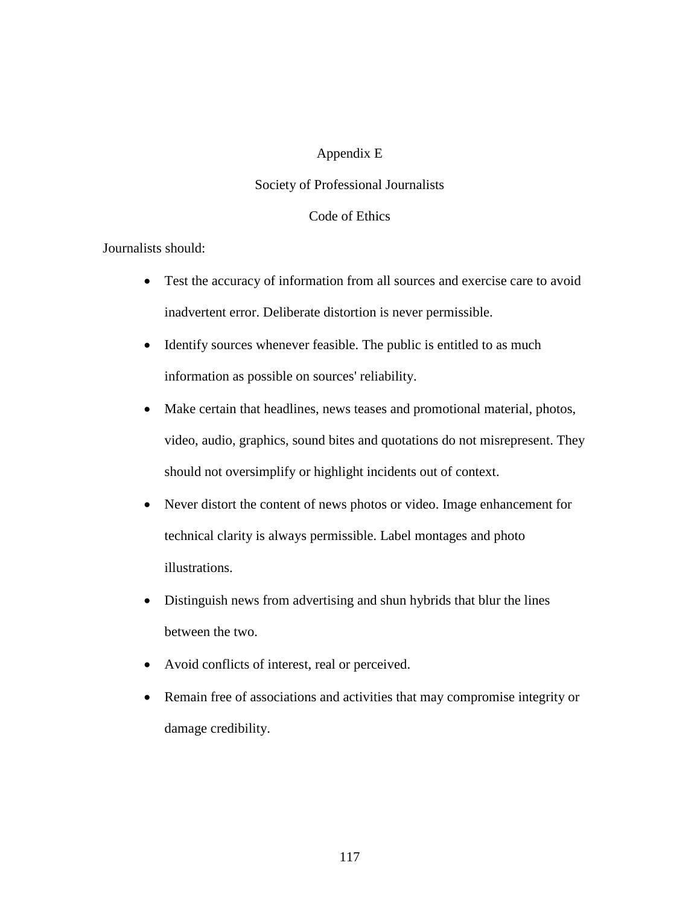# Appendix E

## Society of Professional Journalists

## Code of Ethics

Journalists should:

- Test the accuracy of information from all sources and exercise care to avoid inadvertent error. Deliberate distortion is never permissible.
- Identify sources whenever feasible. The public is entitled to as much information as possible on sources' reliability.
- Make certain that headlines, news teases and promotional material, photos, video, audio, graphics, sound bites and quotations do not misrepresent. They should not oversimplify or highlight incidents out of context.
- Never distort the content of news photos or video. Image enhancement for technical clarity is always permissible. Label montages and photo illustrations.
- Distinguish news from advertising and shun hybrids that blur the lines between the two.
- Avoid conflicts of interest, real or perceived.
- Remain free of associations and activities that may compromise integrity or damage credibility.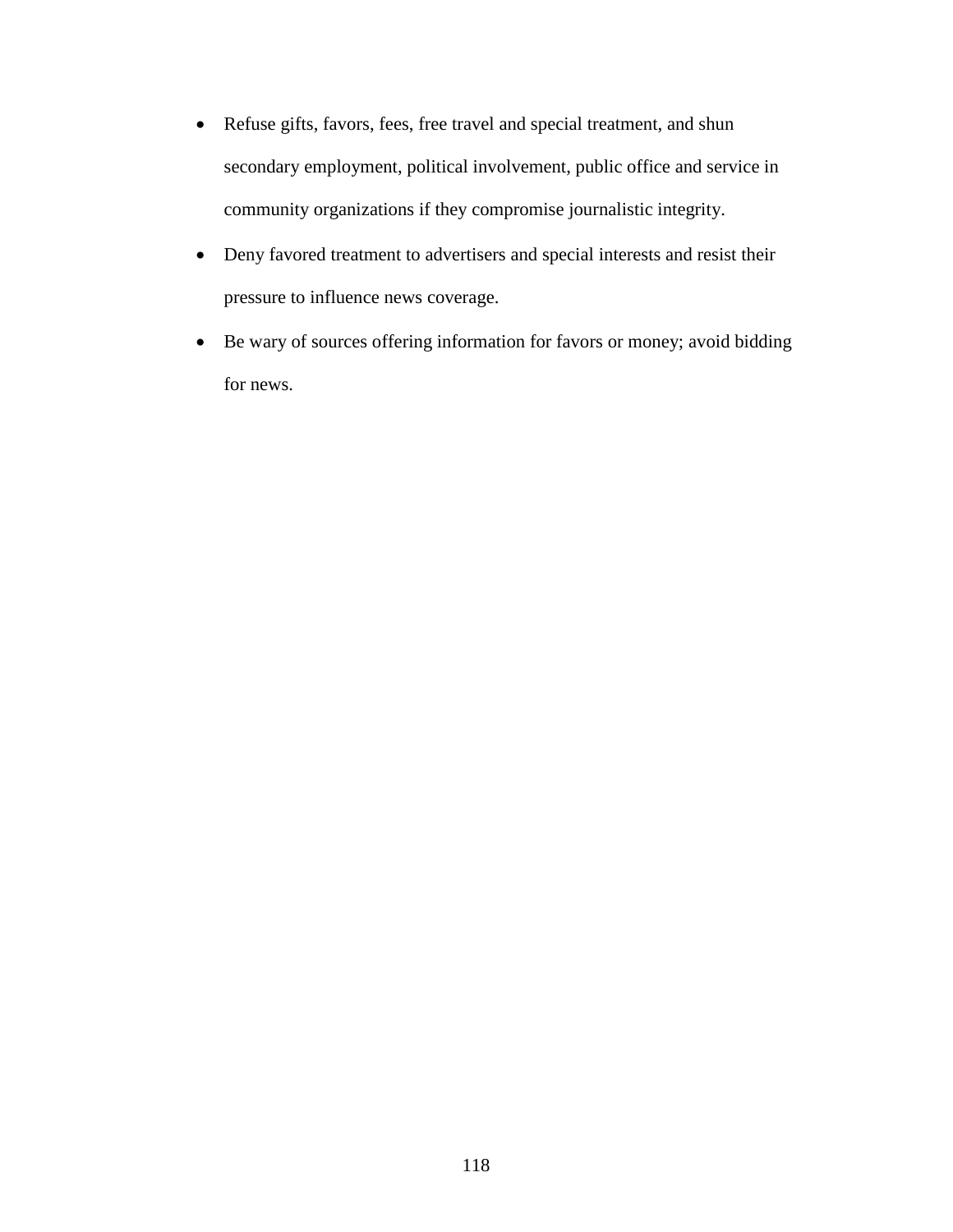- Refuse gifts, favors, fees, free travel and special treatment, and shun secondary employment, political involvement, public office and service in community organizations if they compromise journalistic integrity.
- Deny favored treatment to advertisers and special interests and resist their pressure to influence news coverage.
- Be wary of sources offering information for favors or money; avoid bidding for news.